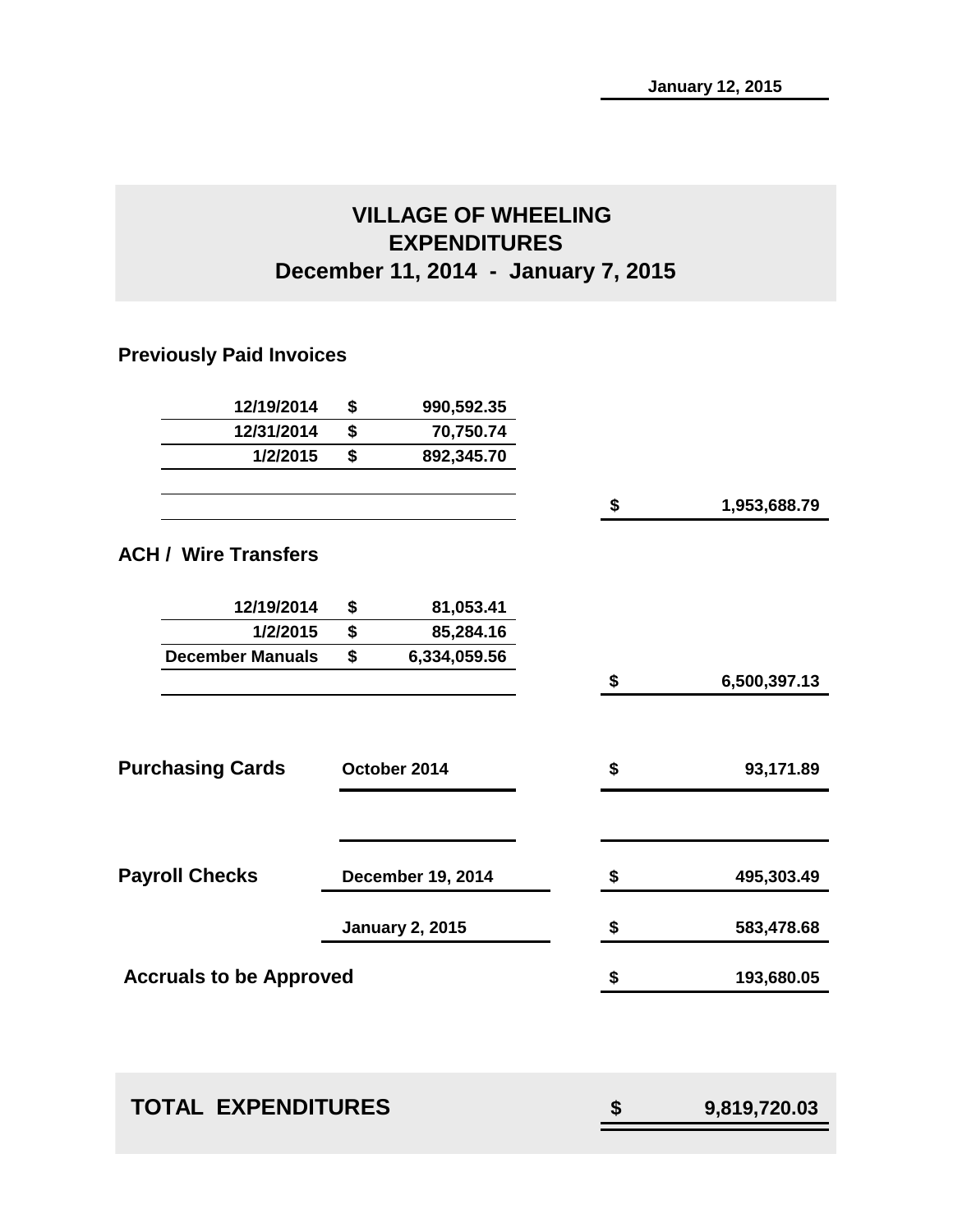January 12, 2015

# VILLAGE OF WHEELING
## EXPENDITURES
## December 11, 2014 - January 7, 2015

### Previously Paid Invoices

| | | |
|---|---|---|
| 12/19/2014 | $ 990,592.35 | |
| 12/31/2014 | $ 70,750.74 | |
| 1/2/2015 | $ 892,345.70 | |
| | | $ 1,953,688.79 |

### ACH / Wire Transfers

| | | |
|---|---|---|
| 12/19/2014 | $ 81,053.41 | |
| 1/2/2015 | $ 85,284.16 | |
| December Manuals | $ 6,334,059.56 | |
| | | $ 6,500,397.13 |

| | | |
|---|---|---|
| **Purchasing Cards** | October 2014 | $ 93,171.89 |
| **Payroll Checks** | December 19, 2014 | $ 495,303.49 |
| | January 2, 2015 | $ 583,478.68 |
| **Accruals to be Approved** | | $ 193,680.05 |

| | |
|---|---|
| **TOTAL EXPENDITURES** | **$ 9,819,720.03** |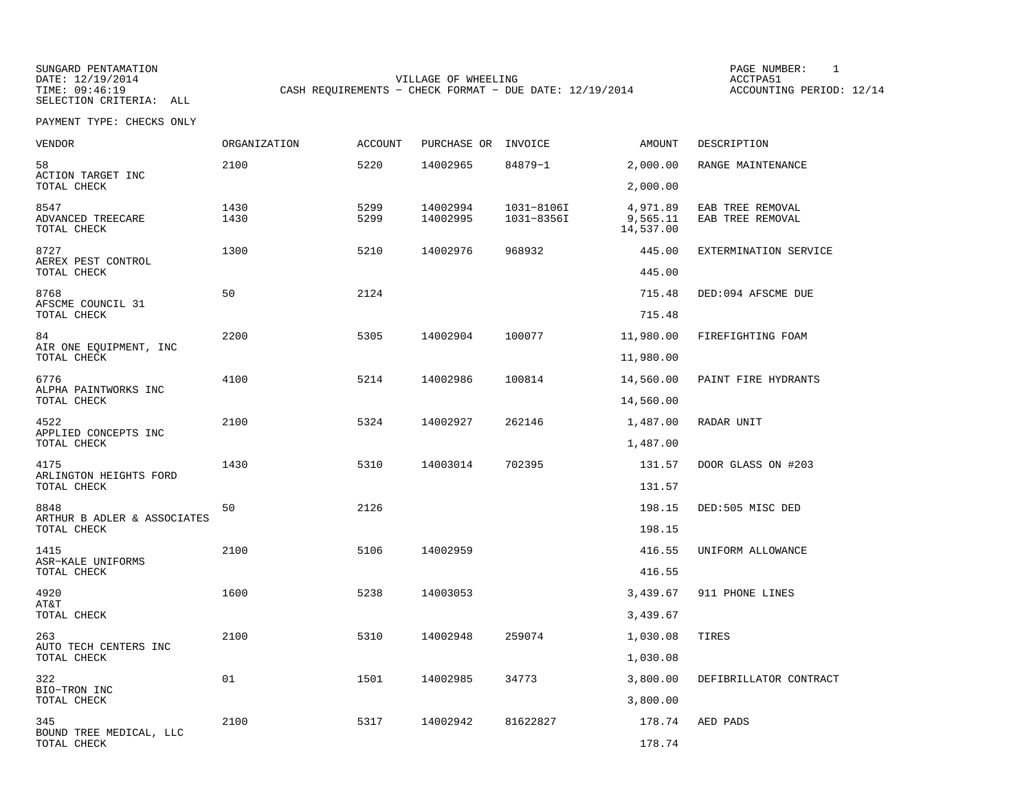SUNGARD PENTAMATION
DATE: 12/19/2014
TIME: 09:46:19
SELECTION CRITERIA: ALL

VILLAGE OF WHEELING
CASH REQUIREMENTS - CHECK FORMAT - DUE DATE: 12/19/2014

ACCTPA51
ACCOUNTING PERIOD: 12/14

PAYMENT TYPE: CHECKS ONLY

| VENDOR | ORGANIZATION | ACCOUNT | PURCHASE OR | INVOICE | AMOUNT | DESCRIPTION |
|---|---|---|---|---|---|---|
| 58 | 2100 | 5220 | 14002965 | 84879-1 | 2,000.00 | RANGE MAINTENANCE |
| ACTION TARGET INC | | | | | | |
| TOTAL CHECK | | | | | 2,000.00 | |
| 8547 | 1430 | 5299 | 14002994 | 1031-8106I | 4,971.89 | EAB TREE REMOVAL |
| ADVANCED TREECARE | 1430 | 5299 | 14002995 | 1031-8356I | 9,565.11 | EAB TREE REMOVAL |
| TOTAL CHECK | | | | | 14,537.00 | |
| 8727 | 1300 | 5210 | 14002976 | 968932 | 445.00 | EXTERMINATION SERVICE |
| AEREX PEST CONTROL | | | | | | |
| TOTAL CHECK | | | | | 445.00 | |
| 8768 | 50 | 2124 | | | 715.48 | DED:094 AFSCME DUE |
| AFSCME COUNCIL 31 | | | | | | |
| TOTAL CHECK | | | | | 715.48 | |
| 84 | 2200 | 5305 | 14002904 | 100077 | 11,980.00 | FIREFIGHTING FOAM |
| AIR ONE EQUIPMENT, INC | | | | | | |
| TOTAL CHECK | | | | | 11,980.00 | |
| 6776 | 4100 | 5214 | 14002986 | 100814 | 14,560.00 | PAINT FIRE HYDRANTS |
| ALPHA PAINTWORKS INC | | | | | | |
| TOTAL CHECK | | | | | 14,560.00 | |
| 4522 | 2100 | 5324 | 14002927 | 262146 | 1,487.00 | RADAR UNIT |
| APPLIED CONCEPTS INC | | | | | | |
| TOTAL CHECK | | | | | 1,487.00 | |
| 4175 | 1430 | 5310 | 14003014 | 702395 | 131.57 | DOOR GLASS ON #203 |
| ARLINGTON HEIGHTS FORD | | | | | | |
| TOTAL CHECK | | | | | 131.57 | |
| 8848 | 50 | 2126 | | | 198.15 | DED:505 MISC DED |
| ARTHUR B ADLER & ASSOCIATES | | | | | | |
| TOTAL CHECK | | | | | 198.15 | |
| 1415 | 2100 | 5106 | 14002959 | | 416.55 | UNIFORM ALLOWANCE |
| ASR-KALE UNIFORMS | | | | | | |
| TOTAL CHECK | | | | | 416.55 | |
| 4920 | 1600 | 5238 | 14003053 | | 3,439.67 | 911 PHONE LINES |
| AT&T | | | | | | |
| TOTAL CHECK | | | | | 3,439.67 | |
| 263 | 2100 | 5310 | 14002948 | 259074 | 1,030.08 | TIRES |
| AUTO TECH CENTERS INC | | | | | | |
| TOTAL CHECK | | | | | 1,030.08 | |
| 322 | 01 | 1501 | 14002985 | 34773 | 3,800.00 | DEFIBRILLATOR CONTRACT |
| BIO-TRON INC | | | | | | |
| TOTAL CHECK | | | | | 3,800.00 | |
| 345 | 2100 | 5317 | 14002942 | 81622827 | 178.74 | AED PADS |
| BOUND TREE MEDICAL, LLC | | | | | | |
| TOTAL CHECK | | | | | 178.74 | |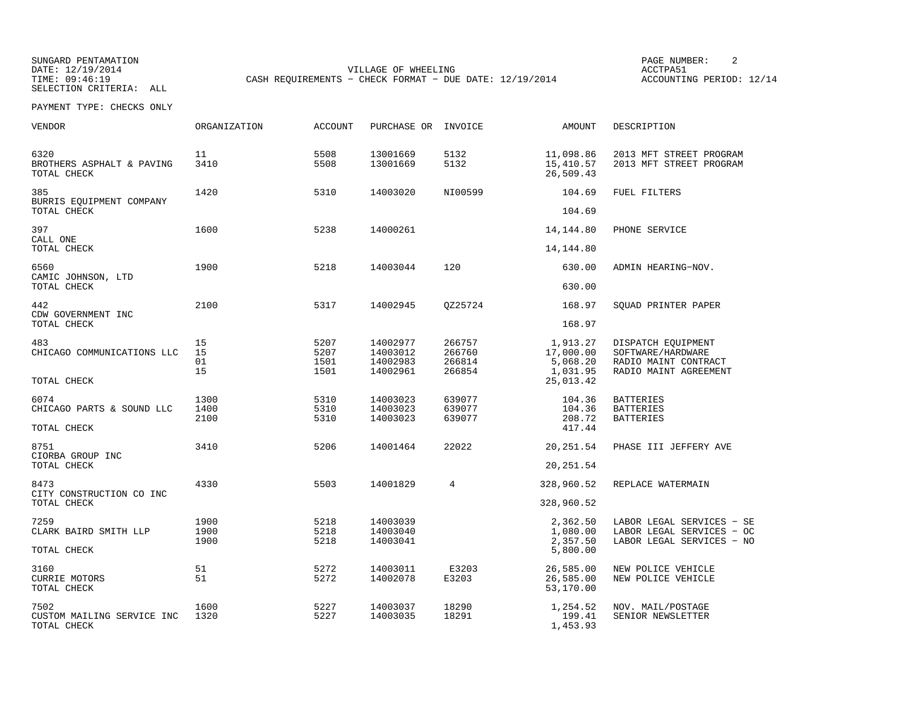SUNGARD PENTAMATION
DATE: 12/19/2014
TIME: 09:46:19
SELECTION CRITERIA: ALL

VILLAGE OF WHEELING
CASH REQUIREMENTS - CHECK FORMAT - DUE DATE: 12/19/2014

PAGE NUMBER: 2
ACCTPA51
ACCOUNTING PERIOD: 12/14

PAYMENT TYPE: CHECKS ONLY

| VENDOR | ORGANIZATION | ACCOUNT | PURCHASE OR | INVOICE | AMOUNT | DESCRIPTION |
|---|---|---|---|---|---|---|
| 6320 | 11 | 5508 | 13001669 | 5132 | 11,098.86 | 2013 MFT STREET PROGRAM |
| BROTHERS ASPHALT & PAVING | 3410 | 5508 | 13001669 | 5132 | 15,410.57 | 2013 MFT STREET PROGRAM |
| TOTAL CHECK | | | | | 26,509.43 | |
| 385 | 1420 | 5310 | 14003020 | NI00599 | 104.69 | FUEL FILTERS |
| BURRIS EQUIPMENT COMPANY | | | | | | |
| TOTAL CHECK | | | | | 104.69 | |
| 397 | 1600 | 5238 | 14000261 | | 14,144.80 | PHONE SERVICE |
| CALL ONE | | | | | | |
| TOTAL CHECK | | | | | 14,144.80 | |
| 6560 | 1900 | 5218 | 14003044 | 120 | 630.00 | ADMIN HEARING-NOV. |
| CAMIC JOHNSON, LTD | | | | | | |
| TOTAL CHECK | | | | | 630.00 | |
| 442 | 2100 | 5317 | 14002945 | QZ25724 | 168.97 | SQUAD PRINTER PAPER |
| CDW GOVERNMENT INC | | | | | | |
| TOTAL CHECK | | | | | 168.97 | |
| 483 | 15 | 5207 | 14002977 | 266757 | 1,913.27 | DISPATCH EQUIPMENT |
| CHICAGO COMMUNICATIONS LLC | 15 | 5207 | 14003012 | 266760 | 17,000.00 | SOFTWARE/HARDWARE |
| | 01 | 1501 | 14002983 | 266814 | 5,068.20 | RADIO MAINT CONTRACT |
| | 15 | 1501 | 14002961 | 266854 | 1,031.95 | RADIO MAINT AGREEMENT |
| TOTAL CHECK | | | | | 25,013.42 | |
| 6074 | 1300 | 5310 | 14003023 | 639077 | 104.36 | BATTERIES |
| CHICAGO PARTS & SOUND LLC | 1400 | 5310 | 14003023 | 639077 | 104.36 | BATTERIES |
| | 2100 | 5310 | 14003023 | 639077 | 208.72 | BATTERIES |
| TOTAL CHECK | | | | | 417.44 | |
| 8751 | 3410 | 5206 | 14001464 | 22022 | 20,251.54 | PHASE III JEFFERY AVE |
| CIORBA GROUP INC | | | | | | |
| TOTAL CHECK | | | | | 20,251.54 | |
| 8473 | 4330 | 5503 | 14001829 | 4 | 328,960.52 | REPLACE WATERMAIN |
| CITY CONSTRUCTION CO INC | | | | | | |
| TOTAL CHECK | | | | | 328,960.52 | |
| 7259 | 1900 | 5218 | 14003039 | | 2,362.50 | LABOR LEGAL SERVICES - SE |
| CLARK BAIRD SMITH LLP | 1900 | 5218 | 14003040 | | 1,080.00 | LABOR LEGAL SERVICES - OC |
| | 1900 | 5218 | 14003041 | | 2,357.50 | LABOR LEGAL SERVICES - NO |
| TOTAL CHECK | | | | | 5,800.00 | |
| 3160 | 51 | 5272 | 14003011 | E3203 | 26,585.00 | NEW POLICE VEHICLE |
| CURRIE MOTORS | 51 | 5272 | 14002078 | E3203 | 26,585.00 | NEW POLICE VEHICLE |
| TOTAL CHECK | | | | | 53,170.00 | |
| 7502 | 1600 | 5227 | 14003037 | 18290 | 1,254.52 | NOV. MAIL/POSTAGE |
| CUSTOM MAILING SERVICE INC | 1320 | 5227 | 14003035 | 18291 | 199.41 | SENIOR NEWSLETTER |
| TOTAL CHECK | | | | | 1,453.93 | |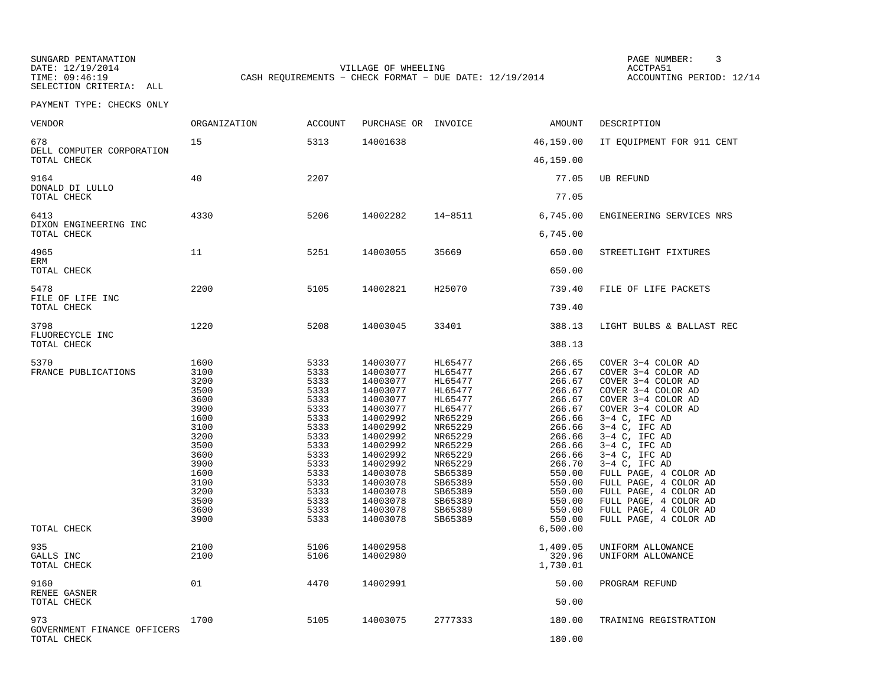SUNGARD PENTAMATION
DATE: 12/19/2014
TIME: 09:46:19
SELECTION CRITERIA: ALL

VILLAGE OF WHEELING
CASH REQUIREMENTS - CHECK FORMAT - DUE DATE: 12/19/2014

ACCTPA51
ACCOUNTING PERIOD: 12/14

PAYMENT TYPE: CHECKS ONLY

| VENDOR | ORGANIZATION | ACCOUNT | PURCHASE OR | INVOICE | AMOUNT | DESCRIPTION |
|---|---|---|---|---|---|---|
| 678 DELL COMPUTER CORPORATION | 15 | 5313 | 14001638 | | 46,159.00 | IT EQUIPMENT FOR 911 CENT |
| TOTAL CHECK | | | | | 46,159.00 | |
| 9164 DONALD DI LULLO | 40 | 2207 | | | 77.05 | UB REFUND |
| TOTAL CHECK | | | | | 77.05 | |
| 6413 DIXON ENGINEERING INC | 4330 | 5206 | 14002282 | 14-8511 | 6,745.00 | ENGINEERING SERVICES NRS |
| TOTAL CHECK | | | | | 6,745.00 | |
| 4965 ERM | 11 | 5251 | 14003055 | 35669 | 650.00 | STREETLIGHT FIXTURES |
| TOTAL CHECK | | | | | 650.00 | |
| 5478 FILE OF LIFE INC | 2200 | 5105 | 14002821 | H25070 | 739.40 | FILE OF LIFE PACKETS |
| TOTAL CHECK | | | | | 739.40 | |
| 3798 FLUORECYCLE INC | 1220 | 5208 | 14003045 | 33401 | 388.13 | LIGHT BULBS & BALLAST REC |
| TOTAL CHECK | | | | | 388.13 | |
| 5370 FRANCE PUBLICATIONS | 1600 | 5333 | 14003077 | HL65477 | 266.65 | COVER 3-4 COLOR AD |
| | 3100 | 5333 | 14003077 | HL65477 | 266.67 | COVER 3-4 COLOR AD |
| | 3200 | 5333 | 14003077 | HL65477 | 266.67 | COVER 3-4 COLOR AD |
| | 3500 | 5333 | 14003077 | HL65477 | 266.67 | COVER 3-4 COLOR AD |
| | 3600 | 5333 | 14003077 | HL65477 | 266.67 | COVER 3-4 COLOR AD |
| | 3900 | 5333 | 14003077 | HL65477 | 266.67 | COVER 3-4 COLOR AD |
| | 1600 | 5333 | 14002992 | NR65229 | 266.66 | 3-4 C, IFC AD |
| | 3100 | 5333 | 14002992 | NR65229 | 266.66 | 3-4 C, IFC AD |
| | 3200 | 5333 | 14002992 | NR65229 | 266.66 | 3-4 C, IFC AD |
| | 3500 | 5333 | 14002992 | NR65229 | 266.66 | 3-4 C, IFC AD |
| | 3600 | 5333 | 14002992 | NR65229 | 266.66 | 3-4 C, IFC AD |
| | 3900 | 5333 | 14002992 | NR65229 | 266.70 | 3-4 C, IFC AD |
| | 1600 | 5333 | 14003078 | SB65389 | 550.00 | FULL PAGE, 4 COLOR AD |
| | 3100 | 5333 | 14003078 | SB65389 | 550.00 | FULL PAGE, 4 COLOR AD |
| | 3200 | 5333 | 14003078 | SB65389 | 550.00 | FULL PAGE, 4 COLOR AD |
| | 3500 | 5333 | 14003078 | SB65389 | 550.00 | FULL PAGE, 4 COLOR AD |
| | 3600 | 5333 | 14003078 | SB65389 | 550.00 | FULL PAGE, 4 COLOR AD |
| | 3900 | 5333 | 14003078 | SB65389 | 550.00 | FULL PAGE, 4 COLOR AD |
| TOTAL CHECK | | | | | 6,500.00 | |
| 935 GALLS INC | 2100 | 5106 | 14002958 | | 1,409.05 | UNIFORM ALLOWANCE |
| | 2100 | 5106 | 14002980 | | 320.96 | UNIFORM ALLOWANCE |
| TOTAL CHECK | | | | | 1,730.01 | |
| 9160 RENEE GASNER | 01 | 4470 | 14002991 | | 50.00 | PROGRAM REFUND |
| TOTAL CHECK | | | | | 50.00 | |
| 973 GOVERNMENT FINANCE OFFICERS | 1700 | 5105 | 14003075 | 2777333 | 180.00 | TRAINING REGISTRATION |
| TOTAL CHECK | | | | | 180.00 | |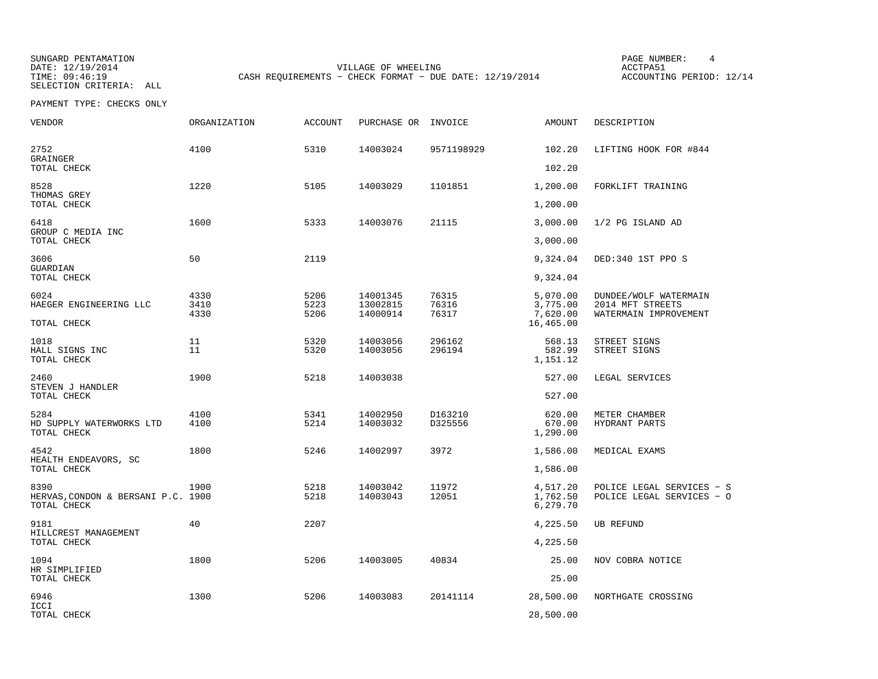SUNGARD PENTAMATION
DATE: 12/19/2014
TIME: 09:46:19
SELECTION CRITERIA: ALL

VILLAGE OF WHEELING
CASH REQUIREMENTS - CHECK FORMAT - DUE DATE: 12/19/2014

ACCTPA51
ACCOUNTING PERIOD: 12/14

PAYMENT TYPE: CHECKS ONLY

| VENDOR | ORGANIZATION | ACCOUNT | PURCHASE OR | INVOICE | AMOUNT | DESCRIPTION |
|---|---|---|---|---|---|---|
| 2752 | 4100 | 5310 | 14003024 | 9571198929 | 102.20 | LIFTING HOOK FOR #844 |
| GRAINGER | | | | | | |
| TOTAL CHECK | | | | | 102.20 | |
| 8528 | 1220 | 5105 | 14003029 | 1101851 | 1,200.00 | FORKLIFT TRAINING |
| THOMAS GREY | | | | | | |
| TOTAL CHECK | | | | | 1,200.00 | |
| 6418 | 1600 | 5333 | 14003076 | 21115 | 3,000.00 | 1/2 PG ISLAND AD |
| GROUP C MEDIA INC | | | | | | |
| TOTAL CHECK | | | | | 3,000.00 | |
| 3606 | 50 | 2119 | | | 9,324.04 | DED:340 1ST PPO S |
| GUARDIAN | | | | | | |
| TOTAL CHECK | | | | | 9,324.04 | |
| 6024 | 4330 | 5206 | 14001345 | 76315 | 5,070.00 | DUNDEE/WOLF WATERMAIN |
| HAEGER ENGINEERING LLC | 3410 | 5223 | 13002815 | 76316 | 3,775.00 | 2014 MFT STREETS |
| | 4330 | 5206 | 14000914 | 76317 | 7,620.00 | WATERMAIN IMPROVEMENT |
| TOTAL CHECK | | | | | 16,465.00 | |
| 1018 | 11 | 5320 | 14003056 | 296162 | 568.13 | STREET SIGNS |
| HALL SIGNS INC | 11 | 5320 | 14003056 | 296194 | 582.99 | STREET SIGNS |
| TOTAL CHECK | | | | | 1,151.12 | |
| 2460 | 1900 | 5218 | 14003038 | | 527.00 | LEGAL SERVICES |
| STEVEN J HANDLER | | | | | | |
| TOTAL CHECK | | | | | 527.00 | |
| 5284 | 4100 | 5341 | 14002950 | D163210 | 620.00 | METER CHAMBER |
| HD SUPPLY WATERWORKS LTD | 4100 | 5214 | 14003032 | D325556 | 670.00 | HYDRANT PARTS |
| TOTAL CHECK | | | | | 1,290.00 | |
| 4542 | 1800 | 5246 | 14002997 | 3972 | 1,586.00 | MEDICAL EXAMS |
| HEALTH ENDEAVORS, SC | | | | | | |
| TOTAL CHECK | | | | | 1,586.00 | |
| 8390 | 1900 | 5218 | 14003042 | 11972 | 4,517.20 | POLICE LEGAL SERVICES - S |
| HERVAS,CONDON & BERSANI P.C. | 1900 | 5218 | 14003043 | 12051 | 1,762.50 | POLICE LEGAL SERVICES - O |
| TOTAL CHECK | | | | | 6,279.70 | |
| 9181 | 40 | 2207 | | | 4,225.50 | UB REFUND |
| HILLCREST MANAGEMENT | | | | | | |
| TOTAL CHECK | | | | | 4,225.50 | |
| 1094 | 1800 | 5206 | 14003005 | 40834 | 25.00 | NOV COBRA NOTICE |
| HR SIMPLIFIED | | | | | | |
| TOTAL CHECK | | | | | 25.00 | |
| 6946 | 1300 | 5206 | 14003083 | 20141114 | 28,500.00 | NORTHGATE CROSSING |
| ICCI | | | | | | |
| TOTAL CHECK | | | | | 28,500.00 | |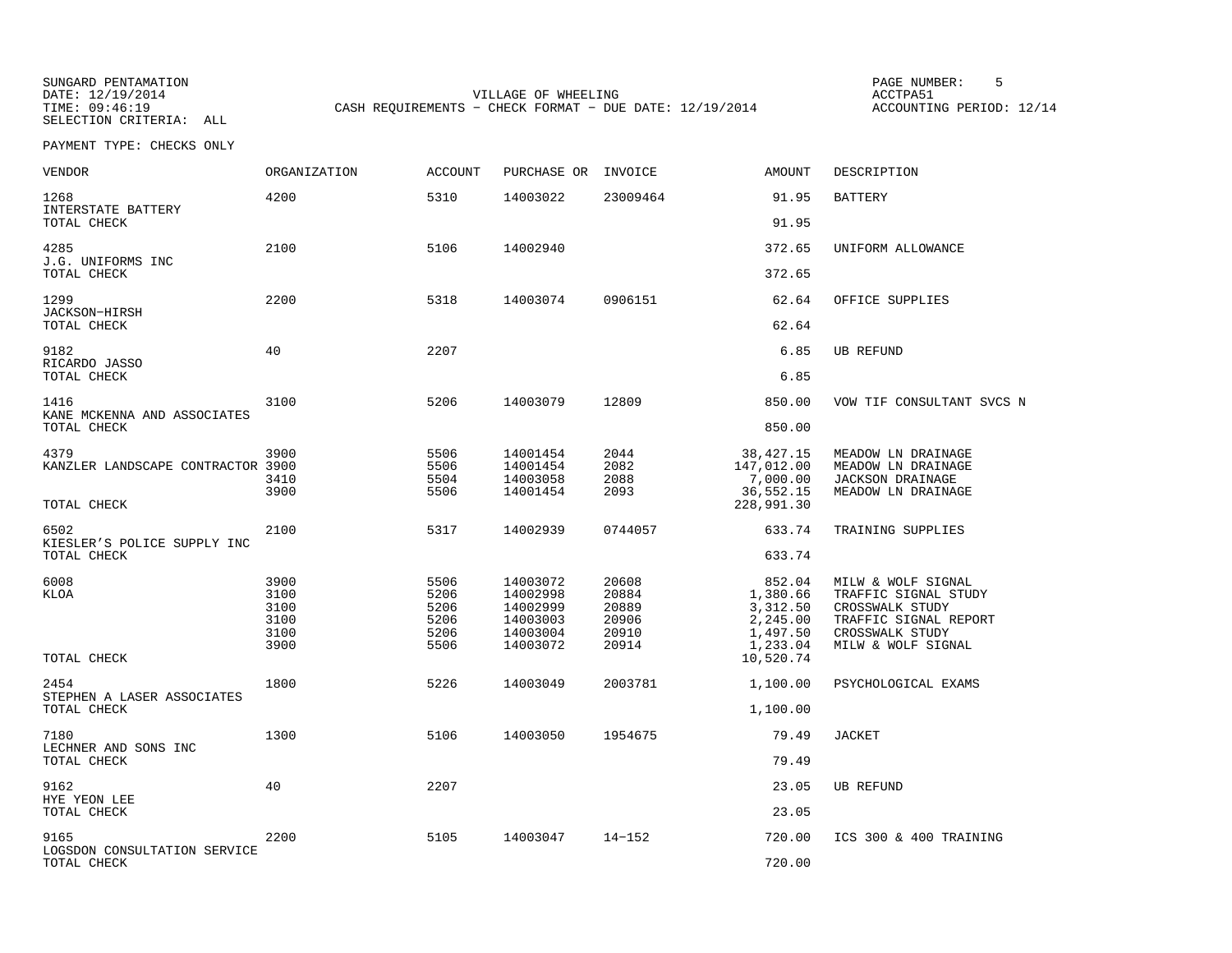SUNGARD PENTAMATION
DATE: 12/19/2014
TIME: 09:46:19
SELECTION CRITERIA: ALL

VILLAGE OF WHEELING
CASH REQUIREMENTS - CHECK FORMAT - DUE DATE: 12/19/2014

PAGE NUMBER: 5
ACCTPA51
ACCOUNTING PERIOD: 12/14

PAYMENT TYPE: CHECKS ONLY

| VENDOR | ORGANIZATION | ACCOUNT | PURCHASE OR | INVOICE | AMOUNT | DESCRIPTION |
|---|---|---|---|---|---|---|
| 1268 INTERSTATE BATTERY | 4200 | 5310 | 14003022 | 23009464 | 91.95 | BATTERY |
| TOTAL CHECK | | | | | 91.95 | |
| 4285 J.G. UNIFORMS INC | 2100 | 5106 | 14002940 | | 372.65 | UNIFORM ALLOWANCE |
| TOTAL CHECK | | | | | 372.65 | |
| 1299 JACKSON-HIRSH | 2200 | 5318 | 14003074 | 0906151 | 62.64 | OFFICE SUPPLIES |
| TOTAL CHECK | | | | | 62.64 | |
| 9182 RICARDO JASSO | 40 | 2207 | | | 6.85 | UB REFUND |
| TOTAL CHECK | | | | | 6.85 | |
| 1416 KANE MCKENNA AND ASSOCIATES | 3100 | 5206 | 14003079 | 12809 | 850.00 | VOW TIF CONSULTANT SVCS N |
| TOTAL CHECK | | | | | 850.00 | |
| 4379 | 3900 | 5506 | 14001454 | 2044 | 38,427.15 | MEADOW LN DRAINAGE |
| KANZLER LANDSCAPE CONTRACTOR | 3900 | 5506 | 14001454 | 2082 | 147,012.00 | MEADOW LN DRAINAGE |
| | 3410 | 5504 | 14003058 | 2088 | 7,000.00 | JACKSON DRAINAGE |
| | 3900 | 5506 | 14001454 | 2093 | 36,552.15 | MEADOW LN DRAINAGE |
| TOTAL CHECK | | | | | 228,991.30 | |
| 6502 KIESLER'S POLICE SUPPLY INC | 2100 | 5317 | 14002939 | 0744057 | 633.74 | TRAINING SUPPLIES |
| TOTAL CHECK | | | | | 633.74 | |
| 6008 | 3900 | 5506 | 14003072 | 20608 | 852.04 | MILW & WOLF SIGNAL |
| KLOA | 3100 | 5206 | 14002998 | 20884 | 1,380.66 | TRAFFIC SIGNAL STUDY |
| | 3100 | 5206 | 14002999 | 20889 | 3,312.50 | CROSSWALK STUDY |
| | 3100 | 5206 | 14003003 | 20906 | 2,245.00 | TRAFFIC SIGNAL REPORT |
| | 3100 | 5206 | 14003004 | 20910 | 1,497.50 | CROSSWALK STUDY |
| | 3900 | 5506 | 14003072 | 20914 | 1,233.04 | MILW & WOLF SIGNAL |
| TOTAL CHECK | | | | | 10,520.74 | |
| 2454 STEPHEN A LASER ASSOCIATES | 1800 | 5226 | 14003049 | 2003781 | 1,100.00 | PSYCHOLOGICAL EXAMS |
| TOTAL CHECK | | | | | 1,100.00 | |
| 7180 LECHNER AND SONS INC | 1300 | 5106 | 14003050 | 1954675 | 79.49 | JACKET |
| TOTAL CHECK | | | | | 79.49 | |
| 9162 HYE YEON LEE | 40 | 2207 | | | 23.05 | UB REFUND |
| TOTAL CHECK | | | | | 23.05 | |
| 9165 LOGSDON CONSULTATION SERVICE | 2200 | 5105 | 14003047 | 14-152 | 720.00 | ICS 300 & 400 TRAINING |
| TOTAL CHECK | | | | | 720.00 | |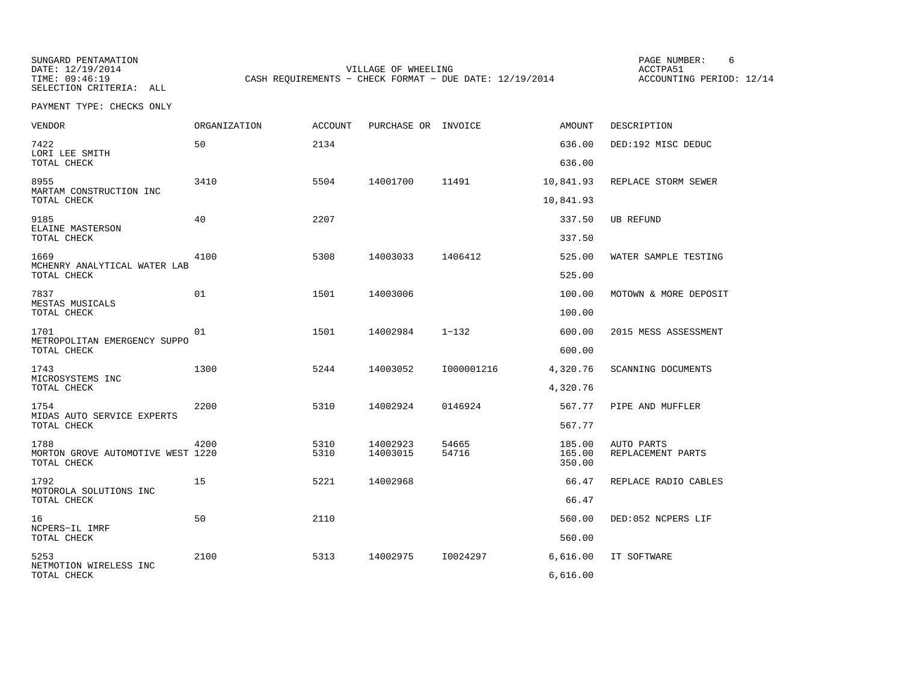SUNGARD PENTAMATION
DATE: 12/19/2014
TIME: 09:46:19
SELECTION CRITERIA: ALL

VILLAGE OF WHEELING
CASH REQUIREMENTS - CHECK FORMAT - DUE DATE: 12/19/2014

PAGE NUMBER: 6
ACCTPA51
ACCOUNTING PERIOD: 12/14

PAYMENT TYPE: CHECKS ONLY

| VENDOR | ORGANIZATION | ACCOUNT | PURCHASE OR | INVOICE | AMOUNT | DESCRIPTION |
|---|---|---|---|---|---|---|
| 7422 LORI LEE SMITH | 50 | 2134 | | | 636.00 | DED:192 MISC DEDUC |
| TOTAL CHECK | | | | | 636.00 | |
| 8955 MARTAM CONSTRUCTION INC | 3410 | 5504 | 14001700 | 11491 | 10,841.93 | REPLACE STORM SEWER |
| TOTAL CHECK | | | | | 10,841.93 | |
| 9185 ELAINE MASTERSON | 40 | 2207 | | | 337.50 | UB REFUND |
| TOTAL CHECK | | | | | 337.50 | |
| 1669 MCHENRY ANALYTICAL WATER LAB | 4100 | 5308 | 14003033 | 1406412 | 525.00 | WATER SAMPLE TESTING |
| TOTAL CHECK | | | | | 525.00 | |
| 7837 MESTAS MUSICALS | 01 | 1501 | 14003006 | | 100.00 | MOTOWN & MORE DEPOSIT |
| TOTAL CHECK | | | | | 100.00 | |
| 1701 METROPOLITAN EMERGENCY SUPPO | 01 | 1501 | 14002984 | 1-132 | 600.00 | 2015 MESS ASSESSMENT |
| TOTAL CHECK | | | | | 600.00 | |
| 1743 MICROSYSTEMS INC | 1300 | 5244 | 14003052 | I000001216 | 4,320.76 | SCANNING DOCUMENTS |
| TOTAL CHECK | | | | | 4,320.76 | |
| 1754 MIDAS AUTO SERVICE EXPERTS | 2200 | 5310 | 14002924 | 0146924 | 567.77 | PIPE AND MUFFLER |
| TOTAL CHECK | | | | | 567.77 | |
| 1788 | 4200 | 5310 | 14002923 | 54665 | 185.00 | AUTO PARTS |
| MORTON GROVE AUTOMOTIVE WEST | 1220 | 5310 | 14003015 | 54716 | 165.00 | REPLACEMENT PARTS |
| TOTAL CHECK | | | | | 350.00 | |
| 1792 MOTOROLA SOLUTIONS INC | 15 | 5221 | 14002968 | | 66.47 | REPLACE RADIO CABLES |
| TOTAL CHECK | | | | | 66.47 | |
| 16 NCPERS-IL IMRF | 50 | 2110 | | | 560.00 | DED:052 NCPERS LIF |
| TOTAL CHECK | | | | | 560.00 | |
| 5253 NETMOTION WIRELESS INC | 2100 | 5313 | 14002975 | I0024297 | 6,616.00 | IT SOFTWARE |
| TOTAL CHECK | | | | | 6,616.00 | |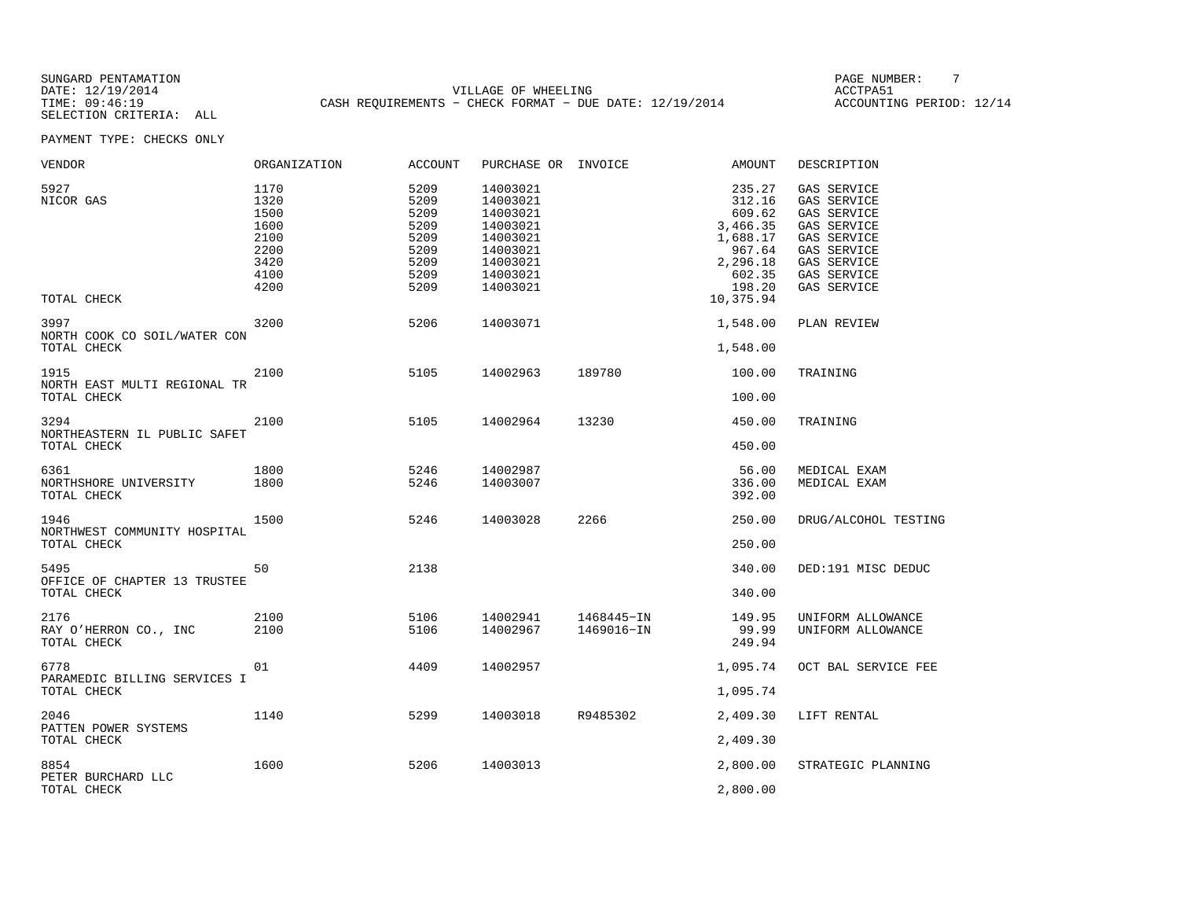SUNGARD PENTAMATION
DATE: 12/19/2014
TIME: 09:46:19
SELECTION CRITERIA: ALL

VILLAGE OF WHEELING
CASH REQUIREMENTS - CHECK FORMAT - DUE DATE: 12/19/2014

ACCTPA51
ACCOUNTING PERIOD: 12/14

PAYMENT TYPE: CHECKS ONLY

| VENDOR | ORGANIZATION | ACCOUNT | PURCHASE OR | INVOICE | AMOUNT | DESCRIPTION |
|---|---|---|---|---|---|---|
| 5927 | 1170 | 5209 | 14003021 | | 235.27 | GAS SERVICE |
| NICOR GAS | 1320 | 5209 | 14003021 | | 312.16 | GAS SERVICE |
| | 1500 | 5209 | 14003021 | | 609.62 | GAS SERVICE |
| | 1600 | 5209 | 14003021 | | 3,466.35 | GAS SERVICE |
| | 2100 | 5209 | 14003021 | | 1,688.17 | GAS SERVICE |
| | 2200 | 5209 | 14003021 | | 967.64 | GAS SERVICE |
| | 3420 | 5209 | 14003021 | | 2,296.18 | GAS SERVICE |
| | 4100 | 5209 | 14003021 | | 602.35 | GAS SERVICE |
| | 4200 | 5209 | 14003021 | | 198.20 | GAS SERVICE |
| TOTAL CHECK | | | | | 10,375.94 | |
| 3997 | 3200 | 5206 | 14003071 | | 1,548.00 | PLAN REVIEW |
| NORTH COOK CO SOIL/WATER CON | | | | | | |
| TOTAL CHECK | | | | | 1,548.00 | |
| 1915 | 2100 | 5105 | 14002963 | 189780 | 100.00 | TRAINING |
| NORTH EAST MULTI REGIONAL TR | | | | | | |
| TOTAL CHECK | | | | | 100.00 | |
| 3294 | 2100 | 5105 | 14002964 | 13230 | 450.00 | TRAINING |
| NORTHEASTERN IL PUBLIC SAFET | | | | | | |
| TOTAL CHECK | | | | | 450.00 | |
| 6361 | 1800 | 5246 | 14002987 | | 56.00 | MEDICAL EXAM |
| NORTHSHORE UNIVERSITY | 1800 | 5246 | 14003007 | | 336.00 | MEDICAL EXAM |
| TOTAL CHECK | | | | | 392.00 | |
| 1946 | 1500 | 5246 | 14003028 | 2266 | 250.00 | DRUG/ALCOHOL TESTING |
| NORTHWEST COMMUNITY HOSPITAL | | | | | | |
| TOTAL CHECK | | | | | 250.00 | |
| 5495 | 50 | 2138 | | | 340.00 | DED:191 MISC DEDUC |
| OFFICE OF CHAPTER 13 TRUSTEE | | | | | | |
| TOTAL CHECK | | | | | 340.00 | |
| 2176 | 2100 | 5106 | 14002941 | 1468445-IN | 149.95 | UNIFORM ALLOWANCE |
| RAY O'HERRON CO., INC | 2100 | 5106 | 14002967 | 1469016-IN | 99.99 | UNIFORM ALLOWANCE |
| TOTAL CHECK | | | | | 249.94 | |
| 6778 | 01 | 4409 | 14002957 | | 1,095.74 | OCT BAL SERVICE FEE |
| PARAMEDIC BILLING SERVICES I | | | | | | |
| TOTAL CHECK | | | | | 1,095.74 | |
| 2046 | 1140 | 5299 | 14003018 | R9485302 | 2,409.30 | LIFT RENTAL |
| PATTEN POWER SYSTEMS | | | | | | |
| TOTAL CHECK | | | | | 2,409.30 | |
| 8854 | 1600 | 5206 | 14003013 | | 2,800.00 | STRATEGIC PLANNING |
| PETER BURCHARD LLC | | | | | | |
| TOTAL CHECK | | | | | 2,800.00 | |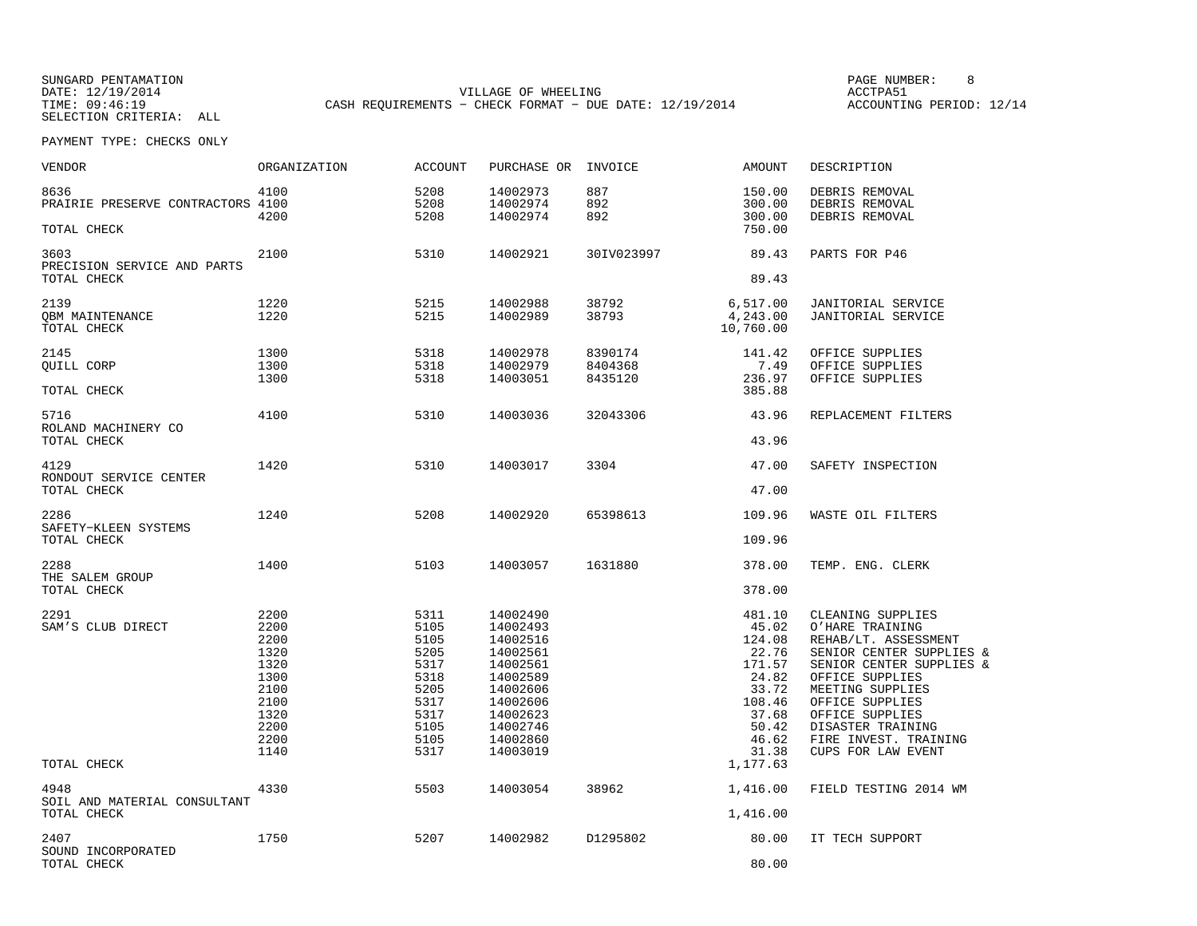SUNGARD PENTAMATION
DATE: 12/19/2014
TIME: 09:46:19
SELECTION CRITERIA: ALL

VILLAGE OF WHEELING
CASH REQUIREMENTS - CHECK FORMAT - DUE DATE: 12/19/2014

PAGE NUMBER: 8
ACCTPA51
ACCOUNTING PERIOD: 12/14

PAYMENT TYPE: CHECKS ONLY

| VENDOR | ORGANIZATION | ACCOUNT | PURCHASE OR | INVOICE | AMOUNT | DESCRIPTION |
|---|---|---|---|---|---|---|
| 8636 | 4100 | 5208 | 14002973 | 887 | 150.00 | DEBRIS REMOVAL |
| PRAIRIE PRESERVE CONTRACTORS | 4100 | 5208 | 14002974 | 892 | 300.00 | DEBRIS REMOVAL |
| | 4200 | 5208 | 14002974 | 892 | 300.00 | DEBRIS REMOVAL |
| TOTAL CHECK | | | | | 750.00 | |
| 3603 | 2100 | 5310 | 14002921 | 30IV023997 | 89.43 | PARTS FOR P46 |
| PRECISION SERVICE AND PARTS | | | | | | |
| TOTAL CHECK | | | | | 89.43 | |
| 2139 | 1220 | 5215 | 14002988 | 38792 | 6,517.00 | JANITORIAL SERVICE |
| QBM MAINTENANCE | 1220 | 5215 | 14002989 | 38793 | 4,243.00 | JANITORIAL SERVICE |
| TOTAL CHECK | | | | | 10,760.00 | |
| 2145 | 1300 | 5318 | 14002978 | 8390174 | 141.42 | OFFICE SUPPLIES |
| QUILL CORP | 1300 | 5318 | 14002979 | 8404368 | 7.49 | OFFICE SUPPLIES |
| | 1300 | 5318 | 14003051 | 8435120 | 236.97 | OFFICE SUPPLIES |
| TOTAL CHECK | | | | | 385.88 | |
| 5716 | 4100 | 5310 | 14003036 | 32043306 | 43.96 | REPLACEMENT FILTERS |
| ROLAND MACHINERY CO | | | | | | |
| TOTAL CHECK | | | | | 43.96 | |
| 4129 | 1420 | 5310 | 14003017 | 3304 | 47.00 | SAFETY INSPECTION |
| RONDOUT SERVICE CENTER | | | | | | |
| TOTAL CHECK | | | | | 47.00 | |
| 2286 | 1240 | 5208 | 14002920 | 65398613 | 109.96 | WASTE OIL FILTERS |
| SAFETY-KLEEN SYSTEMS | | | | | | |
| TOTAL CHECK | | | | | 109.96 | |
| 2288 | 1400 | 5103 | 14003057 | 1631880 | 378.00 | TEMP. ENG. CLERK |
| THE SALEM GROUP | | | | | | |
| TOTAL CHECK | | | | | 378.00 | |
| 2291 | 2200 | 5311 | 14002490 | | 481.10 | CLEANING SUPPLIES |
| SAM'S CLUB DIRECT | 2200 | 5105 | 14002493 | | 45.02 | O'HARE TRAINING |
| | 2200 | 5105 | 14002516 | | 124.08 | REHAB/LT. ASSESSMENT |
| | 1320 | 5205 | 14002561 | | 22.76 | SENIOR CENTER SUPPLIES & |
| | 1320 | 5317 | 14002561 | | 171.57 | SENIOR CENTER SUPPLIES & |
| | 1300 | 5318 | 14002589 | | 24.82 | OFFICE SUPPLIES |
| | 2100 | 5205 | 14002606 | | 33.72 | MEETING SUPPLIES |
| | 2100 | 5317 | 14002606 | | 108.46 | OFFICE SUPPLIES |
| | 1320 | 5317 | 14002623 | | 37.68 | OFFICE SUPPLIES |
| | 2200 | 5105 | 14002746 | | 50.42 | DISASTER TRAINING |
| | 2200 | 5105 | 14002860 | | 46.62 | FIRE INVEST. TRAINING |
| | 1140 | 5317 | 14003019 | | 31.38 | CUPS FOR LAW EVENT |
| TOTAL CHECK | | | | | 1,177.63 | |
| 4948 | 4330 | 5503 | 14003054 | 38962 | 1,416.00 | FIELD TESTING 2014 WM |
| SOIL AND MATERIAL CONSULTANT | | | | | | |
| TOTAL CHECK | | | | | 1,416.00 | |
| 2407 | 1750 | 5207 | 14002982 | D1295802 | 80.00 | IT TECH SUPPORT |
| SOUND INCORPORATED | | | | | | |
| TOTAL CHECK | | | | | 80.00 | |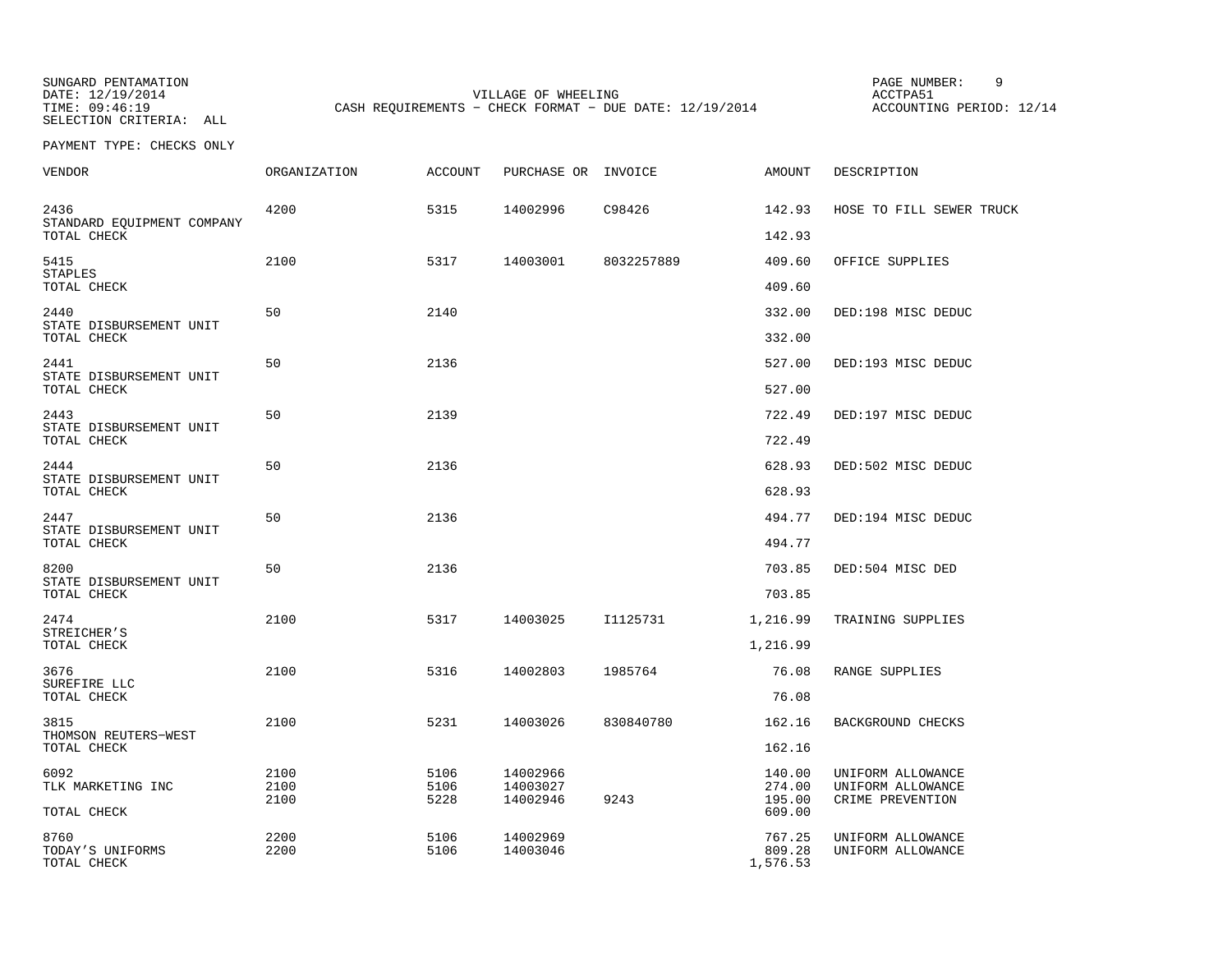SUNGARD PENTAMATION
DATE: 12/19/2014
TIME: 09:46:19
SELECTION CRITERIA: ALL

VILLAGE OF WHEELING
CASH REQUIREMENTS - CHECK FORMAT - DUE DATE: 12/19/2014

ACCTPA51
ACCOUNTING PERIOD: 12/14

PAYMENT TYPE: CHECKS ONLY

| VENDOR | ORGANIZATION | ACCOUNT | PURCHASE OR | INVOICE | AMOUNT | DESCRIPTION |
|---|---|---|---|---|---|---|
| 2436 | 4200 | 5315 | 14002996 | C98426 | 142.93 | HOSE TO FILL SEWER TRUCK |
| STANDARD EQUIPMENT COMPANY | | | | | | |
| TOTAL CHECK | | | | | 142.93 | |
| 5415 | 2100 | 5317 | 14003001 | 8032257889 | 409.60 | OFFICE SUPPLIES |
| STAPLES | | | | | | |
| TOTAL CHECK | | | | | 409.60 | |
| 2440 | 50 | 2140 | | | 332.00 | DED:198 MISC DEDUC |
| STATE DISBURSEMENT UNIT | | | | | | |
| TOTAL CHECK | | | | | 332.00 | |
| 2441 | 50 | 2136 | | | 527.00 | DED:193 MISC DEDUC |
| STATE DISBURSEMENT UNIT | | | | | | |
| TOTAL CHECK | | | | | 527.00 | |
| 2443 | 50 | 2139 | | | 722.49 | DED:197 MISC DEDUC |
| STATE DISBURSEMENT UNIT | | | | | | |
| TOTAL CHECK | | | | | 722.49 | |
| 2444 | 50 | 2136 | | | 628.93 | DED:502 MISC DEDUC |
| STATE DISBURSEMENT UNIT | | | | | | |
| TOTAL CHECK | | | | | 628.93 | |
| 2447 | 50 | 2136 | | | 494.77 | DED:194 MISC DEDUC |
| STATE DISBURSEMENT UNIT | | | | | | |
| TOTAL CHECK | | | | | 494.77 | |
| 8200 | 50 | 2136 | | | 703.85 | DED:504 MISC DED |
| STATE DISBURSEMENT UNIT | | | | | | |
| TOTAL CHECK | | | | | 703.85 | |
| 2474 | 2100 | 5317 | 14003025 | I1125731 | 1,216.99 | TRAINING SUPPLIES |
| STREICHER'S | | | | | | |
| TOTAL CHECK | | | | | 1,216.99 | |
| 3676 | 2100 | 5316 | 14002803 | 1985764 | 76.08 | RANGE SUPPLIES |
| SUREFIRE LLC | | | | | | |
| TOTAL CHECK | | | | | 76.08 | |
| 3815 | 2100 | 5231 | 14003026 | 830840780 | 162.16 | BACKGROUND CHECKS |
| THOMSON REUTERS-WEST | | | | | | |
| TOTAL CHECK | | | | | 162.16 | |
| 6092 | 2100 | 5106 | 14002966 | | 140.00 | UNIFORM ALLOWANCE |
| TLK MARKETING INC | 2100 | 5106 | 14003027 | | 274.00 | UNIFORM ALLOWANCE |
| | 2100 | 5228 | 14002946 | 9243 | 195.00 | CRIME PREVENTION |
| TOTAL CHECK | | | | | 609.00 | |
| 8760 | 2200 | 5106 | 14002969 | | 767.25 | UNIFORM ALLOWANCE |
| TODAY'S UNIFORMS | 2200 | 5106 | 14003046 | | 809.28 | UNIFORM ALLOWANCE |
| TOTAL CHECK | | | | | 1,576.53 | |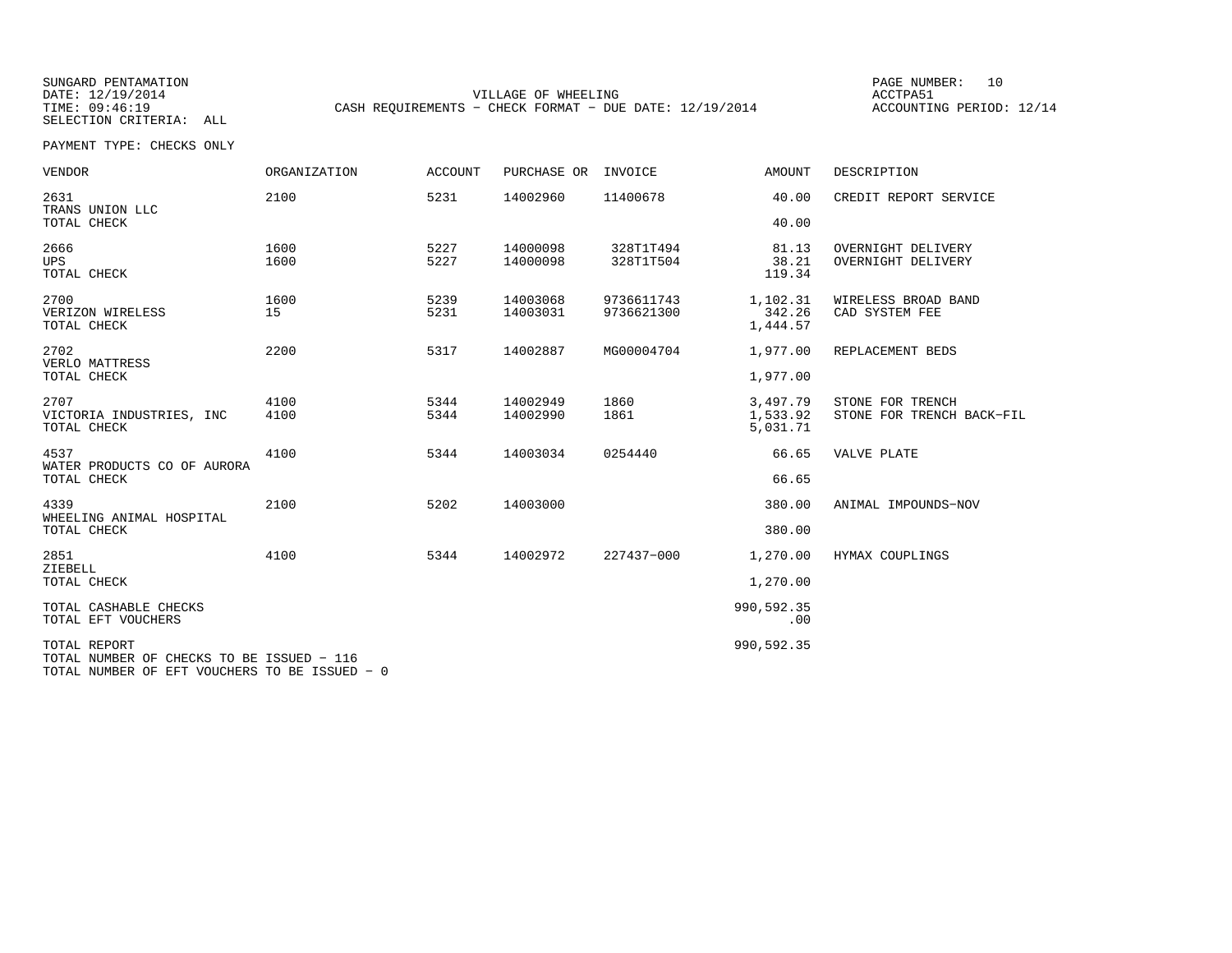SUNGARD PENTAMATION
DATE: 12/19/2014
TIME: 09:46:19
SELECTION CRITERIA: ALL

VILLAGE OF WHEELING
CASH REQUIREMENTS - CHECK FORMAT - DUE DATE: 12/19/2014

ACCTPA51
ACCOUNTING PERIOD: 12/14

PAYMENT TYPE: CHECKS ONLY

| VENDOR | ORGANIZATION | ACCOUNT | PURCHASE OR | INVOICE | AMOUNT | DESCRIPTION |
|---|---|---|---|---|---|---|
| 2631 | 2100 | 5231 | 14002960 | 11400678 | 40.00 | CREDIT REPORT SERVICE |
| TRANS UNION LLC | | | | | | |
| TOTAL CHECK | | | | | 40.00 | |
| 2666 | 1600 | 5227 | 14000098 | 328T1T494 | 81.13 | OVERNIGHT DELIVERY |
| UPS | 1600 | 5227 | 14000098 | 328T1T504 | 38.21 | OVERNIGHT DELIVERY |
| TOTAL CHECK | | | | | 119.34 | |
| 2700 | 1600 | 5239 | 14003068 | 9736611743 | 1,102.31 | WIRELESS BROAD BAND |
| VERIZON WIRELESS | 15 | 5231 | 14003031 | 9736621300 | 342.26 | CAD SYSTEM FEE |
| TOTAL CHECK | | | | | 1,444.57 | |
| 2702 | 2200 | 5317 | 14002887 | MG00004704 | 1,977.00 | REPLACEMENT BEDS |
| VERLO MATTRESS | | | | | | |
| TOTAL CHECK | | | | | 1,977.00 | |
| 2707 | 4100 | 5344 | 14002949 | 1860 | 3,497.79 | STONE FOR TRENCH |
| VICTORIA INDUSTRIES, INC | 4100 | 5344 | 14002990 | 1861 | 1,533.92 | STONE FOR TRENCH BACK-FIL |
| TOTAL CHECK | | | | | 5,031.71 | |
| 4537 | 4100 | 5344 | 14003034 | 0254440 | 66.65 | VALVE PLATE |
| WATER PRODUCTS CO OF AURORA | | | | | | |
| TOTAL CHECK | | | | | 66.65 | |
| 4339 | 2100 | 5202 | 14003000 | | 380.00 | ANIMAL IMPOUNDS-NOV |
| WHEELING ANIMAL HOSPITAL | | | | | | |
| TOTAL CHECK | | | | | 380.00 | |
| 2851 | 4100 | 5344 | 14002972 | 227437-000 | 1,270.00 | HYMAX COUPLINGS |
| ZIEBELL | | | | | | |
| TOTAL CHECK | | | | | 1,270.00 | |
| TOTAL CASHABLE CHECKS | | | | | 990,592.35 | |
| TOTAL EFT VOUCHERS | | | | | .00 | |
| TOTAL REPORT | | | | | 990,592.35 | |

TOTAL NUMBER OF CHECKS TO BE ISSUED - 116
TOTAL NUMBER OF EFT VOUCHERS TO BE ISSUED - 0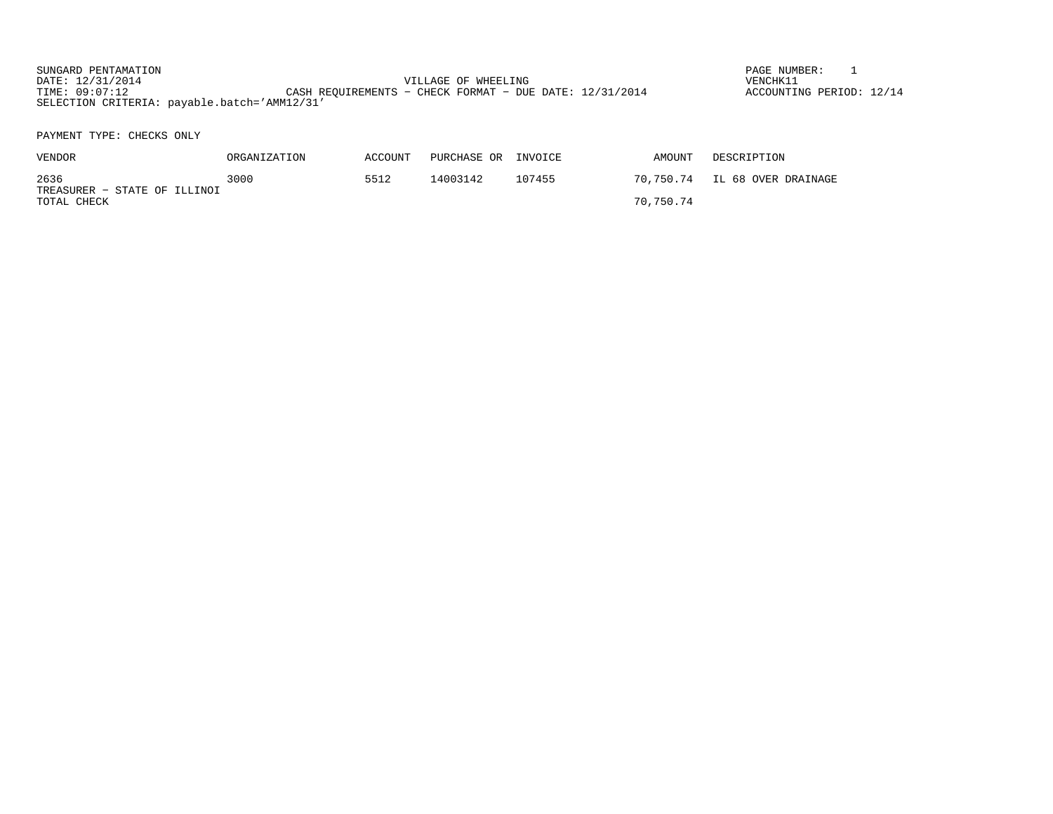SUNGARD PENTAMATION
DATE: 12/31/2014
TIME: 09:07:12

VILLAGE OF WHEELING
CASH REQUIREMENTS - CHECK FORMAT - DUE DATE: 12/31/2014

PAGE NUMBER: 1
VENCHK11
ACCOUNTING PERIOD: 12/14

SELECTION CRITERIA: payable.batch='AMM12/31'

PAYMENT TYPE: CHECKS ONLY

| VENDOR | ORGANIZATION | ACCOUNT | PURCHASE OR | INVOICE | AMOUNT | DESCRIPTION |
|---|---|---|---|---|---|---|
| 2636<br>TREASURER - STATE OF ILLINOI | 3000 | 5512 | 14003142 | 107455 | 70,750.74 | IL 68 OVER DRAINAGE |
| TOTAL CHECK | | | | | 70,750.74 | |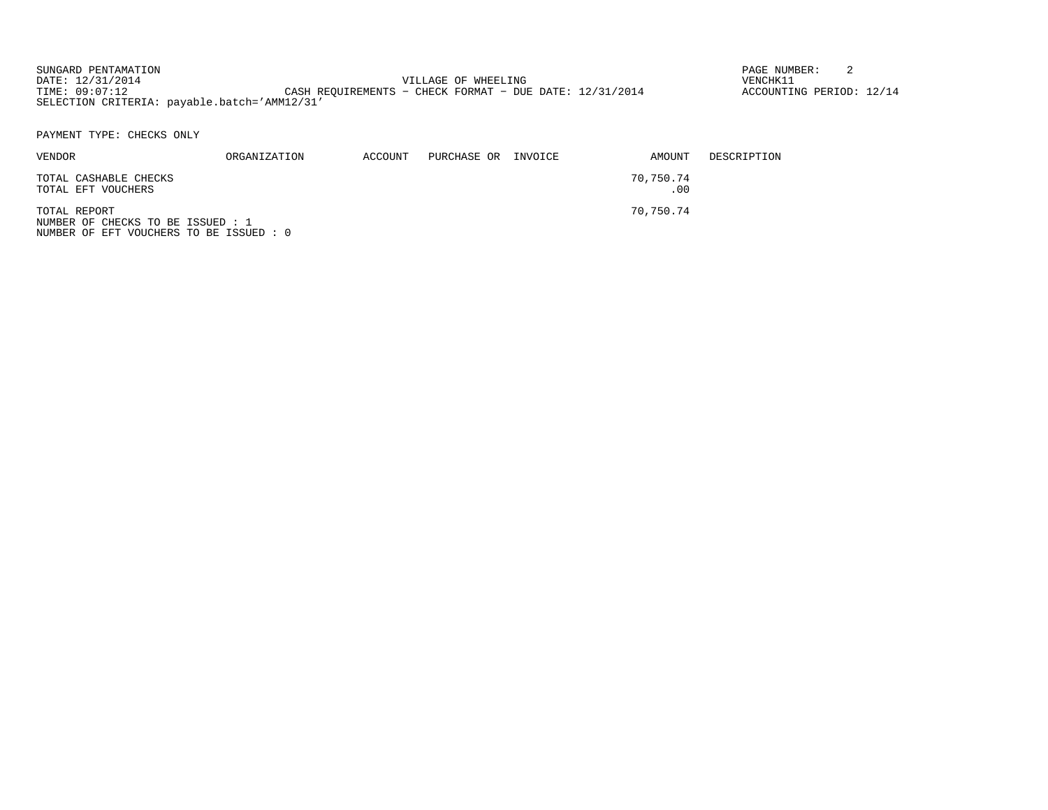SUNGARD PENTAMATION
DATE: 12/31/2014
TIME: 09:07:12

VILLAGE OF WHEELING
CASH REQUIREMENTS - CHECK FORMAT - DUE DATE: 12/31/2014

VENCHK11
ACCOUNTING PERIOD: 12/14

SELECTION CRITERIA: payable.batch='AMM12/31'

PAYMENT TYPE: CHECKS ONLY

| VENDOR | ORGANIZATION | ACCOUNT | PURCHASE OR | INVOICE | AMOUNT | DESCRIPTION |
|---|---|---|---|---|---|---|
| TOTAL CASHABLE CHECKS | | | | | 70,750.74 | |
| TOTAL EFT VOUCHERS | | | | | .00 | |
| TOTAL REPORT | | | | | 70,750.74 | |

NUMBER OF CHECKS TO BE ISSUED : 1
NUMBER OF EFT VOUCHERS TO BE ISSUED : 0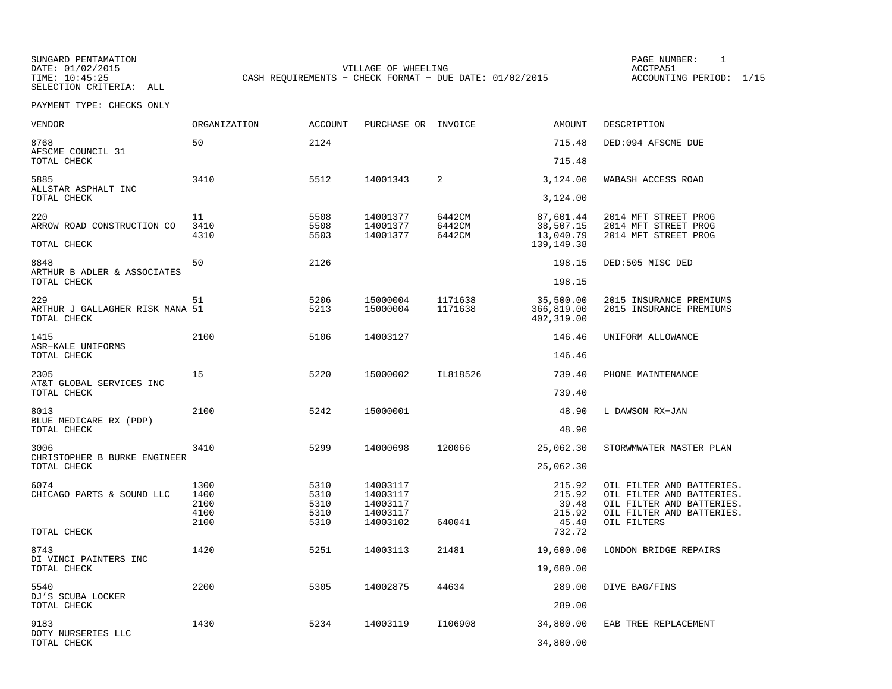SUNGARD PENTAMATION
DATE: 01/02/2015
TIME: 10:45:25
SELECTION CRITERIA: ALL

VILLAGE OF WHEELING
CASH REQUIREMENTS - CHECK FORMAT - DUE DATE: 01/02/2015

PAGE NUMBER: 1
ACCTPA51
ACCOUNTING PERIOD: 1/15

PAYMENT TYPE: CHECKS ONLY

| VENDOR | ORGANIZATION | ACCOUNT | PURCHASE OR | INVOICE | AMOUNT | DESCRIPTION |
|---|---|---|---|---|---|---|
| 8768 | 50 | 2124 | | | 715.48 | DED:094 AFSCME DUE |
| AFSCME COUNCIL 31 | | | | | | |
| TOTAL CHECK | | | | | 715.48 | |
| 5885 | 3410 | 5512 | 14001343 | 2 | 3,124.00 | WABASH ACCESS ROAD |
| ALLSTAR ASPHALT INC | | | | | | |
| TOTAL CHECK | | | | | 3,124.00 | |
| 220 | 11 | 5508 | 14001377 | 6442CM | 87,601.44 | 2014 MFT STREET PROG |
| ARROW ROAD CONSTRUCTION CO | 3410 | 5508 | 14001377 | 6442CM | 38,507.15 | 2014 MFT STREET PROG |
| | 4310 | 5503 | 14001377 | 6442CM | 13,040.79 | 2014 MFT STREET PROG |
| TOTAL CHECK | | | | | 139,149.38 | |
| 8848 | 50 | 2126 | | | 198.15 | DED:505 MISC DED |
| ARTHUR B ADLER & ASSOCIATES | | | | | | |
| TOTAL CHECK | | | | | 198.15 | |
| 229 | 51 | 5206 | 15000004 | 1171638 | 35,500.00 | 2015 INSURANCE PREMIUMS |
| ARTHUR J GALLAGHER RISK MANA | 51 | 5213 | 15000004 | 1171638 | 366,819.00 | 2015 INSURANCE PREMIUMS |
| TOTAL CHECK | | | | | 402,319.00 | |
| 1415 | 2100 | 5106 | 14003127 | | 146.46 | UNIFORM ALLOWANCE |
| ASR-KALE UNIFORMS | | | | | | |
| TOTAL CHECK | | | | | 146.46 | |
| 2305 | 15 | 5220 | 15000002 | IL818526 | 739.40 | PHONE MAINTENANCE |
| AT&T GLOBAL SERVICES INC | | | | | | |
| TOTAL CHECK | | | | | 739.40 | |
| 8013 | 2100 | 5242 | 15000001 | | 48.90 | L DAWSON RX-JAN |
| BLUE MEDICARE RX (PDP) | | | | | | |
| TOTAL CHECK | | | | | 48.90 | |
| 3006 | 3410 | 5299 | 14000698 | 120066 | 25,062.30 | STORWMWATER MASTER PLAN |
| CHRISTOPHER B BURKE ENGINEER | | | | | | |
| TOTAL CHECK | | | | | 25,062.30 | |
| 6074 | 1300 | 5310 | 14003117 | | 215.92 | OIL FILTER AND BATTERIES. |
| CHICAGO PARTS & SOUND LLC | 1400 | 5310 | 14003117 | | 215.92 | OIL FILTER AND BATTERIES. |
| | 2100 | 5310 | 14003117 | | 39.48 | OIL FILTER AND BATTERIES. |
| | 4100 | 5310 | 14003117 | | 215.92 | OIL FILTER AND BATTERIES. |
| | 2100 | 5310 | 14003102 | 640041 | 45.48 | OIL FILTERS |
| TOTAL CHECK | | | | | 732.72 | |
| 8743 | 1420 | 5251 | 14003113 | 21481 | 19,600.00 | LONDON BRIDGE REPAIRS |
| DI VINCI PAINTERS INC | | | | | | |
| TOTAL CHECK | | | | | 19,600.00 | |
| 5540 | 2200 | 5305 | 14002875 | 44634 | 289.00 | DIVE BAG/FINS |
| DJ'S SCUBA LOCKER | | | | | | |
| TOTAL CHECK | | | | | 289.00 | |
| 9183 | 1430 | 5234 | 14003119 | I106908 | 34,800.00 | EAB TREE REPLACEMENT |
| DOTY NURSERIES LLC | | | | | | |
| TOTAL CHECK | | | | | 34,800.00 | |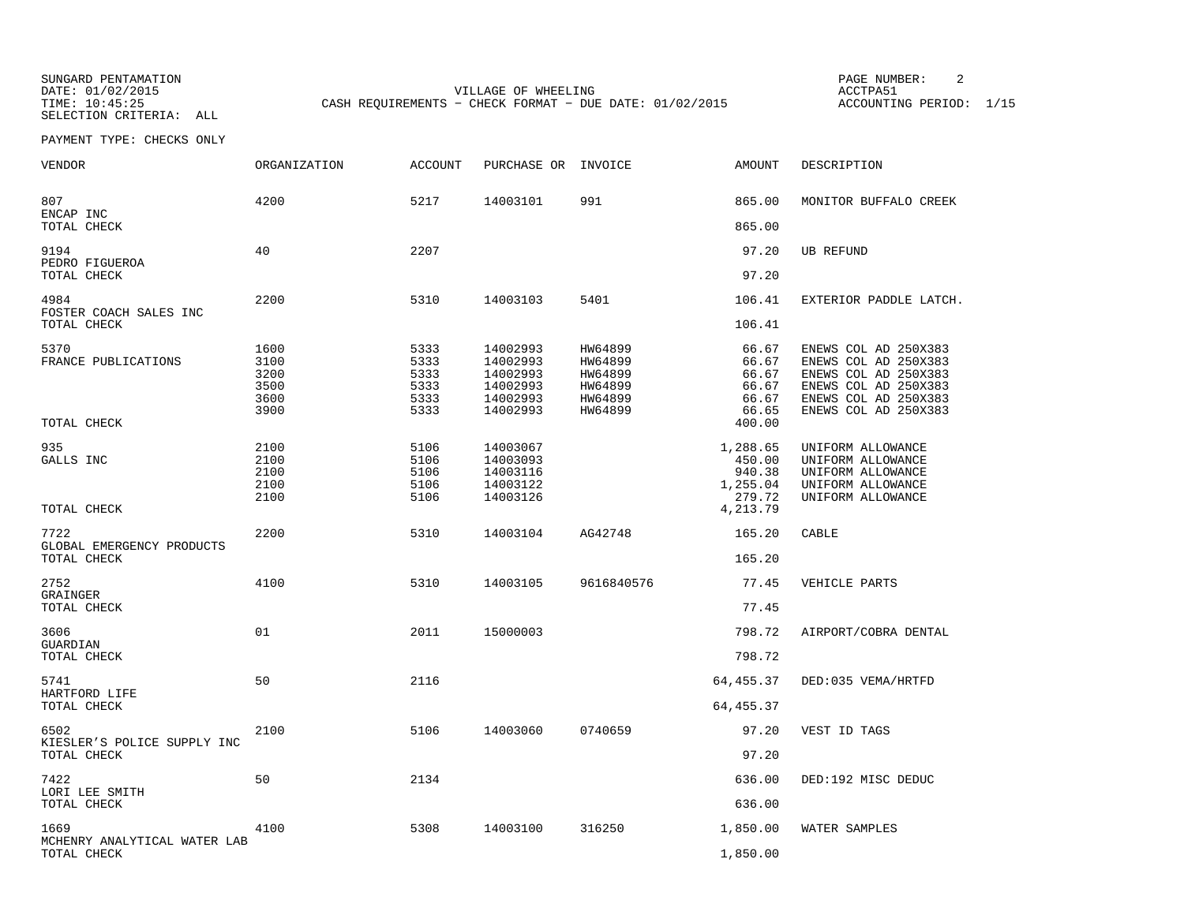SUNGARD PENTAMATION
DATE: 01/02/2015
TIME: 10:45:25
SELECTION CRITERIA: ALL

VILLAGE OF WHEELING
CASH REQUIREMENTS - CHECK FORMAT - DUE DATE: 01/02/2015

ACCTPA51
ACCOUNTING PERIOD: 1/15

PAYMENT TYPE: CHECKS ONLY

| VENDOR | ORGANIZATION | ACCOUNT | PURCHASE OR | INVOICE | AMOUNT | DESCRIPTION |
|---|---|---|---|---|---|---|
| 807 | 4200 | 5217 | 14003101 | 991 | 865.00 | MONITOR BUFFALO CREEK |
| ENCAP INC | | | | | | |
| TOTAL CHECK | | | | | 865.00 | |
| 9194 | 40 | 2207 | | | 97.20 | UB REFUND |
| PEDRO FIGUEROA | | | | | | |
| TOTAL CHECK | | | | | 97.20 | |
| 4984 | 2200 | 5310 | 14003103 | 5401 | 106.41 | EXTERIOR PADDLE LATCH. |
| FOSTER COACH SALES INC | | | | | | |
| TOTAL CHECK | | | | | 106.41 | |
| 5370 | 1600 | 5333 | 14002993 | HW64899 | 66.67 | ENEWS COL AD 250X383 |
| FRANCE PUBLICATIONS | 3100 | 5333 | 14002993 | HW64899 | 66.67 | ENEWS COL AD 250X383 |
| | 3200 | 5333 | 14002993 | HW64899 | 66.67 | ENEWS COL AD 250X383 |
| | 3500 | 5333 | 14002993 | HW64899 | 66.67 | ENEWS COL AD 250X383 |
| | 3600 | 5333 | 14002993 | HW64899 | 66.67 | ENEWS COL AD 250X383 |
| | 3900 | 5333 | 14002993 | HW64899 | 66.65 | ENEWS COL AD 250X383 |
| TOTAL CHECK | | | | | 400.00 | |
| 935 | 2100 | 5106 | 14003067 | | 1,288.65 | UNIFORM ALLOWANCE |
| GALLS INC | 2100 | 5106 | 14003093 | | 450.00 | UNIFORM ALLOWANCE |
| | 2100 | 5106 | 14003116 | | 940.38 | UNIFORM ALLOWANCE |
| | 2100 | 5106 | 14003122 | | 1,255.04 | UNIFORM ALLOWANCE |
| | 2100 | 5106 | 14003126 | | 279.72 | UNIFORM ALLOWANCE |
| TOTAL CHECK | | | | | 4,213.79 | |
| 7722 | 2200 | 5310 | 14003104 | AG42748 | 165.20 | CABLE |
| GLOBAL EMERGENCY PRODUCTS | | | | | | |
| TOTAL CHECK | | | | | 165.20 | |
| 2752 | 4100 | 5310 | 14003105 | 9616840576 | 77.45 | VEHICLE PARTS |
| GRAINGER | | | | | | |
| TOTAL CHECK | | | | | 77.45 | |
| 3606 | 01 | 2011 | 15000003 | | 798.72 | AIRPORT/COBRA DENTAL |
| GUARDIAN | | | | | | |
| TOTAL CHECK | | | | | 798.72 | |
| 5741 | 50 | 2116 | | | 64,455.37 | DED:035 VEMA/HRTFD |
| HARTFORD LIFE | | | | | | |
| TOTAL CHECK | | | | | 64,455.37 | |
| 6502 | 2100 | 5106 | 14003060 | 0740659 | 97.20 | VEST ID TAGS |
| KIESLER'S POLICE SUPPLY INC | | | | | | |
| TOTAL CHECK | | | | | 97.20 | |
| 7422 | 50 | 2134 | | | 636.00 | DED:192 MISC DEDUC |
| LORI LEE SMITH | | | | | | |
| TOTAL CHECK | | | | | 636.00 | |
| 1669 | 4100 | 5308 | 14003100 | 316250 | 1,850.00 | WATER SAMPLES |
| MCHENRY ANALYTICAL WATER LAB | | | | | | |
| TOTAL CHECK | | | | | 1,850.00 | |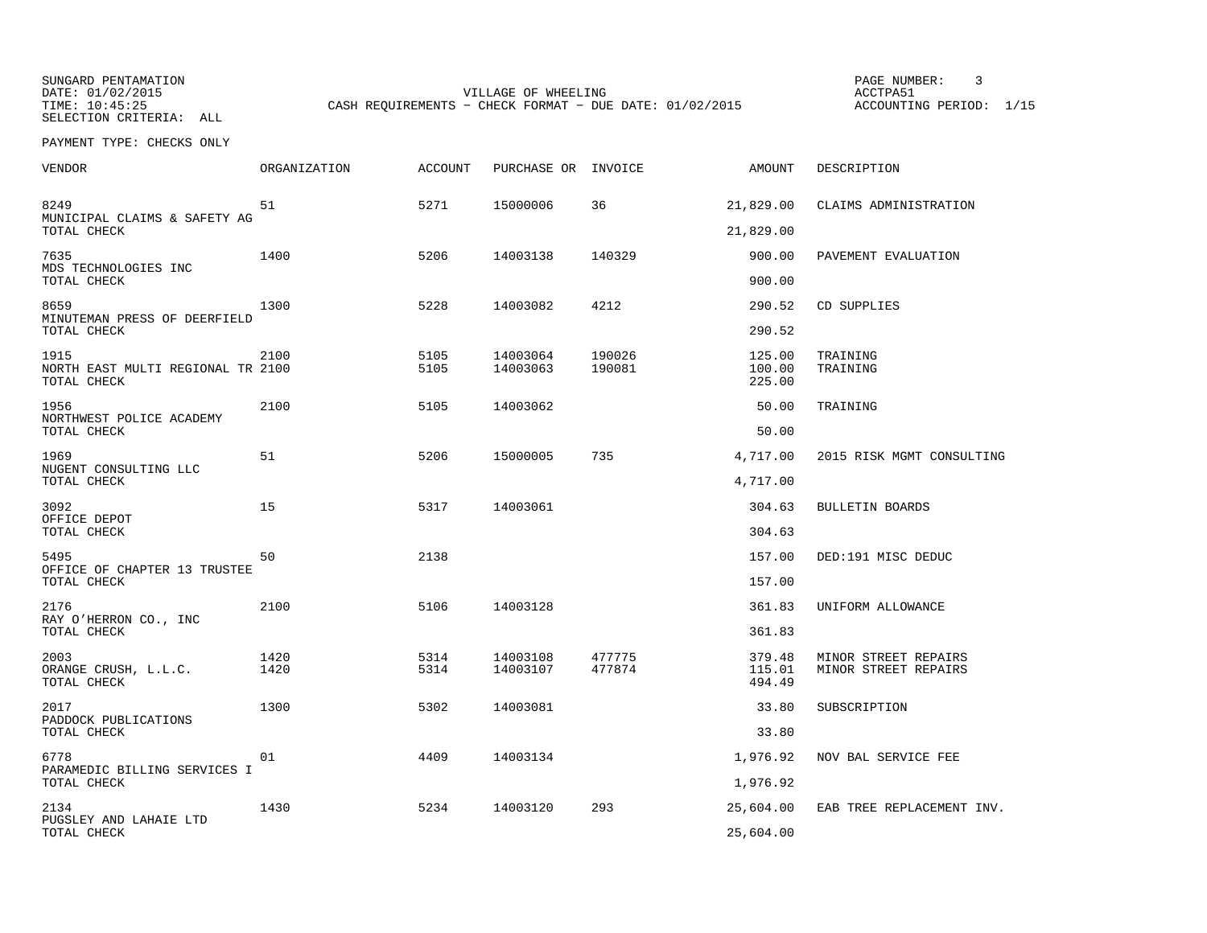SUNGARD PENTAMATION
DATE: 01/02/2015
TIME: 10:45:25
SELECTION CRITERIA: ALL

VILLAGE OF WHEELING
CASH REQUIREMENTS - CHECK FORMAT - DUE DATE: 01/02/2015

PAGE NUMBER: 3
ACCTPA51
ACCOUNTING PERIOD: 1/15

PAYMENT TYPE: CHECKS ONLY

| VENDOR | ORGANIZATION | ACCOUNT | PURCHASE OR | INVOICE | AMOUNT | DESCRIPTION |
|---|---|---|---|---|---|---|
| 8249 | 51 | 5271 | 15000006 | 36 | 21,829.00 | CLAIMS ADMINISTRATION |
| MUNICIPAL CLAIMS & SAFETY AG | | | | | | |
| TOTAL CHECK | | | | | 21,829.00 | |
| 7635 | 1400 | 5206 | 14003138 | 140329 | 900.00 | PAVEMENT EVALUATION |
| MDS TECHNOLOGIES INC | | | | | | |
| TOTAL CHECK | | | | | 900.00 | |
| 8659 | 1300 | 5228 | 14003082 | 4212 | 290.52 | CD SUPPLIES |
| MINUTEMAN PRESS OF DEERFIELD | | | | | | |
| TOTAL CHECK | | | | | 290.52 | |
| 1915 | 2100 | 5105 | 14003064 | 190026 | 125.00 | TRAINING |
| NORTH EAST MULTI REGIONAL TR | 2100 | 5105 | 14003063 | 190081 | 100.00 | TRAINING |
| TOTAL CHECK | | | | | 225.00 | |
| 1956 | 2100 | 5105 | 14003062 | | 50.00 | TRAINING |
| NORTHWEST POLICE ACADEMY | | | | | | |
| TOTAL CHECK | | | | | 50.00 | |
| 1969 | 51 | 5206 | 15000005 | 735 | 4,717.00 | 2015 RISK MGMT CONSULTING |
| NUGENT CONSULTING LLC | | | | | | |
| TOTAL CHECK | | | | | 4,717.00 | |
| 3092 | 15 | 5317 | 14003061 | | 304.63 | BULLETIN BOARDS |
| OFFICE DEPOT | | | | | | |
| TOTAL CHECK | | | | | 304.63 | |
| 5495 | 50 | 2138 | | | 157.00 | DED:191 MISC DEDUC |
| OFFICE OF CHAPTER 13 TRUSTEE | | | | | | |
| TOTAL CHECK | | | | | 157.00 | |
| 2176 | 2100 | 5106 | 14003128 | | 361.83 | UNIFORM ALLOWANCE |
| RAY O'HERRON CO., INC | | | | | | |
| TOTAL CHECK | | | | | 361.83 | |
| 2003 | 1420 | 5314 | 14003108 | 477775 | 379.48 | MINOR STREET REPAIRS |
| ORANGE CRUSH, L.L.C. | 1420 | 5314 | 14003107 | 477874 | 115.01 | MINOR STREET REPAIRS |
| TOTAL CHECK | | | | | 494.49 | |
| 2017 | 1300 | 5302 | 14003081 | | 33.80 | SUBSCRIPTION |
| PADDOCK PUBLICATIONS | | | | | | |
| TOTAL CHECK | | | | | 33.80 | |
| 6778 | 01 | 4409 | 14003134 | | 1,976.92 | NOV BAL SERVICE FEE |
| PARAMEDIC BILLING SERVICES I | | | | | | |
| TOTAL CHECK | | | | | 1,976.92 | |
| 2134 | 1430 | 5234 | 14003120 | 293 | 25,604.00 | EAB TREE REPLACEMENT INV. |
| PUGSLEY AND LAHAIE LTD | | | | | | |
| TOTAL CHECK | | | | | 25,604.00 | |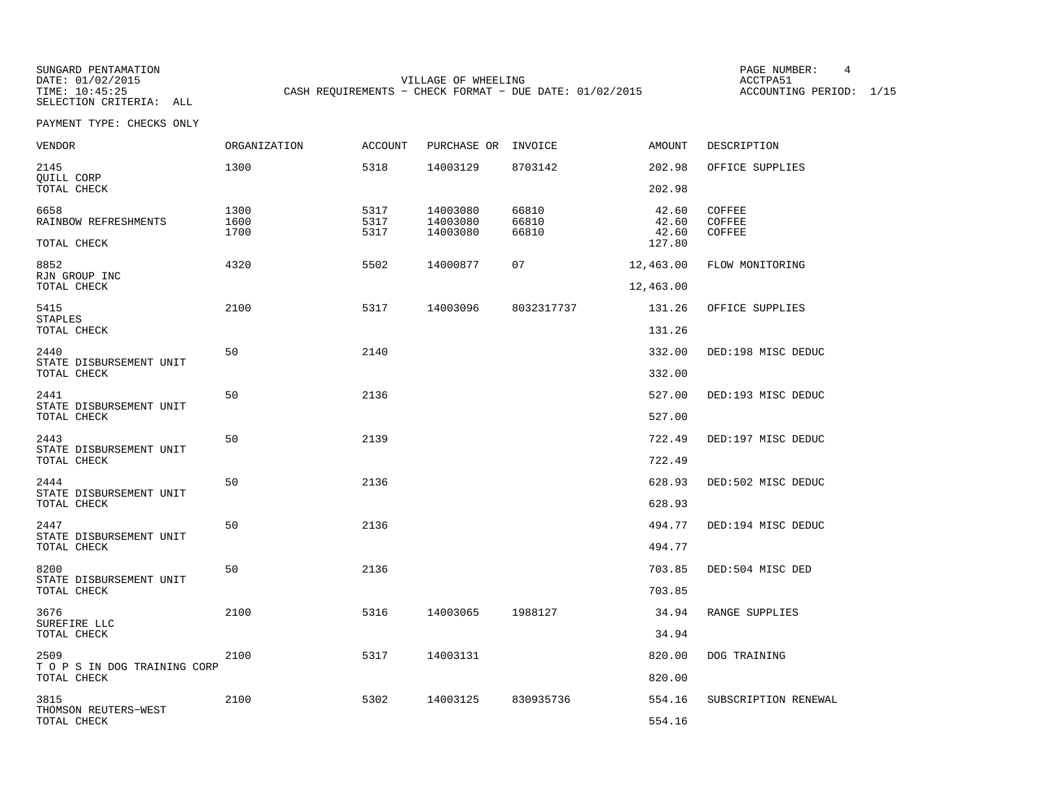SUNGARD PENTAMATION
DATE: 01/02/2015
TIME: 10:45:25
SELECTION CRITERIA: ALL

VILLAGE OF WHEELING
CASH REQUIREMENTS - CHECK FORMAT - DUE DATE: 01/02/2015

PAGE NUMBER: 4
ACCTPA51
ACCOUNTING PERIOD: 1/15

PAYMENT TYPE: CHECKS ONLY

| VENDOR | ORGANIZATION | ACCOUNT | PURCHASE OR | INVOICE | AMOUNT | DESCRIPTION |
|---|---|---|---|---|---|---|
| 2145 QUILL CORP | 1300 | 5318 | 14003129 | 8703142 | 202.98 | OFFICE SUPPLIES |
| TOTAL CHECK | | | | | 202.98 | |
| 6658 RAINBOW REFRESHMENTS | 1300 | 5317 | 14003080 | 66810 | 42.60 | COFFEE |
| | 1600 | 5317 | 14003080 | 66810 | 42.60 | COFFEE |
| | 1700 | 5317 | 14003080 | 66810 | 42.60 | COFFEE |
| TOTAL CHECK | | | | | 127.80 | |
| 8852 RJN GROUP INC | 4320 | 5502 | 14000877 | 07 | 12,463.00 | FLOW MONITORING |
| TOTAL CHECK | | | | | 12,463.00 | |
| 5415 STAPLES | 2100 | 5317 | 14003096 | 8032317737 | 131.26 | OFFICE SUPPLIES |
| TOTAL CHECK | | | | | 131.26 | |
| 2440 STATE DISBURSEMENT UNIT | 50 | 2140 | | | 332.00 | DED:198 MISC DEDUC |
| TOTAL CHECK | | | | | 332.00 | |
| 2441 STATE DISBURSEMENT UNIT | 50 | 2136 | | | 527.00 | DED:193 MISC DEDUC |
| TOTAL CHECK | | | | | 527.00 | |
| 2443 STATE DISBURSEMENT UNIT | 50 | 2139 | | | 722.49 | DED:197 MISC DEDUC |
| TOTAL CHECK | | | | | 722.49 | |
| 2444 STATE DISBURSEMENT UNIT | 50 | 2136 | | | 628.93 | DED:502 MISC DEDUC |
| TOTAL CHECK | | | | | 628.93 | |
| 2447 STATE DISBURSEMENT UNIT | 50 | 2136 | | | 494.77 | DED:194 MISC DEDUC |
| TOTAL CHECK | | | | | 494.77 | |
| 8200 STATE DISBURSEMENT UNIT | 50 | 2136 | | | 703.85 | DED:504 MISC DED |
| TOTAL CHECK | | | | | 703.85 | |
| 3676 SUREFIRE LLC | 2100 | 5316 | 14003065 | 1988127 | 34.94 | RANGE SUPPLIES |
| TOTAL CHECK | | | | | 34.94 | |
| 2509 T O P S IN DOG TRAINING CORP | 2100 | 5317 | 14003131 | | 820.00 | DOG TRAINING |
| TOTAL CHECK | | | | | 820.00 | |
| 3815 THOMSON REUTERS-WEST | 2100 | 5302 | 14003125 | 830935736 | 554.16 | SUBSCRIPTION RENEWAL |
| TOTAL CHECK | | | | | 554.16 | |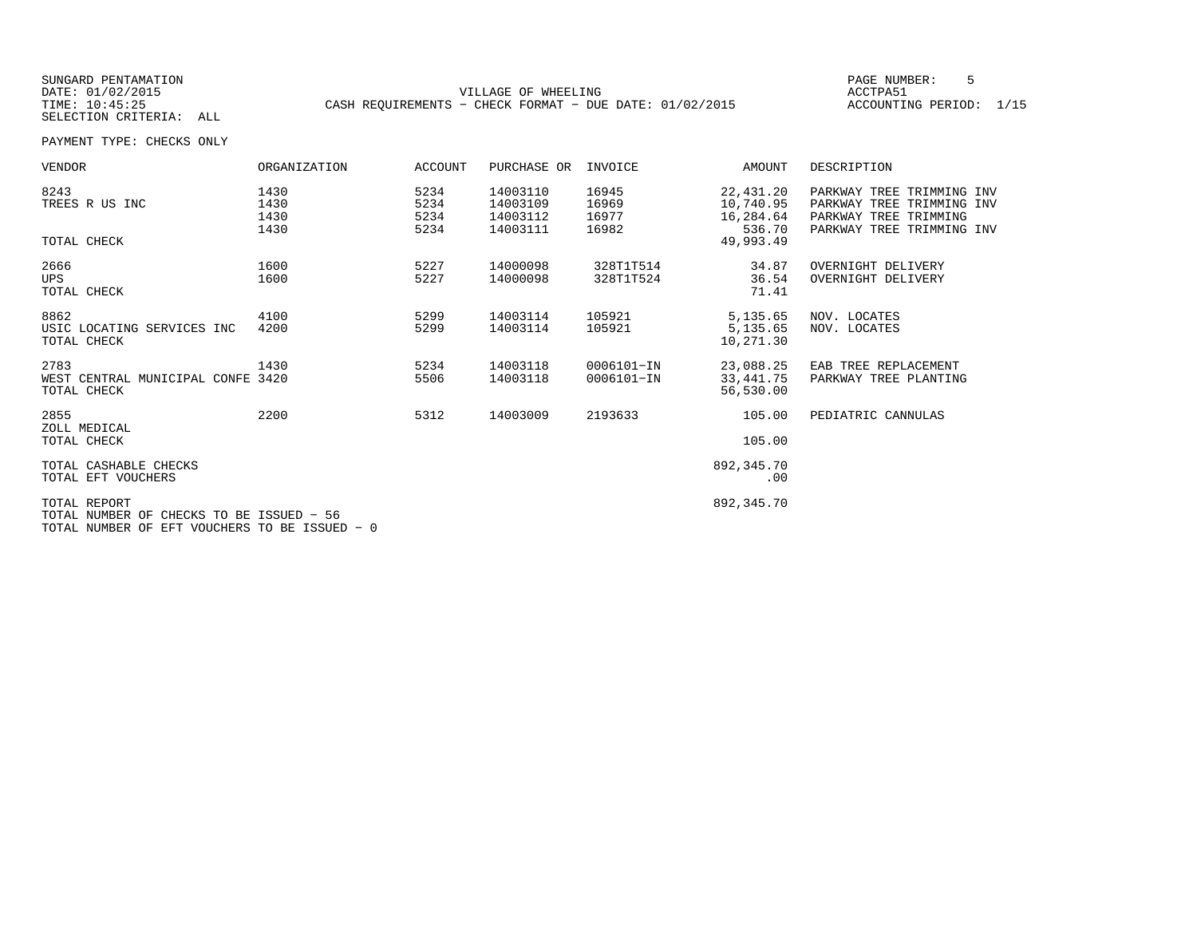SUNGARD PENTAMATION
DATE: 01/02/2015
TIME: 10:45:25
SELECTION CRITERIA: ALL

VILLAGE OF WHEELING
CASH REQUIREMENTS - CHECK FORMAT - DUE DATE: 01/02/2015

ACCTPA51
ACCOUNTING PERIOD: 1/15

PAYMENT TYPE: CHECKS ONLY

| VENDOR | ORGANIZATION | ACCOUNT | PURCHASE OR | INVOICE | AMOUNT | DESCRIPTION |
|---|---|---|---|---|---|---|
| 8243 | 1430 | 5234 | 14003110 | 16945 | 22,431.20 | PARKWAY TREE TRIMMING INV |
| TREES R US INC | 1430 | 5234 | 14003109 | 16969 | 10,740.95 | PARKWAY TREE TRIMMING INV |
| | 1430 | 5234 | 14003112 | 16977 | 16,284.64 | PARKWAY TREE TRIMMING |
| | 1430 | 5234 | 14003111 | 16982 | 536.70 | PARKWAY TREE TRIMMING INV |
| TOTAL CHECK | | | | | 49,993.49 | |
| 2666 | 1600 | 5227 | 14000098 | 328T1T514 | 34.87 | OVERNIGHT DELIVERY |
| UPS | 1600 | 5227 | 14000098 | 328T1T524 | 36.54 | OVERNIGHT DELIVERY |
| TOTAL CHECK | | | | | 71.41 | |
| 8862 | 4100 | 5299 | 14003114 | 105921 | 5,135.65 | NOV. LOCATES |
| USIC LOCATING SERVICES INC | 4200 | 5299 | 14003114 | 105921 | 5,135.65 | NOV. LOCATES |
| TOTAL CHECK | | | | | 10,271.30 | |
| 2783 | 1430 | 5234 | 14003118 | 0006101-IN | 23,088.25 | EAB TREE REPLACEMENT |
| WEST CENTRAL MUNICIPAL CONFE | 3420 | 5506 | 14003118 | 0006101-IN | 33,441.75 | PARKWAY TREE PLANTING |
| TOTAL CHECK | | | | | 56,530.00 | |
| 2855 | 2200 | 5312 | 14003009 | 2193633 | 105.00 | PEDIATRIC CANNULAS |
| ZOLL MEDICAL | | | | | | |
| TOTAL CHECK | | | | | 105.00 | |
| TOTAL CASHABLE CHECKS | | | | | 892,345.70 | |
| TOTAL EFT VOUCHERS | | | | | .00 | |
| TOTAL REPORT | | | | | 892,345.70 | |

TOTAL NUMBER OF CHECKS TO BE ISSUED - 56
TOTAL NUMBER OF EFT VOUCHERS TO BE ISSUED - 0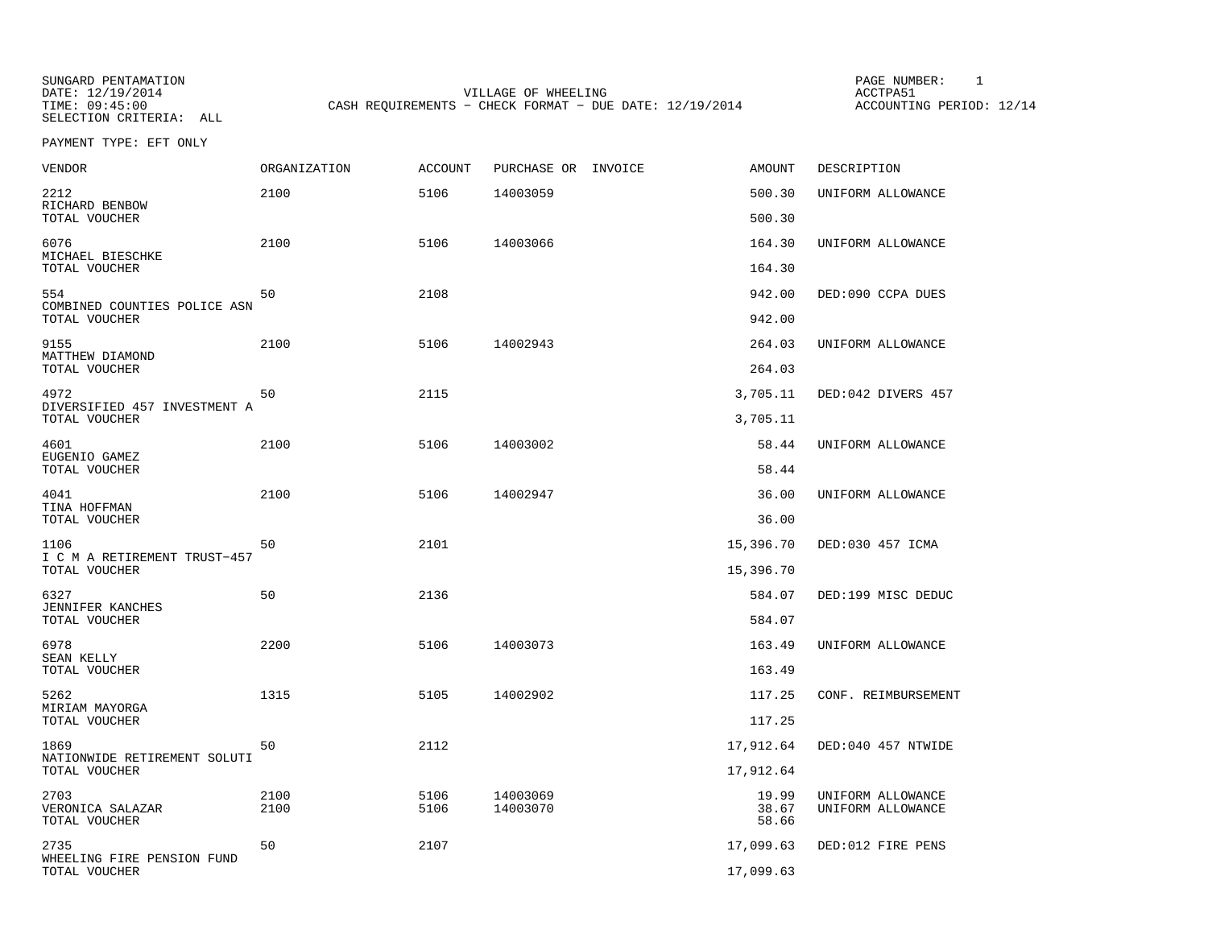SUNGARD PENTAMATION
DATE: 12/19/2014
TIME: 09:45:00
SELECTION CRITERIA: ALL

VILLAGE OF WHEELING
CASH REQUIREMENTS - CHECK FORMAT - DUE DATE: 12/19/2014

ACCTPA51
ACCOUNTING PERIOD: 12/14

PAYMENT TYPE: EFT ONLY

| VENDOR | ORGANIZATION | ACCOUNT | PURCHASE OR | INVOICE | AMOUNT | DESCRIPTION |
|---|---|---|---|---|---|---|
| 2212 | 2100 | 5106 | 14003059 | | 500.30 | UNIFORM ALLOWANCE |
| RICHARD BENBOW | | | | | | |
| TOTAL VOUCHER | | | | | 500.30 | |
| 6076 | 2100 | 5106 | 14003066 | | 164.30 | UNIFORM ALLOWANCE |
| MICHAEL BIESCHKE | | | | | | |
| TOTAL VOUCHER | | | | | 164.30 | |
| 554 | 50 | 2108 | | | 942.00 | DED:090 CCPA DUES |
| COMBINED COUNTIES POLICE ASN | | | | | | |
| TOTAL VOUCHER | | | | | 942.00 | |
| 9155 | 2100 | 5106 | 14002943 | | 264.03 | UNIFORM ALLOWANCE |
| MATTHEW DIAMOND | | | | | | |
| TOTAL VOUCHER | | | | | 264.03 | |
| 4972 | 50 | 2115 | | | 3,705.11 | DED:042 DIVERS 457 |
| DIVERSIFIED 457 INVESTMENT A | | | | | | |
| TOTAL VOUCHER | | | | | 3,705.11 | |
| 4601 | 2100 | 5106 | 14003002 | | 58.44 | UNIFORM ALLOWANCE |
| EUGENIO GAMEZ | | | | | | |
| TOTAL VOUCHER | | | | | 58.44 | |
| 4041 | 2100 | 5106 | 14002947 | | 36.00 | UNIFORM ALLOWANCE |
| TINA HOFFMAN | | | | | | |
| TOTAL VOUCHER | | | | | 36.00 | |
| 1106 | 50 | 2101 | | | 15,396.70 | DED:030 457 ICMA |
| I C M A RETIREMENT TRUST-457 | | | | | | |
| TOTAL VOUCHER | | | | | 15,396.70 | |
| 6327 | 50 | 2136 | | | 584.07 | DED:199 MISC DEDUC |
| JENNIFER KANCHES | | | | | | |
| TOTAL VOUCHER | | | | | 584.07 | |
| 6978 | 2200 | 5106 | 14003073 | | 163.49 | UNIFORM ALLOWANCE |
| SEAN KELLY | | | | | | |
| TOTAL VOUCHER | | | | | 163.49 | |
| 5262 | 1315 | 5105 | 14002902 | | 117.25 | CONF. REIMBURSEMENT |
| MIRIAM MAYORGA | | | | | | |
| TOTAL VOUCHER | | | | | 117.25 | |
| 1869 | 50 | 2112 | | | 17,912.64 | DED:040 457 NTWIDE |
| NATIONWIDE RETIREMENT SOLUTI | | | | | | |
| TOTAL VOUCHER | | | | | 17,912.64 | |
| 2703 | 2100 | 5106 | 14003069 | | 19.99 | UNIFORM ALLOWANCE |
| VERONICA SALAZAR | 2100 | 5106 | 14003070 | | 38.67 | UNIFORM ALLOWANCE |
| TOTAL VOUCHER | | | | | 58.66 | |
| 2735 | 50 | 2107 | | | 17,099.63 | DED:012 FIRE PENS |
| WHEELING FIRE PENSION FUND | | | | | | |
| TOTAL VOUCHER | | | | | 17,099.63 | |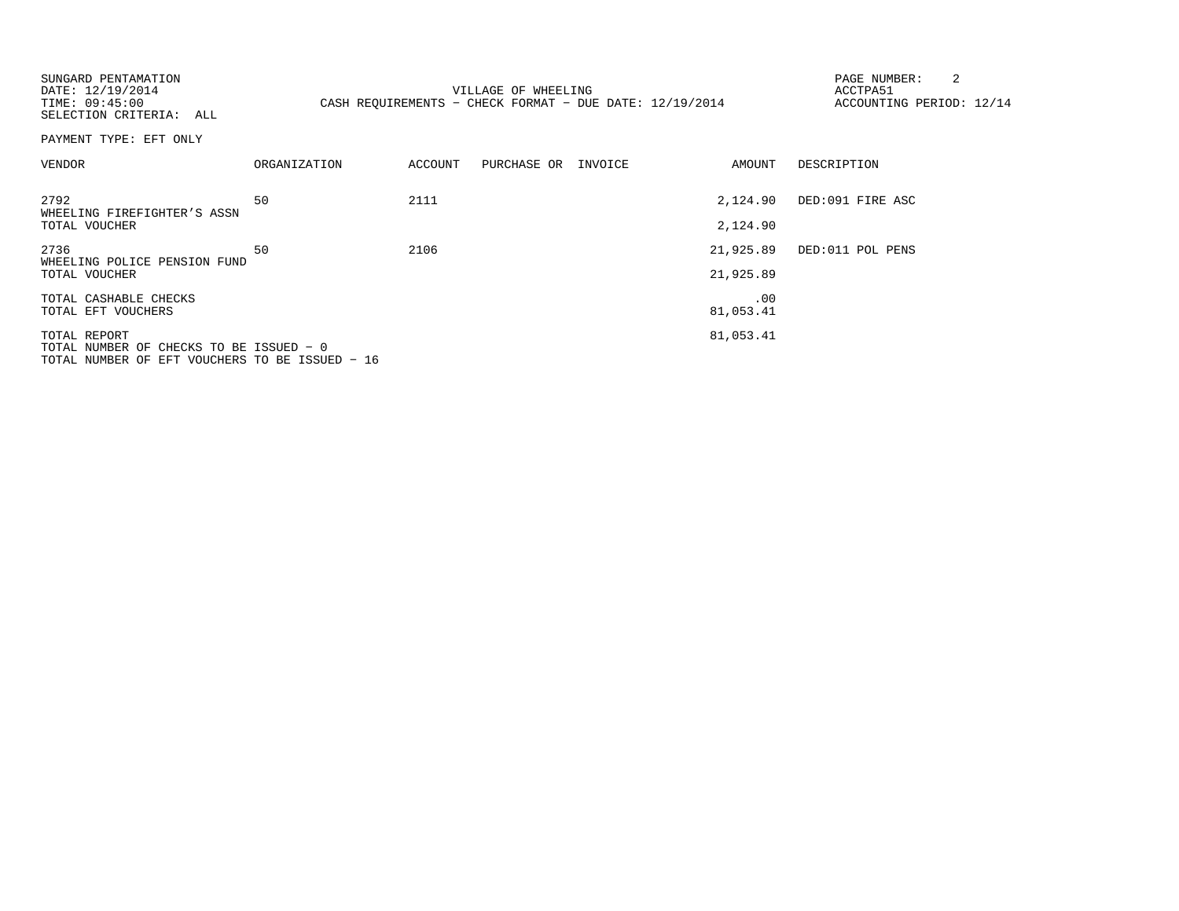SUNGARD PENTAMATION
DATE: 12/19/2014
TIME: 09:45:00
SELECTION CRITERIA: ALL

VILLAGE OF WHEELING
CASH REQUIREMENTS - CHECK FORMAT - DUE DATE: 12/19/2014

ACCTPA51
ACCOUNTING PERIOD: 12/14

PAYMENT TYPE: EFT ONLY

| VENDOR | ORGANIZATION | ACCOUNT | PURCHASE OR | INVOICE | AMOUNT | DESCRIPTION |
|---|---|---|---|---|---|---|
| 2792 WHEELING FIREFIGHTER'S ASSN | 50 | 2111 | | | 2,124.90 | DED:091 FIRE ASC |
| TOTAL VOUCHER | | | | | 2,124.90 | |
| 2736 WHEELING POLICE PENSION FUND | 50 | 2106 | | | 21,925.89 | DED:011 POL PENS |
| TOTAL VOUCHER | | | | | 21,925.89 | |
| TOTAL CASHABLE CHECKS | | | | | .00 | |
| TOTAL EFT VOUCHERS | | | | | 81,053.41 | |
| TOTAL REPORT | | | | | 81,053.41 | |

TOTAL NUMBER OF CHECKS TO BE ISSUED - 0
TOTAL NUMBER OF EFT VOUCHERS TO BE ISSUED - 16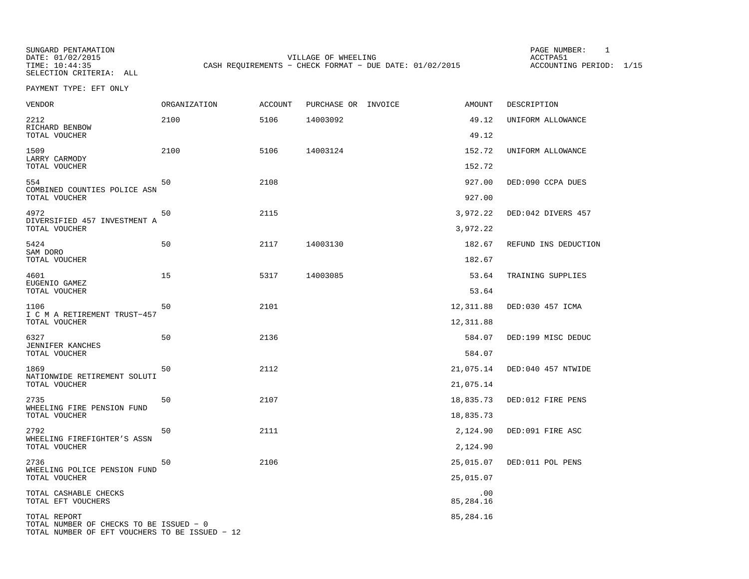SUNGARD PENTAMATION
DATE: 01/02/2015
TIME: 10:44:35
SELECTION CRITERIA: ALL

VILLAGE OF WHEELING
CASH REQUIREMENTS - CHECK FORMAT - DUE DATE: 01/02/2015

PAGE NUMBER: 1
ACCTPA51
ACCOUNTING PERIOD: 1/15

PAYMENT TYPE: EFT ONLY

| VENDOR | ORGANIZATION | ACCOUNT | PURCHASE OR | INVOICE | AMOUNT | DESCRIPTION |
|---|---|---|---|---|---|---|
| 2212 RICHARD BENBOW | 2100 | 5106 | 14003092 | | 49.12 | UNIFORM ALLOWANCE |
| TOTAL VOUCHER | | | | | 49.12 | |
| 1509 LARRY CARMODY | 2100 | 5106 | 14003124 | | 152.72 | UNIFORM ALLOWANCE |
| TOTAL VOUCHER | | | | | 152.72 | |
| 554 COMBINED COUNTIES POLICE ASN | 50 | 2108 | | | 927.00 | DED:090 CCPA DUES |
| TOTAL VOUCHER | | | | | 927.00 | |
| 4972 DIVERSIFIED 457 INVESTMENT A | 50 | 2115 | | | 3,972.22 | DED:042 DIVERS 457 |
| TOTAL VOUCHER | | | | | 3,972.22 | |
| 5424 SAM DORO | 50 | 2117 | 14003130 | | 182.67 | REFUND INS DEDUCTION |
| TOTAL VOUCHER | | | | | 182.67 | |
| 4601 EUGENIO GAMEZ | 15 | 5317 | 14003085 | | 53.64 | TRAINING SUPPLIES |
| TOTAL VOUCHER | | | | | 53.64 | |
| 1106 I C M A RETIREMENT TRUST-457 | 50 | 2101 | | | 12,311.88 | DED:030 457 ICMA |
| TOTAL VOUCHER | | | | | 12,311.88 | |
| 6327 JENNIFER KANCHES | 50 | 2136 | | | 584.07 | DED:199 MISC DEDUC |
| TOTAL VOUCHER | | | | | 584.07 | |
| 1869 NATIONWIDE RETIREMENT SOLUTI | 50 | 2112 | | | 21,075.14 | DED:040 457 NTWIDE |
| TOTAL VOUCHER | | | | | 21,075.14 | |
| 2735 WHEELING FIRE PENSION FUND | 50 | 2107 | | | 18,835.73 | DED:012 FIRE PENS |
| TOTAL VOUCHER | | | | | 18,835.73 | |
| 2792 WHEELING FIREFIGHTER'S ASSN | 50 | 2111 | | | 2,124.90 | DED:091 FIRE ASC |
| TOTAL VOUCHER | | | | | 2,124.90 | |
| 2736 WHEELING POLICE PENSION FUND | 50 | 2106 | | | 25,015.07 | DED:011 POL PENS |
| TOTAL VOUCHER | | | | | 25,015.07 | |
| TOTAL CASHABLE CHECKS | | | | | .00 | |
| TOTAL EFT VOUCHERS | | | | | 85,284.16 | |
| TOTAL REPORT | | | | | 85,284.16 | |

TOTAL NUMBER OF CHECKS TO BE ISSUED - 0
TOTAL NUMBER OF EFT VOUCHERS TO BE ISSUED - 12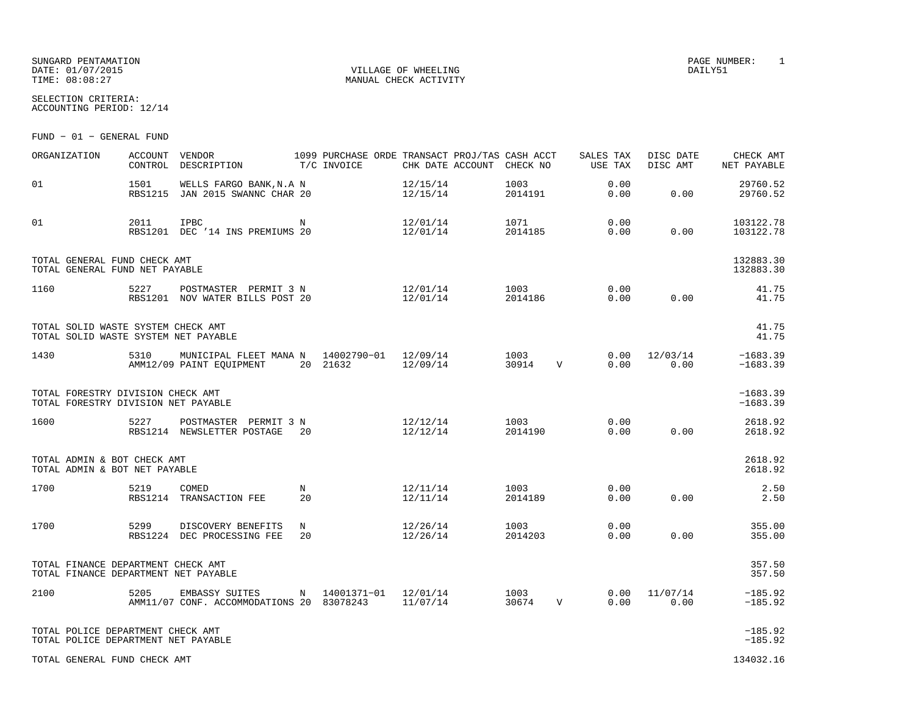SUNGARD PENTAMATION
DATE: 01/07/2015
TIME: 08:08:27

VILLAGE OF WHEELING
MANUAL CHECK ACTIVITY

PAGE NUMBER: 1
DAILY51

SELECTION CRITERIA:
ACCOUNTING PERIOD: 12/14

FUND - 01 - GENERAL FUND

| ORGANIZATION | ACCOUNT CONTROL | VENDOR DESCRIPTION | 1099 T/C | PURCHASE ORDE INVOICE | TRANSACT CHK DATE | PROJ/TAS ACCOUNT | CASH ACCT CHECK NO | | SALES TAX USE TAX | DISC DATE DISC AMT | CHECK AMT NET PAYABLE |
|---|---|---|---|---|---|---|---|---|---|---|---|
| 01 | 1501<br>RBS1215 | WELLS FARGO BANK,N.A<br>JAN 2015 SWANNC CHAR | N<br>20 | | 12/15/14<br>12/15/14 | | 1003<br>2014191 | | 0.00<br>0.00 | <br>0.00 | 29760.52<br>29760.52 |
| 01 | 2011<br>RBS1201 | IPBC<br>DEC '14 INS PREMIUMS | N<br>20 | | 12/01/14<br>12/01/14 | | 1071<br>2014185 | | 0.00<br>0.00 | <br>0.00 | 103122.78<br>103122.78 |
| TOTAL GENERAL FUND CHECK AMT<br>TOTAL GENERAL FUND NET PAYABLE | | | | | | | | | | | 132883.30<br>132883.30 |
| 1160 | 5227<br>RBS1201 | POSTMASTER PERMIT 3<br>NOV WATER BILLS POST | N<br>20 | | 12/01/14<br>12/01/14 | | 1003<br>2014186 | | 0.00<br>0.00 | <br>0.00 | 41.75<br>41.75 |
| TOTAL SOLID WASTE SYSTEM CHECK AMT<br>TOTAL SOLID WASTE SYSTEM NET PAYABLE | | | | | | | | | | | 41.75<br>41.75 |
| 1430 | 5310<br>AMM12/09 | MUNICIPAL FLEET MANA<br>PAINT EQUIPMENT | N<br>20 | 14002790-01<br>21632 | 12/09/14<br>12/09/14 | | 1003<br>30914 | V | 0.00<br>0.00 | 12/03/14<br>0.00 | -1683.39<br>-1683.39 |
| TOTAL FORESTRY DIVISION CHECK AMT<br>TOTAL FORESTRY DIVISION NET PAYABLE | | | | | | | | | | | -1683.39<br>-1683.39 |
| 1600 | 5227<br>RBS1214 | POSTMASTER PERMIT 3<br>NEWSLETTER POSTAGE | N<br>20 | | 12/12/14<br>12/12/14 | | 1003<br>2014190 | | 0.00<br>0.00 | <br>0.00 | 2618.92<br>2618.92 |
| TOTAL ADMIN & BOT CHECK AMT<br>TOTAL ADMIN & BOT NET PAYABLE | | | | | | | | | | | 2618.92<br>2618.92 |
| 1700 | 5219<br>RBS1214 | COMED<br>TRANSACTION FEE | N<br>20 | | 12/11/14<br>12/11/14 | | 1003<br>2014189 | | 0.00<br>0.00 | <br>0.00 | 2.50<br>2.50 |
| 1700 | 5299<br>RBS1224 | DISCOVERY BENEFITS<br>DEC PROCESSING FEE | N<br>20 | | 12/26/14<br>12/26/14 | | 1003<br>2014203 | | 0.00<br>0.00 | <br>0.00 | 355.00<br>355.00 |
| TOTAL FINANCE DEPARTMENT CHECK AMT<br>TOTAL FINANCE DEPARTMENT NET PAYABLE | | | | | | | | | | | 357.50<br>357.50 |
| 2100 | 5205<br>AMM11/07 | EMBASSY SUITES<br>CONF. ACCOMMODATIONS | N<br>20 | 14001371-01<br>83078243 | 12/01/14<br>11/07/14 | | 1003<br>30674 | V | 0.00<br>0.00 | 11/07/14<br>0.00 | -185.92<br>-185.92 |
| TOTAL POLICE DEPARTMENT CHECK AMT<br>TOTAL POLICE DEPARTMENT NET PAYABLE | | | | | | | | | | | -185.92<br>-185.92 |
| TOTAL GENERAL FUND CHECK AMT | | | | | | | | | | | 134032.16 |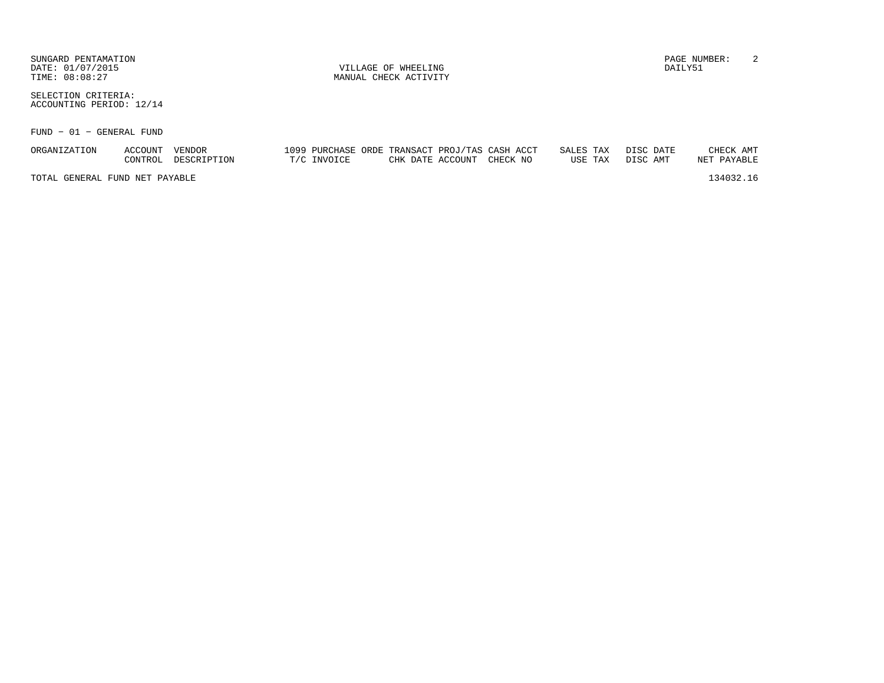SUNGARD PENTAMATION
DATE: 01/07/2015
TIME: 08:08:27

VILLAGE OF WHEELING
MANUAL CHECK ACTIVITY

PAGE NUMBER: 2
DAILY51

SELECTION CRITERIA:
ACCOUNTING PERIOD: 12/14

FUND − 01 − GENERAL FUND

| ORGANIZATION | ACCOUNT CONTROL | VENDOR DESCRIPTION | 1099 T/C | PURCHASE ORDE INVOICE | TRANSACT CHK DATE | PROJ/TAS ACCOUNT | CASH ACCT CHECK NO | SALES TAX USE TAX | DISC DATE DISC AMT | CHECK AMT NET PAYABLE |
|---|---|---|---|---|---|---|---|---|---|---|
| TOTAL GENERAL FUND NET PAYABLE | | | | | | | | | | 134032.16 |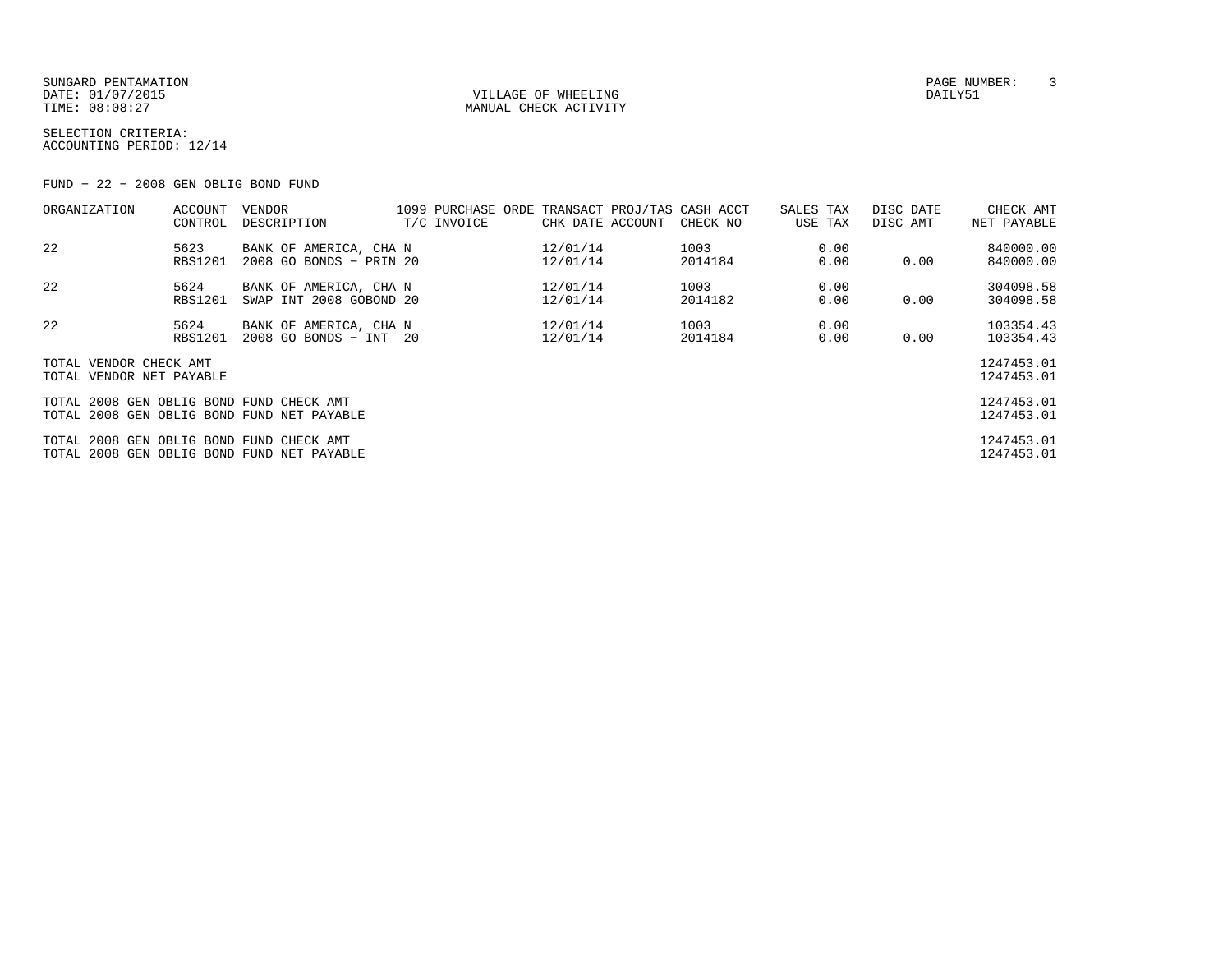SUNGARD PENTAMATION
DATE: 01/07/2015
TIME: 08:08:27

VILLAGE OF WHEELING
MANUAL CHECK ACTIVITY

PAGE NUMBER: 3
DAILY51

SELECTION CRITERIA:
ACCOUNTING PERIOD: 12/14

FUND - 22 - 2008 GEN OBLIG BOND FUND

| ORGANIZATION | ACCOUNT CONTROL | VENDOR DESCRIPTION | 1099 T/C | PURCHASE ORDE INVOICE | TRANSACT CHK DATE | PROJ/TAS ACCOUNT | CASH ACCT CHECK NO | SALES TAX USE TAX | DISC DATE DISC AMT | CHECK AMT NET PAYABLE |
|---|---|---|---|---|---|---|---|---|---|---|
| 22 | 5623 RBS1201 | BANK OF AMERICA, CHA 2008 GO BONDS - PRIN | N 20 | | 12/01/14 12/01/14 | | 1003 2014184 | 0.00 0.00 | 0.00 | 840000.00 840000.00 |
| 22 | 5624 RBS1201 | BANK OF AMERICA, CHA SWAP INT 2008 GOBOND | N 20 | | 12/01/14 12/01/14 | | 1003 2014182 | 0.00 0.00 | 0.00 | 304098.58 304098.58 |
| 22 | 5624 RBS1201 | BANK OF AMERICA, CHA 2008 GO BONDS - INT | N 20 | | 12/01/14 12/01/14 | | 1003 2014184 | 0.00 0.00 | 0.00 | 103354.43 103354.43 |
| TOTAL VENDOR CHECK AMT | | | | | | | | | | 1247453.01 |
| TOTAL VENDOR NET PAYABLE | | | | | | | | | | 1247453.01 |
| TOTAL 2008 GEN OBLIG BOND FUND CHECK AMT | | | | | | | | | | 1247453.01 |
| TOTAL 2008 GEN OBLIG BOND FUND NET PAYABLE | | | | | | | | | | 1247453.01 |
| TOTAL 2008 GEN OBLIG BOND FUND CHECK AMT | | | | | | | | | | 1247453.01 |
| TOTAL 2008 GEN OBLIG BOND FUND NET PAYABLE | | | | | | | | | | 1247453.01 |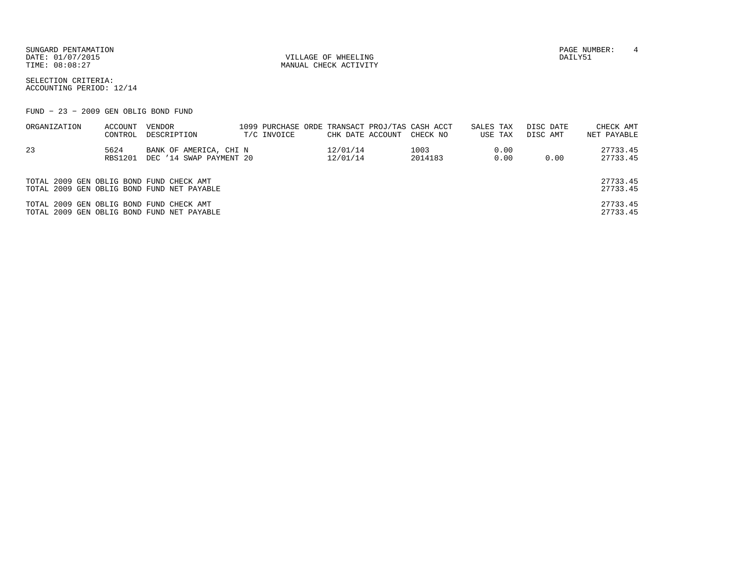SUNGARD PENTAMATION
DATE: 01/07/2015
TIME: 08:08:27

VILLAGE OF WHEELING
MANUAL CHECK ACTIVITY

PAGE NUMBER: 4
DAILY51

SELECTION CRITERIA:
ACCOUNTING PERIOD: 12/14

FUND - 23 - 2009 GEN OBLIG BOND FUND

| ORGANIZATION | ACCOUNT CONTROL | VENDOR DESCRIPTION | 1099 T/C | PURCHASE ORDE INVOICE | TRANSACT CHK DATE | PROJ/TAS ACCOUNT | CASH ACCT CHECK NO | SALES TAX USE TAX | DISC DATE DISC AMT | CHECK AMT NET PAYABLE |
|---|---|---|---|---|---|---|---|---|---|---|
| 23 | 5624 | BANK OF AMERICA, CHI N | | | 12/01/14 | | 1003 | 0.00 | | 27733.45 |
| | RBS1201 | DEC '14 SWAP PAYMENT 20 | | | 12/01/14 | | 2014183 | 0.00 | 0.00 | 27733.45 |

| | |
|---|---|
| TOTAL 2009 GEN OBLIG BOND FUND CHECK AMT | 27733.45 |
| TOTAL 2009 GEN OBLIG BOND FUND NET PAYABLE | 27733.45 |
| TOTAL 2009 GEN OBLIG BOND FUND CHECK AMT | 27733.45 |
| TOTAL 2009 GEN OBLIG BOND FUND NET PAYABLE | 27733.45 |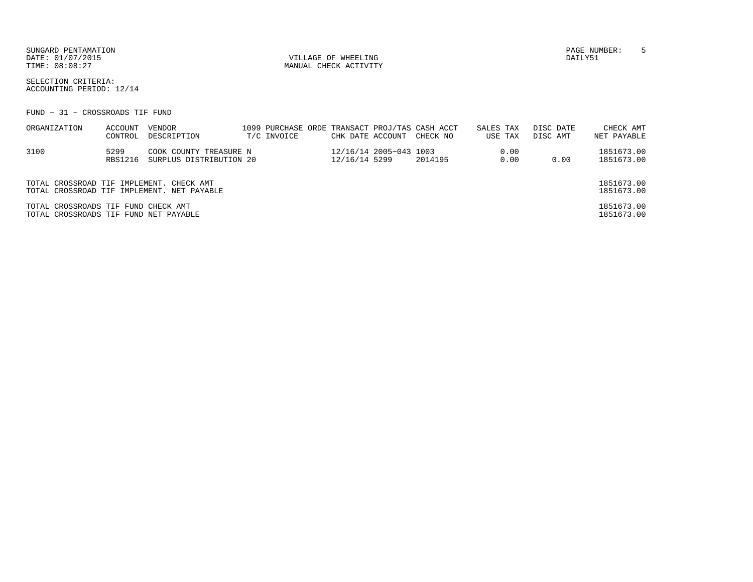VILLAGE OF WHEELING
MANUAL CHECK ACTIVITY

SELECTION CRITERIA:
ACCOUNTING PERIOD: 12/14

FUND - 31 - CROSSROADS TIF FUND

| ORGANIZATION | ACCOUNT CONTROL | VENDOR DESCRIPTION | 1099 T/C | PURCHASE ORDE INVOICE | TRANSACT CHK DATE | PROJ/TAS ACCOUNT | CASH ACCT CHECK NO | SALES TAX USE TAX | DISC DATE DISC AMT | CHECK AMT NET PAYABLE |
|---|---|---|---|---|---|---|---|---|---|---|
| 3100 | 5299 | COOK COUNTY TREASURE | N | | 12/16/14 | 2005-043 | 1003 | 0.00 | | 1851673.00 |
| | RBS1216 | SURPLUS DISTRIBUTION 20 | | | 12/16/14 | 5299 | 2014195 | 0.00 | 0.00 | 1851673.00 |

| | |
|---|---|
| TOTAL CROSSROAD TIF IMPLEMENT. CHECK AMT | 1851673.00 |
| TOTAL CROSSROAD TIF IMPLEMENT. NET PAYABLE | 1851673.00 |
| TOTAL CROSSROADS TIF FUND CHECK AMT | 1851673.00 |
| TOTAL CROSSROADS TIF FUND NET PAYABLE | 1851673.00 |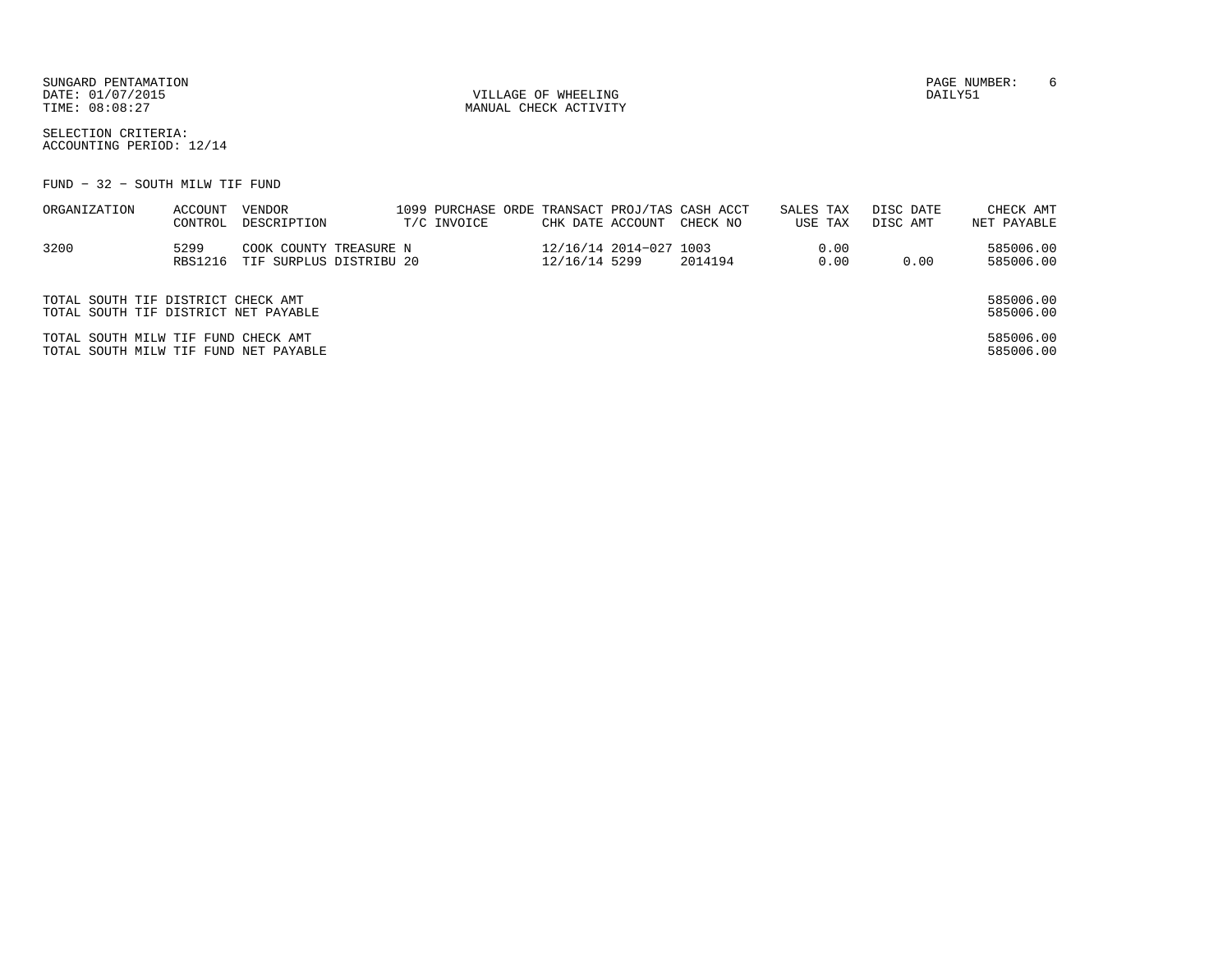SUNGARD PENTAMATION
DATE: 01/07/2015
TIME: 08:08:27

VILLAGE OF WHEELING
MANUAL CHECK ACTIVITY

DAILY51

SELECTION CRITERIA:
ACCOUNTING PERIOD: 12/14

FUND - 32 - SOUTH MILW TIF FUND

| ORGANIZATION | ACCOUNT<br>CONTROL | VENDOR<br>DESCRIPTION | 1099<br>T/C | PURCHASE ORDE<br>INVOICE | TRANSACT<br>CHK DATE | PROJ/TAS<br>ACCOUNT | CASH ACCT<br>CHECK NO | SALES TAX<br>USE TAX | DISC DATE<br>DISC AMT | CHECK AMT<br>NET PAYABLE |
|---|---|---|---|---|---|---|---|---|---|---|
| 3200 | 5299<br>RBS1216 | COOK COUNTY TREASURE<br>TIF SURPLUS DISTRIBU | N<br>20 | | 12/16/14<br>12/16/14 | 2014-027<br>5299 | 1003<br>2014194 | 0.00<br>0.00 | <br>0.00 | 585006.00<br>585006.00 |

TOTAL SOUTH TIF DISTRICT CHECK AMT 585006.00
TOTAL SOUTH TIF DISTRICT NET PAYABLE 585006.00

TOTAL SOUTH MILW TIF FUND CHECK AMT 585006.00
TOTAL SOUTH MILW TIF FUND NET PAYABLE 585006.00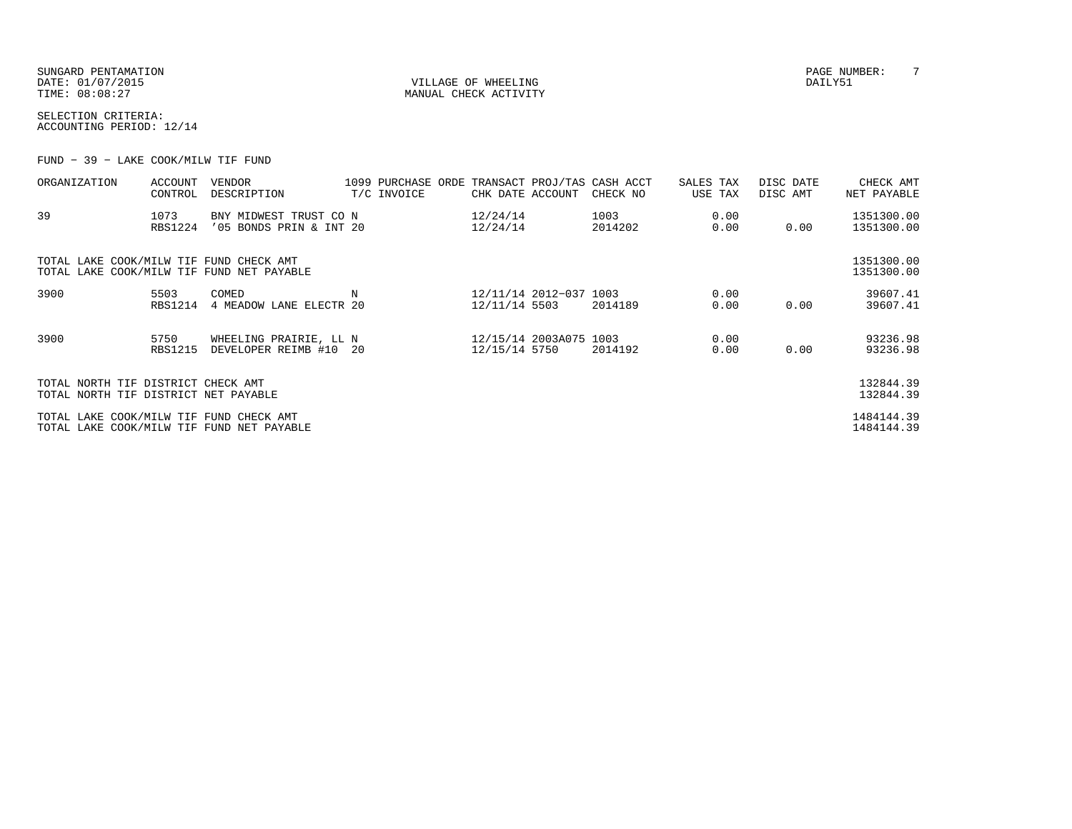SUNGARD PENTAMATION
DATE: 01/07/2015
TIME: 08:08:27

VILLAGE OF WHEELING
MANUAL CHECK ACTIVITY

PAGE NUMBER: 7
DAILY51

SELECTION CRITERIA:
ACCOUNTING PERIOD: 12/14

FUND - 39 - LAKE COOK/MILW TIF FUND

| ORGANIZATION | ACCOUNT CONTROL | VENDOR DESCRIPTION | 1099 T/C | PURCHASE ORDE INVOICE | TRANSACT CHK DATE | PROJ/TAS ACCOUNT | CASH ACCT CHECK NO | SALES TAX USE TAX | DISC DATE DISC AMT | CHECK AMT NET PAYABLE |
|---|---|---|---|---|---|---|---|---|---|---|
| 39 | 1073 | BNY MIDWEST TRUST CO | N | | 12/24/14 | | 1003 | 0.00 | | 1351300.00 |
| | RBS1224 | '05 BONDS PRIN & INT | 20 | | 12/24/14 | | 2014202 | 0.00 | 0.00 | 1351300.00 |
| TOTAL LAKE COOK/MILW TIF FUND CHECK AMT | | | | | | | | | | 1351300.00 |
| TOTAL LAKE COOK/MILW TIF FUND NET PAYABLE | | | | | | | | | | 1351300.00 |
| 3900 | 5503 | COMED | N | | 12/11/14 | 2012-037 | 1003 | 0.00 | | 39607.41 |
| | RBS1214 | 4 MEADOW LANE ELECTR | 20 | | 12/11/14 | 5503 | 2014189 | 0.00 | 0.00 | 39607.41 |
| 3900 | 5750 | WHEELING PRAIRIE, LL | N | | 12/15/14 | 2003A075 | 1003 | 0.00 | | 93236.98 |
| | RBS1215 | DEVELOPER REIMB #10 | 20 | | 12/15/14 | 5750 | 2014192 | 0.00 | 0.00 | 93236.98 |
| TOTAL NORTH TIF DISTRICT CHECK AMT | | | | | | | | | | 132844.39 |
| TOTAL NORTH TIF DISTRICT NET PAYABLE | | | | | | | | | | 132844.39 |
| TOTAL LAKE COOK/MILW TIF FUND CHECK AMT | | | | | | | | | | 1484144.39 |
| TOTAL LAKE COOK/MILW TIF FUND NET PAYABLE | | | | | | | | | | 1484144.39 |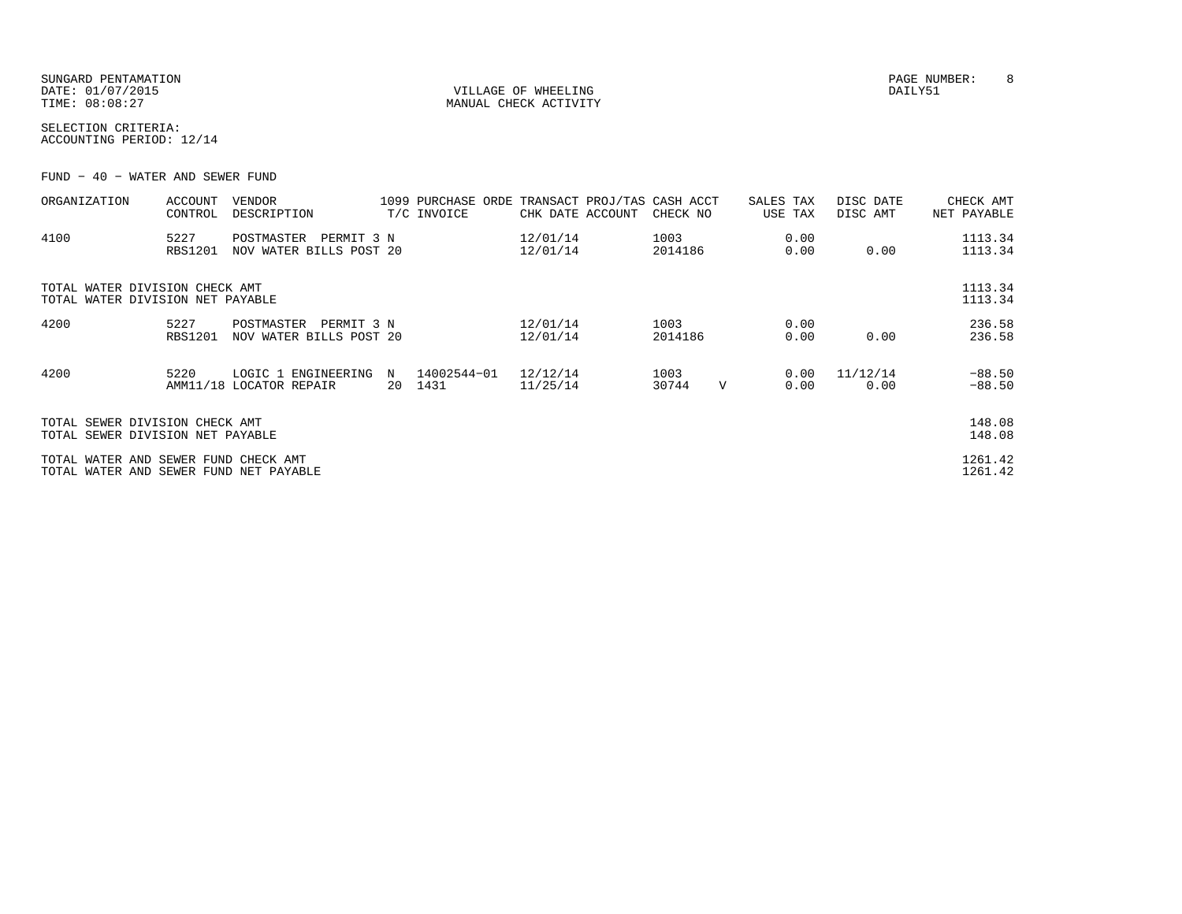SUNGARD PENTAMATION
DATE: 01/07/2015
TIME: 08:08:27

VILLAGE OF WHEELING
MANUAL CHECK ACTIVITY

PAGE NUMBER: 8
DAILY51

SELECTION CRITERIA:
ACCOUNTING PERIOD: 12/14

FUND - 40 - WATER AND SEWER FUND

| ORGANIZATION | ACCOUNT CONTROL | VENDOR DESCRIPTION | 1099 T/C | PURCHASE ORDE INVOICE | TRANSACT CHK DATE | PROJ/TAS ACCOUNT | CASH ACCT CHECK NO | | SALES TAX USE TAX | DISC DATE DISC AMT | CHECK AMT NET PAYABLE |
|---|---|---|---|---|---|---|---|---|---|---|---|
| 4100 | 5227<br>RBS1201 | POSTMASTER PERMIT 3<br>NOV WATER BILLS POST | N<br>20 | | 12/01/14<br>12/01/14 | | 1003<br>2014186 | | 0.00<br>0.00 | <br>0.00 | 1113.34<br>1113.34 |
| TOTAL WATER DIVISION CHECK AMT<br>TOTAL WATER DIVISION NET PAYABLE | | | | | | | | | | | 1113.34<br>1113.34 |
| 4200 | 5227<br>RBS1201 | POSTMASTER PERMIT 3<br>NOV WATER BILLS POST | N<br>20 | | 12/01/14<br>12/01/14 | | 1003<br>2014186 | | 0.00<br>0.00 | <br>0.00 | 236.58<br>236.58 |
| 4200 | 5220<br>AMM11/18 | LOGIC 1 ENGINEERING<br>LOCATOR REPAIR | N<br>20 | 14002544-01<br>1431 | 12/12/14<br>11/25/14 | | 1003<br>30744 | V | 0.00<br>0.00 | 11/12/14<br>0.00 | -88.50<br>-88.50 |
| TOTAL SEWER DIVISION CHECK AMT<br>TOTAL SEWER DIVISION NET PAYABLE | | | | | | | | | | | 148.08<br>148.08 |
| TOTAL WATER AND SEWER FUND CHECK AMT<br>TOTAL WATER AND SEWER FUND NET PAYABLE | | | | | | | | | | | 1261.42<br>1261.42 |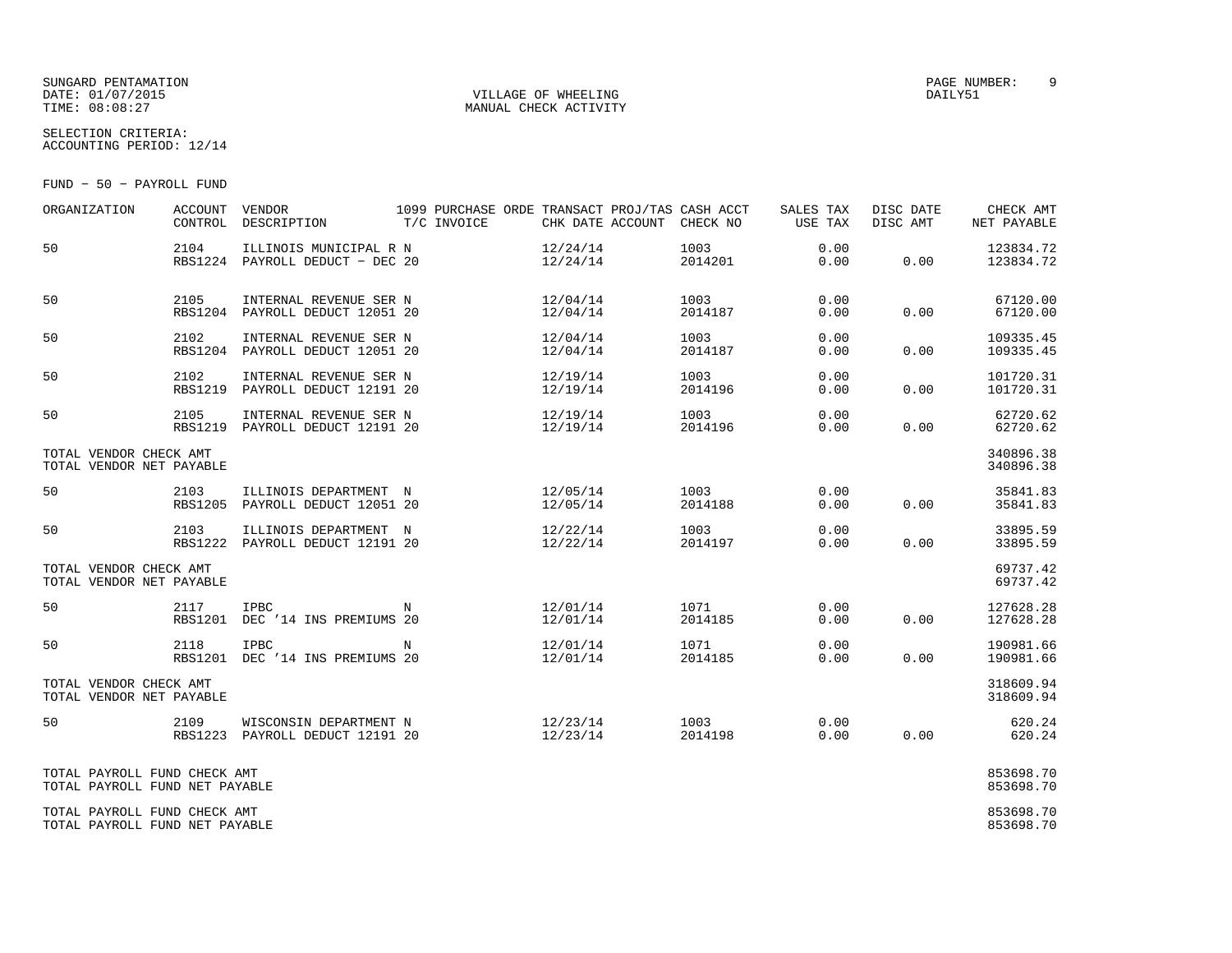SUNGARD PENTAMATION
DATE: 01/07/2015
TIME: 08:08:27

VILLAGE OF WHEELING
MANUAL CHECK ACTIVITY

PAGE NUMBER: 9
DAILY51

SELECTION CRITERIA:
ACCOUNTING PERIOD: 12/14

FUND - 50 - PAYROLL FUND

| ORGANIZATION | ACCOUNT CONTROL | VENDOR DESCRIPTION | 1099 T/C | PURCHASE ORDE INVOICE | TRANSACT CHK DATE | PROJ/TAS ACCOUNT | CASH ACCT CHECK NO | SALES TAX USE TAX | DISC DATE DISC AMT | CHECK AMT NET PAYABLE |
|---|---|---|---|---|---|---|---|---|---|---|
| 50 | 2104 RBS1224 | ILLINOIS MUNICIPAL R PAYROLL DEDUCT - DEC | N 20 | | 12/24/14 12/24/14 | | 1003 2014201 | 0.00 0.00 | 0.00 | 123834.72 123834.72 |
| 50 | 2105 RBS1204 | INTERNAL REVENUE SER PAYROLL DEDUCT 12051 | N 20 | | 12/04/14 12/04/14 | | 1003 2014187 | 0.00 0.00 | 0.00 | 67120.00 67120.00 |
| 50 | 2102 RBS1204 | INTERNAL REVENUE SER PAYROLL DEDUCT 12051 | N 20 | | 12/04/14 12/04/14 | | 1003 2014187 | 0.00 0.00 | 0.00 | 109335.45 109335.45 |
| 50 | 2102 RBS1219 | INTERNAL REVENUE SER PAYROLL DEDUCT 12191 | N 20 | | 12/19/14 12/19/14 | | 1003 2014196 | 0.00 0.00 | 0.00 | 101720.31 101720.31 |
| 50 | 2105 RBS1219 | INTERNAL REVENUE SER PAYROLL DEDUCT 12191 | N 20 | | 12/19/14 12/19/14 | | 1003 2014196 | 0.00 0.00 | 0.00 | 62720.62 62720.62 |
| TOTAL VENDOR CHECK AMT TOTAL VENDOR NET PAYABLE | | | | | | | | | | 340896.38 340896.38 |
| 50 | 2103 RBS1205 | ILLINOIS DEPARTMENT PAYROLL DEDUCT 12051 | N 20 | | 12/05/14 12/05/14 | | 1003 2014188 | 0.00 0.00 | 0.00 | 35841.83 35841.83 |
| 50 | 2103 RBS1222 | ILLINOIS DEPARTMENT PAYROLL DEDUCT 12191 | N 20 | | 12/22/14 12/22/14 | | 1003 2014197 | 0.00 0.00 | 0.00 | 33895.59 33895.59 |
| TOTAL VENDOR CHECK AMT TOTAL VENDOR NET PAYABLE | | | | | | | | | | 69737.42 69737.42 |
| 50 | 2117 RBS1201 | IPBC DEC '14 INS PREMIUMS | N 20 | | 12/01/14 12/01/14 | | 1071 2014185 | 0.00 0.00 | 0.00 | 127628.28 127628.28 |
| 50 | 2118 RBS1201 | IPBC DEC '14 INS PREMIUMS | N 20 | | 12/01/14 12/01/14 | | 1071 2014185 | 0.00 0.00 | 0.00 | 190981.66 190981.66 |
| TOTAL VENDOR CHECK AMT TOTAL VENDOR NET PAYABLE | | | | | | | | | | 318609.94 318609.94 |
| 50 | 2109 RBS1223 | WISCONSIN DEPARTMENT PAYROLL DEDUCT 12191 | N 20 | | 12/23/14 12/23/14 | | 1003 2014198 | 0.00 0.00 | 0.00 | 620.24 620.24 |
| TOTAL PAYROLL FUND CHECK AMT TOTAL PAYROLL FUND NET PAYABLE | | | | | | | | | | 853698.70 853698.70 |
| TOTAL PAYROLL FUND CHECK AMT TOTAL PAYROLL FUND NET PAYABLE | | | | | | | | | | 853698.70 853698.70 |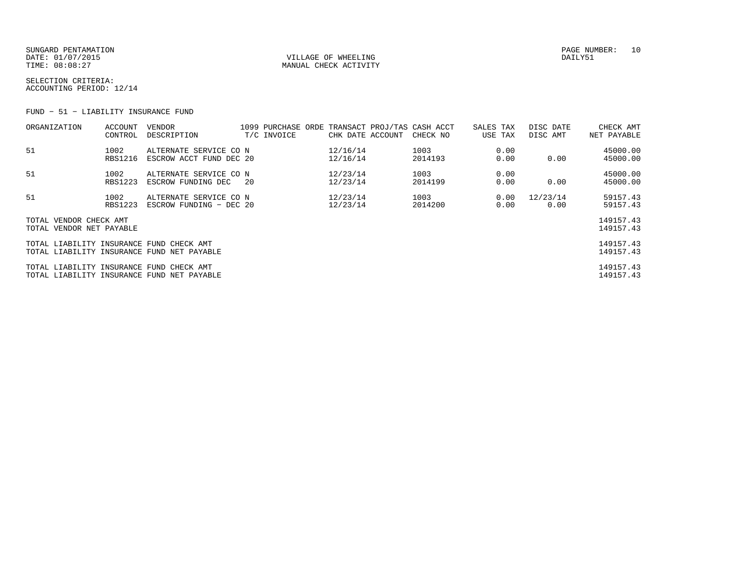SUNGARD PENTAMATION
DATE: 01/07/2015
TIME: 08:08:27

VILLAGE OF WHEELING
MANUAL CHECK ACTIVITY

DAILY51

SELECTION CRITERIA:
ACCOUNTING PERIOD: 12/14

FUND - 51 - LIABILITY INSURANCE FUND

| ORGANIZATION | ACCOUNT<br>CONTROL | VENDOR<br>DESCRIPTION | 1099<br>T/C | PURCHASE ORDE<br>INVOICE | TRANSACT<br>CHK DATE | PROJ/TAS<br>ACCOUNT | CASH ACCT<br>CHECK NO | SALES TAX<br>USE TAX | DISC DATE<br>DISC AMT | CHECK AMT<br>NET PAYABLE |
|---|---|---|---|---|---|---|---|---|---|---|
| 51 | 1002<br>RBS1216 | ALTERNATE SERVICE CO<br>ESCROW ACCT FUND DEC | N<br>20 | | 12/16/14<br>12/16/14 | | 1003<br>2014193 | 0.00<br>0.00 | <br>0.00 | 45000.00<br>45000.00 |
| 51 | 1002<br>RBS1223 | ALTERNATE SERVICE CO<br>ESCROW FUNDING DEC | N<br>20 | | 12/23/14<br>12/23/14 | | 1003<br>2014199 | 0.00<br>0.00 | <br>0.00 | 45000.00<br>45000.00 |
| 51 | 1002<br>RBS1223 | ALTERNATE SERVICE CO<br>ESCROW FUNDING - DEC | N<br>20 | | 12/23/14<br>12/23/14 | | 1003<br>2014200 | 0.00<br>0.00 | 12/23/14<br>0.00 | 59157.43<br>59157.43 |
| TOTAL VENDOR CHECK AMT<br>TOTAL VENDOR NET PAYABLE | | | | | | | | | | 149157.43<br>149157.43 |
| TOTAL LIABILITY INSURANCE FUND CHECK AMT<br>TOTAL LIABILITY INSURANCE FUND NET PAYABLE | | | | | | | | | | 149157.43<br>149157.43 |
| TOTAL LIABILITY INSURANCE FUND CHECK AMT<br>TOTAL LIABILITY INSURANCE FUND NET PAYABLE | | | | | | | | | | 149157.43<br>149157.43 |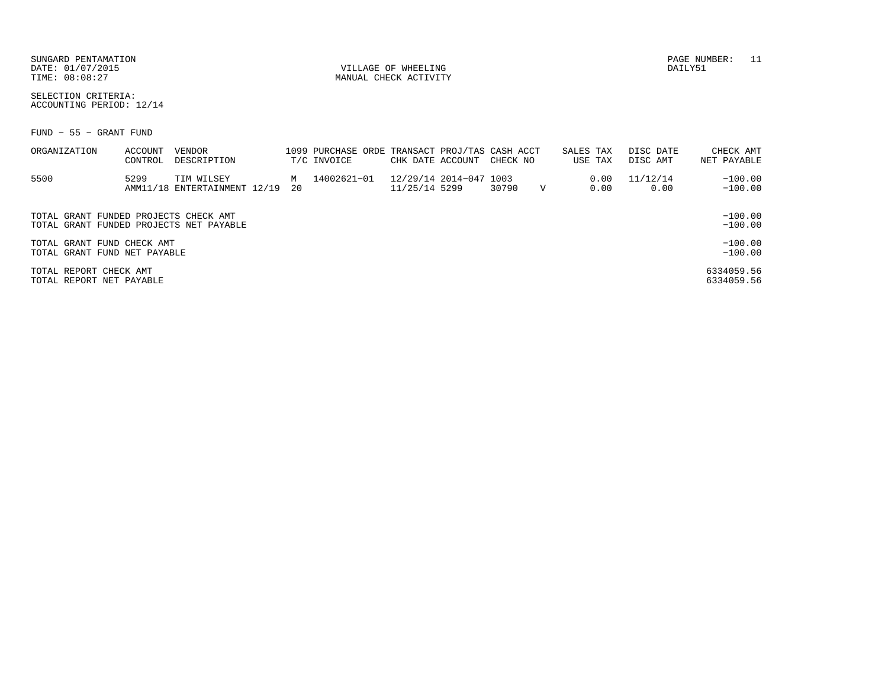SUNGARD PENTAMATION
DATE: 01/07/2015
TIME: 08:08:27

VILLAGE OF WHEELING
MANUAL CHECK ACTIVITY

DAILY51

SELECTION CRITERIA:
ACCOUNTING PERIOD: 12/14

FUND - 55 - GRANT FUND

| ORGANIZATION | ACCOUNT CONTROL | VENDOR DESCRIPTION | 1099 T/C | PURCHASE ORDE INVOICE | TRANSACT CHK DATE | PROJ/TAS ACCOUNT | CASH ACCT CHECK NO | | SALES TAX USE TAX | DISC DATE DISC AMT | CHECK AMT NET PAYABLE |
|---|---|---|---|---|---|---|---|---|---|---|---|
| 5500 | 5299 | TIM WILSEY | M | 14002621-01 | 12/29/14 | 2014-047 | 1003 | | 0.00 | 11/12/14 | -100.00 |
| | AMM11/18 | ENTERTAINMENT 12/19 | 20 | | 11/25/14 | 5299 | 30790 | V | 0.00 | 0.00 | -100.00 |

| | |
|---|---|
| TOTAL GRANT FUNDED PROJECTS CHECK AMT | -100.00 |
| TOTAL GRANT FUNDED PROJECTS NET PAYABLE | -100.00 |
| TOTAL GRANT FUND CHECK AMT | -100.00 |
| TOTAL GRANT FUND NET PAYABLE | -100.00 |
| TOTAL REPORT CHECK AMT | 6334059.56 |
| TOTAL REPORT NET PAYABLE | 6334059.56 |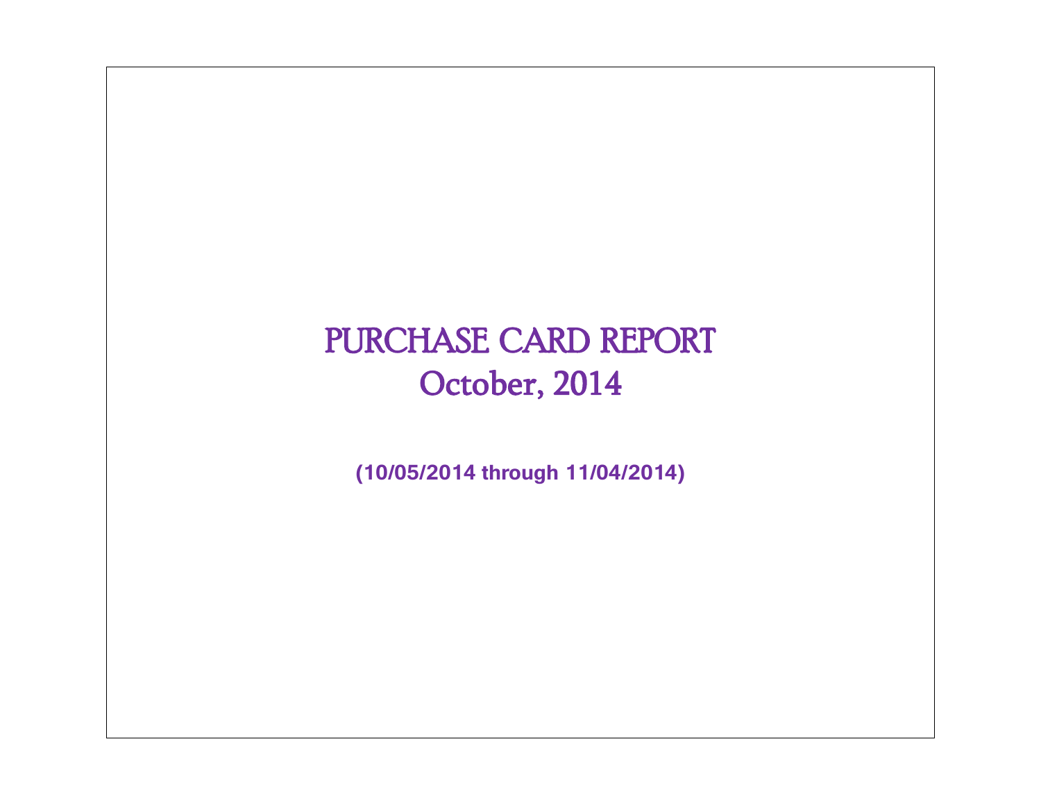# PURCHASE CARD REPORT

## October, 2014

**(10/05/2014 through 11/04/2014)**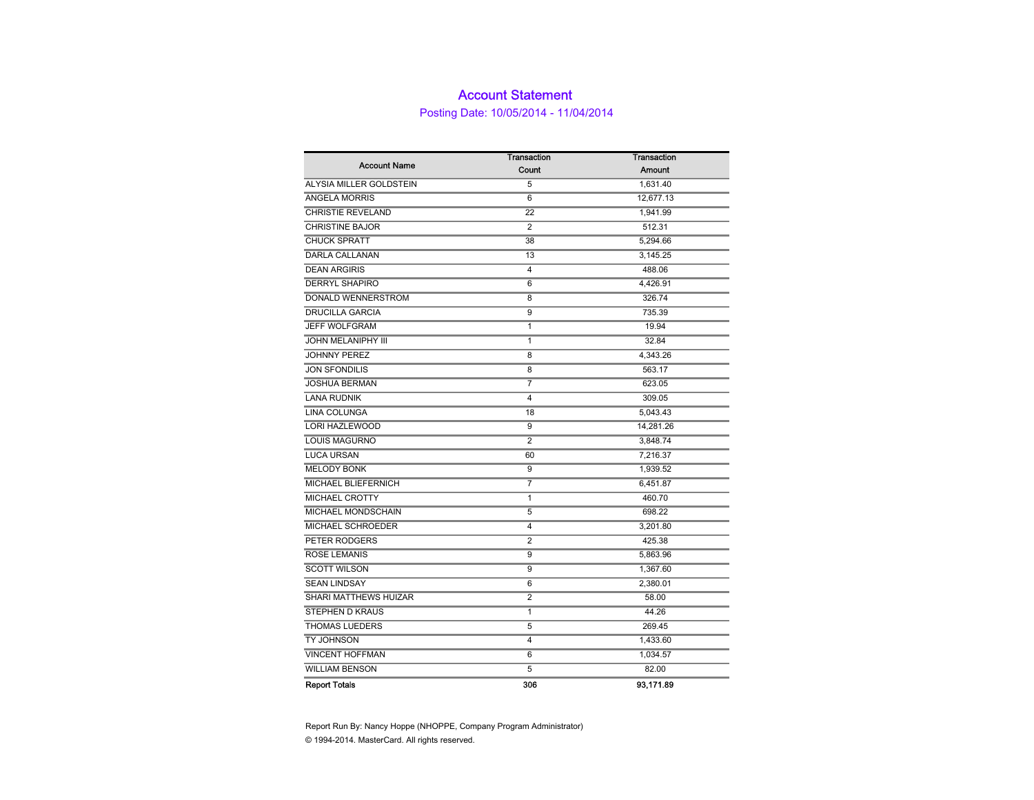# Account Statement

Posting Date: 10/05/2014 - 11/04/2014

| Account Name | Transaction Count | Transaction Amount |
|---|---|---|
| ALYSIA MILLER GOLDSTEIN | 5 | 1,631.40 |
| ANGELA MORRIS | 6 | 12,677.13 |
| CHRISTIE REVELAND | 22 | 1,941.99 |
| CHRISTINE BAJOR | 2 | 512.31 |
| CHUCK SPRATT | 38 | 5,294.66 |
| DARLA CALLANAN | 13 | 3,145.25 |
| DEAN ARGIRIS | 4 | 488.06 |
| DERRYL SHAPIRO | 6 | 4,426.91 |
| DONALD WENNERSTROM | 8 | 326.74 |
| DRUCILLA GARCIA | 9 | 735.39 |
| JEFF WOLFGRAM | 1 | 19.94 |
| JOHN MELANIPHY III | 1 | 32.84 |
| JOHNNY PEREZ | 8 | 4,343.26 |
| JON SFONDILIS | 8 | 563.17 |
| JOSHUA BERMAN | 7 | 623.05 |
| LANA RUDNIK | 4 | 309.05 |
| LINA COLUNGA | 18 | 5,043.43 |
| LORI HAZLEWOOD | 9 | 14,281.26 |
| LOUIS MAGURNO | 2 | 3,848.74 |
| LUCA URSAN | 60 | 7,216.37 |
| MELODY BONK | 9 | 1,939.52 |
| MICHAEL BLIEFERNICH | 7 | 6,451.87 |
| MICHAEL CROTTY | 1 | 460.70 |
| MICHAEL MONDSCHAIN | 5 | 698.22 |
| MICHAEL SCHROEDER | 4 | 3,201.80 |
| PETER RODGERS | 2 | 425.38 |
| ROSE LEMANIS | 9 | 5,863.96 |
| SCOTT WILSON | 9 | 1,367.60 |
| SEAN LINDSAY | 6 | 2,380.01 |
| SHARI MATTHEWS HUIZAR | 2 | 58.00 |
| STEPHEN D KRAUS | 1 | 44.26 |
| THOMAS LUEDERS | 5 | 269.45 |
| TY JOHNSON | 4 | 1,433.60 |
| VINCENT HOFFMAN | 6 | 1,034.57 |
| WILLIAM BENSON | 5 | 82.00 |
| **Report Totals** | **306** | **93,171.89** |

Report Run By: Nancy Hoppe (NHOPPE, Company Program Administrator)

© 1994-2014. MasterCard. All rights reserved.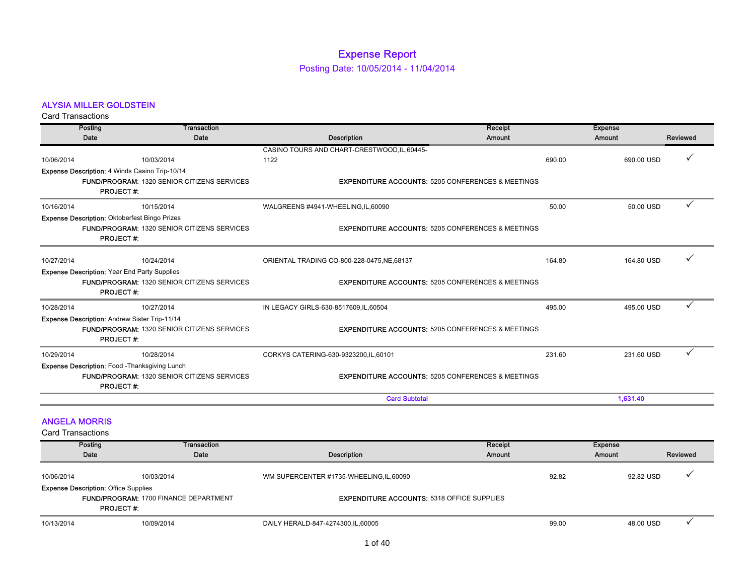# Expense Report

## Posting Date: 10/05/2014 - 11/04/2014

### ALYSIA MILLER GOLDSTEIN

Card Transactions

| Posting Date | Transaction Date | Description | Receipt Amount | Expense Amount | Reviewed |
|---|---|---|---|---|---|
| 10/06/2014 | 10/03/2014 | CASINO TOURS AND CHART-CRESTWOOD,IL,60445-1122 | 690.00 | 690.00 USD | ✓ |
| **Expense Description:** 4 Winds Casino Trip-10/14 | | | | | |
| **FUND/PROGRAM:** 1320 SENIOR CITIZENS SERVICES | | **EXPENDITURE ACCOUNTS:** 5205 CONFERENCES & MEETINGS | | | |
| **PROJECT #:** | | | | | |
| 10/16/2014 | 10/15/2014 | WALGREENS #4941-WHEELING,IL,60090 | 50.00 | 50.00 USD | ✓ |
| **Expense Description:** Oktoberfest Bingo Prizes | | | | | |
| **FUND/PROGRAM:** 1320 SENIOR CITIZENS SERVICES | | **EXPENDITURE ACCOUNTS:** 5205 CONFERENCES & MEETINGS | | | |
| **PROJECT #:** | | | | | |
| 10/27/2014 | 10/24/2014 | ORIENTAL TRADING CO-800-228-0475,NE,68137 | 164.80 | 164.80 USD | ✓ |
| **Expense Description:** Year End Party Supplies | | | | | |
| **FUND/PROGRAM:** 1320 SENIOR CITIZENS SERVICES | | **EXPENDITURE ACCOUNTS:** 5205 CONFERENCES & MEETINGS | | | |
| **PROJECT #:** | | | | | |
| 10/28/2014 | 10/27/2014 | IN LEGACY GIRLS-630-8517609,IL,60504 | 495.00 | 495.00 USD | ✓ |
| **Expense Description:** Andrew Sister Trip-11/14 | | | | | |
| **FUND/PROGRAM:** 1320 SENIOR CITIZENS SERVICES | | **EXPENDITURE ACCOUNTS:** 5205 CONFERENCES & MEETINGS | | | |
| **PROJECT #:** | | | | | |
| 10/29/2014 | 10/28/2014 | CORKYS CATERING-630-9323200,IL,60101 | 231.60 | 231.60 USD | ✓ |
| **Expense Description:** Food -Thanksgiving Lunch | | | | | |
| **FUND/PROGRAM:** 1320 SENIOR CITIZENS SERVICES | | **EXPENDITURE ACCOUNTS:** 5205 CONFERENCES & MEETINGS | | | |
| **PROJECT #:** | | | | | |
| | | **Card Subtotal** | | **1,631.40** | |

### ANGELA MORRIS

Card Transactions

| Posting Date | Transaction Date | Description | Receipt Amount | Expense Amount | Reviewed |
|---|---|---|---|---|---|
| 10/06/2014 | 10/03/2014 | WM SUPERCENTER #1735-WHEELING,IL,60090 | 92.82 | 92.82 USD | ✓ |
| **Expense Description:** Office Supplies | | | | | |
| **FUND/PROGRAM:** 1700 FINANCE DEPARTMENT | | **EXPENDITURE ACCOUNTS:** 5318 OFFICE SUPPLIES | | | |
| **PROJECT #:** | | | | | |
| 10/13/2014 | 10/09/2014 | DAILY HERALD-847-4274300,IL,60005 | 99.00 | 48.00 USD | ✓ |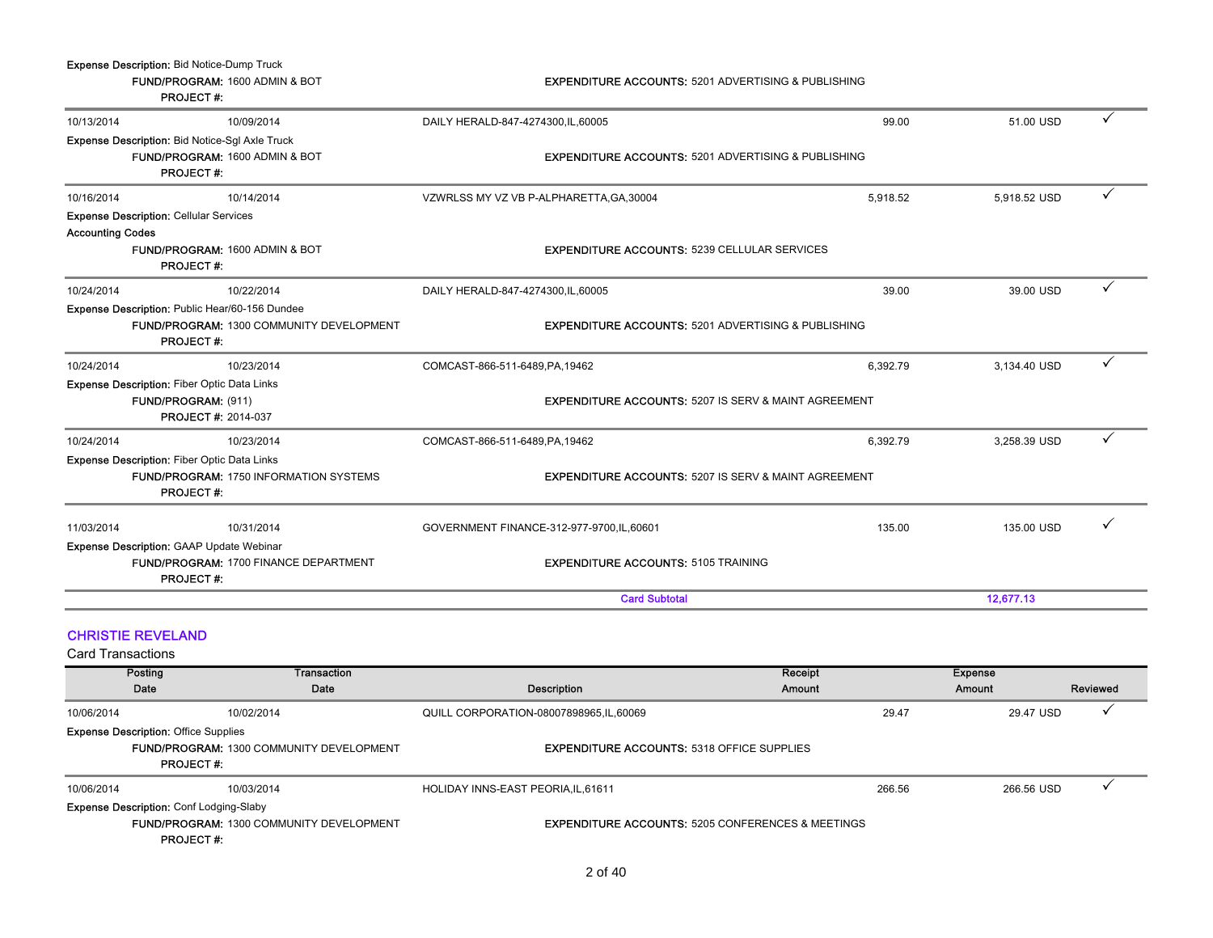Expense Description: Bid Notice-Dump Truck
FUND/PROGRAM: 1600 ADMIN & BOT — EXPENDITURE ACCOUNTS: 5201 ADVERTISING & PUBLISHING
PROJECT #:

| Posting Date | Transaction Date | Description | Receipt Amount | Expense Amount | Reviewed |
|---|---|---|---|---|---|
| 10/13/2014 | 10/09/2014 | DAILY HERALD-847-4274300,IL,60005 | 99.00 | 51.00 USD | ✓ |

Expense Description: Bid Notice-Sgl Axle Truck
FUND/PROGRAM: 1600 ADMIN & BOT — EXPENDITURE ACCOUNTS: 5201 ADVERTISING & PUBLISHING
PROJECT #:

| Posting Date | Transaction Date | Description | Receipt Amount | Expense Amount | Reviewed |
|---|---|---|---|---|---|
| 10/16/2014 | 10/14/2014 | VZWRLSS MY VZ VB P-ALPHARETTA,GA,30004 | 5,918.52 | 5,918.52 USD | ✓ |

Expense Description: Cellular Services
Accounting Codes
FUND/PROGRAM: 1600 ADMIN & BOT — EXPENDITURE ACCOUNTS: 5239 CELLULAR SERVICES
PROJECT #:

| Posting Date | Transaction Date | Description | Receipt Amount | Expense Amount | Reviewed |
|---|---|---|---|---|---|
| 10/24/2014 | 10/22/2014 | DAILY HERALD-847-4274300,IL,60005 | 39.00 | 39.00 USD | ✓ |

Expense Description: Public Hear/60-156 Dundee
FUND/PROGRAM: 1300 COMMUNITY DEVELOPMENT — EXPENDITURE ACCOUNTS: 5201 ADVERTISING & PUBLISHING
PROJECT #:

| Posting Date | Transaction Date | Description | Receipt Amount | Expense Amount | Reviewed |
|---|---|---|---|---|---|
| 10/24/2014 | 10/23/2014 | COMCAST-866-511-6489,PA,19462 | 6,392.79 | 3,134.40 USD | ✓ |

Expense Description: Fiber Optic Data Links
FUND/PROGRAM: (911) — EXPENDITURE ACCOUNTS: 5207 IS SERV & MAINT AGREEMENT
PROJECT #: 2014-037

| Posting Date | Transaction Date | Description | Receipt Amount | Expense Amount | Reviewed |
|---|---|---|---|---|---|
| 10/24/2014 | 10/23/2014 | COMCAST-866-511-6489,PA,19462 | 6,392.79 | 3,258.39 USD | ✓ |

Expense Description: Fiber Optic Data Links
FUND/PROGRAM: 1750 INFORMATION SYSTEMS — EXPENDITURE ACCOUNTS: 5207 IS SERV & MAINT AGREEMENT
PROJECT #:

| Posting Date | Transaction Date | Description | Receipt Amount | Expense Amount | Reviewed |
|---|---|---|---|---|---|
| 11/03/2014 | 10/31/2014 | GOVERNMENT FINANCE-312-977-9700,IL,60601 | 135.00 | 135.00 USD | ✓ |

Expense Description: GAAP Update Webinar
FUND/PROGRAM: 1700 FINANCE DEPARTMENT — EXPENDITURE ACCOUNTS: 5105 TRAINING
PROJECT #:

**Card Subtotal: 12,677.13**

## CHRISTIE REVELAND

Card Transactions

| Posting Date | Transaction Date | Description | Receipt Amount | Expense Amount | Reviewed |
|---|---|---|---|---|---|
| 10/06/2014 | 10/02/2014 | QUILL CORPORATION-08007898965,IL,60069 | 29.47 | 29.47 USD | ✓ |

Expense Description: Office Supplies
FUND/PROGRAM: 1300 COMMUNITY DEVELOPMENT — EXPENDITURE ACCOUNTS: 5318 OFFICE SUPPLIES
PROJECT #:

| Posting Date | Transaction Date | Description | Receipt Amount | Expense Amount | Reviewed |
|---|---|---|---|---|---|
| 10/06/2014 | 10/03/2014 | HOLIDAY INNS-EAST PEORIA,IL,61611 | 266.56 | 266.56 USD | ✓ |

Expense Description: Conf Lodging-Slaby
FUND/PROGRAM: 1300 COMMUNITY DEVELOPMENT — EXPENDITURE ACCOUNTS: 5205 CONFERENCES & MEETINGS
PROJECT #: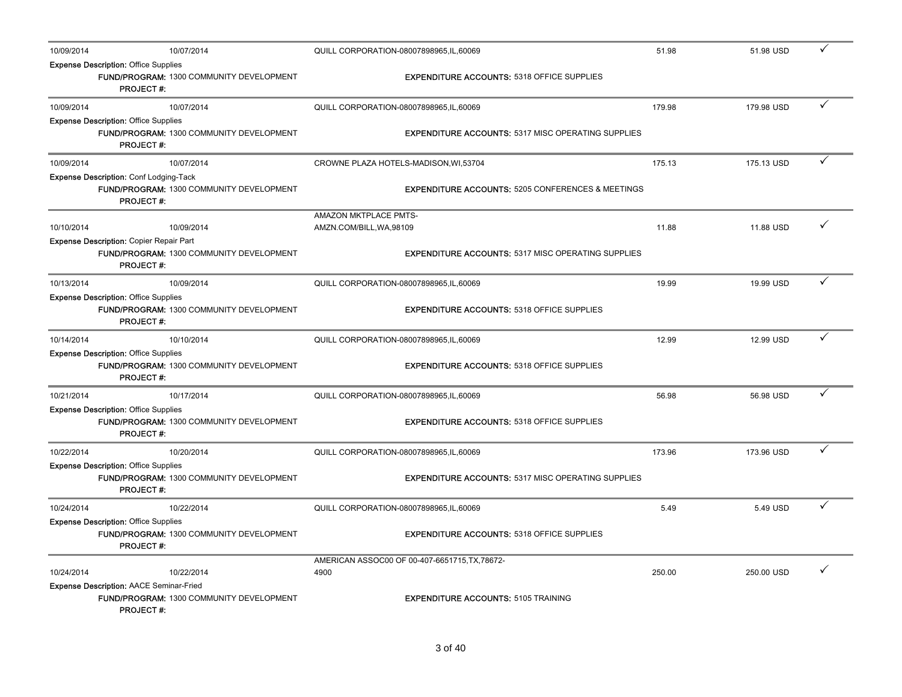| Posting Date | Transaction Date | Merchant | Amount | Amount (USD) | |
|---|---|---|---|---|---|
| 10/09/2014 | 10/07/2014 | QUILL CORPORATION-08007898965,IL,60069 | 51.98 | 51.98 USD | ✓ |
| **Expense Description:** Office Supplies | | | | | |
| **FUND/PROGRAM:** 1300 COMMUNITY DEVELOPMENT | | **EXPENDITURE ACCOUNTS:** 5318 OFFICE SUPPLIES | | | |
| **PROJECT #:** | | | | | |
| 10/09/2014 | 10/07/2014 | QUILL CORPORATION-08007898965,IL,60069 | 179.98 | 179.98 USD | ✓ |
| **Expense Description:** Office Supplies | | | | | |
| **FUND/PROGRAM:** 1300 COMMUNITY DEVELOPMENT | | **EXPENDITURE ACCOUNTS:** 5317 MISC OPERATING SUPPLIES | | | |
| **PROJECT #:** | | | | | |
| 10/09/2014 | 10/07/2014 | CROWNE PLAZA HOTELS-MADISON,WI,53704 | 175.13 | 175.13 USD | ✓ |
| **Expense Description:** Conf Lodging-Tack | | | | | |
| **FUND/PROGRAM:** 1300 COMMUNITY DEVELOPMENT | | **EXPENDITURE ACCOUNTS:** 5205 CONFERENCES & MEETINGS | | | |
| **PROJECT #:** | | | | | |
| 10/10/2014 | 10/09/2014 | AMAZON MKTPLACE PMTS-AMZN.COM/BILL,WA,98109 | 11.88 | 11.88 USD | ✓ |
| **Expense Description:** Copier Repair Part | | | | | |
| **FUND/PROGRAM:** 1300 COMMUNITY DEVELOPMENT | | **EXPENDITURE ACCOUNTS:** 5317 MISC OPERATING SUPPLIES | | | |
| **PROJECT #:** | | | | | |
| 10/13/2014 | 10/09/2014 | QUILL CORPORATION-08007898965,IL,60069 | 19.99 | 19.99 USD | ✓ |
| **Expense Description:** Office Supplies | | | | | |
| **FUND/PROGRAM:** 1300 COMMUNITY DEVELOPMENT | | **EXPENDITURE ACCOUNTS:** 5318 OFFICE SUPPLIES | | | |
| **PROJECT #:** | | | | | |
| 10/14/2014 | 10/10/2014 | QUILL CORPORATION-08007898965,IL,60069 | 12.99 | 12.99 USD | ✓ |
| **Expense Description:** Office Supplies | | | | | |
| **FUND/PROGRAM:** 1300 COMMUNITY DEVELOPMENT | | **EXPENDITURE ACCOUNTS:** 5318 OFFICE SUPPLIES | | | |
| **PROJECT #:** | | | | | |
| 10/21/2014 | 10/17/2014 | QUILL CORPORATION-08007898965,IL,60069 | 56.98 | 56.98 USD | ✓ |
| **Expense Description:** Office Supplies | | | | | |
| **FUND/PROGRAM:** 1300 COMMUNITY DEVELOPMENT | | **EXPENDITURE ACCOUNTS:** 5318 OFFICE SUPPLIES | | | |
| **PROJECT #:** | | | | | |
| 10/22/2014 | 10/20/2014 | QUILL CORPORATION-08007898965,IL,60069 | 173.96 | 173.96 USD | ✓ |
| **Expense Description:** Office Supplies | | | | | |
| **FUND/PROGRAM:** 1300 COMMUNITY DEVELOPMENT | | **EXPENDITURE ACCOUNTS:** 5317 MISC OPERATING SUPPLIES | | | |
| **PROJECT #:** | | | | | |
| 10/24/2014 | 10/22/2014 | QUILL CORPORATION-08007898965,IL,60069 | 5.49 | 5.49 USD | ✓ |
| **Expense Description:** Office Supplies | | | | | |
| **FUND/PROGRAM:** 1300 COMMUNITY DEVELOPMENT | | **EXPENDITURE ACCOUNTS:** 5318 OFFICE SUPPLIES | | | |
| **PROJECT #:** | | | | | |
| 10/24/2014 | 10/22/2014 | AMERICAN ASSOC00 OF 00-407-6651715,TX,78672-4900 | 250.00 | 250.00 USD | ✓ |
| **Expense Description:** AACE Seminar-Fried | | | | | |
| **FUND/PROGRAM:** 1300 COMMUNITY DEVELOPMENT | | **EXPENDITURE ACCOUNTS:** 5105 TRAINING | | | |
| **PROJECT #:** | | | | | |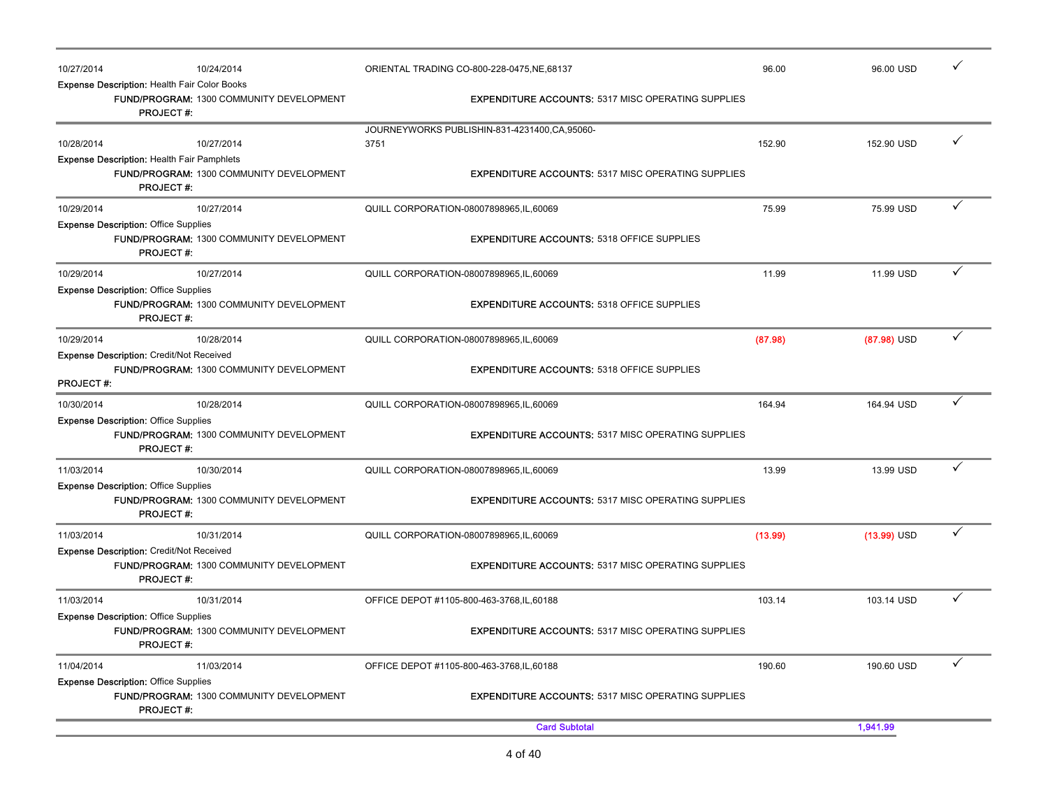| Posted Date | Transaction Date | Merchant | Amount | Billing Amount | |
|---|---|---|---|---|---|
| 10/27/2014 | 10/24/2014 | ORIENTAL TRADING CO-800-228-0475,NE,68137 | 96.00 | 96.00 USD | ✓ |

**Expense Description:** Health Fair Color Books
**FUND/PROGRAM:** 1300 COMMUNITY DEVELOPMENT — **EXPENDITURE ACCOUNTS:** 5317 MISC OPERATING SUPPLIES
**PROJECT #:**

| | | | | | |
|---|---|---|---|---|---|
| 10/28/2014 | 10/27/2014 | JOURNEYWORKS PUBLISHIN-831-4231400,CA,95060-3751 | 152.90 | 152.90 USD | ✓ |

**Expense Description:** Health Fair Pamphlets
**FUND/PROGRAM:** 1300 COMMUNITY DEVELOPMENT — **EXPENDITURE ACCOUNTS:** 5317 MISC OPERATING SUPPLIES
**PROJECT #:**

| | | | | | |
|---|---|---|---|---|---|
| 10/29/2014 | 10/27/2014 | QUILL CORPORATION-08007898965,IL,60069 | 75.99 | 75.99 USD | ✓ |

**Expense Description:** Office Supplies
**FUND/PROGRAM:** 1300 COMMUNITY DEVELOPMENT — **EXPENDITURE ACCOUNTS:** 5318 OFFICE SUPPLIES
**PROJECT #:**

| | | | | | |
|---|---|---|---|---|---|
| 10/29/2014 | 10/27/2014 | QUILL CORPORATION-08007898965,IL,60069 | 11.99 | 11.99 USD | ✓ |

**Expense Description:** Office Supplies
**FUND/PROGRAM:** 1300 COMMUNITY DEVELOPMENT — **EXPENDITURE ACCOUNTS:** 5318 OFFICE SUPPLIES
**PROJECT #:**

| | | | | | |
|---|---|---|---|---|---|
| 10/29/2014 | 10/28/2014 | QUILL CORPORATION-08007898965,IL,60069 | (87.98) | (87.98) USD | ✓ |

**Expense Description:** Credit/Not Received
**FUND/PROGRAM:** 1300 COMMUNITY DEVELOPMENT — **EXPENDITURE ACCOUNTS:** 5318 OFFICE SUPPLIES
**PROJECT #:**

| | | | | | |
|---|---|---|---|---|---|
| 10/30/2014 | 10/28/2014 | QUILL CORPORATION-08007898965,IL,60069 | 164.94 | 164.94 USD | ✓ |

**Expense Description:** Office Supplies
**FUND/PROGRAM:** 1300 COMMUNITY DEVELOPMENT — **EXPENDITURE ACCOUNTS:** 5317 MISC OPERATING SUPPLIES
**PROJECT #:**

| | | | | | |
|---|---|---|---|---|---|
| 11/03/2014 | 10/30/2014 | QUILL CORPORATION-08007898965,IL,60069 | 13.99 | 13.99 USD | ✓ |

**Expense Description:** Office Supplies
**FUND/PROGRAM:** 1300 COMMUNITY DEVELOPMENT — **EXPENDITURE ACCOUNTS:** 5317 MISC OPERATING SUPPLIES
**PROJECT #:**

| | | | | | |
|---|---|---|---|---|---|
| 11/03/2014 | 10/31/2014 | QUILL CORPORATION-08007898965,IL,60069 | (13.99) | (13.99) USD | ✓ |

**Expense Description:** Credit/Not Received
**FUND/PROGRAM:** 1300 COMMUNITY DEVELOPMENT — **EXPENDITURE ACCOUNTS:** 5317 MISC OPERATING SUPPLIES
**PROJECT #:**

| | | | | | |
|---|---|---|---|---|---|
| 11/03/2014 | 10/31/2014 | OFFICE DEPOT #1105-800-463-3768,IL,60188 | 103.14 | 103.14 USD | ✓ |

**Expense Description:** Office Supplies
**FUND/PROGRAM:** 1300 COMMUNITY DEVELOPMENT — **EXPENDITURE ACCOUNTS:** 5317 MISC OPERATING SUPPLIES
**PROJECT #:**

| | | | | | |
|---|---|---|---|---|---|
| 11/04/2014 | 11/03/2014 | OFFICE DEPOT #1105-800-463-3768,IL,60188 | 190.60 | 190.60 USD | ✓ |

**Expense Description:** Office Supplies
**FUND/PROGRAM:** 1300 COMMUNITY DEVELOPMENT — **EXPENDITURE ACCOUNTS:** 5317 MISC OPERATING SUPPLIES
**PROJECT #:**

**Card Subtotal** 1,941.99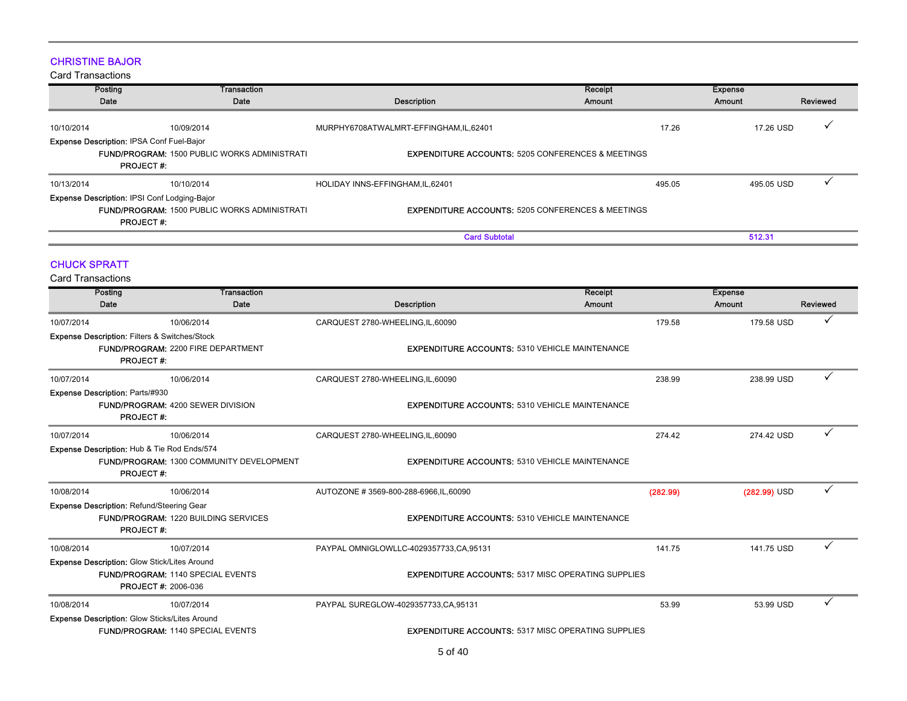## CHRISTINE BAJOR

Card Transactions

| Posting Date | Transaction Date | Description | Receipt Amount | Expense Amount | Reviewed |
|---|---|---|---|---|---|
| 10/10/2014 | 10/09/2014 | MURPHY6708ATWALMRT-EFFINGHAM,IL,62401 | 17.26 | 17.26 USD | ✓ |

Expense Description: IPSA Conf Fuel-Bajor
FUND/PROGRAM: 1500 PUBLIC WORKS ADMINISTRATI — EXPENDITURE ACCOUNTS: 5205 CONFERENCES & MEETINGS
PROJECT #:

| Posting Date | Transaction Date | Description | Receipt Amount | Expense Amount | Reviewed |
|---|---|---|---|---|---|
| 10/13/2014 | 10/10/2014 | HOLIDAY INNS-EFFINGHAM,IL,62401 | 495.05 | 495.05 USD | ✓ |

Expense Description: IPSI Conf Lodging-Bajor
FUND/PROGRAM: 1500 PUBLIC WORKS ADMINISTRATI — EXPENDITURE ACCOUNTS: 5205 CONFERENCES & MEETINGS
PROJECT #:

**Card Subtotal** 512.31

## CHUCK SPRATT

Card Transactions

| Posting Date | Transaction Date | Description | Receipt Amount | Expense Amount | Reviewed |
|---|---|---|---|---|---|
| 10/07/2014 | 10/06/2014 | CARQUEST 2780-WHEELING,IL,60090 | 179.58 | 179.58 USD | ✓ |

Expense Description: Filters & Switches/Stock
FUND/PROGRAM: 2200 FIRE DEPARTMENT — EXPENDITURE ACCOUNTS: 5310 VEHICLE MAINTENANCE
PROJECT #:

| Posting Date | Transaction Date | Description | Receipt Amount | Expense Amount | Reviewed |
|---|---|---|---|---|---|
| 10/07/2014 | 10/06/2014 | CARQUEST 2780-WHEELING,IL,60090 | 238.99 | 238.99 USD | ✓ |

Expense Description: Parts/#930
FUND/PROGRAM: 4200 SEWER DIVISION — EXPENDITURE ACCOUNTS: 5310 VEHICLE MAINTENANCE
PROJECT #:

| Posting Date | Transaction Date | Description | Receipt Amount | Expense Amount | Reviewed |
|---|---|---|---|---|---|
| 10/07/2014 | 10/06/2014 | CARQUEST 2780-WHEELING,IL,60090 | 274.42 | 274.42 USD | ✓ |

Expense Description: Hub & Tie Rod Ends/574
FUND/PROGRAM: 1300 COMMUNITY DEVELOPMENT — EXPENDITURE ACCOUNTS: 5310 VEHICLE MAINTENANCE
PROJECT #:

| Posting Date | Transaction Date | Description | Receipt Amount | Expense Amount | Reviewed |
|---|---|---|---|---|---|
| 10/08/2014 | 10/06/2014 | AUTOZONE # 3569-800-288-6966,IL,60090 | (282.99) | (282.99) USD | ✓ |

Expense Description: Refund/Steering Gear
FUND/PROGRAM: 1220 BUILDING SERVICES — EXPENDITURE ACCOUNTS: 5310 VEHICLE MAINTENANCE
PROJECT #:

| Posting Date | Transaction Date | Description | Receipt Amount | Expense Amount | Reviewed |
|---|---|---|---|---|---|
| 10/08/2014 | 10/07/2014 | PAYPAL OMNIGLOWLLC-4029357733,CA,95131 | 141.75 | 141.75 USD | ✓ |

Expense Description: Glow Stick/Lites Around
FUND/PROGRAM: 1140 SPECIAL EVENTS — EXPENDITURE ACCOUNTS: 5317 MISC OPERATING SUPPLIES
PROJECT #: 2006-036

| Posting Date | Transaction Date | Description | Receipt Amount | Expense Amount | Reviewed |
|---|---|---|---|---|---|
| 10/08/2014 | 10/07/2014 | PAYPAL SUREGLOW-4029357733,CA,95131 | 53.99 | 53.99 USD | ✓ |

Expense Description: Glow Sticks/Lites Around
FUND/PROGRAM: 1140 SPECIAL EVENTS — EXPENDITURE ACCOUNTS: 5317 MISC OPERATING SUPPLIES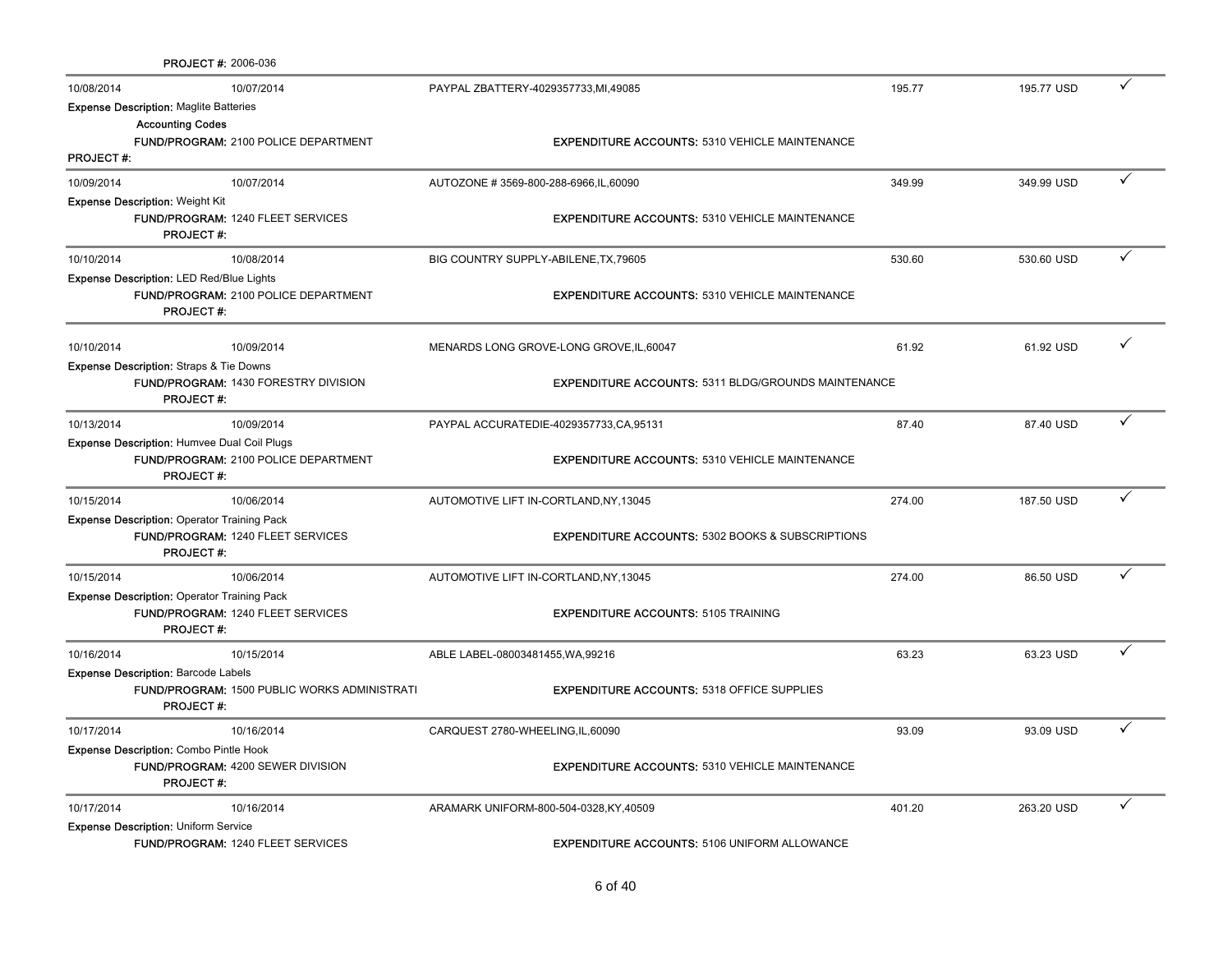**PROJECT #:** 2006-036

| Post Date | Trans Date | Merchant | Amount | Allocated | |
|---|---|---|---|---|---|
| 10/08/2014 | 10/07/2014 | PAYPAL ZBATTERY-4029357733,MI,49085 | 195.77 | 195.77 USD | ✓ |

**Expense Description:** Maglite Batteries
**Accounting Codes**
**FUND/PROGRAM:** 2100 POLICE DEPARTMENT — **EXPENDITURE ACCOUNTS:** 5310 VEHICLE MAINTENANCE
**PROJECT #:**

| Post Date | Trans Date | Merchant | Amount | Allocated | |
|---|---|---|---|---|---|
| 10/09/2014 | 10/07/2014 | AUTOZONE # 3569-800-288-6966,IL,60090 | 349.99 | 349.99 USD | ✓ |

**Expense Description:** Weight Kit
**FUND/PROGRAM:** 1240 FLEET SERVICES — **EXPENDITURE ACCOUNTS:** 5310 VEHICLE MAINTENANCE
**PROJECT #:**

| Post Date | Trans Date | Merchant | Amount | Allocated | |
|---|---|---|---|---|---|
| 10/10/2014 | 10/08/2014 | BIG COUNTRY SUPPLY-ABILENE,TX,79605 | 530.60 | 530.60 USD | ✓ |

**Expense Description:** LED Red/Blue Lights
**FUND/PROGRAM:** 2100 POLICE DEPARTMENT — **EXPENDITURE ACCOUNTS:** 5310 VEHICLE MAINTENANCE
**PROJECT #:**

| Post Date | Trans Date | Merchant | Amount | Allocated | |
|---|---|---|---|---|---|
| 10/10/2014 | 10/09/2014 | MENARDS LONG GROVE-LONG GROVE,IL,60047 | 61.92 | 61.92 USD | ✓ |

**Expense Description:** Straps & Tie Downs
**FUND/PROGRAM:** 1430 FORESTRY DIVISION — **EXPENDITURE ACCOUNTS:** 5311 BLDG/GROUNDS MAINTENANCE
**PROJECT #:**

| Post Date | Trans Date | Merchant | Amount | Allocated | |
|---|---|---|---|---|---|
| 10/13/2014 | 10/09/2014 | PAYPAL ACCURATEDIE-4029357733,CA,95131 | 87.40 | 87.40 USD | ✓ |

**Expense Description:** Humvee Dual Coil Plugs
**FUND/PROGRAM:** 2100 POLICE DEPARTMENT — **EXPENDITURE ACCOUNTS:** 5310 VEHICLE MAINTENANCE
**PROJECT #:**

| Post Date | Trans Date | Merchant | Amount | Allocated | |
|---|---|---|---|---|---|
| 10/15/2014 | 10/06/2014 | AUTOMOTIVE LIFT IN-CORTLAND,NY,13045 | 274.00 | 187.50 USD | ✓ |

**Expense Description:** Operator Training Pack
**FUND/PROGRAM:** 1240 FLEET SERVICES — **EXPENDITURE ACCOUNTS:** 5302 BOOKS & SUBSCRIPTIONS
**PROJECT #:**

| Post Date | Trans Date | Merchant | Amount | Allocated | |
|---|---|---|---|---|---|
| 10/15/2014 | 10/06/2014 | AUTOMOTIVE LIFT IN-CORTLAND,NY,13045 | 274.00 | 86.50 USD | ✓ |

**Expense Description:** Operator Training Pack
**FUND/PROGRAM:** 1240 FLEET SERVICES — **EXPENDITURE ACCOUNTS:** 5105 TRAINING
**PROJECT #:**

| Post Date | Trans Date | Merchant | Amount | Allocated | |
|---|---|---|---|---|---|
| 10/16/2014 | 10/15/2014 | ABLE LABEL-08003481455,WA,99216 | 63.23 | 63.23 USD | ✓ |

**Expense Description:** Barcode Labels
**FUND/PROGRAM:** 1500 PUBLIC WORKS ADMINISTRATI — **EXPENDITURE ACCOUNTS:** 5318 OFFICE SUPPLIES
**PROJECT #:**

| Post Date | Trans Date | Merchant | Amount | Allocated | |
|---|---|---|---|---|---|
| 10/17/2014 | 10/16/2014 | CARQUEST 2780-WHEELING,IL,60090 | 93.09 | 93.09 USD | ✓ |

**Expense Description:** Combo Pintle Hook
**FUND/PROGRAM:** 4200 SEWER DIVISION — **EXPENDITURE ACCOUNTS:** 5310 VEHICLE MAINTENANCE
**PROJECT #:**

| Post Date | Trans Date | Merchant | Amount | Allocated | |
|---|---|---|---|---|---|
| 10/17/2014 | 10/16/2014 | ARAMARK UNIFORM-800-504-0328,KY,40509 | 401.20 | 263.20 USD | ✓ |

**Expense Description:** Uniform Service
**FUND/PROGRAM:** 1240 FLEET SERVICES — **EXPENDITURE ACCOUNTS:** 5106 UNIFORM ALLOWANCE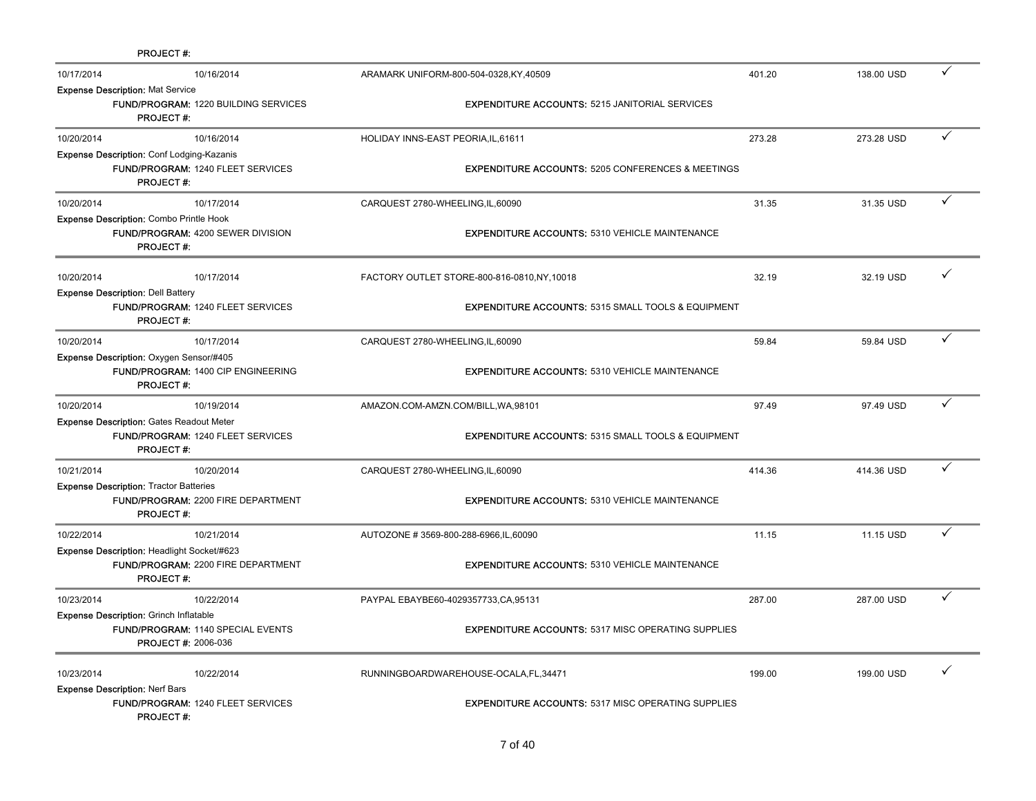PROJECT #:

| | | | | | |
|---|---|---|---|---|---|
| 10/17/2014 | 10/16/2014 | ARAMARK UNIFORM-800-504-0328,KY,40509 | 401.20 | 138.00 USD | ✓ |

**Expense Description:** Mat Service
**FUND/PROGRAM:** 1220 BUILDING SERVICES **EXPENDITURE ACCOUNTS:** 5215 JANITORIAL SERVICES
**PROJECT #:**

| | | | | | |
|---|---|---|---|---|---|
| 10/20/2014 | 10/16/2014 | HOLIDAY INNS-EAST PEORIA,IL,61611 | 273.28 | 273.28 USD | ✓ |

**Expense Description:** Conf Lodging-Kazanis
**FUND/PROGRAM:** 1240 FLEET SERVICES **EXPENDITURE ACCOUNTS:** 5205 CONFERENCES & MEETINGS
**PROJECT #:**

| | | | | | |
|---|---|---|---|---|---|
| 10/20/2014 | 10/17/2014 | CARQUEST 2780-WHEELING,IL,60090 | 31.35 | 31.35 USD | ✓ |

**Expense Description:** Combo Printle Hook
**FUND/PROGRAM:** 4200 SEWER DIVISION **EXPENDITURE ACCOUNTS:** 5310 VEHICLE MAINTENANCE
**PROJECT #:**

| | | | | | |
|---|---|---|---|---|---|
| 10/20/2014 | 10/17/2014 | FACTORY OUTLET STORE-800-816-0810,NY,10018 | 32.19 | 32.19 USD | ✓ |

**Expense Description:** Dell Battery
**FUND/PROGRAM:** 1240 FLEET SERVICES **EXPENDITURE ACCOUNTS:** 5315 SMALL TOOLS & EQUIPMENT
**PROJECT #:**

| | | | | | |
|---|---|---|---|---|---|
| 10/20/2014 | 10/17/2014 | CARQUEST 2780-WHEELING,IL,60090 | 59.84 | 59.84 USD | ✓ |

**Expense Description:** Oxygen Sensor/#405
**FUND/PROGRAM:** 1400 CIP ENGINEERING **EXPENDITURE ACCOUNTS:** 5310 VEHICLE MAINTENANCE
**PROJECT #:**

| | | | | | |
|---|---|---|---|---|---|
| 10/20/2014 | 10/19/2014 | AMAZON.COM-AMZN.COM/BILL,WA,98101 | 97.49 | 97.49 USD | ✓ |

**Expense Description:** Gates Readout Meter
**FUND/PROGRAM:** 1240 FLEET SERVICES **EXPENDITURE ACCOUNTS:** 5315 SMALL TOOLS & EQUIPMENT
**PROJECT #:**

| | | | | | |
|---|---|---|---|---|---|
| 10/21/2014 | 10/20/2014 | CARQUEST 2780-WHEELING,IL,60090 | 414.36 | 414.36 USD | ✓ |

**Expense Description:** Tractor Batteries
**FUND/PROGRAM:** 2200 FIRE DEPARTMENT **EXPENDITURE ACCOUNTS:** 5310 VEHICLE MAINTENANCE
**PROJECT #:**

| | | | | | |
|---|---|---|---|---|---|
| 10/22/2014 | 10/21/2014 | AUTOZONE # 3569-800-288-6966,IL,60090 | 11.15 | 11.15 USD | ✓ |

**Expense Description:** Headlight Socket/#623
**FUND/PROGRAM:** 2200 FIRE DEPARTMENT **EXPENDITURE ACCOUNTS:** 5310 VEHICLE MAINTENANCE
**PROJECT #:**

| | | | | | |
|---|---|---|---|---|---|
| 10/23/2014 | 10/22/2014 | PAYPAL EBAYBE60-4029357733,CA,95131 | 287.00 | 287.00 USD | ✓ |

**Expense Description:** Grinch Inflatable
**FUND/PROGRAM:** 1140 SPECIAL EVENTS **EXPENDITURE ACCOUNTS:** 5317 MISC OPERATING SUPPLIES
**PROJECT #:** 2006-036

| | | | | | |
|---|---|---|---|---|---|
| 10/23/2014 | 10/22/2014 | RUNNINGBOARDWAREHOUSE-OCALA,FL,34471 | 199.00 | 199.00 USD | ✓ |

**Expense Description:** Nerf Bars
**FUND/PROGRAM:** 1240 FLEET SERVICES **EXPENDITURE ACCOUNTS:** 5317 MISC OPERATING SUPPLIES
**PROJECT #:**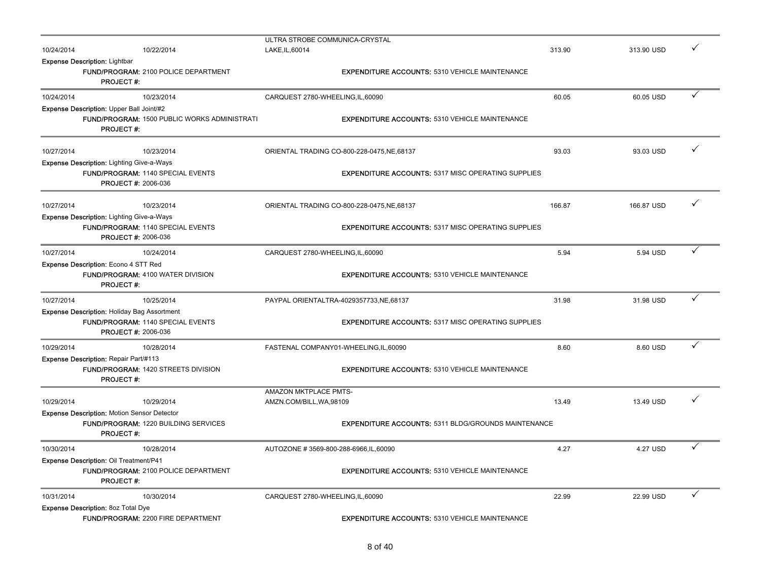| | | | | | |
|---|---|---|---|---|---|
| 10/24/2014 | 10/22/2014 | ULTRA STROBE COMMUNICA-CRYSTAL LAKE,IL,60014 | 313.90 | 313.90 USD | ✓ |

**Expense Description:** Lightbar
**FUND/PROGRAM:** 2100 POLICE DEPARTMENT **EXPENDITURE ACCOUNTS:** 5310 VEHICLE MAINTENANCE
**PROJECT #:**

| | | | | | |
|---|---|---|---|---|---|
| 10/24/2014 | 10/23/2014 | CARQUEST 2780-WHEELING,IL,60090 | 60.05 | 60.05 USD | ✓ |

**Expense Description:** Upper Ball Joint/#2
**FUND/PROGRAM:** 1500 PUBLIC WORKS ADMINISTRATI **EXPENDITURE ACCOUNTS:** 5310 VEHICLE MAINTENANCE
**PROJECT #:**

| | | | | | |
|---|---|---|---|---|---|
| 10/27/2014 | 10/23/2014 | ORIENTAL TRADING CO-800-228-0475,NE,68137 | 93.03 | 93.03 USD | ✓ |

**Expense Description:** Lighting Give-a-Ways
**FUND/PROGRAM:** 1140 SPECIAL EVENTS **EXPENDITURE ACCOUNTS:** 5317 MISC OPERATING SUPPLIES
**PROJECT #:** 2006-036

| | | | | | |
|---|---|---|---|---|---|
| 10/27/2014 | 10/23/2014 | ORIENTAL TRADING CO-800-228-0475,NE,68137 | 166.87 | 166.87 USD | ✓ |

**Expense Description:** Lighting Give-a-Ways
**FUND/PROGRAM:** 1140 SPECIAL EVENTS **EXPENDITURE ACCOUNTS:** 5317 MISC OPERATING SUPPLIES
**PROJECT #:** 2006-036

| | | | | | |
|---|---|---|---|---|---|
| 10/27/2014 | 10/24/2014 | CARQUEST 2780-WHEELING,IL,60090 | 5.94 | 5.94 USD | ✓ |

**Expense Description:** Econo 4 STT Red
**FUND/PROGRAM:** 4100 WATER DIVISION **EXPENDITURE ACCOUNTS:** 5310 VEHICLE MAINTENANCE
**PROJECT #:**

| | | | | | |
|---|---|---|---|---|---|
| 10/27/2014 | 10/25/2014 | PAYPAL ORIENTALTRA-4029357733,NE,68137 | 31.98 | 31.98 USD | ✓ |

**Expense Description:** Holiday Bag Assortment
**FUND/PROGRAM:** 1140 SPECIAL EVENTS **EXPENDITURE ACCOUNTS:** 5317 MISC OPERATING SUPPLIES
**PROJECT #:** 2006-036

| | | | | | |
|---|---|---|---|---|---|
| 10/29/2014 | 10/28/2014 | FASTENAL COMPANY01-WHEELING,IL,60090 | 8.60 | 8.60 USD | ✓ |

**Expense Description:** Repair Part/#113
**FUND/PROGRAM:** 1420 STREETS DIVISION **EXPENDITURE ACCOUNTS:** 5310 VEHICLE MAINTENANCE
**PROJECT #:**

| | | | | | |
|---|---|---|---|---|---|
| 10/29/2014 | 10/29/2014 | AMAZON MKTPLACE PMTS-AMZN.COM/BILL,WA,98109 | 13.49 | 13.49 USD | ✓ |

**Expense Description:** Motion Sensor Detector
**FUND/PROGRAM:** 1220 BUILDING SERVICES **EXPENDITURE ACCOUNTS:** 5311 BLDG/GROUNDS MAINTENANCE
**PROJECT #:**

| | | | | | |
|---|---|---|---|---|---|
| 10/30/2014 | 10/28/2014 | AUTOZONE # 3569-800-288-6966,IL,60090 | 4.27 | 4.27 USD | ✓ |

**Expense Description:** Oil Treatment/P41
**FUND/PROGRAM:** 2100 POLICE DEPARTMENT **EXPENDITURE ACCOUNTS:** 5310 VEHICLE MAINTENANCE
**PROJECT #:**

| | | | | | |
|---|---|---|---|---|---|
| 10/31/2014 | 10/30/2014 | CARQUEST 2780-WHEELING,IL,60090 | 22.99 | 22.99 USD | ✓ |

**Expense Description:** 8oz Total Dye
**FUND/PROGRAM:** 2200 FIRE DEPARTMENT **EXPENDITURE ACCOUNTS:** 5310 VEHICLE MAINTENANCE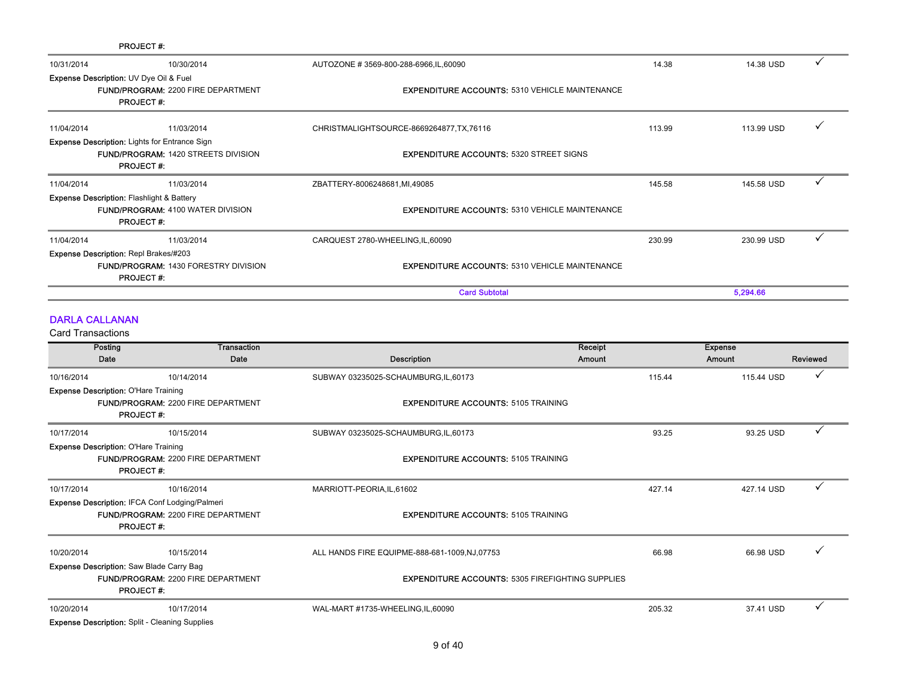PROJECT #:

| Posting Date | Transaction Date | Description | Receipt Amount | Expense Amount | Reviewed |
|---|---|---|---|---|---|
| 10/31/2014 | 10/30/2014 | AUTOZONE # 3569-800-288-6966,IL,60090 | 14.38 | 14.38 USD | ✓ |

Expense Description: UV Dye Oil & Fuel
FUND/PROGRAM: 2200 FIRE DEPARTMENT — EXPENDITURE ACCOUNTS: 5310 VEHICLE MAINTENANCE
PROJECT #:

| Posting Date | Transaction Date | Description | Receipt Amount | Expense Amount | Reviewed |
|---|---|---|---|---|---|
| 11/04/2014 | 11/03/2014 | CHRISTMALIGHTSOURCE-8669264877,TX,76116 | 113.99 | 113.99 USD | ✓ |

Expense Description: Lights for Entrance Sign
FUND/PROGRAM: 1420 STREETS DIVISION — EXPENDITURE ACCOUNTS: 5320 STREET SIGNS
PROJECT #:

| Posting Date | Transaction Date | Description | Receipt Amount | Expense Amount | Reviewed |
|---|---|---|---|---|---|
| 11/04/2014 | 11/03/2014 | ZBATTERY-8006248681,MI,49085 | 145.58 | 145.58 USD | ✓ |

Expense Description: Flashlight & Battery
FUND/PROGRAM: 4100 WATER DIVISION — EXPENDITURE ACCOUNTS: 5310 VEHICLE MAINTENANCE
PROJECT #:

| Posting Date | Transaction Date | Description | Receipt Amount | Expense Amount | Reviewed |
|---|---|---|---|---|---|
| 11/04/2014 | 11/03/2014 | CARQUEST 2780-WHEELING,IL,60090 | 230.99 | 230.99 USD | ✓ |

Expense Description: Repl Brakes/#203
FUND/PROGRAM: 1430 FORESTRY DIVISION — EXPENDITURE ACCOUNTS: 5310 VEHICLE MAINTENANCE
PROJECT #:

**Card Subtotal: 5,294.66**

## DARLA CALLANAN

Card Transactions

| Posting Date | Transaction Date | Description | Receipt Amount | Expense Amount | Reviewed |
|---|---|---|---|---|---|
| 10/16/2014 | 10/14/2014 | SUBWAY 03235025-SCHAUMBURG,IL,60173 | 115.44 | 115.44 USD | ✓ |

Expense Description: O'Hare Training
FUND/PROGRAM: 2200 FIRE DEPARTMENT — EXPENDITURE ACCOUNTS: 5105 TRAINING
PROJECT #:

| Posting Date | Transaction Date | Description | Receipt Amount | Expense Amount | Reviewed |
|---|---|---|---|---|---|
| 10/17/2014 | 10/15/2014 | SUBWAY 03235025-SCHAUMBURG,IL,60173 | 93.25 | 93.25 USD | ✓ |

Expense Description: O'Hare Training
FUND/PROGRAM: 2200 FIRE DEPARTMENT — EXPENDITURE ACCOUNTS: 5105 TRAINING
PROJECT #:

| Posting Date | Transaction Date | Description | Receipt Amount | Expense Amount | Reviewed |
|---|---|---|---|---|---|
| 10/17/2014 | 10/16/2014 | MARRIOTT-PEORIA,IL,61602 | 427.14 | 427.14 USD | ✓ |

Expense Description: IFCA Conf Lodging/Palmeri
FUND/PROGRAM: 2200 FIRE DEPARTMENT — EXPENDITURE ACCOUNTS: 5105 TRAINING
PROJECT #:

| Posting Date | Transaction Date | Description | Receipt Amount | Expense Amount | Reviewed |
|---|---|---|---|---|---|
| 10/20/2014 | 10/15/2014 | ALL HANDS FIRE EQUIPME-888-681-1009,NJ,07753 | 66.98 | 66.98 USD | ✓ |

Expense Description: Saw Blade Carry Bag
FUND/PROGRAM: 2200 FIRE DEPARTMENT — EXPENDITURE ACCOUNTS: 5305 FIREFIGHTING SUPPLIES
PROJECT #:

| Posting Date | Transaction Date | Description | Receipt Amount | Expense Amount | Reviewed |
|---|---|---|---|---|---|
| 10/20/2014 | 10/17/2014 | WAL-MART #1735-WHEELING,IL,60090 | 205.32 | 37.41 USD | ✓ |

Expense Description: Split - Cleaning Supplies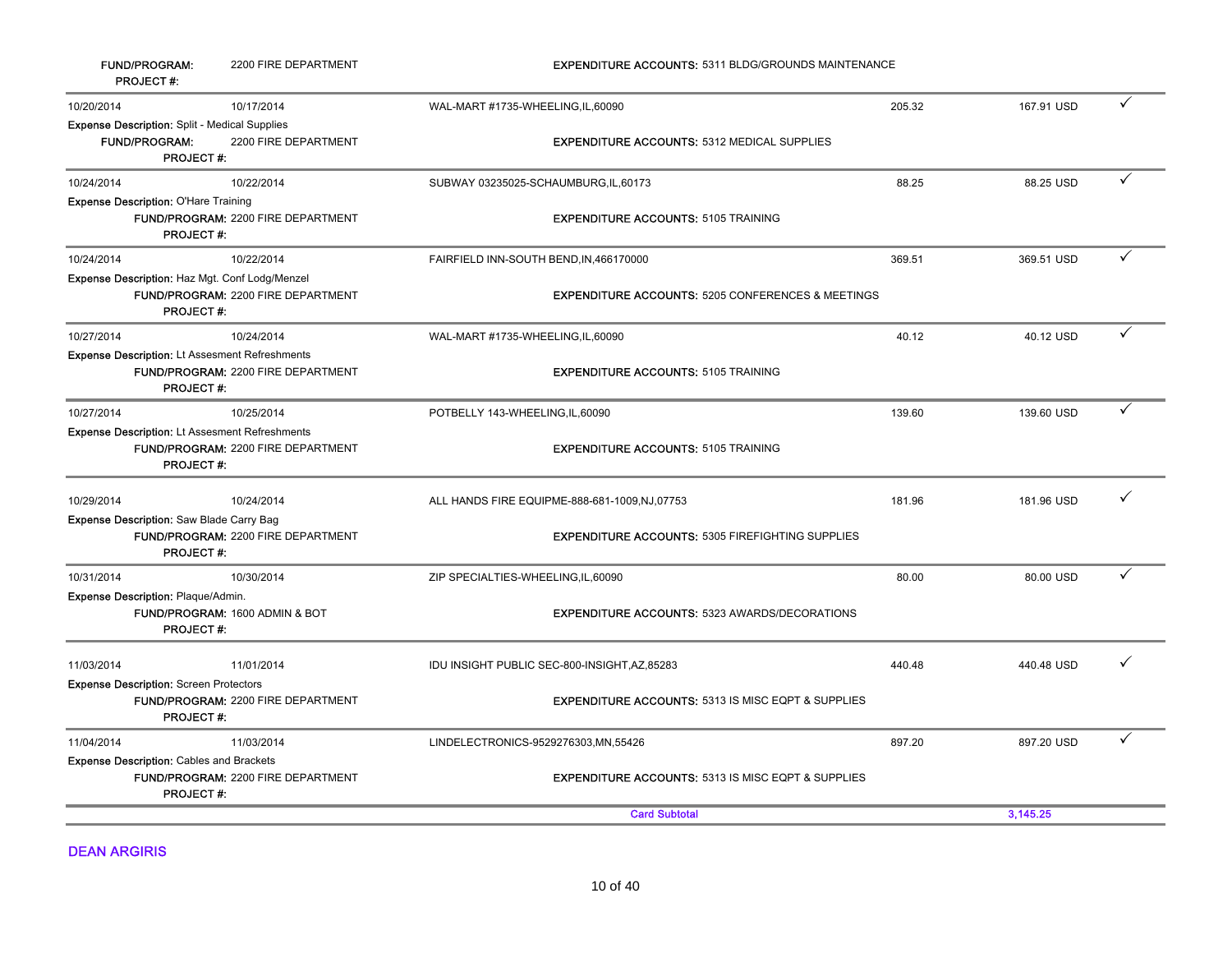FUND/PROGRAM: 2200 FIRE DEPARTMENT
PROJECT #:

EXPENDITURE ACCOUNTS: 5311 BLDG/GROUNDS MAINTENANCE

| Posting Date | Transaction Date | Merchant | Original Amount | Amount | |
|---|---|---|---|---|---|
| 10/20/2014 | 10/17/2014 | WAL-MART #1735-WHEELING,IL,60090 | 205.32 | 167.91 USD | ✓ |
| Expense Description: Split - Medical Supplies | FUND/PROGRAM: 2200 FIRE DEPARTMENT PROJECT #: | EXPENDITURE ACCOUNTS: 5312 MEDICAL SUPPLIES | | | |
| 10/24/2014 | 10/22/2014 | SUBWAY 03235025-SCHAUMBURG,IL,60173 | 88.25 | 88.25 USD | ✓ |
| Expense Description: O'Hare Training | FUND/PROGRAM: 2200 FIRE DEPARTMENT PROJECT #: | EXPENDITURE ACCOUNTS: 5105 TRAINING | | | |
| 10/24/2014 | 10/22/2014 | FAIRFIELD INN-SOUTH BEND,IN,466170000 | 369.51 | 369.51 USD | ✓ |
| Expense Description: Haz Mgt. Conf Lodg/Menzel | FUND/PROGRAM: 2200 FIRE DEPARTMENT PROJECT #: | EXPENDITURE ACCOUNTS: 5205 CONFERENCES & MEETINGS | | | |
| 10/27/2014 | 10/24/2014 | WAL-MART #1735-WHEELING,IL,60090 | 40.12 | 40.12 USD | ✓ |
| Expense Description: Lt Assesment Refreshments | FUND/PROGRAM: 2200 FIRE DEPARTMENT PROJECT #: | EXPENDITURE ACCOUNTS: 5105 TRAINING | | | |
| 10/27/2014 | 10/25/2014 | POTBELLY 143-WHEELING,IL,60090 | 139.60 | 139.60 USD | ✓ |
| Expense Description: Lt Assesment Refreshments | FUND/PROGRAM: 2200 FIRE DEPARTMENT PROJECT #: | EXPENDITURE ACCOUNTS: 5105 TRAINING | | | |
| 10/29/2014 | 10/24/2014 | ALL HANDS FIRE EQUIPME-888-681-1009,NJ,07753 | 181.96 | 181.96 USD | ✓ |
| Expense Description: Saw Blade Carry Bag | FUND/PROGRAM: 2200 FIRE DEPARTMENT PROJECT #: | EXPENDITURE ACCOUNTS: 5305 FIREFIGHTING SUPPLIES | | | |
| 10/31/2014 | 10/30/2014 | ZIP SPECIALTIES-WHEELING,IL,60090 | 80.00 | 80.00 USD | ✓ |
| Expense Description: Plaque/Admin. | FUND/PROGRAM: 1600 ADMIN & BOT PROJECT #: | EXPENDITURE ACCOUNTS: 5323 AWARDS/DECORATIONS | | | |
| 11/03/2014 | 11/01/2014 | IDU INSIGHT PUBLIC SEC-800-INSIGHT,AZ,85283 | 440.48 | 440.48 USD | ✓ |
| Expense Description: Screen Protectors | FUND/PROGRAM: 2200 FIRE DEPARTMENT PROJECT #: | EXPENDITURE ACCOUNTS: 5313 IS MISC EQPT & SUPPLIES | | | |
| 11/04/2014 | 11/03/2014 | LINDELECTRONICS-9529276303,MN,55426 | 897.20 | 897.20 USD | ✓ |
| Expense Description: Cables and Brackets | FUND/PROGRAM: 2200 FIRE DEPARTMENT PROJECT #: | EXPENDITURE ACCOUNTS: 5313 IS MISC EQPT & SUPPLIES | | | |
| | | **Card Subtotal** | | **3,145.25** | |

**DEAN ARGIRIS**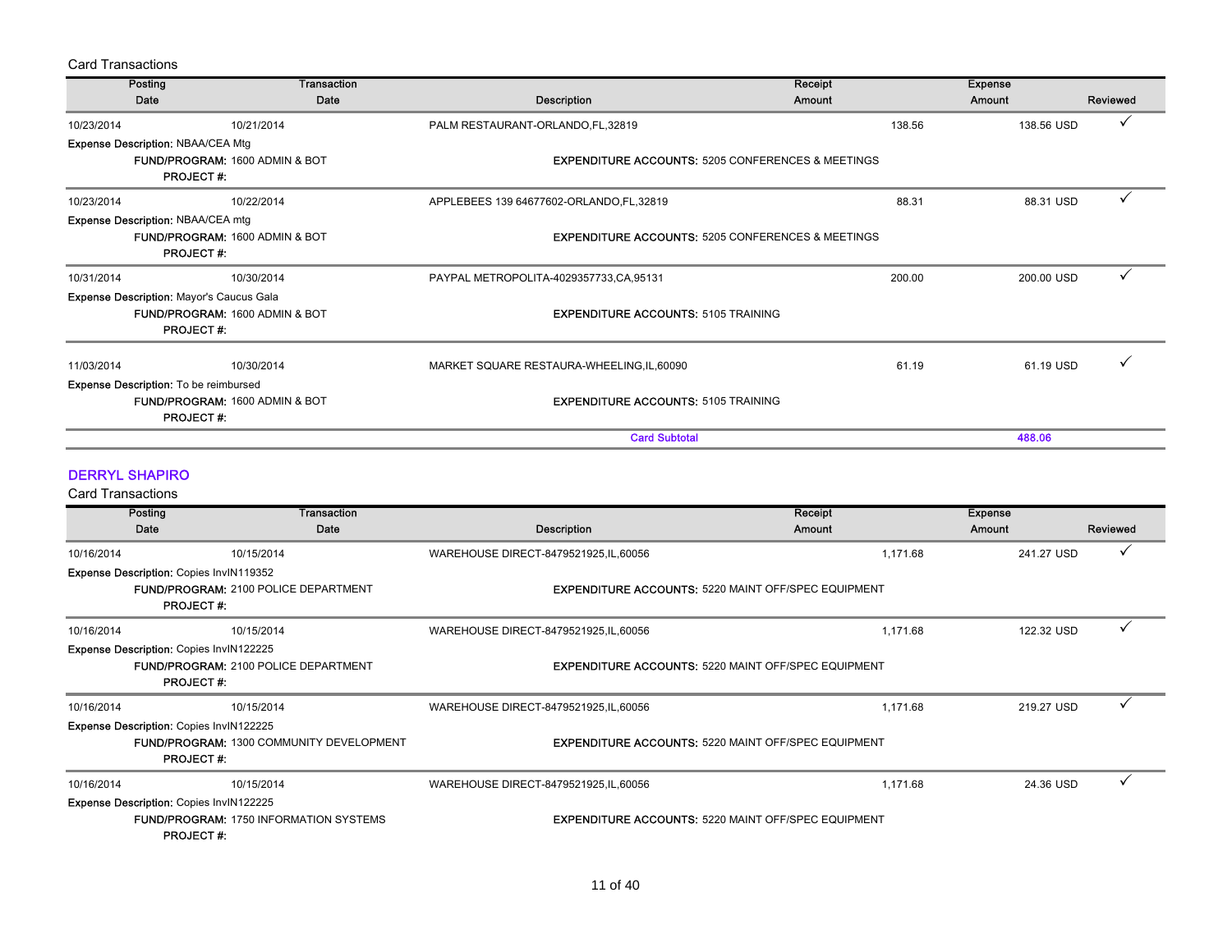Card Transactions

| Posting Date | Transaction Date | Description | Receipt Amount | Expense Amount | Reviewed |
|---|---|---|---|---|---|
| 10/23/2014 | 10/21/2014 | PALM RESTAURANT-ORLANDO,FL,32819 | 138.56 | 138.56 USD | ✓ |
| **Expense Description:** NBAA/CEA Mtg | | | | | |
| **FUND/PROGRAM:** 1600 ADMIN & BOT | | **EXPENDITURE ACCOUNTS:** 5205 CONFERENCES & MEETINGS | | | |
| **PROJECT #:** | | | | | |
| 10/23/2014 | 10/22/2014 | APPLEBEES 139 64677602-ORLANDO,FL,32819 | 88.31 | 88.31 USD | ✓ |
| **Expense Description:** NBAA/CEA mtg | | | | | |
| **FUND/PROGRAM:** 1600 ADMIN & BOT | | **EXPENDITURE ACCOUNTS:** 5205 CONFERENCES & MEETINGS | | | |
| **PROJECT #:** | | | | | |
| 10/31/2014 | 10/30/2014 | PAYPAL METROPOLITA-4029357733,CA,95131 | 200.00 | 200.00 USD | ✓ |
| **Expense Description:** Mayor's Caucus Gala | | | | | |
| **FUND/PROGRAM:** 1600 ADMIN & BOT | | **EXPENDITURE ACCOUNTS:** 5105 TRAINING | | | |
| **PROJECT #:** | | | | | |
| 11/03/2014 | 10/30/2014 | MARKET SQUARE RESTAURA-WHEELING,IL,60090 | 61.19 | 61.19 USD | ✓ |
| **Expense Description:** To be reimbursed | | | | | |
| **FUND/PROGRAM:** 1600 ADMIN & BOT | | **EXPENDITURE ACCOUNTS:** 5105 TRAINING | | | |
| **PROJECT #:** | | | | | |
| | | **Card Subtotal** | | **488.06** | |

## DERRYL SHAPIRO

Card Transactions

| Posting Date | Transaction Date | Description | Receipt Amount | Expense Amount | Reviewed |
|---|---|---|---|---|---|
| 10/16/2014 | 10/15/2014 | WAREHOUSE DIRECT-8479521925,IL,60056 | 1,171.68 | 241.27 USD | ✓ |
| **Expense Description:** Copies InvIN119352 | | | | | |
| **FUND/PROGRAM:** 2100 POLICE DEPARTMENT | | **EXPENDITURE ACCOUNTS:** 5220 MAINT OFF/SPEC EQUIPMENT | | | |
| **PROJECT #:** | | | | | |
| 10/16/2014 | 10/15/2014 | WAREHOUSE DIRECT-8479521925,IL,60056 | 1,171.68 | 122.32 USD | ✓ |
| **Expense Description:** Copies InvIN122225 | | | | | |
| **FUND/PROGRAM:** 2100 POLICE DEPARTMENT | | **EXPENDITURE ACCOUNTS:** 5220 MAINT OFF/SPEC EQUIPMENT | | | |
| **PROJECT #:** | | | | | |
| 10/16/2014 | 10/15/2014 | WAREHOUSE DIRECT-8479521925,IL,60056 | 1,171.68 | 219.27 USD | ✓ |
| **Expense Description:** Copies InvIN122225 | | | | | |
| **FUND/PROGRAM:** 1300 COMMUNITY DEVELOPMENT | | **EXPENDITURE ACCOUNTS:** 5220 MAINT OFF/SPEC EQUIPMENT | | | |
| **PROJECT #:** | | | | | |
| 10/16/2014 | 10/15/2014 | WAREHOUSE DIRECT-8479521925,IL,60056 | 1,171.68 | 24.36 USD | ✓ |
| **Expense Description:** Copies InvIN122225 | | | | | |
| **FUND/PROGRAM:** 1750 INFORMATION SYSTEMS | | **EXPENDITURE ACCOUNTS:** 5220 MAINT OFF/SPEC EQUIPMENT | | | |
| **PROJECT #:** | | | | | |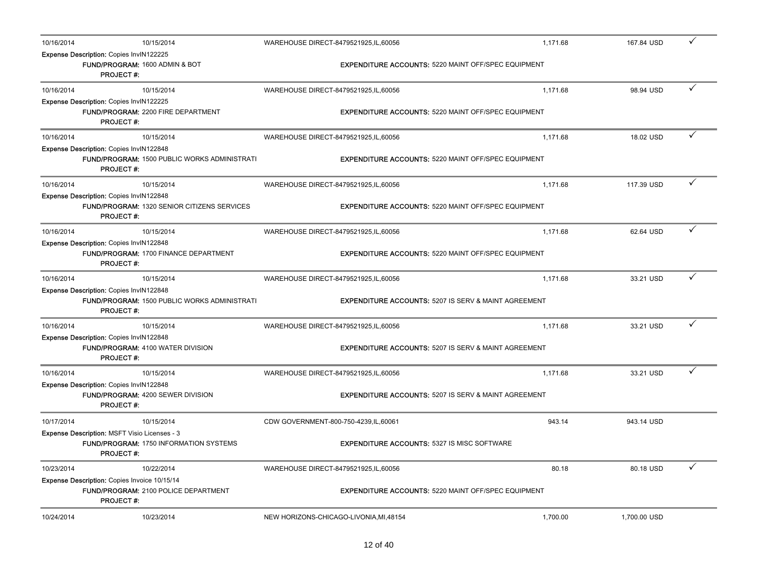| Posting Date | Transaction Date | Merchant | Transaction Amount | Amount | |
|---|---|---|---|---|---|
| 10/16/2014 | 10/15/2014 | WAREHOUSE DIRECT-8479521925,IL,60056 | 1,171.68 | 167.84 USD | ✓ |
| Expense Description: Copies InvIN122225 | | | | | |
| FUND/PROGRAM: 1600 ADMIN & BOT | | EXPENDITURE ACCOUNTS: 5220 MAINT OFF/SPEC EQUIPMENT | | | |
| PROJECT #: | | | | | |
| 10/16/2014 | 10/15/2014 | WAREHOUSE DIRECT-8479521925,IL,60056 | 1,171.68 | 98.94 USD | ✓ |
| Expense Description: Copies InvIN122225 | | | | | |
| FUND/PROGRAM: 2200 FIRE DEPARTMENT | | EXPENDITURE ACCOUNTS: 5220 MAINT OFF/SPEC EQUIPMENT | | | |
| PROJECT #: | | | | | |
| 10/16/2014 | 10/15/2014 | WAREHOUSE DIRECT-8479521925,IL,60056 | 1,171.68 | 18.02 USD | ✓ |
| Expense Description: Copies InvIN122848 | | | | | |
| FUND/PROGRAM: 1500 PUBLIC WORKS ADMINISTRATI | | EXPENDITURE ACCOUNTS: 5220 MAINT OFF/SPEC EQUIPMENT | | | |
| PROJECT #: | | | | | |
| 10/16/2014 | 10/15/2014 | WAREHOUSE DIRECT-8479521925,IL,60056 | 1,171.68 | 117.39 USD | ✓ |
| Expense Description: Copies InvIN122848 | | | | | |
| FUND/PROGRAM: 1320 SENIOR CITIZENS SERVICES | | EXPENDITURE ACCOUNTS: 5220 MAINT OFF/SPEC EQUIPMENT | | | |
| PROJECT #: | | | | | |
| 10/16/2014 | 10/15/2014 | WAREHOUSE DIRECT-8479521925,IL,60056 | 1,171.68 | 62.64 USD | ✓ |
| Expense Description: Copies InvIN122848 | | | | | |
| FUND/PROGRAM: 1700 FINANCE DEPARTMENT | | EXPENDITURE ACCOUNTS: 5220 MAINT OFF/SPEC EQUIPMENT | | | |
| PROJECT #: | | | | | |
| 10/16/2014 | 10/15/2014 | WAREHOUSE DIRECT-8479521925,IL,60056 | 1,171.68 | 33.21 USD | ✓ |
| Expense Description: Copies InvIN122848 | | | | | |
| FUND/PROGRAM: 1500 PUBLIC WORKS ADMINISTRATI | | EXPENDITURE ACCOUNTS: 5207 IS SERV & MAINT AGREEMENT | | | |
| PROJECT #: | | | | | |
| 10/16/2014 | 10/15/2014 | WAREHOUSE DIRECT-8479521925,IL,60056 | 1,171.68 | 33.21 USD | ✓ |
| Expense Description: Copies InvIN122848 | | | | | |
| FUND/PROGRAM: 4100 WATER DIVISION | | EXPENDITURE ACCOUNTS: 5207 IS SERV & MAINT AGREEMENT | | | |
| PROJECT #: | | | | | |
| 10/16/2014 | 10/15/2014 | WAREHOUSE DIRECT-8479521925,IL,60056 | 1,171.68 | 33.21 USD | ✓ |
| Expense Description: Copies InvIN122848 | | | | | |
| FUND/PROGRAM: 4200 SEWER DIVISION | | EXPENDITURE ACCOUNTS: 5207 IS SERV & MAINT AGREEMENT | | | |
| PROJECT #: | | | | | |
| 10/17/2014 | 10/15/2014 | CDW GOVERNMENT-800-750-4239,IL,60061 | 943.14 | 943.14 USD | |
| Expense Description: MSFT Visio Licenses - 3 | | | | | |
| FUND/PROGRAM: 1750 INFORMATION SYSTEMS | | EXPENDITURE ACCOUNTS: 5327 IS MISC SOFTWARE | | | |
| PROJECT #: | | | | | |
| 10/23/2014 | 10/22/2014 | WAREHOUSE DIRECT-8479521925,IL,60056 | 80.18 | 80.18 USD | ✓ |
| Expense Description: Copies Invoice 10/15/14 | | | | | |
| FUND/PROGRAM: 2100 POLICE DEPARTMENT | | EXPENDITURE ACCOUNTS: 5220 MAINT OFF/SPEC EQUIPMENT | | | |
| PROJECT #: | | | | | |
| 10/24/2014 | 10/23/2014 | NEW HORIZONS-CHICAGO-LIVONIA,MI,48154 | 1,700.00 | 1,700.00 USD | |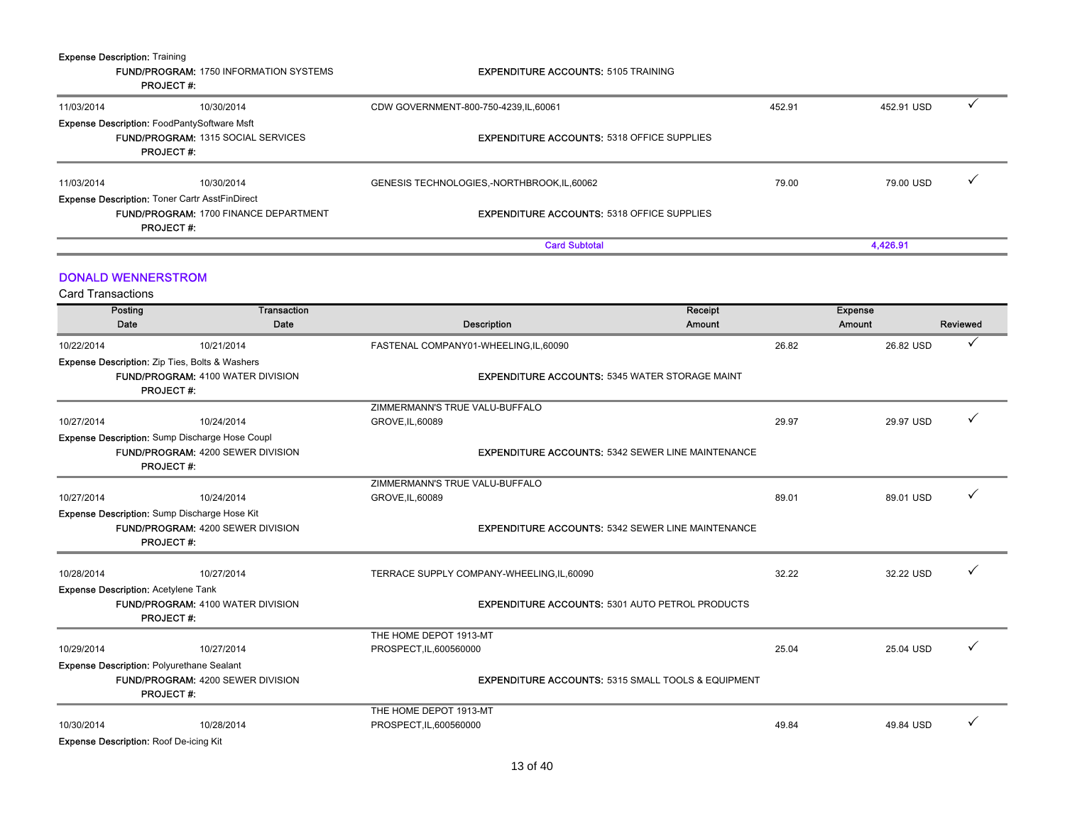**Expense Description:** Training

**FUND/PROGRAM:** 1750 INFORMATION SYSTEMS | **EXPENDITURE ACCOUNTS:** 5105 TRAINING

**PROJECT #:**

| Posting Date | Transaction Date | Description | Receipt Amount | Expense Amount | Reviewed |
|---|---|---|---|---|---|
| 11/03/2014 | 10/30/2014 | CDW GOVERNMENT-800-750-4239,IL,60061 | 452.91 | 452.91 USD | ✓ |

**Expense Description:** FoodPantySoftware Msft

**FUND/PROGRAM:** 1315 SOCIAL SERVICES | **EXPENDITURE ACCOUNTS:** 5318 OFFICE SUPPLIES

**PROJECT #:**

| Posting Date | Transaction Date | Description | Receipt Amount | Expense Amount | Reviewed |
|---|---|---|---|---|---|
| 11/03/2014 | 10/30/2014 | GENESIS TECHNOLOGIES,-NORTHBROOK,IL,60062 | 79.00 | 79.00 USD | ✓ |

**Expense Description:** Toner Cartr AsstFinDirect

**FUND/PROGRAM:** 1700 FINANCE DEPARTMENT | **EXPENDITURE ACCOUNTS:** 5318 OFFICE SUPPLIES

**PROJECT #:**

**Card Subtotal: 4,426.91**

## DONALD WENNERSTROM

Card Transactions

| Posting Date | Transaction Date | Description | Receipt Amount | Expense Amount | Reviewed |
|---|---|---|---|---|---|
| 10/22/2014 | 10/21/2014 | FASTENAL COMPANY01-WHEELING,IL,60090 | 26.82 | 26.82 USD | ✓ |

**Expense Description:** Zip Ties, Bolts & Washers

**FUND/PROGRAM:** 4100 WATER DIVISION | **EXPENDITURE ACCOUNTS:** 5345 WATER STORAGE MAINT

**PROJECT #:**

| Posting Date | Transaction Date | Description | Receipt Amount | Expense Amount | Reviewed |
|---|---|---|---|---|---|
| 10/27/2014 | 10/24/2014 | ZIMMERMANN'S TRUE VALU-BUFFALO GROVE,IL,60089 | 29.97 | 29.97 USD | ✓ |

**Expense Description:** Sump Discharge Hose Coupl

**FUND/PROGRAM:** 4200 SEWER DIVISION | **EXPENDITURE ACCOUNTS:** 5342 SEWER LINE MAINTENANCE

**PROJECT #:**

| Posting Date | Transaction Date | Description | Receipt Amount | Expense Amount | Reviewed |
|---|---|---|---|---|---|
| 10/27/2014 | 10/24/2014 | ZIMMERMANN'S TRUE VALU-BUFFALO GROVE,IL,60089 | 89.01 | 89.01 USD | ✓ |

**Expense Description:** Sump Discharge Hose Kit

**FUND/PROGRAM:** 4200 SEWER DIVISION | **EXPENDITURE ACCOUNTS:** 5342 SEWER LINE MAINTENANCE

**PROJECT #:**

| Posting Date | Transaction Date | Description | Receipt Amount | Expense Amount | Reviewed |
|---|---|---|---|---|---|
| 10/28/2014 | 10/27/2014 | TERRACE SUPPLY COMPANY-WHEELING,IL,60090 | 32.22 | 32.22 USD | ✓ |

**Expense Description:** Acetylene Tank

**FUND/PROGRAM:** 4100 WATER DIVISION | **EXPENDITURE ACCOUNTS:** 5301 AUTO PETROL PRODUCTS

**PROJECT #:**

| Posting Date | Transaction Date | Description | Receipt Amount | Expense Amount | Reviewed |
|---|---|---|---|---|---|
| 10/29/2014 | 10/27/2014 | THE HOME DEPOT 1913-MT PROSPECT,IL,600560000 | 25.04 | 25.04 USD | ✓ |

**Expense Description:** Polyurethane Sealant

**FUND/PROGRAM:** 4200 SEWER DIVISION | **EXPENDITURE ACCOUNTS:** 5315 SMALL TOOLS & EQUIPMENT

**PROJECT #:**

| Posting Date | Transaction Date | Description | Receipt Amount | Expense Amount | Reviewed |
|---|---|---|---|---|---|
| 10/30/2014 | 10/28/2014 | THE HOME DEPOT 1913-MT PROSPECT,IL,600560000 | 49.84 | 49.84 USD | ✓ |

**Expense Description:** Roof De-icing Kit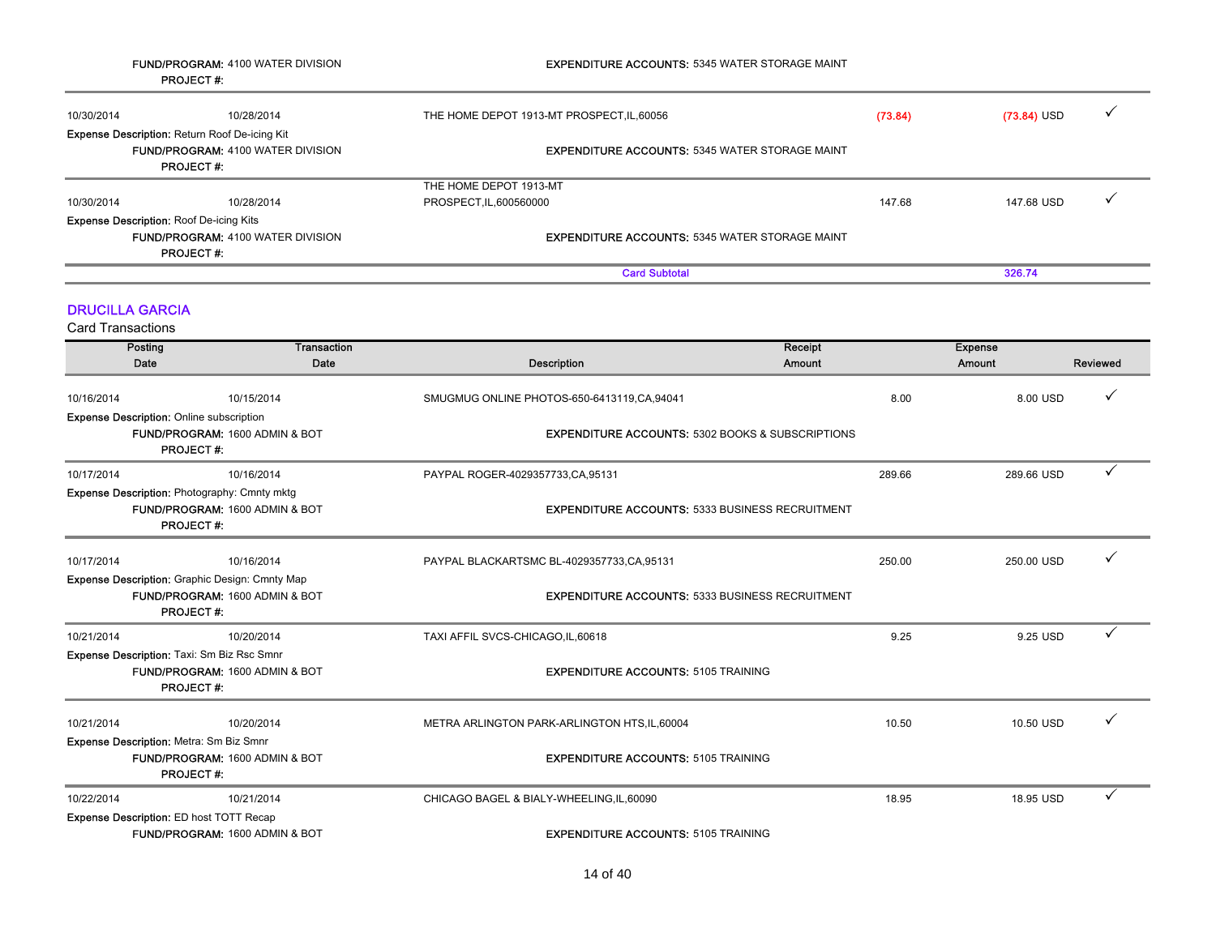**FUND/PROGRAM:** 4100 WATER DIVISION | **EXPENDITURE ACCOUNTS:** 5345 WATER STORAGE MAINT
**PROJECT #:**

| Posting Date | Transaction Date | Description | Receipt Amount | Expense Amount | Reviewed |
|---|---|---|---|---|---|
| 10/30/2014 | 10/28/2014 | THE HOME DEPOT 1913-MT PROSPECT,IL,60056 | (73.84) | (73.84) USD | ✓ |

**Expense Description:** Return Roof De-icing Kit
**FUND/PROGRAM:** 4100 WATER DIVISION | **EXPENDITURE ACCOUNTS:** 5345 WATER STORAGE MAINT
**PROJECT #:**

| Posting Date | Transaction Date | Description | Receipt Amount | Expense Amount | Reviewed |
|---|---|---|---|---|---|
| 10/30/2014 | 10/28/2014 | THE HOME DEPOT 1913-MT PROSPECT,IL,600560000 | 147.68 | 147.68 USD | ✓ |

**Expense Description:** Roof De-icing Kits
**FUND/PROGRAM:** 4100 WATER DIVISION | **EXPENDITURE ACCOUNTS:** 5345 WATER STORAGE MAINT
**PROJECT #:**

**Card Subtotal** 326.74

## DRUCILLA GARCIA

Card Transactions

| Posting Date | Transaction Date | Description | Receipt Amount | Expense Amount | Reviewed |
|---|---|---|---|---|---|
| 10/16/2014 | 10/15/2014 | SMUGMUG ONLINE PHOTOS-650-6413119,CA,94041 | 8.00 | 8.00 USD | ✓ |

**Expense Description:** Online subscription
**FUND/PROGRAM:** 1600 ADMIN & BOT | **EXPENDITURE ACCOUNTS:** 5302 BOOKS & SUBSCRIPTIONS
**PROJECT #:**

| Posting Date | Transaction Date | Description | Receipt Amount | Expense Amount | Reviewed |
|---|---|---|---|---|---|
| 10/17/2014 | 10/16/2014 | PAYPAL ROGER-4029357733,CA,95131 | 289.66 | 289.66 USD | ✓ |

**Expense Description:** Photography: Cmnty mktg
**FUND/PROGRAM:** 1600 ADMIN & BOT | **EXPENDITURE ACCOUNTS:** 5333 BUSINESS RECRUITMENT
**PROJECT #:**

| Posting Date | Transaction Date | Description | Receipt Amount | Expense Amount | Reviewed |
|---|---|---|---|---|---|
| 10/17/2014 | 10/16/2014 | PAYPAL BLACKARTSMC BL-4029357733,CA,95131 | 250.00 | 250.00 USD | ✓ |

**Expense Description:** Graphic Design: Cmnty Map
**FUND/PROGRAM:** 1600 ADMIN & BOT | **EXPENDITURE ACCOUNTS:** 5333 BUSINESS RECRUITMENT
**PROJECT #:**

| Posting Date | Transaction Date | Description | Receipt Amount | Expense Amount | Reviewed |
|---|---|---|---|---|---|
| 10/21/2014 | 10/20/2014 | TAXI AFFIL SVCS-CHICAGO,IL,60618 | 9.25 | 9.25 USD | ✓ |

**Expense Description:** Taxi: Sm Biz Rsc Smnr
**FUND/PROGRAM:** 1600 ADMIN & BOT | **EXPENDITURE ACCOUNTS:** 5105 TRAINING
**PROJECT #:**

| Posting Date | Transaction Date | Description | Receipt Amount | Expense Amount | Reviewed |
|---|---|---|---|---|---|
| 10/21/2014 | 10/20/2014 | METRA ARLINGTON PARK-ARLINGTON HTS,IL,60004 | 10.50 | 10.50 USD | ✓ |

**Expense Description:** Metra: Sm Biz Smnr
**FUND/PROGRAM:** 1600 ADMIN & BOT | **EXPENDITURE ACCOUNTS:** 5105 TRAINING
**PROJECT #:**

| Posting Date | Transaction Date | Description | Receipt Amount | Expense Amount | Reviewed |
|---|---|---|---|---|---|
| 10/22/2014 | 10/21/2014 | CHICAGO BAGEL & BIALY-WHEELING,IL,60090 | 18.95 | 18.95 USD | ✓ |

**Expense Description:** ED host TOTT Recap
**FUND/PROGRAM:** 1600 ADMIN & BOT | **EXPENDITURE ACCOUNTS:** 5105 TRAINING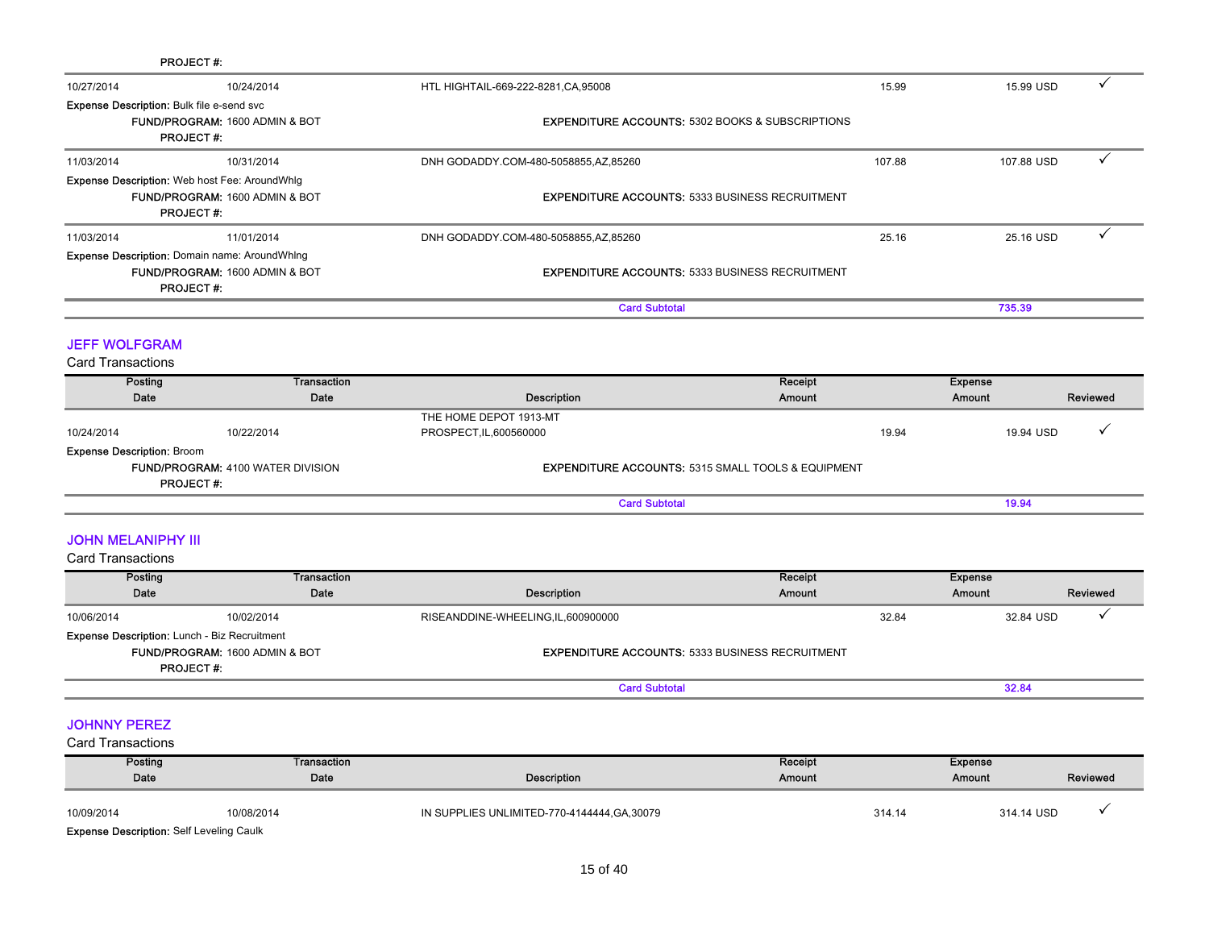PROJECT #:

| Posting Date | Transaction Date | Description | Receipt Amount | Expense Amount | Reviewed |
|---|---|---|---|---|---|
| 10/27/2014 | 10/24/2014 | HTL HIGHTAIL-669-222-8281,CA,95008 | 15.99 | 15.99 USD | ✓ |

**Expense Description:** Bulk file e-send svc
**FUND/PROGRAM:** 1600 ADMIN & BOT  **EXPENDITURE ACCOUNTS:** 5302 BOOKS & SUBSCRIPTIONS
**PROJECT #:**

| Posting Date | Transaction Date | Description | Receipt Amount | Expense Amount | Reviewed |
|---|---|---|---|---|---|
| 11/03/2014 | 10/31/2014 | DNH GODADDY.COM-480-5058855,AZ,85260 | 107.88 | 107.88 USD | ✓ |

**Expense Description:** Web host Fee: AroundWhlg
**FUND/PROGRAM:** 1600 ADMIN & BOT  **EXPENDITURE ACCOUNTS:** 5333 BUSINESS RECRUITMENT
**PROJECT #:**

| Posting Date | Transaction Date | Description | Receipt Amount | Expense Amount | Reviewed |
|---|---|---|---|---|---|
| 11/03/2014 | 11/01/2014 | DNH GODADDY.COM-480-5058855,AZ,85260 | 25.16 | 25.16 USD | ✓ |

**Expense Description:** Domain name: AroundWhlng
**FUND/PROGRAM:** 1600 ADMIN & BOT  **EXPENDITURE ACCOUNTS:** 5333 BUSINESS RECRUITMENT
**PROJECT #:**

**Card Subtotal** 735.39

## JEFF WOLFGRAM

Card Transactions

| Posting Date | Transaction Date | Description | Receipt Amount | Expense Amount | Reviewed |
|---|---|---|---|---|---|
| 10/24/2014 | 10/22/2014 | THE HOME DEPOT 1913-MT PROSPECT,IL,600560000 | 19.94 | 19.94 USD | ✓ |

**Expense Description:** Broom
**FUND/PROGRAM:** 4100 WATER DIVISION  **EXPENDITURE ACCOUNTS:** 5315 SMALL TOOLS & EQUIPMENT
**PROJECT #:**

**Card Subtotal** 19.94

## JOHN MELANIPHY III

Card Transactions

| Posting Date | Transaction Date | Description | Receipt Amount | Expense Amount | Reviewed |
|---|---|---|---|---|---|
| 10/06/2014 | 10/02/2014 | RISEANDDINE-WHEELING,IL,600900000 | 32.84 | 32.84 USD | ✓ |

**Expense Description:** Lunch - Biz Recruitment
**FUND/PROGRAM:** 1600 ADMIN & BOT  **EXPENDITURE ACCOUNTS:** 5333 BUSINESS RECRUITMENT
**PROJECT #:**

**Card Subtotal** 32.84

## JOHNNY PEREZ

Card Transactions

| Posting Date | Transaction Date | Description | Receipt Amount | Expense Amount | Reviewed |
|---|---|---|---|---|---|
| 10/09/2014 | 10/08/2014 | IN SUPPLIES UNLIMITED-770-4144444,GA,30079 | 314.14 | 314.14 USD | ✓ |

**Expense Description:** Self Leveling Caulk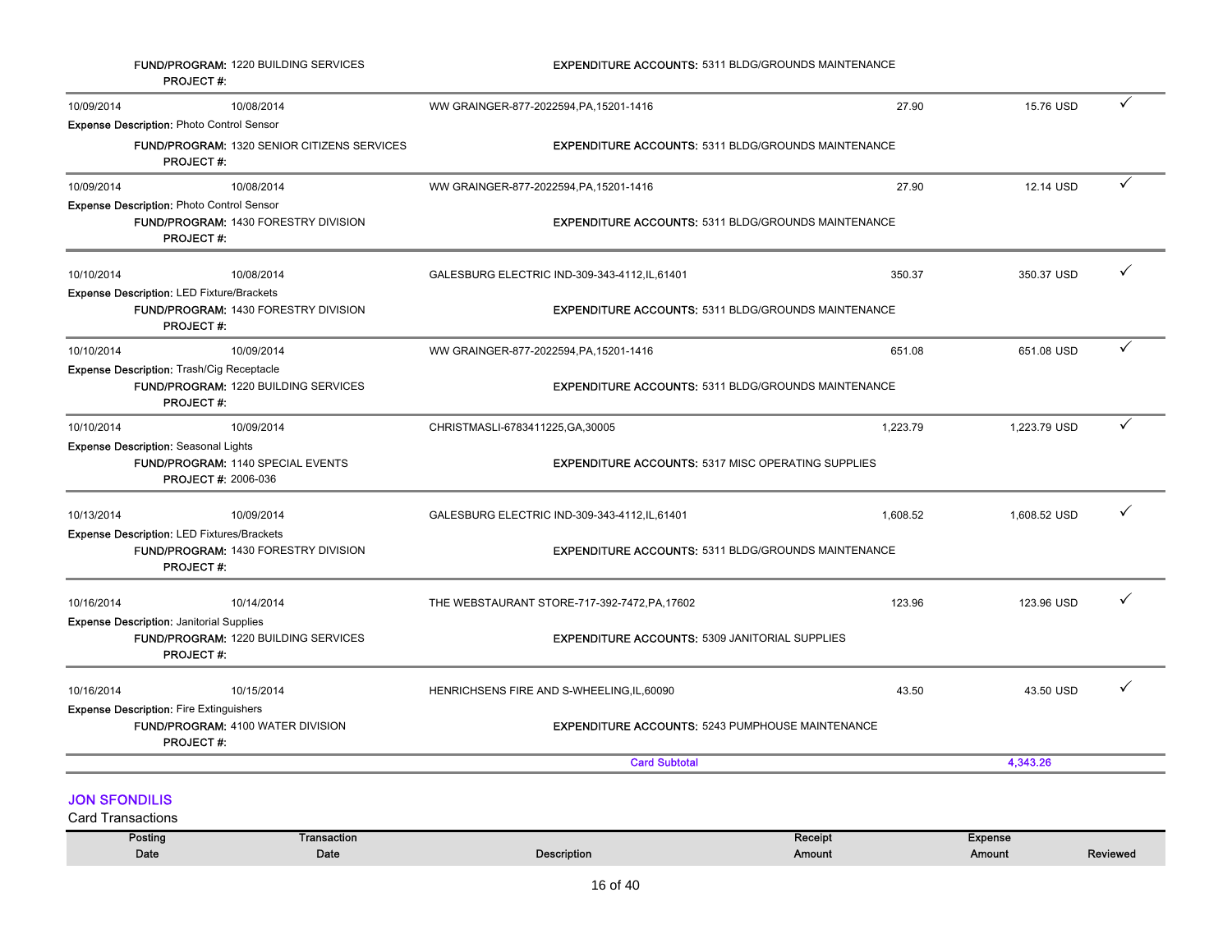**FUND/PROGRAM:** 1220 BUILDING SERVICES **EXPENDITURE ACCOUNTS:** 5311 BLDG/GROUNDS MAINTENANCE
**PROJECT #:**

| Posting Date | Transaction Date | Description | Receipt Amount | Expense Amount | Reviewed |
|---|---|---|---|---|---|
| 10/09/2014 | 10/08/2014 | WW GRAINGER-877-2022594,PA,15201-1416 | 27.90 | 15.76 USD | ✓ |

**Expense Description:** Photo Control Sensor
**FUND/PROGRAM:** 1320 SENIOR CITIZENS SERVICES **EXPENDITURE ACCOUNTS:** 5311 BLDG/GROUNDS MAINTENANCE
**PROJECT #:**

| Posting Date | Transaction Date | Description | Receipt Amount | Expense Amount | Reviewed |
|---|---|---|---|---|---|
| 10/09/2014 | 10/08/2014 | WW GRAINGER-877-2022594,PA,15201-1416 | 27.90 | 12.14 USD | ✓ |

**Expense Description:** Photo Control Sensor
**FUND/PROGRAM:** 1430 FORESTRY DIVISION **EXPENDITURE ACCOUNTS:** 5311 BLDG/GROUNDS MAINTENANCE
**PROJECT #:**

| Posting Date | Transaction Date | Description | Receipt Amount | Expense Amount | Reviewed |
|---|---|---|---|---|---|
| 10/10/2014 | 10/08/2014 | GALESBURG ELECTRIC IND-309-343-4112,IL,61401 | 350.37 | 350.37 USD | ✓ |

**Expense Description:** LED Fixture/Brackets
**FUND/PROGRAM:** 1430 FORESTRY DIVISION **EXPENDITURE ACCOUNTS:** 5311 BLDG/GROUNDS MAINTENANCE
**PROJECT #:**

| Posting Date | Transaction Date | Description | Receipt Amount | Expense Amount | Reviewed |
|---|---|---|---|---|---|
| 10/10/2014 | 10/09/2014 | WW GRAINGER-877-2022594,PA,15201-1416 | 651.08 | 651.08 USD | ✓ |

**Expense Description:** Trash/Cig Receptacle
**FUND/PROGRAM:** 1220 BUILDING SERVICES **EXPENDITURE ACCOUNTS:** 5311 BLDG/GROUNDS MAINTENANCE
**PROJECT #:**

| Posting Date | Transaction Date | Description | Receipt Amount | Expense Amount | Reviewed |
|---|---|---|---|---|---|
| 10/10/2014 | 10/09/2014 | CHRISTMASLI-6783411225,GA,30005 | 1,223.79 | 1,223.79 USD | ✓ |

**Expense Description:** Seasonal Lights
**FUND/PROGRAM:** 1140 SPECIAL EVENTS **EXPENDITURE ACCOUNTS:** 5317 MISC OPERATING SUPPLIES
**PROJECT #:** 2006-036

| Posting Date | Transaction Date | Description | Receipt Amount | Expense Amount | Reviewed |
|---|---|---|---|---|---|
| 10/13/2014 | 10/09/2014 | GALESBURG ELECTRIC IND-309-343-4112,IL,61401 | 1,608.52 | 1,608.52 USD | ✓ |

**Expense Description:** LED Fixtures/Brackets
**FUND/PROGRAM:** 1430 FORESTRY DIVISION **EXPENDITURE ACCOUNTS:** 5311 BLDG/GROUNDS MAINTENANCE
**PROJECT #:**

| Posting Date | Transaction Date | Description | Receipt Amount | Expense Amount | Reviewed |
|---|---|---|---|---|---|
| 10/16/2014 | 10/14/2014 | THE WEBSTAURANT STORE-717-392-7472,PA,17602 | 123.96 | 123.96 USD | ✓ |

**Expense Description:** Janitorial Supplies
**FUND/PROGRAM:** 1220 BUILDING SERVICES **EXPENDITURE ACCOUNTS:** 5309 JANITORIAL SUPPLIES
**PROJECT #:**

| Posting Date | Transaction Date | Description | Receipt Amount | Expense Amount | Reviewed |
|---|---|---|---|---|---|
| 10/16/2014 | 10/15/2014 | HENRICHSENS FIRE AND S-WHEELING,IL,60090 | 43.50 | 43.50 USD | ✓ |

**Expense Description:** Fire Extinguishers
**FUND/PROGRAM:** 4100 WATER DIVISION **EXPENDITURE ACCOUNTS:** 5243 PUMPHOUSE MAINTENANCE
**PROJECT #:**

**Card Subtotal** 4,343.26

## JON SFONDILIS

Card Transactions

| Posting Date | Transaction Date | Description | Receipt Amount | Expense Amount | Reviewed |
|---|---|---|---|---|---|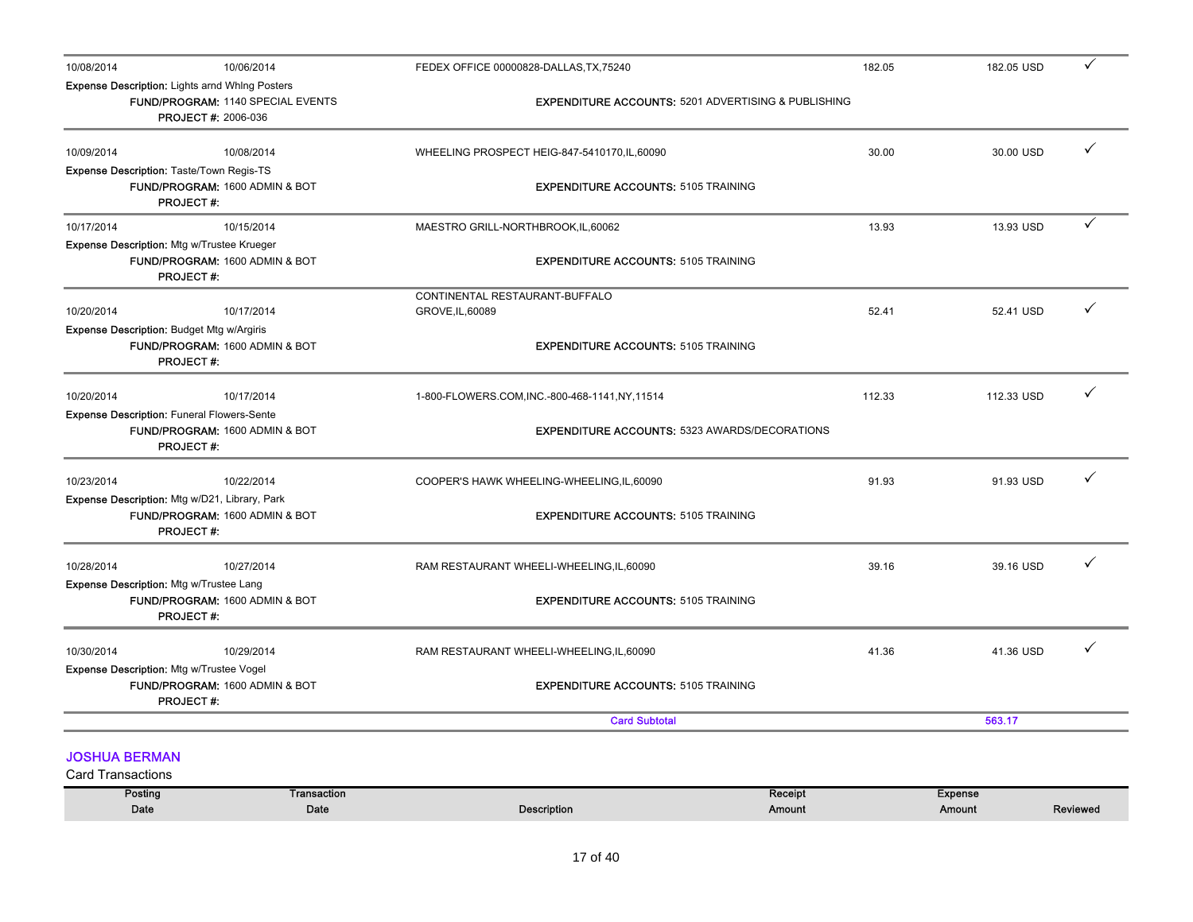| Posting Date | Transaction Date | Description | Receipt Amount | Expense Amount | Reviewed |
|---|---|---|---|---|---|
| 10/08/2014 | 10/06/2014 | FEDEX OFFICE 00000828-DALLAS,TX,75240 | 182.05 | 182.05 USD | ✓ |
| Expense Description: Lights arnd Whlng Posters | | | | | |
| FUND/PROGRAM: 1140 SPECIAL EVENTS | | EXPENDITURE ACCOUNTS: 5201 ADVERTISING & PUBLISHING | | | |
| PROJECT #: 2006-036 | | | | | |
| 10/09/2014 | 10/08/2014 | WHEELING PROSPECT HEIG-847-5410170,IL,60090 | 30.00 | 30.00 USD | ✓ |
| Expense Description: Taste/Town Regis-TS | | | | | |
| FUND/PROGRAM: 1600 ADMIN & BOT | | EXPENDITURE ACCOUNTS: 5105 TRAINING | | | |
| PROJECT #: | | | | | |
| 10/17/2014 | 10/15/2014 | MAESTRO GRILL-NORTHBROOK,IL,60062 | 13.93 | 13.93 USD | ✓ |
| Expense Description: Mtg w/Trustee Krueger | | | | | |
| FUND/PROGRAM: 1600 ADMIN & BOT | | EXPENDITURE ACCOUNTS: 5105 TRAINING | | | |
| PROJECT #: | | | | | |
| 10/20/2014 | 10/17/2014 | CONTINENTAL RESTAURANT-BUFFALO GROVE,IL,60089 | 52.41 | 52.41 USD | ✓ |
| Expense Description: Budget Mtg w/Argiris | | | | | |
| FUND/PROGRAM: 1600 ADMIN & BOT | | EXPENDITURE ACCOUNTS: 5105 TRAINING | | | |
| PROJECT #: | | | | | |
| 10/20/2014 | 10/17/2014 | 1-800-FLOWERS.COM,INC.-800-468-1141,NY,11514 | 112.33 | 112.33 USD | ✓ |
| Expense Description: Funeral Flowers-Sente | | | | | |
| FUND/PROGRAM: 1600 ADMIN & BOT | | EXPENDITURE ACCOUNTS: 5323 AWARDS/DECORATIONS | | | |
| PROJECT #: | | | | | |
| 10/23/2014 | 10/22/2014 | COOPER'S HAWK WHEELING-WHEELING,IL,60090 | 91.93 | 91.93 USD | ✓ |
| Expense Description: Mtg w/D21, Library, Park | | | | | |
| FUND/PROGRAM: 1600 ADMIN & BOT | | EXPENDITURE ACCOUNTS: 5105 TRAINING | | | |
| PROJECT #: | | | | | |
| 10/28/2014 | 10/27/2014 | RAM RESTAURANT WHEELI-WHEELING,IL,60090 | 39.16 | 39.16 USD | ✓ |
| Expense Description: Mtg w/Trustee Lang | | | | | |
| FUND/PROGRAM: 1600 ADMIN & BOT | | EXPENDITURE ACCOUNTS: 5105 TRAINING | | | |
| PROJECT #: | | | | | |
| 10/30/2014 | 10/29/2014 | RAM RESTAURANT WHEELI-WHEELING,IL,60090 | 41.36 | 41.36 USD | ✓ |
| Expense Description: Mtg w/Trustee Vogel | | | | | |
| FUND/PROGRAM: 1600 ADMIN & BOT | | EXPENDITURE ACCOUNTS: 5105 TRAINING | | | |
| PROJECT #: | | | | | |
| | | Card Subtotal | | 563.17 | |

## JOSHUA BERMAN

Card Transactions

| Posting Date | Transaction Date | Description | Receipt Amount | Expense Amount | Reviewed |
|---|---|---|---|---|---|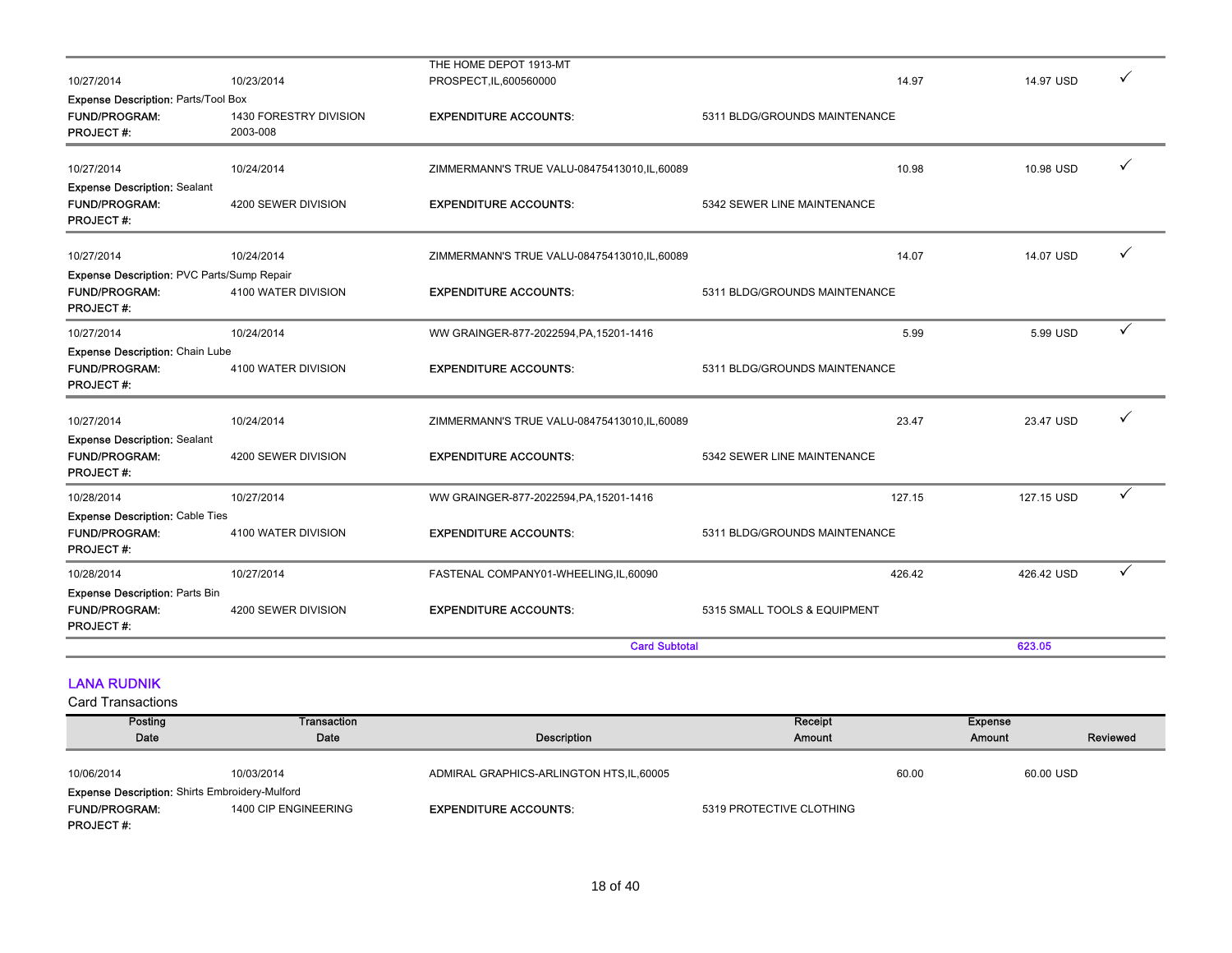| Posting Date | Transaction Date | Description | Receipt Amount | Expense Amount | Reviewed |
|---|---|---|---|---|---|
| 10/27/2014 | 10/23/2014 | THE HOME DEPOT 1913-MT PROSPECT,IL,600560000 | 14.97 | 14.97 USD | ✓ |
| Expense Description: Parts/Tool Box | | | | | |
| FUND/PROGRAM: | 1430 FORESTRY DIVISION | EXPENDITURE ACCOUNTS: | 5311 BLDG/GROUNDS MAINTENANCE | | |
| PROJECT #: | 2003-008 | | | | |
| 10/27/2014 | 10/24/2014 | ZIMMERMANN'S TRUE VALU-08475413010,IL,60089 | 10.98 | 10.98 USD | ✓ |
| Expense Description: Sealant | | | | | |
| FUND/PROGRAM: | 4200 SEWER DIVISION | EXPENDITURE ACCOUNTS: | 5342 SEWER LINE MAINTENANCE | | |
| PROJECT #: | | | | | |
| 10/27/2014 | 10/24/2014 | ZIMMERMANN'S TRUE VALU-08475413010,IL,60089 | 14.07 | 14.07 USD | ✓ |
| Expense Description: PVC Parts/Sump Repair | | | | | |
| FUND/PROGRAM: | 4100 WATER DIVISION | EXPENDITURE ACCOUNTS: | 5311 BLDG/GROUNDS MAINTENANCE | | |
| PROJECT #: | | | | | |
| 10/27/2014 | 10/24/2014 | WW GRAINGER-877-2022594,PA,15201-1416 | 5.99 | 5.99 USD | ✓ |
| Expense Description: Chain Lube | | | | | |
| FUND/PROGRAM: | 4100 WATER DIVISION | EXPENDITURE ACCOUNTS: | 5311 BLDG/GROUNDS MAINTENANCE | | |
| PROJECT #: | | | | | |
| 10/27/2014 | 10/24/2014 | ZIMMERMANN'S TRUE VALU-08475413010,IL,60089 | 23.47 | 23.47 USD | ✓ |
| Expense Description: Sealant | | | | | |
| FUND/PROGRAM: | 4200 SEWER DIVISION | EXPENDITURE ACCOUNTS: | 5342 SEWER LINE MAINTENANCE | | |
| PROJECT #: | | | | | |
| 10/28/2014 | 10/27/2014 | WW GRAINGER-877-2022594,PA,15201-1416 | 127.15 | 127.15 USD | ✓ |
| Expense Description: Cable Ties | | | | | |
| FUND/PROGRAM: | 4100 WATER DIVISION | EXPENDITURE ACCOUNTS: | 5311 BLDG/GROUNDS MAINTENANCE | | |
| PROJECT #: | | | | | |
| 10/28/2014 | 10/27/2014 | FASTENAL COMPANY01-WHEELING,IL,60090 | 426.42 | 426.42 USD | ✓ |
| Expense Description: Parts Bin | | | | | |
| FUND/PROGRAM: | 4200 SEWER DIVISION | EXPENDITURE ACCOUNTS: | 5315 SMALL TOOLS & EQUIPMENT | | |
| PROJECT #: | | | | | |
| | | | Card Subtotal | 623.05 | |

## LANA RUDNIK

Card Transactions

| Posting Date | Transaction Date | Description | Receipt Amount | Expense Amount | Reviewed |
|---|---|---|---|---|---|
| 10/06/2014 | 10/03/2014 | ADMIRAL GRAPHICS-ARLINGTON HTS,IL,60005 | 60.00 | 60.00 USD | |
| Expense Description: Shirts Embroidery-Mulford | | | | | |
| FUND/PROGRAM: | 1400 CIP ENGINEERING | EXPENDITURE ACCOUNTS: | 5319 PROTECTIVE CLOTHING | | |
| PROJECT #: | | | | | |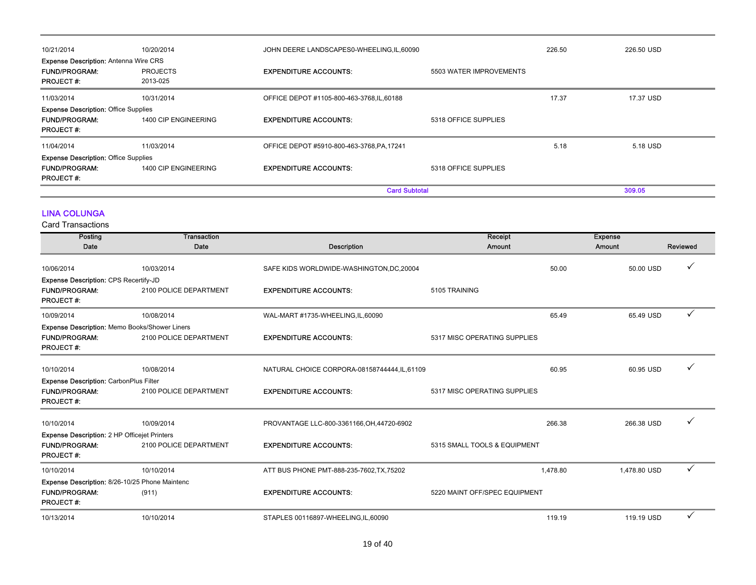| | | | | | |
|---|---|---|---|---|---|
| 10/21/2014 | 10/20/2014 | JOHN DEERE LANDSCAPES0-WHEELING,IL,60090 | | 226.50 | 226.50 USD |
| **Expense Description:** Antenna Wire CRS | | | | | |
| **FUND/PROGRAM:** | PROJECTS | **EXPENDITURE ACCOUNTS:** | 5503 WATER IMPROVEMENTS | | |
| **PROJECT #:** | 2013-025 | | | | |
| 11/03/2014 | 10/31/2014 | OFFICE DEPOT #1105-800-463-3768,IL,60188 | | 17.37 | 17.37 USD |
| **Expense Description:** Office Supplies | | | | | |
| **FUND/PROGRAM:** | 1400 CIP ENGINEERING | **EXPENDITURE ACCOUNTS:** | 5318 OFFICE SUPPLIES | | |
| **PROJECT #:** | | | | | |
| 11/04/2014 | 11/03/2014 | OFFICE DEPOT #5910-800-463-3768,PA,17241 | | 5.18 | 5.18 USD |
| **Expense Description:** Office Supplies | | | | | |
| **FUND/PROGRAM:** | 1400 CIP ENGINEERING | **EXPENDITURE ACCOUNTS:** | 5318 OFFICE SUPPLIES | | |
| **PROJECT #:** | | | | | |
| | | **Card Subtotal** | | | **309.05** |

## LINA COLUNGA

Card Transactions

| Posting Date | Transaction Date | Description | Receipt Amount | Expense Amount | Reviewed |
|---|---|---|---|---|---|
| 10/06/2014 | 10/03/2014 | SAFE KIDS WORLDWIDE-WASHINGTON,DC,20004 | 50.00 | 50.00 USD | ✓ |
| **Expense Description:** CPS Recertify-JD | | | | | |
| **FUND/PROGRAM:** | 2100 POLICE DEPARTMENT | **EXPENDITURE ACCOUNTS:** | 5105 TRAINING | | |
| **PROJECT #:** | | | | | |
| 10/09/2014 | 10/08/2014 | WAL-MART #1735-WHEELING,IL,60090 | 65.49 | 65.49 USD | ✓ |
| **Expense Description:** Memo Books/Shower Liners | | | | | |
| **FUND/PROGRAM:** | 2100 POLICE DEPARTMENT | **EXPENDITURE ACCOUNTS:** | 5317 MISC OPERATING SUPPLIES | | |
| **PROJECT #:** | | | | | |
| 10/10/2014 | 10/08/2014 | NATURAL CHOICE CORPORA-08158744444,IL,61109 | 60.95 | 60.95 USD | ✓ |
| **Expense Description:** CarbonPlus Filter | | | | | |
| **FUND/PROGRAM:** | 2100 POLICE DEPARTMENT | **EXPENDITURE ACCOUNTS:** | 5317 MISC OPERATING SUPPLIES | | |
| **PROJECT #:** | | | | | |
| 10/10/2014 | 10/09/2014 | PROVANTAGE LLC-800-3361166,OH,44720-6902 | 266.38 | 266.38 USD | ✓ |
| **Expense Description:** 2 HP Officejet Printers | | | | | |
| **FUND/PROGRAM:** | 2100 POLICE DEPARTMENT | **EXPENDITURE ACCOUNTS:** | 5315 SMALL TOOLS & EQUIPMENT | | |
| **PROJECT #:** | | | | | |
| 10/10/2014 | 10/10/2014 | ATT BUS PHONE PMT-888-235-7602,TX,75202 | 1,478.80 | 1,478.80 USD | ✓ |
| **Expense Description:** 8/26-10/25 Phone Maintenc | | | | | |
| **FUND/PROGRAM:** | (911) | **EXPENDITURE ACCOUNTS:** | 5220 MAINT OFF/SPEC EQUIPMENT | | |
| **PROJECT #:** | | | | | |
| 10/13/2014 | 10/10/2014 | STAPLES 00116897-WHEELING,IL,60090 | 119.19 | 119.19 USD | ✓ |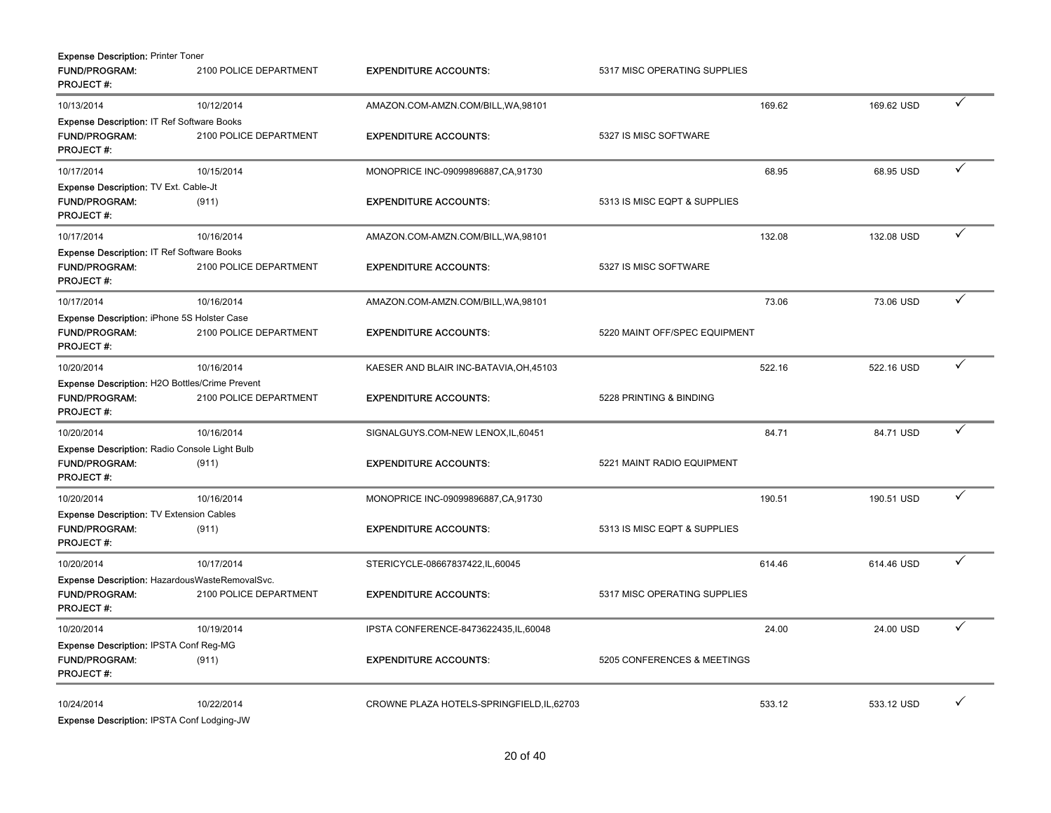**Expense Description:** Printer Toner
**FUND/PROGRAM:** 2100 POLICE DEPARTMENT **EXPENDITURE ACCOUNTS:** 5317 MISC OPERATING SUPPLIES
**PROJECT #:**

| 10/13/2014 | 10/12/2014 | AMAZON.COM-AMZN.COM/BILL,WA,98101 | 169.62 | 169.62 USD | ✓ |
|---|---|---|---|---|---|

**Expense Description:** IT Ref Software Books
**FUND/PROGRAM:** 2100 POLICE DEPARTMENT **EXPENDITURE ACCOUNTS:** 5327 IS MISC SOFTWARE
**PROJECT #:**

| 10/17/2014 | 10/15/2014 | MONOPRICE INC-09099896887,CA,91730 | 68.95 | 68.95 USD | ✓ |
|---|---|---|---|---|---|

**Expense Description:** TV Ext. Cable-Jt
**FUND/PROGRAM:** (911) **EXPENDITURE ACCOUNTS:** 5313 IS MISC EQPT & SUPPLIES
**PROJECT #:**

| 10/17/2014 | 10/16/2014 | AMAZON.COM-AMZN.COM/BILL,WA,98101 | 132.08 | 132.08 USD | ✓ |
|---|---|---|---|---|---|

**Expense Description:** IT Ref Software Books
**FUND/PROGRAM:** 2100 POLICE DEPARTMENT **EXPENDITURE ACCOUNTS:** 5327 IS MISC SOFTWARE
**PROJECT #:**

| 10/17/2014 | 10/16/2014 | AMAZON.COM-AMZN.COM/BILL,WA,98101 | 73.06 | 73.06 USD | ✓ |
|---|---|---|---|---|---|

**Expense Description:** iPhone 5S Holster Case
**FUND/PROGRAM:** 2100 POLICE DEPARTMENT **EXPENDITURE ACCOUNTS:** 5220 MAINT OFF/SPEC EQUIPMENT
**PROJECT #:**

| 10/20/2014 | 10/16/2014 | KAESER AND BLAIR INC-BATAVIA,OH,45103 | 522.16 | 522.16 USD | ✓ |
|---|---|---|---|---|---|

**Expense Description:** H2O Bottles/Crime Prevent
**FUND/PROGRAM:** 2100 POLICE DEPARTMENT **EXPENDITURE ACCOUNTS:** 5228 PRINTING & BINDING
**PROJECT #:**

| 10/20/2014 | 10/16/2014 | SIGNALGUYS.COM-NEW LENOX,IL,60451 | 84.71 | 84.71 USD | ✓ |
|---|---|---|---|---|---|

**Expense Description:** Radio Console Light Bulb
**FUND/PROGRAM:** (911) **EXPENDITURE ACCOUNTS:** 5221 MAINT RADIO EQUIPMENT
**PROJECT #:**

| 10/20/2014 | 10/16/2014 | MONOPRICE INC-09099896887,CA,91730 | 190.51 | 190.51 USD | ✓ |
|---|---|---|---|---|---|

**Expense Description:** TV Extension Cables
**FUND/PROGRAM:** (911) **EXPENDITURE ACCOUNTS:** 5313 IS MISC EQPT & SUPPLIES
**PROJECT #:**

| 10/20/2014 | 10/17/2014 | STERICYCLE-08667837422,IL,60045 | 614.46 | 614.46 USD | ✓ |
|---|---|---|---|---|---|

**Expense Description:** HazardousWasteRemovalSvc.
**FUND/PROGRAM:** 2100 POLICE DEPARTMENT **EXPENDITURE ACCOUNTS:** 5317 MISC OPERATING SUPPLIES
**PROJECT #:**

| 10/20/2014 | 10/19/2014 | IPSTA CONFERENCE-8473622435,IL,60048 | 24.00 | 24.00 USD | ✓ |
|---|---|---|---|---|---|

**Expense Description:** IPSTA Conf Reg-MG
**FUND/PROGRAM:** (911) **EXPENDITURE ACCOUNTS:** 5205 CONFERENCES & MEETINGS
**PROJECT #:**

| 10/24/2014 | 10/22/2014 | CROWNE PLAZA HOTELS-SPRINGFIELD,IL,62703 | 533.12 | 533.12 USD | ✓ |
|---|---|---|---|---|---|

**Expense Description:** IPSTA Conf Lodging-JW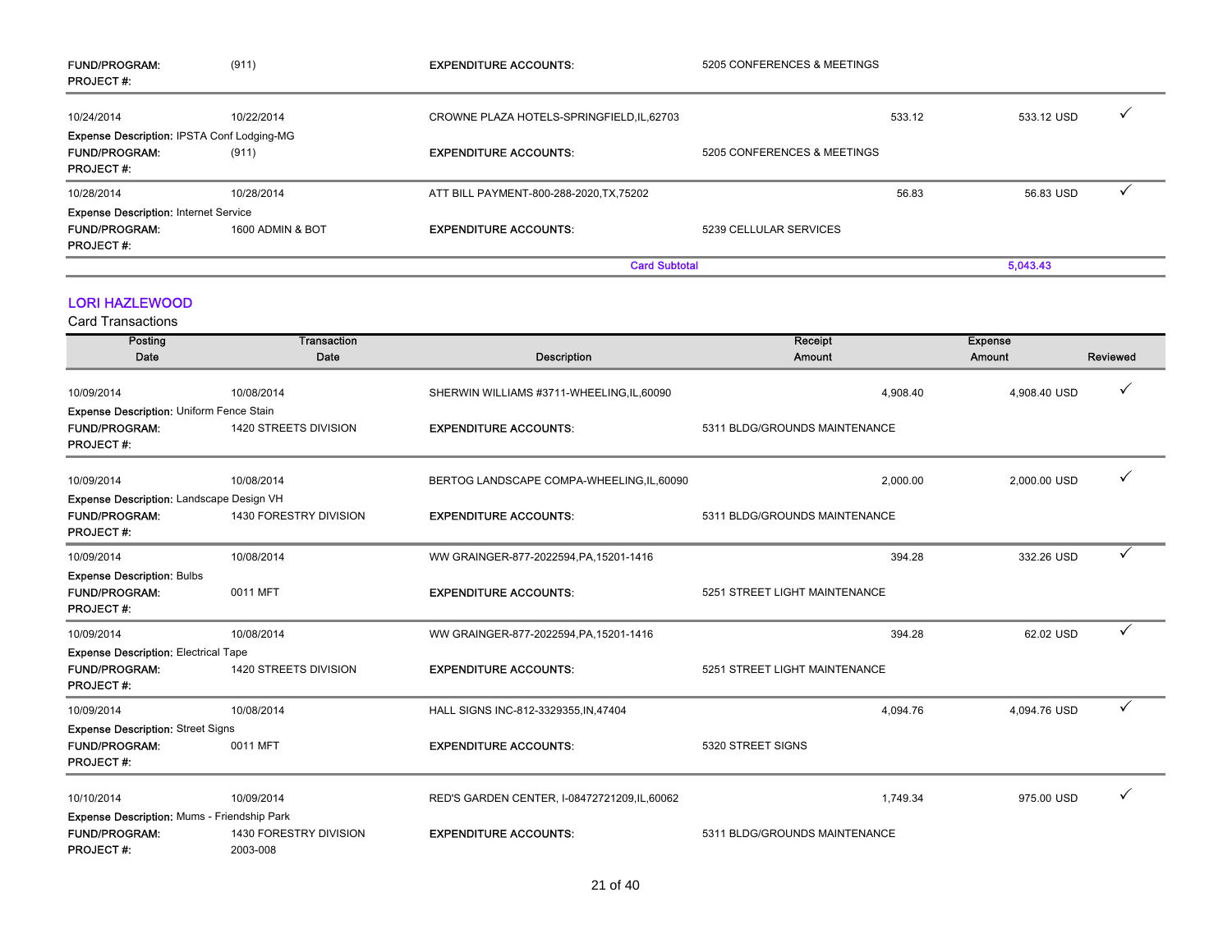| | | | | | |
|---|---|---|---|---|---|
| **FUND/PROGRAM:** | (911) | **EXPENDITURE ACCOUNTS:** | 5205 CONFERENCES & MEETINGS | | |
| **PROJECT #:** | | | | | |
| 10/24/2014 | 10/22/2014 | CROWNE PLAZA HOTELS-SPRINGFIELD,IL,62703 | 533.12 | 533.12 USD | ✓ |
| **Expense Description:** IPSTA Conf Lodging-MG | | | | | |
| **FUND/PROGRAM:** | (911) | **EXPENDITURE ACCOUNTS:** | 5205 CONFERENCES & MEETINGS | | |
| **PROJECT #:** | | | | | |
| 10/28/2014 | 10/28/2014 | ATT BILL PAYMENT-800-288-2020,TX,75202 | 56.83 | 56.83 USD | ✓ |
| **Expense Description:** Internet Service | | | | | |
| **FUND/PROGRAM:** | 1600 ADMIN & BOT | **EXPENDITURE ACCOUNTS:** | 5239 CELLULAR SERVICES | | |
| **PROJECT #:** | | | | | |
| | | **Card Subtotal** | | **5,043.43** | |

## LORI HAZLEWOOD

Card Transactions

| Posting Date | Transaction Date | Description | Receipt Amount | Expense Amount | Reviewed |
|---|---|---|---|---|---|
| 10/09/2014 | 10/08/2014 | SHERWIN WILLIAMS #3711-WHEELING,IL,60090 | 4,908.40 | 4,908.40 USD | ✓ |
| **Expense Description:** Uniform Fence Stain | | | | | |
| **FUND/PROGRAM:** | 1420 STREETS DIVISION | **EXPENDITURE ACCOUNTS:** | 5311 BLDG/GROUNDS MAINTENANCE | | |
| **PROJECT #:** | | | | | |
| 10/09/2014 | 10/08/2014 | BERTOG LANDSCAPE COMPA-WHEELING,IL,60090 | 2,000.00 | 2,000.00 USD | ✓ |
| **Expense Description:** Landscape Design VH | | | | | |
| **FUND/PROGRAM:** | 1430 FORESTRY DIVISION | **EXPENDITURE ACCOUNTS:** | 5311 BLDG/GROUNDS MAINTENANCE | | |
| **PROJECT #:** | | | | | |
| 10/09/2014 | 10/08/2014 | WW GRAINGER-877-2022594,PA,15201-1416 | 394.28 | 332.26 USD | ✓ |
| **Expense Description:** Bulbs | | | | | |
| **FUND/PROGRAM:** | 0011 MFT | **EXPENDITURE ACCOUNTS:** | 5251 STREET LIGHT MAINTENANCE | | |
| **PROJECT #:** | | | | | |
| 10/09/2014 | 10/08/2014 | WW GRAINGER-877-2022594,PA,15201-1416 | 394.28 | 62.02 USD | ✓ |
| **Expense Description:** Electrical Tape | | | | | |
| **FUND/PROGRAM:** | 1420 STREETS DIVISION | **EXPENDITURE ACCOUNTS:** | 5251 STREET LIGHT MAINTENANCE | | |
| **PROJECT #:** | | | | | |
| 10/09/2014 | 10/08/2014 | HALL SIGNS INC-812-3329355,IN,47404 | 4,094.76 | 4,094.76 USD | ✓ |
| **Expense Description:** Street Signs | | | | | |
| **FUND/PROGRAM:** | 0011 MFT | **EXPENDITURE ACCOUNTS:** | 5320 STREET SIGNS | | |
| **PROJECT #:** | | | | | |
| 10/10/2014 | 10/09/2014 | RED'S GARDEN CENTER, I-08472721209,IL,60062 | 1,749.34 | 975.00 USD | ✓ |
| **Expense Description:** Mums - Friendship Park | | | | | |
| **FUND/PROGRAM:** | 1430 FORESTRY DIVISION | **EXPENDITURE ACCOUNTS:** | 5311 BLDG/GROUNDS MAINTENANCE | | |
| **PROJECT #:** | 2003-008 | | | | |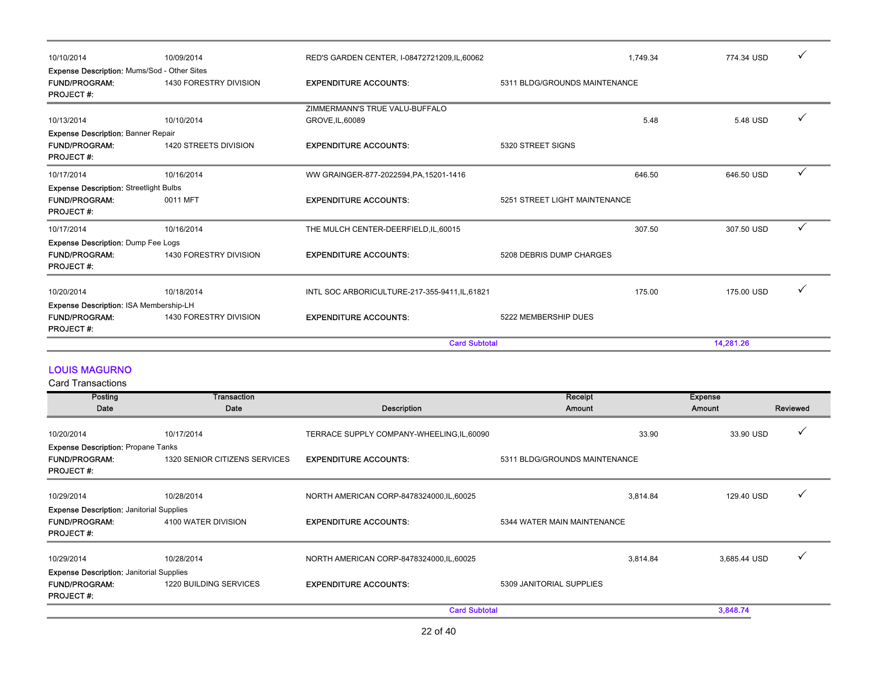| Posting Date | Transaction Date | Description | Receipt Amount | Expense Amount | Reviewed |
|---|---|---|---|---|---|
| 10/10/2014 | 10/09/2014 | RED'S GARDEN CENTER, I-08472721209,IL,60062 | 1,749.34 | 774.34 USD | ✓ |
| **Expense Description:** Mums/Sod - Other Sites | | | | | |
| **FUND/PROGRAM:** | 1430 FORESTRY DIVISION | **EXPENDITURE ACCOUNTS:** | 5311 BLDG/GROUNDS MAINTENANCE | | |
| **PROJECT #:** | | | | | |
| 10/13/2014 | 10/10/2014 | ZIMMERMANN'S TRUE VALU-BUFFALO GROVE,IL,60089 | 5.48 | 5.48 USD | ✓ |
| **Expense Description:** Banner Repair | | | | | |
| **FUND/PROGRAM:** | 1420 STREETS DIVISION | **EXPENDITURE ACCOUNTS:** | 5320 STREET SIGNS | | |
| **PROJECT #:** | | | | | |
| 10/17/2014 | 10/16/2014 | WW GRAINGER-877-2022594,PA,15201-1416 | 646.50 | 646.50 USD | ✓ |
| **Expense Description:** Streetlight Bulbs | | | | | |
| **FUND/PROGRAM:** | 0011 MFT | **EXPENDITURE ACCOUNTS:** | 5251 STREET LIGHT MAINTENANCE | | |
| **PROJECT #:** | | | | | |
| 10/17/2014 | 10/16/2014 | THE MULCH CENTER-DEERFIELD,IL,60015 | 307.50 | 307.50 USD | ✓ |
| **Expense Description:** Dump Fee Logs | | | | | |
| **FUND/PROGRAM:** | 1430 FORESTRY DIVISION | **EXPENDITURE ACCOUNTS:** | 5208 DEBRIS DUMP CHARGES | | |
| **PROJECT #:** | | | | | |
| 10/20/2014 | 10/18/2014 | INTL SOC ARBORICULTURE-217-355-9411,IL,61821 | 175.00 | 175.00 USD | ✓ |
| **Expense Description:** ISA Membership-LH | | | | | |
| **FUND/PROGRAM:** | 1430 FORESTRY DIVISION | **EXPENDITURE ACCOUNTS:** | 5222 MEMBERSHIP DUES | | |
| **PROJECT #:** | | | | | |
| | | **Card Subtotal** | | **14,281.26** | |

## LOUIS MAGURNO

Card Transactions

| Posting Date | Transaction Date | Description | Receipt Amount | Expense Amount | Reviewed |
|---|---|---|---|---|---|
| 10/20/2014 | 10/17/2014 | TERRACE SUPPLY COMPANY-WHEELING,IL,60090 | 33.90 | 33.90 USD | ✓ |
| **Expense Description:** Propane Tanks | | | | | |
| **FUND/PROGRAM:** | 1320 SENIOR CITIZENS SERVICES | **EXPENDITURE ACCOUNTS:** | 5311 BLDG/GROUNDS MAINTENANCE | | |
| **PROJECT #:** | | | | | |
| 10/29/2014 | 10/28/2014 | NORTH AMERICAN CORP-8478324000,IL,60025 | 3,814.84 | 129.40 USD | ✓ |
| **Expense Description:** Janitorial Supplies | | | | | |
| **FUND/PROGRAM:** | 4100 WATER DIVISION | **EXPENDITURE ACCOUNTS:** | 5344 WATER MAIN MAINTENANCE | | |
| **PROJECT #:** | | | | | |
| 10/29/2014 | 10/28/2014 | NORTH AMERICAN CORP-8478324000,IL,60025 | 3,814.84 | 3,685.44 USD | ✓ |
| **Expense Description:** Janitorial Supplies | | | | | |
| **FUND/PROGRAM:** | 1220 BUILDING SERVICES | **EXPENDITURE ACCOUNTS:** | 5309 JANITORIAL SUPPLIES | | |
| **PROJECT #:** | | | | | |
| | | **Card Subtotal** | | **3,848.74** | |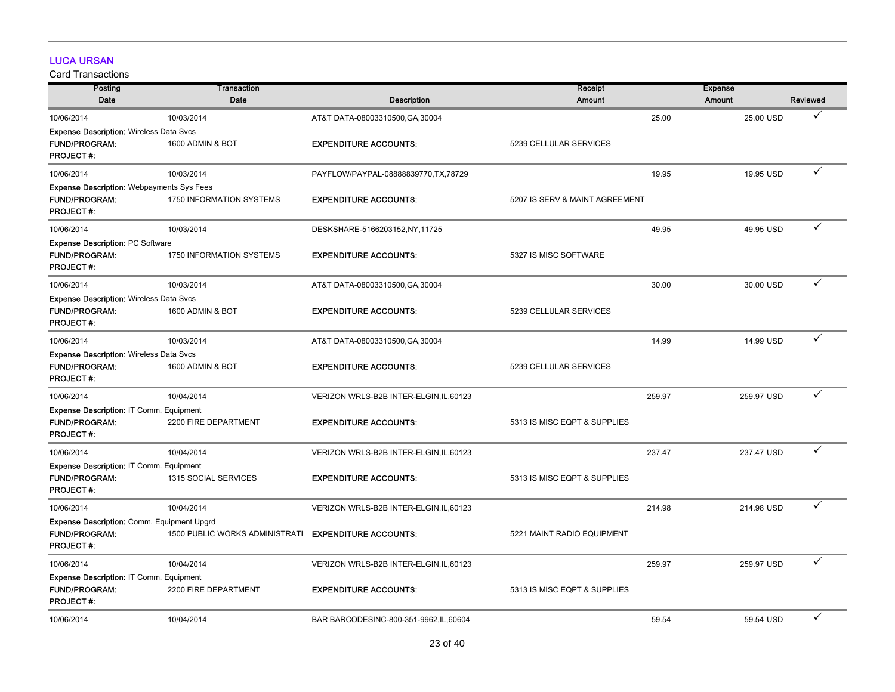**LUCA URSAN**

Card Transactions

| Posting Date | Transaction Date | Description | Receipt Amount | Expense Amount | Reviewed |
|---|---|---|---|---|---|
| 10/06/2014 | 10/03/2014 | AT&T DATA-08003310500,GA,30004 | 25.00 | 25.00 USD | ✓ |
| **Expense Description:** Wireless Data Svcs | | | | | |
| **FUND/PROGRAM:** | 1600 ADMIN & BOT | **EXPENDITURE ACCOUNTS:** | 5239 CELLULAR SERVICES | | |
| **PROJECT #:** | | | | | |
| 10/06/2014 | 10/03/2014 | PAYFLOW/PAYPAL-08888839770,TX,78729 | 19.95 | 19.95 USD | ✓ |
| **Expense Description:** Webpayments Sys Fees | | | | | |
| **FUND/PROGRAM:** | 1750 INFORMATION SYSTEMS | **EXPENDITURE ACCOUNTS:** | 5207 IS SERV & MAINT AGREEMENT | | |
| **PROJECT #:** | | | | | |
| 10/06/2014 | 10/03/2014 | DESKSHARE-5166203152,NY,11725 | 49.95 | 49.95 USD | ✓ |
| **Expense Description:** PC Software | | | | | |
| **FUND/PROGRAM:** | 1750 INFORMATION SYSTEMS | **EXPENDITURE ACCOUNTS:** | 5327 IS MISC SOFTWARE | | |
| **PROJECT #:** | | | | | |
| 10/06/2014 | 10/03/2014 | AT&T DATA-08003310500,GA,30004 | 30.00 | 30.00 USD | ✓ |
| **Expense Description:** Wireless Data Svcs | | | | | |
| **FUND/PROGRAM:** | 1600 ADMIN & BOT | **EXPENDITURE ACCOUNTS:** | 5239 CELLULAR SERVICES | | |
| **PROJECT #:** | | | | | |
| 10/06/2014 | 10/03/2014 | AT&T DATA-08003310500,GA,30004 | 14.99 | 14.99 USD | ✓ |
| **Expense Description:** Wireless Data Svcs | | | | | |
| **FUND/PROGRAM:** | 1600 ADMIN & BOT | **EXPENDITURE ACCOUNTS:** | 5239 CELLULAR SERVICES | | |
| **PROJECT #:** | | | | | |
| 10/06/2014 | 10/04/2014 | VERIZON WRLS-B2B INTER-ELGIN,IL,60123 | 259.97 | 259.97 USD | ✓ |
| **Expense Description:** IT Comm. Equipment | | | | | |
| **FUND/PROGRAM:** | 2200 FIRE DEPARTMENT | **EXPENDITURE ACCOUNTS:** | 5313 IS MISC EQPT & SUPPLIES | | |
| **PROJECT #:** | | | | | |
| 10/06/2014 | 10/04/2014 | VERIZON WRLS-B2B INTER-ELGIN,IL,60123 | 237.47 | 237.47 USD | ✓ |
| **Expense Description:** IT Comm. Equipment | | | | | |
| **FUND/PROGRAM:** | 1315 SOCIAL SERVICES | **EXPENDITURE ACCOUNTS:** | 5313 IS MISC EQPT & SUPPLIES | | |
| **PROJECT #:** | | | | | |
| 10/06/2014 | 10/04/2014 | VERIZON WRLS-B2B INTER-ELGIN,IL,60123 | 214.98 | 214.98 USD | ✓ |
| **Expense Description:** Comm. Equipment Upgrd | | | | | |
| **FUND/PROGRAM:** | 1500 PUBLIC WORKS ADMINISTRATI | **EXPENDITURE ACCOUNTS:** | 5221 MAINT RADIO EQUIPMENT | | |
| **PROJECT #:** | | | | | |
| 10/06/2014 | 10/04/2014 | VERIZON WRLS-B2B INTER-ELGIN,IL,60123 | 259.97 | 259.97 USD | ✓ |
| **Expense Description:** IT Comm. Equipment | | | | | |
| **FUND/PROGRAM:** | 2200 FIRE DEPARTMENT | **EXPENDITURE ACCOUNTS:** | 5313 IS MISC EQPT & SUPPLIES | | |
| **PROJECT #:** | | | | | |
| 10/06/2014 | 10/04/2014 | BAR BARCODESINC-800-351-9962,IL,60604 | 59.54 | 59.54 USD | ✓ |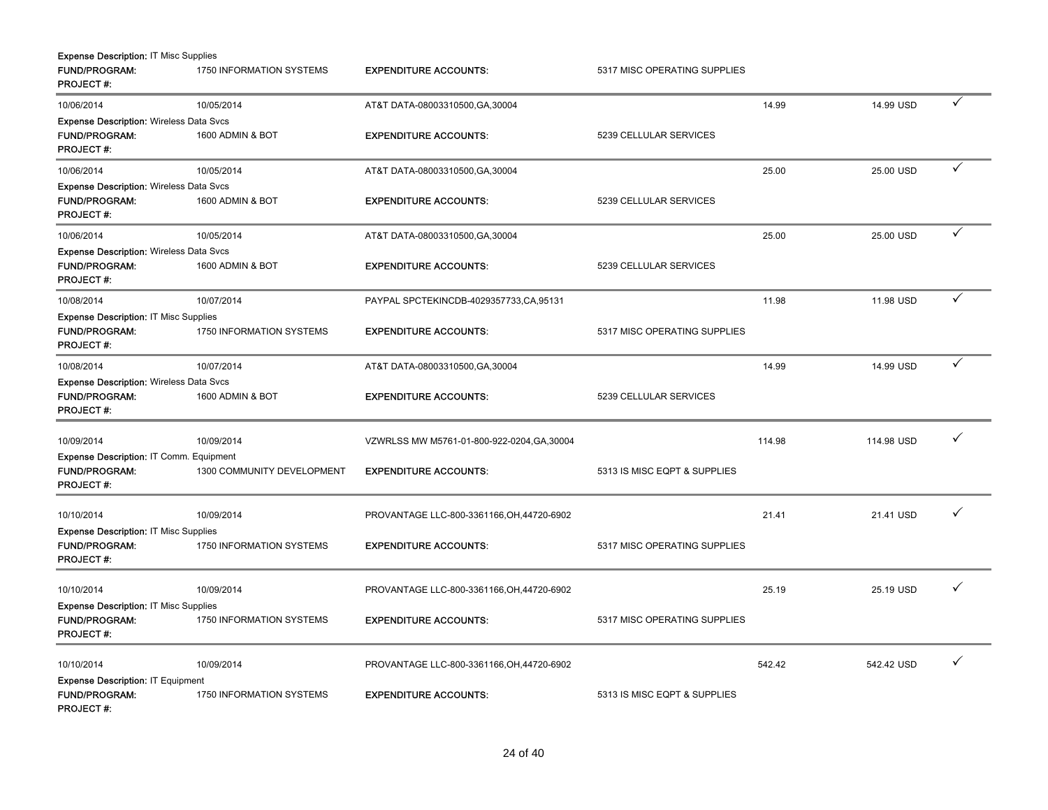**Expense Description:** IT Misc Supplies

| **FUND/PROGRAM:** | 1750 INFORMATION SYSTEMS | **EXPENDITURE ACCOUNTS:** | 5317 MISC OPERATING SUPPLIES | | | |
|---|---|---|---|---|---|---|
| **PROJECT #:** | | | | | | |
| 10/06/2014 | 10/05/2014 | AT&T DATA-08003310500,GA,30004 | | 14.99 | 14.99 USD | ✓ |
| **Expense Description:** Wireless Data Svcs | | | | | | |
| **FUND/PROGRAM:** | 1600 ADMIN & BOT | **EXPENDITURE ACCOUNTS:** | 5239 CELLULAR SERVICES | | | |
| **PROJECT #:** | | | | | | |
| 10/06/2014 | 10/05/2014 | AT&T DATA-08003310500,GA,30004 | | 25.00 | 25.00 USD | ✓ |
| **Expense Description:** Wireless Data Svcs | | | | | | |
| **FUND/PROGRAM:** | 1600 ADMIN & BOT | **EXPENDITURE ACCOUNTS:** | 5239 CELLULAR SERVICES | | | |
| **PROJECT #:** | | | | | | |
| 10/06/2014 | 10/05/2014 | AT&T DATA-08003310500,GA,30004 | | 25.00 | 25.00 USD | ✓ |
| **Expense Description:** Wireless Data Svcs | | | | | | |
| **FUND/PROGRAM:** | 1600 ADMIN & BOT | **EXPENDITURE ACCOUNTS:** | 5239 CELLULAR SERVICES | | | |
| **PROJECT #:** | | | | | | |
| 10/08/2014 | 10/07/2014 | PAYPAL SPCTEKINCDB-4029357733,CA,95131 | | 11.98 | 11.98 USD | ✓ |
| **Expense Description:** IT Misc Supplies | | | | | | |
| **FUND/PROGRAM:** | 1750 INFORMATION SYSTEMS | **EXPENDITURE ACCOUNTS:** | 5317 MISC OPERATING SUPPLIES | | | |
| **PROJECT #:** | | | | | | |
| 10/08/2014 | 10/07/2014 | AT&T DATA-08003310500,GA,30004 | | 14.99 | 14.99 USD | ✓ |
| **Expense Description:** Wireless Data Svcs | | | | | | |
| **FUND/PROGRAM:** | 1600 ADMIN & BOT | **EXPENDITURE ACCOUNTS:** | 5239 CELLULAR SERVICES | | | |
| **PROJECT #:** | | | | | | |
| 10/09/2014 | 10/09/2014 | VZWRLSS MW M5761-01-800-922-0204,GA,30004 | | 114.98 | 114.98 USD | ✓ |
| **Expense Description:** IT Comm. Equipment | | | | | | |
| **FUND/PROGRAM:** | 1300 COMMUNITY DEVELOPMENT | **EXPENDITURE ACCOUNTS:** | 5313 IS MISC EQPT & SUPPLIES | | | |
| **PROJECT #:** | | | | | | |
| 10/10/2014 | 10/09/2014 | PROVANTAGE LLC-800-3361166,OH,44720-6902 | | 21.41 | 21.41 USD | ✓ |
| **Expense Description:** IT Misc Supplies | | | | | | |
| **FUND/PROGRAM:** | 1750 INFORMATION SYSTEMS | **EXPENDITURE ACCOUNTS:** | 5317 MISC OPERATING SUPPLIES | | | |
| **PROJECT #:** | | | | | | |
| 10/10/2014 | 10/09/2014 | PROVANTAGE LLC-800-3361166,OH,44720-6902 | | 25.19 | 25.19 USD | ✓ |
| **Expense Description:** IT Misc Supplies | | | | | | |
| **FUND/PROGRAM:** | 1750 INFORMATION SYSTEMS | **EXPENDITURE ACCOUNTS:** | 5317 MISC OPERATING SUPPLIES | | | |
| **PROJECT #:** | | | | | | |
| 10/10/2014 | 10/09/2014 | PROVANTAGE LLC-800-3361166,OH,44720-6902 | | 542.42 | 542.42 USD | ✓ |
| **Expense Description:** IT Equipment | | | | | | |
| **FUND/PROGRAM:** | 1750 INFORMATION SYSTEMS | **EXPENDITURE ACCOUNTS:** | 5313 IS MISC EQPT & SUPPLIES | | | |
| **PROJECT #:** | | | | | | |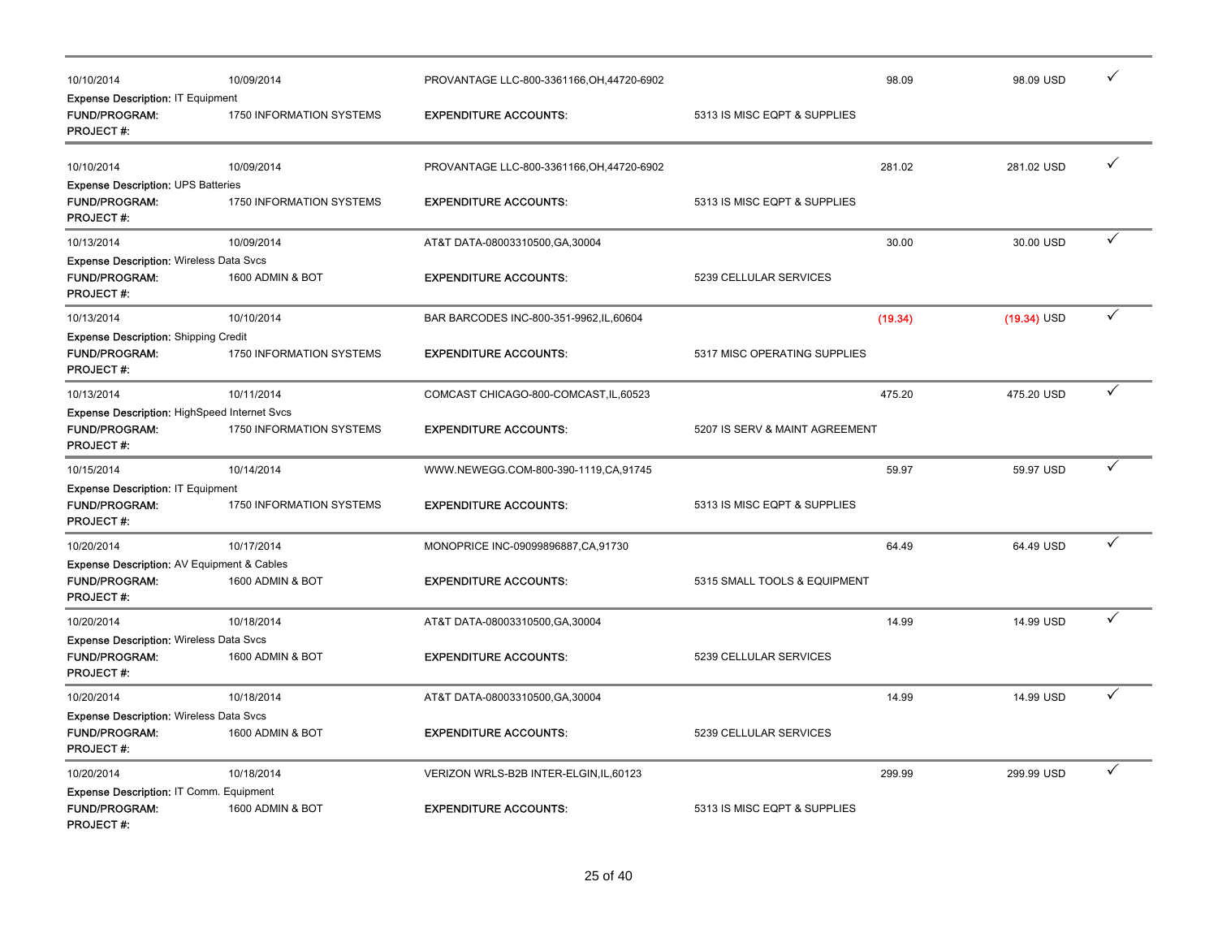| Posted Date | Transaction Date | Merchant | Account | Amount | Amount (USD) | Status |
|---|---|---|---|---|---|---|
| 10/10/2014 | 10/09/2014 | PROVANTAGE LLC-800-3361166,OH,44720-6902 | | 98.09 | 98.09 USD | ✓ |
| **Expense Description:** IT Equipment | | | | | | |
| **FUND/PROGRAM:** | 1750 INFORMATION SYSTEMS | **EXPENDITURE ACCOUNTS:** | 5313 IS MISC EQPT & SUPPLIES | | | |
| **PROJECT #:** | | | | | | |
| 10/10/2014 | 10/09/2014 | PROVANTAGE LLC-800-3361166,OH,44720-6902 | | 281.02 | 281.02 USD | ✓ |
| **Expense Description:** UPS Batteries | | | | | | |
| **FUND/PROGRAM:** | 1750 INFORMATION SYSTEMS | **EXPENDITURE ACCOUNTS:** | 5313 IS MISC EQPT & SUPPLIES | | | |
| **PROJECT #:** | | | | | | |
| 10/13/2014 | 10/09/2014 | AT&T DATA-08003310500,GA,30004 | | 30.00 | 30.00 USD | ✓ |
| **Expense Description:** Wireless Data Svcs | | | | | | |
| **FUND/PROGRAM:** | 1600 ADMIN & BOT | **EXPENDITURE ACCOUNTS:** | 5239 CELLULAR SERVICES | | | |
| **PROJECT #:** | | | | | | |
| 10/13/2014 | 10/10/2014 | BAR BARCODES INC-800-351-9962,IL,60604 | | (19.34) | (19.34) USD | ✓ |
| **Expense Description:** Shipping Credit | | | | | | |
| **FUND/PROGRAM:** | 1750 INFORMATION SYSTEMS | **EXPENDITURE ACCOUNTS:** | 5317 MISC OPERATING SUPPLIES | | | |
| **PROJECT #:** | | | | | | |
| 10/13/2014 | 10/11/2014 | COMCAST CHICAGO-800-COMCAST,IL,60523 | | 475.20 | 475.20 USD | ✓ |
| **Expense Description:** HighSpeed Internet Svcs | | | | | | |
| **FUND/PROGRAM:** | 1750 INFORMATION SYSTEMS | **EXPENDITURE ACCOUNTS:** | 5207 IS SERV & MAINT AGREEMENT | | | |
| **PROJECT #:** | | | | | | |
| 10/15/2014 | 10/14/2014 | WWW.NEWEGG.COM-800-390-1119,CA,91745 | | 59.97 | 59.97 USD | ✓ |
| **Expense Description:** IT Equipment | | | | | | |
| **FUND/PROGRAM:** | 1750 INFORMATION SYSTEMS | **EXPENDITURE ACCOUNTS:** | 5313 IS MISC EQPT & SUPPLIES | | | |
| **PROJECT #:** | | | | | | |
| 10/20/2014 | 10/17/2014 | MONOPRICE INC-09099896887,CA,91730 | | 64.49 | 64.49 USD | ✓ |
| **Expense Description:** AV Equipment & Cables | | | | | | |
| **FUND/PROGRAM:** | 1600 ADMIN & BOT | **EXPENDITURE ACCOUNTS:** | 5315 SMALL TOOLS & EQUIPMENT | | | |
| **PROJECT #:** | | | | | | |
| 10/20/2014 | 10/18/2014 | AT&T DATA-08003310500,GA,30004 | | 14.99 | 14.99 USD | ✓ |
| **Expense Description:** Wireless Data Svcs | | | | | | |
| **FUND/PROGRAM:** | 1600 ADMIN & BOT | **EXPENDITURE ACCOUNTS:** | 5239 CELLULAR SERVICES | | | |
| **PROJECT #:** | | | | | | |
| 10/20/2014 | 10/18/2014 | AT&T DATA-08003310500,GA,30004 | | 14.99 | 14.99 USD | ✓ |
| **Expense Description:** Wireless Data Svcs | | | | | | |
| **FUND/PROGRAM:** | 1600 ADMIN & BOT | **EXPENDITURE ACCOUNTS:** | 5239 CELLULAR SERVICES | | | |
| **PROJECT #:** | | | | | | |
| 10/20/2014 | 10/18/2014 | VERIZON WRLS-B2B INTER-ELGIN,IL,60123 | | 299.99 | 299.99 USD | ✓ |
| **Expense Description:** IT Comm. Equipment | | | | | | |
| **FUND/PROGRAM:** | 1600 ADMIN & BOT | **EXPENDITURE ACCOUNTS:** | 5313 IS MISC EQPT & SUPPLIES | | | |
| **PROJECT #:** | | | | | | |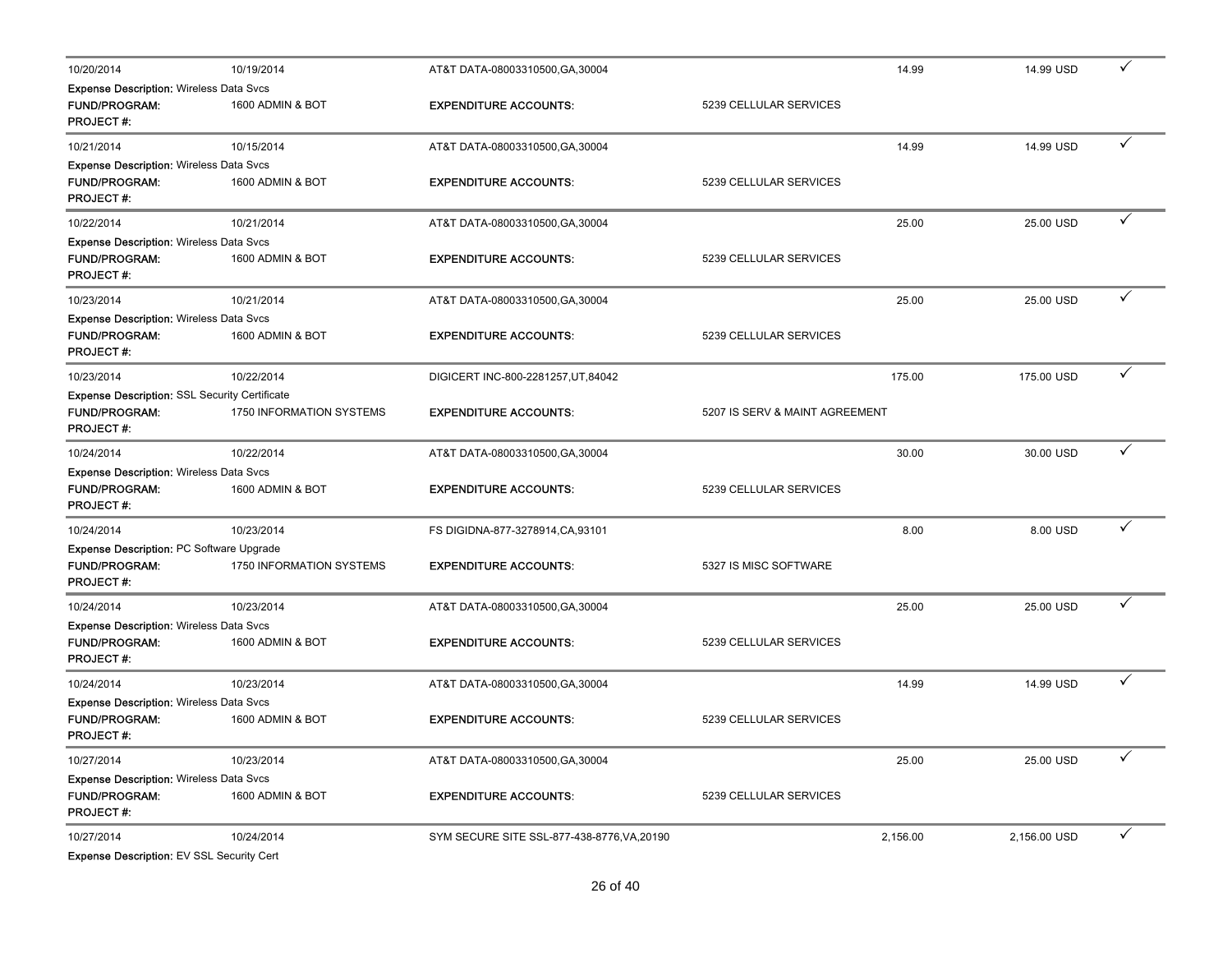| | | | | | | |
|---|---|---|---|---|---|---|
| 10/20/2014 | 10/19/2014 | AT&T DATA-08003310500,GA,30004 | | 14.99 | 14.99 USD | ✓ |
| **Expense Description:** Wireless Data Svcs | | | | | | |
| **FUND/PROGRAM:** | 1600 ADMIN & BOT | **EXPENDITURE ACCOUNTS:** | 5239 CELLULAR SERVICES | | | |
| **PROJECT #:** | | | | | | |
| 10/21/2014 | 10/15/2014 | AT&T DATA-08003310500,GA,30004 | | 14.99 | 14.99 USD | ✓ |
| **Expense Description:** Wireless Data Svcs | | | | | | |
| **FUND/PROGRAM:** | 1600 ADMIN & BOT | **EXPENDITURE ACCOUNTS:** | 5239 CELLULAR SERVICES | | | |
| **PROJECT #:** | | | | | | |
| 10/22/2014 | 10/21/2014 | AT&T DATA-08003310500,GA,30004 | | 25.00 | 25.00 USD | ✓ |
| **Expense Description:** Wireless Data Svcs | | | | | | |
| **FUND/PROGRAM:** | 1600 ADMIN & BOT | **EXPENDITURE ACCOUNTS:** | 5239 CELLULAR SERVICES | | | |
| **PROJECT #:** | | | | | | |
| 10/23/2014 | 10/21/2014 | AT&T DATA-08003310500,GA,30004 | | 25.00 | 25.00 USD | ✓ |
| **Expense Description:** Wireless Data Svcs | | | | | | |
| **FUND/PROGRAM:** | 1600 ADMIN & BOT | **EXPENDITURE ACCOUNTS:** | 5239 CELLULAR SERVICES | | | |
| **PROJECT #:** | | | | | | |
| 10/23/2014 | 10/22/2014 | DIGICERT INC-800-2281257,UT,84042 | | 175.00 | 175.00 USD | ✓ |
| **Expense Description:** SSL Security Certificate | | | | | | |
| **FUND/PROGRAM:** | 1750 INFORMATION SYSTEMS | **EXPENDITURE ACCOUNTS:** | 5207 IS SERV & MAINT AGREEMENT | | | |
| **PROJECT #:** | | | | | | |
| 10/24/2014 | 10/22/2014 | AT&T DATA-08003310500,GA,30004 | | 30.00 | 30.00 USD | ✓ |
| **Expense Description:** Wireless Data Svcs | | | | | | |
| **FUND/PROGRAM:** | 1600 ADMIN & BOT | **EXPENDITURE ACCOUNTS:** | 5239 CELLULAR SERVICES | | | |
| **PROJECT #:** | | | | | | |
| 10/24/2014 | 10/23/2014 | FS DIGIDNA-877-3278914,CA,93101 | | 8.00 | 8.00 USD | ✓ |
| **Expense Description:** PC Software Upgrade | | | | | | |
| **FUND/PROGRAM:** | 1750 INFORMATION SYSTEMS | **EXPENDITURE ACCOUNTS:** | 5327 IS MISC SOFTWARE | | | |
| **PROJECT #:** | | | | | | |
| 10/24/2014 | 10/23/2014 | AT&T DATA-08003310500,GA,30004 | | 25.00 | 25.00 USD | ✓ |
| **Expense Description:** Wireless Data Svcs | | | | | | |
| **FUND/PROGRAM:** | 1600 ADMIN & BOT | **EXPENDITURE ACCOUNTS:** | 5239 CELLULAR SERVICES | | | |
| **PROJECT #:** | | | | | | |
| 10/24/2014 | 10/23/2014 | AT&T DATA-08003310500,GA,30004 | | 14.99 | 14.99 USD | ✓ |
| **Expense Description:** Wireless Data Svcs | | | | | | |
| **FUND/PROGRAM:** | 1600 ADMIN & BOT | **EXPENDITURE ACCOUNTS:** | 5239 CELLULAR SERVICES | | | |
| **PROJECT #:** | | | | | | |
| 10/27/2014 | 10/23/2014 | AT&T DATA-08003310500,GA,30004 | | 25.00 | 25.00 USD | ✓ |
| **Expense Description:** Wireless Data Svcs | | | | | | |
| **FUND/PROGRAM:** | 1600 ADMIN & BOT | **EXPENDITURE ACCOUNTS:** | 5239 CELLULAR SERVICES | | | |
| **PROJECT #:** | | | | | | |
| 10/27/2014 | 10/24/2014 | SYM SECURE SITE SSL-877-438-8776,VA,20190 | | 2,156.00 | 2,156.00 USD | ✓ |
| **Expense Description:** EV SSL Security Cert | | | | | | |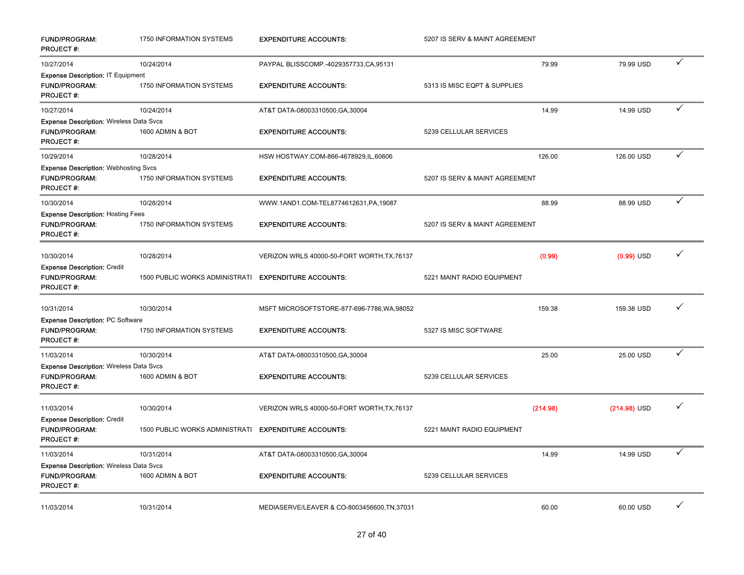| | | | | | | |
|---|---|---|---|---|---|---|
| **FUND/PROGRAM:** | 1750 INFORMATION SYSTEMS | **EXPENDITURE ACCOUNTS:** | 5207 IS SERV & MAINT AGREEMENT | | | |
| **PROJECT #:** | | | | | | |
| 10/27/2014 | 10/24/2014 | PAYPAL BLISSCOMP.-4029357733,CA,95131 | | 79.99 | 79.99 USD | ✓ |
| **Expense Description:** IT Equipment | | | | | | |
| **FUND/PROGRAM:** | 1750 INFORMATION SYSTEMS | **EXPENDITURE ACCOUNTS:** | 5313 IS MISC EQPT & SUPPLIES | | | |
| **PROJECT #:** | | | | | | |
| 10/27/2014 | 10/24/2014 | AT&T DATA-08003310500,GA,30004 | | 14.99 | 14.99 USD | ✓ |
| **Expense Description:** Wireless Data Svcs | | | | | | |
| **FUND/PROGRAM:** | 1600 ADMIN & BOT | **EXPENDITURE ACCOUNTS:** | 5239 CELLULAR SERVICES | | | |
| **PROJECT #:** | | | | | | |
| 10/29/2014 | 10/28/2014 | HSW HOSTWAY.COM-866-4678929,IL,60606 | | 126.00 | 126.00 USD | ✓ |
| **Expense Description:** Webhosting Svcs | | | | | | |
| **FUND/PROGRAM:** | 1750 INFORMATION SYSTEMS | **EXPENDITURE ACCOUNTS:** | 5207 IS SERV & MAINT AGREEMENT | | | |
| **PROJECT #:** | | | | | | |
| 10/30/2014 | 10/28/2014 | WWW.1AND1.COM-TEL8774612631,PA,19087 | | 88.99 | 88.99 USD | ✓ |
| **Expense Description:** Hosting Fees | | | | | | |
| **FUND/PROGRAM:** | 1750 INFORMATION SYSTEMS | **EXPENDITURE ACCOUNTS:** | 5207 IS SERV & MAINT AGREEMENT | | | |
| **PROJECT #:** | | | | | | |
| 10/30/2014 | 10/28/2014 | VERIZON WRLS 40000-50-FORT WORTH,TX,76137 | | (0.99) | (0.99) USD | ✓ |
| **Expense Description:** Credit | | | | | | |
| **FUND/PROGRAM:** | 1500 PUBLIC WORKS ADMINISTRATI | **EXPENDITURE ACCOUNTS:** | 5221 MAINT RADIO EQUIPMENT | | | |
| **PROJECT #:** | | | | | | |
| 10/31/2014 | 10/30/2014 | MSFT MICROSOFTSTORE-877-696-7786,WA,98052 | | 159.38 | 159.38 USD | ✓ |
| **Expense Description:** PC Software | | | | | | |
| **FUND/PROGRAM:** | 1750 INFORMATION SYSTEMS | **EXPENDITURE ACCOUNTS:** | 5327 IS MISC SOFTWARE | | | |
| **PROJECT #:** | | | | | | |
| 11/03/2014 | 10/30/2014 | AT&T DATA-08003310500,GA,30004 | | 25.00 | 25.00 USD | ✓ |
| **Expense Description:** Wireless Data Svcs | | | | | | |
| **FUND/PROGRAM:** | 1600 ADMIN & BOT | **EXPENDITURE ACCOUNTS:** | 5239 CELLULAR SERVICES | | | |
| **PROJECT #:** | | | | | | |
| 11/03/2014 | 10/30/2014 | VERIZON WRLS 40000-50-FORT WORTH,TX,76137 | | (214.98) | (214.98) USD | ✓ |
| **Expense Description:** Credit | | | | | | |
| **FUND/PROGRAM:** | 1500 PUBLIC WORKS ADMINISTRATI | **EXPENDITURE ACCOUNTS:** | 5221 MAINT RADIO EQUIPMENT | | | |
| **PROJECT #:** | | | | | | |
| 11/03/2014 | 10/31/2014 | AT&T DATA-08003310500,GA,30004 | | 14.99 | 14.99 USD | ✓ |
| **Expense Description:** Wireless Data Svcs | | | | | | |
| **FUND/PROGRAM:** | 1600 ADMIN & BOT | **EXPENDITURE ACCOUNTS:** | 5239 CELLULAR SERVICES | | | |
| **PROJECT #:** | | | | | | |
| 11/03/2014 | 10/31/2014 | MEDIASERVE/LEAVER & CO-8003456600,TN,37031 | | 60.00 | 60.00 USD | ✓ |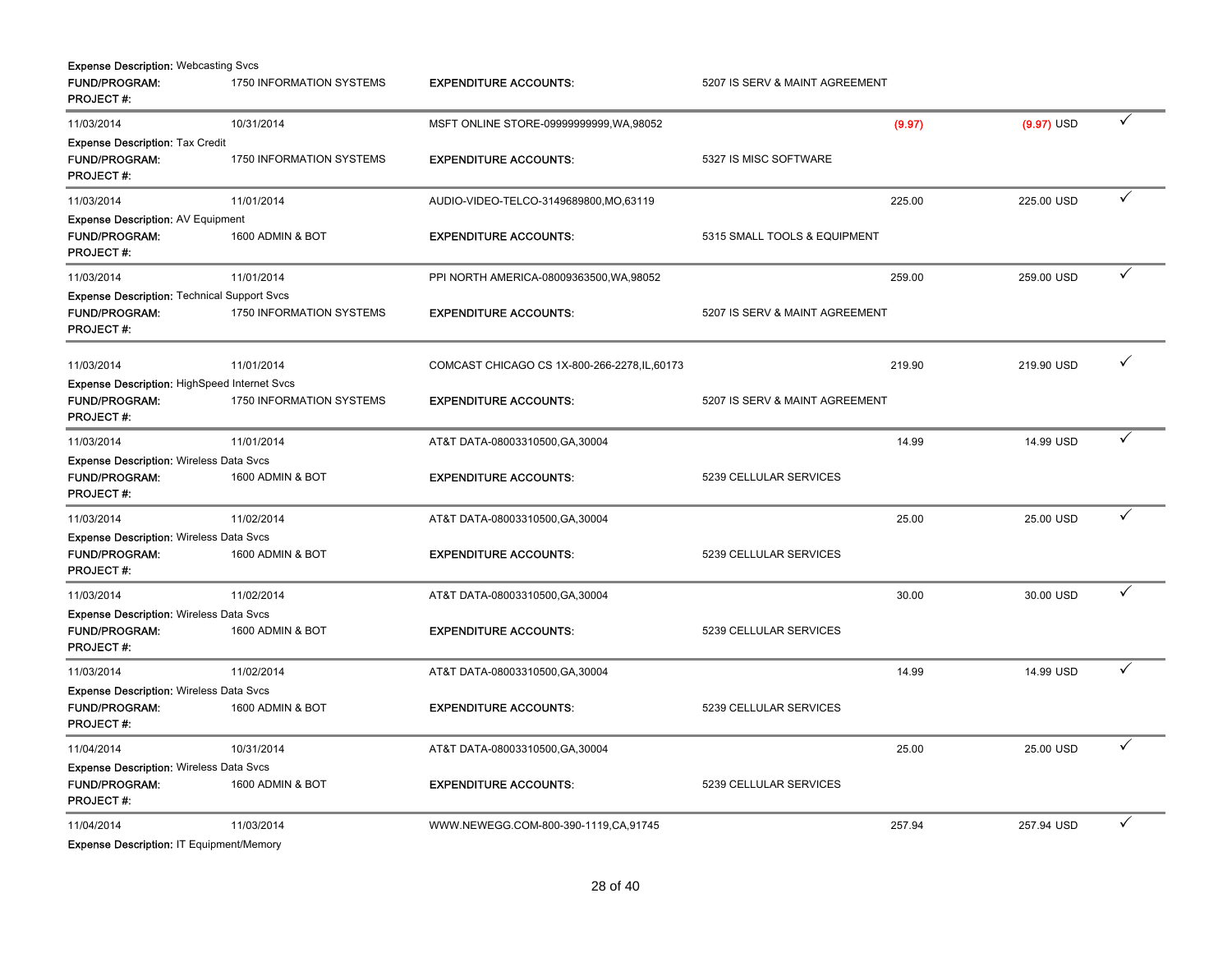Expense Description: Webcasting Svcs
FUND/PROGRAM: 1750 INFORMATION SYSTEMS EXPENDITURE ACCOUNTS: 5207 IS SERV & MAINT AGREEMENT
PROJECT #:

| | | | | | |
|---|---|---|---|---|---|
| 11/03/2014 | 10/31/2014 | MSFT ONLINE STORE-09999999999,WA,98052 | (9.97) | (9.97) USD | ✓ |

Expense Description: Tax Credit
FUND/PROGRAM: 1750 INFORMATION SYSTEMS EXPENDITURE ACCOUNTS: 5327 IS MISC SOFTWARE
PROJECT #:

| | | | | | |
|---|---|---|---|---|---|
| 11/03/2014 | 11/01/2014 | AUDIO-VIDEO-TELCO-3149689800,MO,63119 | 225.00 | 225.00 USD | ✓ |

Expense Description: AV Equipment
FUND/PROGRAM: 1600 ADMIN & BOT EXPENDITURE ACCOUNTS: 5315 SMALL TOOLS & EQUIPMENT
PROJECT #:

| | | | | | |
|---|---|---|---|---|---|
| 11/03/2014 | 11/01/2014 | PPI NORTH AMERICA-08009363500,WA,98052 | 259.00 | 259.00 USD | ✓ |

Expense Description: Technical Support Svcs
FUND/PROGRAM: 1750 INFORMATION SYSTEMS EXPENDITURE ACCOUNTS: 5207 IS SERV & MAINT AGREEMENT
PROJECT #:

| | | | | | |
|---|---|---|---|---|---|
| 11/03/2014 | 11/01/2014 | COMCAST CHICAGO CS 1X-800-266-2278,IL,60173 | 219.90 | 219.90 USD | ✓ |

Expense Description: HighSpeed Internet Svcs
FUND/PROGRAM: 1750 INFORMATION SYSTEMS EXPENDITURE ACCOUNTS: 5207 IS SERV & MAINT AGREEMENT
PROJECT #:

| | | | | | |
|---|---|---|---|---|---|
| 11/03/2014 | 11/01/2014 | AT&T DATA-08003310500,GA,30004 | 14.99 | 14.99 USD | ✓ |

Expense Description: Wireless Data Svcs
FUND/PROGRAM: 1600 ADMIN & BOT EXPENDITURE ACCOUNTS: 5239 CELLULAR SERVICES
PROJECT #:

| | | | | | |
|---|---|---|---|---|---|
| 11/03/2014 | 11/02/2014 | AT&T DATA-08003310500,GA,30004 | 25.00 | 25.00 USD | ✓ |

Expense Description: Wireless Data Svcs
FUND/PROGRAM: 1600 ADMIN & BOT EXPENDITURE ACCOUNTS: 5239 CELLULAR SERVICES
PROJECT #:

| | | | | | |
|---|---|---|---|---|---|
| 11/03/2014 | 11/02/2014 | AT&T DATA-08003310500,GA,30004 | 30.00 | 30.00 USD | ✓ |

Expense Description: Wireless Data Svcs
FUND/PROGRAM: 1600 ADMIN & BOT EXPENDITURE ACCOUNTS: 5239 CELLULAR SERVICES
PROJECT #:

| | | | | | |
|---|---|---|---|---|---|
| 11/03/2014 | 11/02/2014 | AT&T DATA-08003310500,GA,30004 | 14.99 | 14.99 USD | ✓ |

Expense Description: Wireless Data Svcs
FUND/PROGRAM: 1600 ADMIN & BOT EXPENDITURE ACCOUNTS: 5239 CELLULAR SERVICES
PROJECT #:

| | | | | | |
|---|---|---|---|---|---|
| 11/04/2014 | 10/31/2014 | AT&T DATA-08003310500,GA,30004 | 25.00 | 25.00 USD | ✓ |

Expense Description: Wireless Data Svcs
FUND/PROGRAM: 1600 ADMIN & BOT EXPENDITURE ACCOUNTS: 5239 CELLULAR SERVICES
PROJECT #:

| | | | | | |
|---|---|---|---|---|---|
| 11/04/2014 | 11/03/2014 | WWW.NEWEGG.COM-800-390-1119,CA,91745 | 257.94 | 257.94 USD | ✓ |

Expense Description: IT Equipment/Memory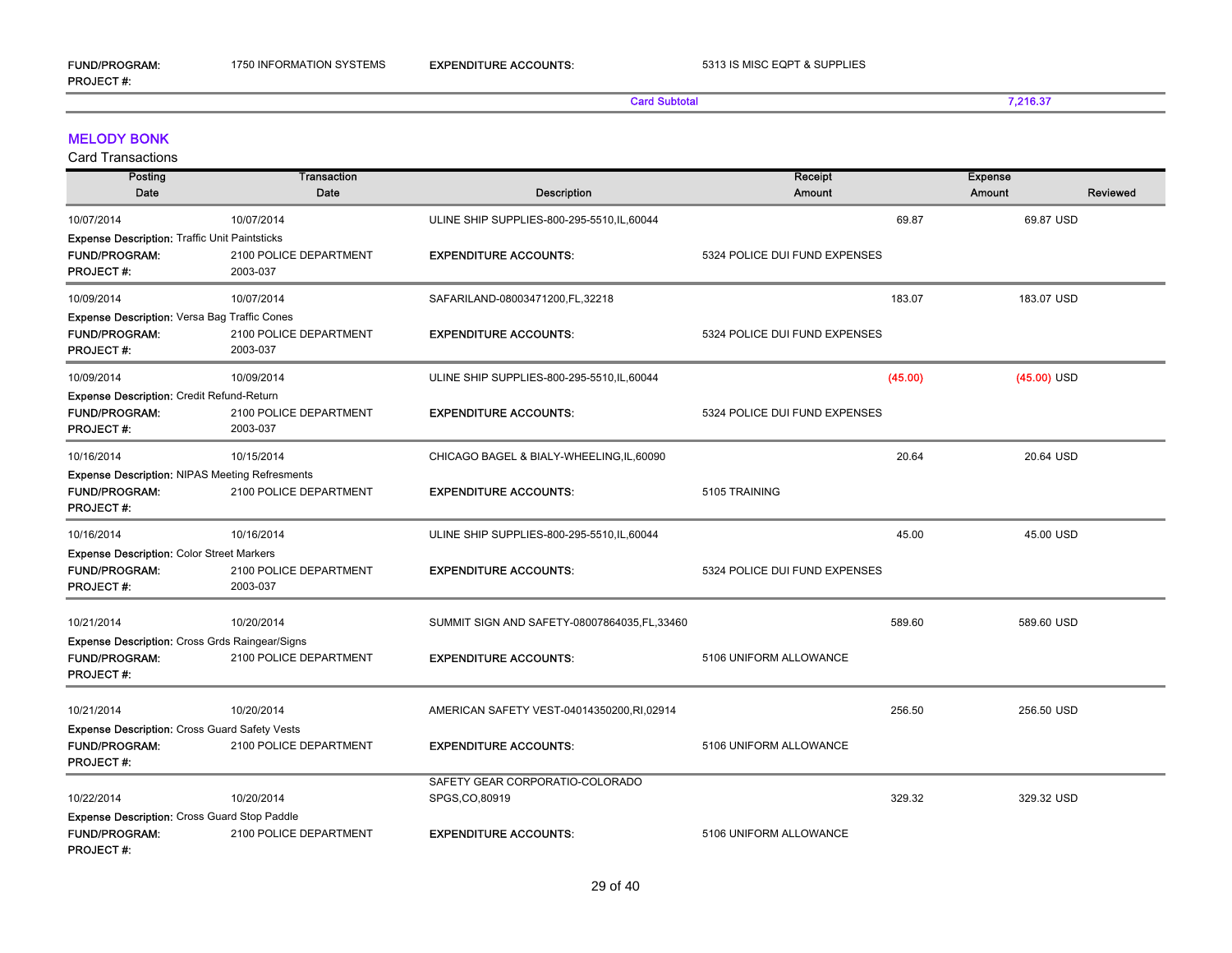| | | | |
|---|---|---|---|
| **FUND/PROGRAM:** | 1750 INFORMATION SYSTEMS | **EXPENDITURE ACCOUNTS:** | 5313 IS MISC EQPT & SUPPLIES |
| **PROJECT #:** | | | |

**Card Subtotal** 7,216.37

## MELODY BONK

Card Transactions

| Posting Date | Transaction Date | Description | Receipt Amount | Expense Amount | Reviewed |
|---|---|---|---|---|---|
| 10/07/2014 | 10/07/2014 | ULINE SHIP SUPPLIES-800-295-5510,IL,60044 | 69.87 | 69.87 USD | |
| **Expense Description:** Traffic Unit Paintsticks | | | | | |
| **FUND/PROGRAM:** | 2100 POLICE DEPARTMENT | **EXPENDITURE ACCOUNTS:** | 5324 POLICE DUI FUND EXPENSES | | |
| **PROJECT #:** | 2003-037 | | | | |
| 10/09/2014 | 10/07/2014 | SAFARILAND-08003471200,FL,32218 | 183.07 | 183.07 USD | |
| **Expense Description:** Versa Bag Traffic Cones | | | | | |
| **FUND/PROGRAM:** | 2100 POLICE DEPARTMENT | **EXPENDITURE ACCOUNTS:** | 5324 POLICE DUI FUND EXPENSES | | |
| **PROJECT #:** | 2003-037 | | | | |
| 10/09/2014 | 10/09/2014 | ULINE SHIP SUPPLIES-800-295-5510,IL,60044 | (45.00) | (45.00) USD | |
| **Expense Description:** Credit Refund-Return | | | | | |
| **FUND/PROGRAM:** | 2100 POLICE DEPARTMENT | **EXPENDITURE ACCOUNTS:** | 5324 POLICE DUI FUND EXPENSES | | |
| **PROJECT #:** | 2003-037 | | | | |
| 10/16/2014 | 10/15/2014 | CHICAGO BAGEL & BIALY-WHEELING,IL,60090 | 20.64 | 20.64 USD | |
| **Expense Description:** NIPAS Meeting Refresments | | | | | |
| **FUND/PROGRAM:** | 2100 POLICE DEPARTMENT | **EXPENDITURE ACCOUNTS:** | 5105 TRAINING | | |
| **PROJECT #:** | | | | | |
| 10/16/2014 | 10/16/2014 | ULINE SHIP SUPPLIES-800-295-5510,IL,60044 | 45.00 | 45.00 USD | |
| **Expense Description:** Color Street Markers | | | | | |
| **FUND/PROGRAM:** | 2100 POLICE DEPARTMENT | **EXPENDITURE ACCOUNTS:** | 5324 POLICE DUI FUND EXPENSES | | |
| **PROJECT #:** | 2003-037 | | | | |
| 10/21/2014 | 10/20/2014 | SUMMIT SIGN AND SAFETY-08007864035,FL,33460 | 589.60 | 589.60 USD | |
| **Expense Description:** Cross Grds Raingear/Signs | | | | | |
| **FUND/PROGRAM:** | 2100 POLICE DEPARTMENT | **EXPENDITURE ACCOUNTS:** | 5106 UNIFORM ALLOWANCE | | |
| **PROJECT #:** | | | | | |
| 10/21/2014 | 10/20/2014 | AMERICAN SAFETY VEST-04014350200,RI,02914 | 256.50 | 256.50 USD | |
| **Expense Description:** Cross Guard Safety Vests | | | | | |
| **FUND/PROGRAM:** | 2100 POLICE DEPARTMENT | **EXPENDITURE ACCOUNTS:** | 5106 UNIFORM ALLOWANCE | | |
| **PROJECT #:** | | | | | |
| 10/22/2014 | 10/20/2014 | SAFETY GEAR CORPORATIO-COLORADO SPGS,CO,80919 | 329.32 | 329.32 USD | |
| **Expense Description:** Cross Guard Stop Paddle | | | | | |
| **FUND/PROGRAM:** | 2100 POLICE DEPARTMENT | **EXPENDITURE ACCOUNTS:** | 5106 UNIFORM ALLOWANCE | | |
| **PROJECT #:** | | | | | |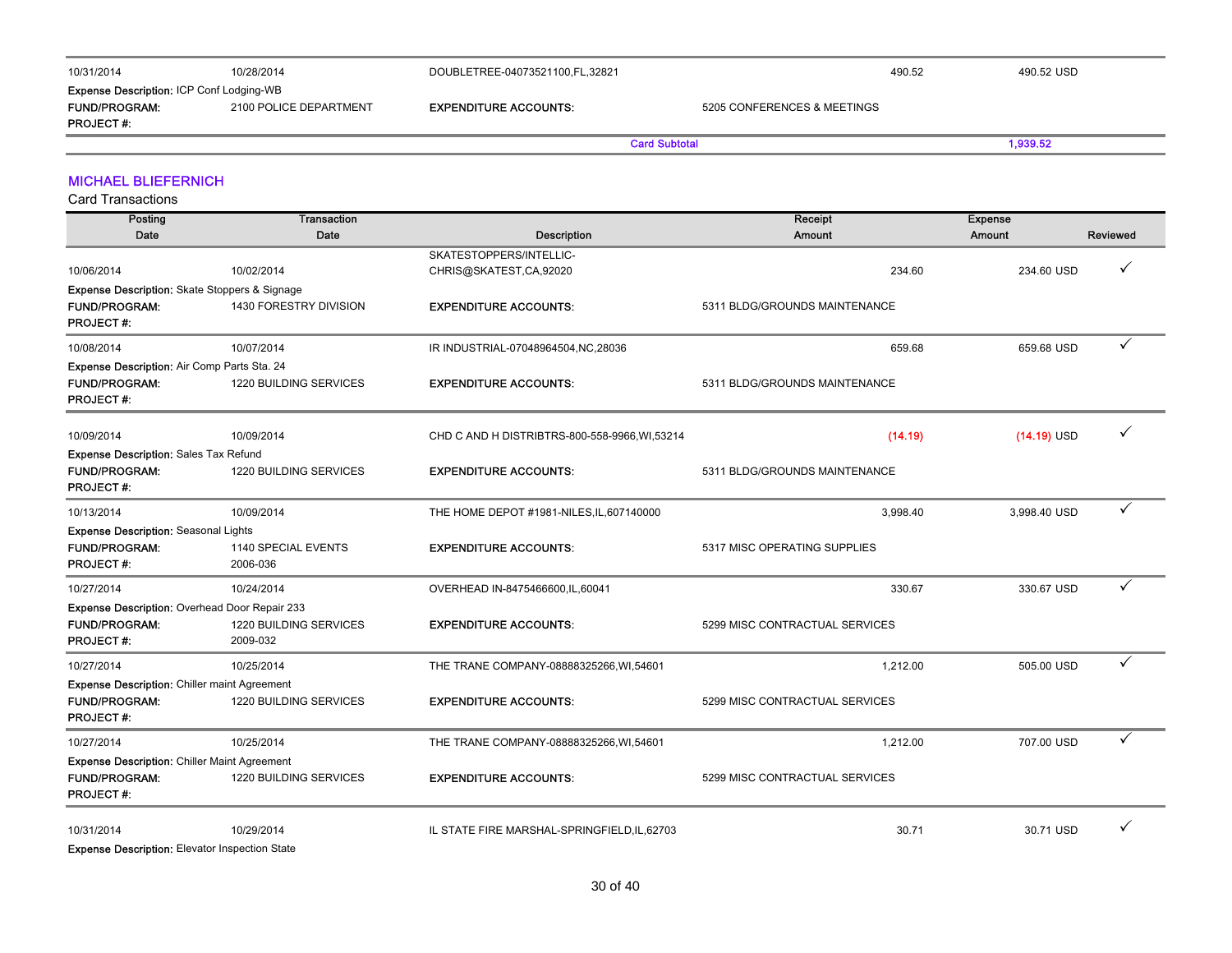| Posting Date | Transaction Date | Description | Receipt Amount | Expense Amount | Reviewed |
|---|---|---|---|---|---|
| 10/31/2014 | 10/28/2014 | DOUBLETREE-04073521100,FL,32821 | 490.52 | 490.52 USD | |

**Expense Description:** ICP Conf Lodging-WB
**FUND/PROGRAM:** 2100 POLICE DEPARTMENT **EXPENDITURE ACCOUNTS:** 5205 CONFERENCES & MEETINGS
**PROJECT #:**

**Card Subtotal** 1,939.52

## MICHAEL BLIEFERNICH

Card Transactions

| Posting Date | Transaction Date | Description | Receipt Amount | Expense Amount | Reviewed |
|---|---|---|---|---|---|
| 10/06/2014 | 10/02/2014 | SKATESTOPPERS/INTELLIC-CHRIS@SKATEST,CA,92020 | 234.60 | 234.60 USD | ✓ |
| Expense Description: Skate Stoppers & Signage | | | | | |
| FUND/PROGRAM: | 1430 FORESTRY DIVISION | EXPENDITURE ACCOUNTS: | 5311 BLDG/GROUNDS MAINTENANCE | | |
| PROJECT #: | | | | | |
| 10/08/2014 | 10/07/2014 | IR INDUSTRIAL-07048964504,NC,28036 | 659.68 | 659.68 USD | ✓ |
| Expense Description: Air Comp Parts Sta. 24 | | | | | |
| FUND/PROGRAM: | 1220 BUILDING SERVICES | EXPENDITURE ACCOUNTS: | 5311 BLDG/GROUNDS MAINTENANCE | | |
| PROJECT #: | | | | | |
| 10/09/2014 | 10/09/2014 | CHD C AND H DISTRIBTRS-800-558-9966,WI,53214 | (14.19) | (14.19) USD | ✓ |
| Expense Description: Sales Tax Refund | | | | | |
| FUND/PROGRAM: | 1220 BUILDING SERVICES | EXPENDITURE ACCOUNTS: | 5311 BLDG/GROUNDS MAINTENANCE | | |
| PROJECT #: | | | | | |
| 10/13/2014 | 10/09/2014 | THE HOME DEPOT #1981-NILES,IL,607140000 | 3,998.40 | 3,998.40 USD | ✓ |
| Expense Description: Seasonal Lights | | | | | |
| FUND/PROGRAM: | 1140 SPECIAL EVENTS | EXPENDITURE ACCOUNTS: | 5317 MISC OPERATING SUPPLIES | | |
| PROJECT #: | 2006-036 | | | | |
| 10/27/2014 | 10/24/2014 | OVERHEAD IN-8475466600,IL,60041 | 330.67 | 330.67 USD | ✓ |
| Expense Description: Overhead Door Repair 233 | | | | | |
| FUND/PROGRAM: | 1220 BUILDING SERVICES | EXPENDITURE ACCOUNTS: | 5299 MISC CONTRACTUAL SERVICES | | |
| PROJECT #: | 2009-032 | | | | |
| 10/27/2014 | 10/25/2014 | THE TRANE COMPANY-08888325266,WI,54601 | 1,212.00 | 505.00 USD | ✓ |
| Expense Description: Chiller maint Agreement | | | | | |
| FUND/PROGRAM: | 1220 BUILDING SERVICES | EXPENDITURE ACCOUNTS: | 5299 MISC CONTRACTUAL SERVICES | | |
| PROJECT #: | | | | | |
| 10/27/2014 | 10/25/2014 | THE TRANE COMPANY-08888325266,WI,54601 | 1,212.00 | 707.00 USD | ✓ |
| Expense Description: Chiller Maint Agreement | | | | | |
| FUND/PROGRAM: | 1220 BUILDING SERVICES | EXPENDITURE ACCOUNTS: | 5299 MISC CONTRACTUAL SERVICES | | |
| PROJECT #: | | | | | |
| 10/31/2014 | 10/29/2014 | IL STATE FIRE MARSHAL-SPRINGFIELD,IL,62703 | 30.71 | 30.71 USD | ✓ |
| Expense Description: Elevator Inspection State | | | | | |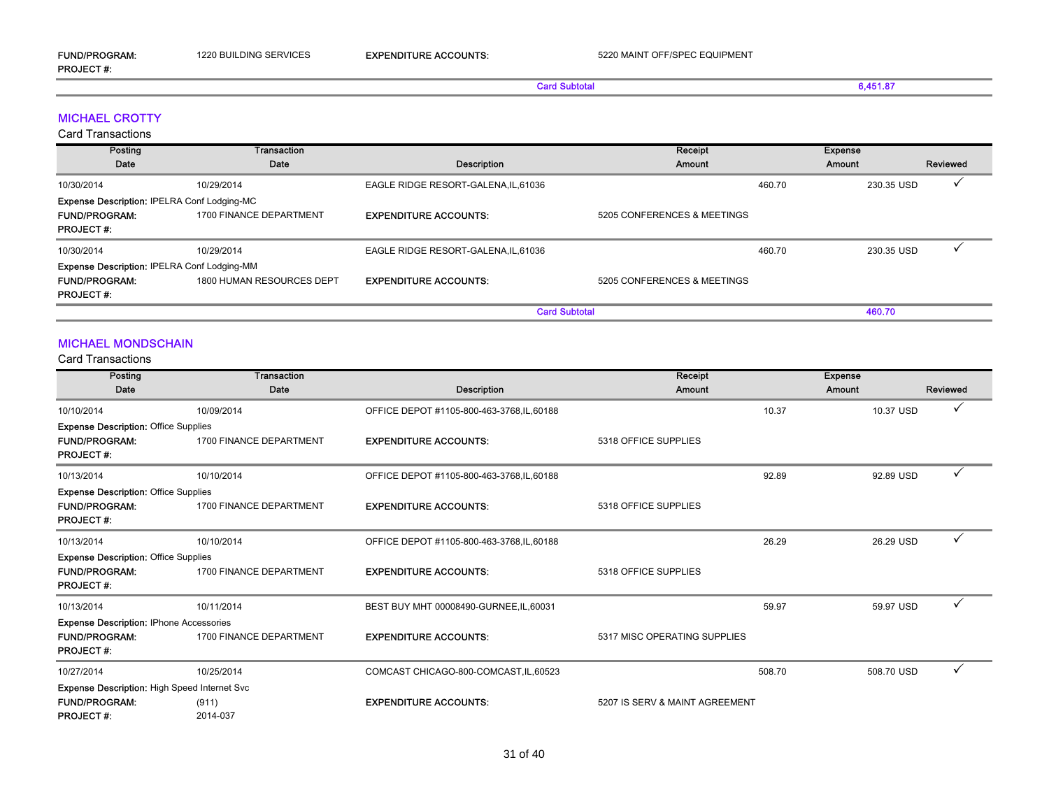**FUND/PROGRAM:** 1220 BUILDING SERVICES **EXPENDITURE ACCOUNTS:** 5220 MAINT OFF/SPEC EQUIPMENT
**PROJECT #:**

**Card Subtotal** 6,451.87

## MICHAEL CROTTY

Card Transactions

| Posting Date | Transaction Date | Description | Receipt Amount | Expense Amount | Reviewed |
|---|---|---|---|---|---|
| 10/30/2014 | 10/29/2014 | EAGLE RIDGE RESORT-GALENA,IL,61036 | 460.70 | 230.35 USD | ✓ |

**Expense Description:** IPELRA Conf Lodging-MC
**FUND/PROGRAM:** 1700 FINANCE DEPARTMENT **EXPENDITURE ACCOUNTS:** 5205 CONFERENCES & MEETINGS
**PROJECT #:**

| Posting Date | Transaction Date | Description | Receipt Amount | Expense Amount | Reviewed |
|---|---|---|---|---|---|
| 10/30/2014 | 10/29/2014 | EAGLE RIDGE RESORT-GALENA,IL,61036 | 460.70 | 230.35 USD | ✓ |

**Expense Description:** IPELRA Conf Lodging-MM
**FUND/PROGRAM:** 1800 HUMAN RESOURCES DEPT **EXPENDITURE ACCOUNTS:** 5205 CONFERENCES & MEETINGS
**PROJECT #:**

**Card Subtotal** 460.70

## MICHAEL MONDSCHAIN

Card Transactions

| Posting Date | Transaction Date | Description | Receipt Amount | Expense Amount | Reviewed |
|---|---|---|---|---|---|
| 10/10/2014 | 10/09/2014 | OFFICE DEPOT #1105-800-463-3768,IL,60188 | 10.37 | 10.37 USD | ✓ |

**Expense Description:** Office Supplies
**FUND/PROGRAM:** 1700 FINANCE DEPARTMENT **EXPENDITURE ACCOUNTS:** 5318 OFFICE SUPPLIES
**PROJECT #:**

| Posting Date | Transaction Date | Description | Receipt Amount | Expense Amount | Reviewed |
|---|---|---|---|---|---|
| 10/13/2014 | 10/10/2014 | OFFICE DEPOT #1105-800-463-3768,IL,60188 | 92.89 | 92.89 USD | ✓ |

**Expense Description:** Office Supplies
**FUND/PROGRAM:** 1700 FINANCE DEPARTMENT **EXPENDITURE ACCOUNTS:** 5318 OFFICE SUPPLIES
**PROJECT #:**

| Posting Date | Transaction Date | Description | Receipt Amount | Expense Amount | Reviewed |
|---|---|---|---|---|---|
| 10/13/2014 | 10/10/2014 | OFFICE DEPOT #1105-800-463-3768,IL,60188 | 26.29 | 26.29 USD | ✓ |

**Expense Description:** Office Supplies
**FUND/PROGRAM:** 1700 FINANCE DEPARTMENT **EXPENDITURE ACCOUNTS:** 5318 OFFICE SUPPLIES
**PROJECT #:**

| Posting Date | Transaction Date | Description | Receipt Amount | Expense Amount | Reviewed |
|---|---|---|---|---|---|
| 10/13/2014 | 10/11/2014 | BEST BUY MHT 00008490-GURNEE,IL,60031 | 59.97 | 59.97 USD | ✓ |

**Expense Description:** IPhone Accessories
**FUND/PROGRAM:** 1700 FINANCE DEPARTMENT **EXPENDITURE ACCOUNTS:** 5317 MISC OPERATING SUPPLIES
**PROJECT #:**

| Posting Date | Transaction Date | Description | Receipt Amount | Expense Amount | Reviewed |
|---|---|---|---|---|---|
| 10/27/2014 | 10/25/2014 | COMCAST CHICAGO-800-COMCAST,IL,60523 | 508.70 | 508.70 USD | ✓ |

**Expense Description:** High Speed Internet Svc
**FUND/PROGRAM:** (911) **EXPENDITURE ACCOUNTS:** 5207 IS SERV & MAINT AGREEMENT
**PROJECT #:** 2014-037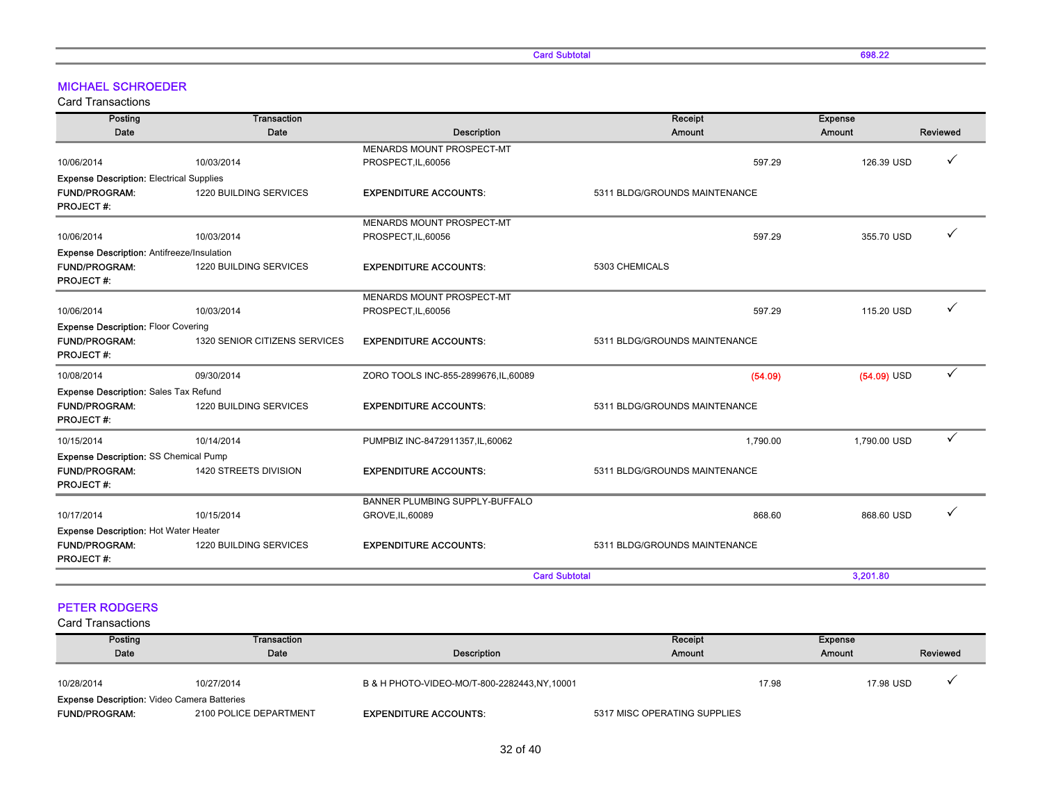| | | | Card Subtotal | 698.22 | |
|---|---|---|---|---|---|

## MICHAEL SCHROEDER

Card Transactions

| Posting Date | Transaction Date | Description | Receipt Amount | Expense Amount | Reviewed |
|---|---|---|---|---|---|
| 10/06/2014 | 10/03/2014 | MENARDS MOUNT PROSPECT-MT PROSPECT,IL,60056 | 597.29 | 126.39 USD | ✓ |
| **Expense Description:** Electrical Supplies | | | | | |
| **FUND/PROGRAM:** | 1220 BUILDING SERVICES | **EXPENDITURE ACCOUNTS:** | 5311 BLDG/GROUNDS MAINTENANCE | | |
| **PROJECT #:** | | | | | |
| 10/06/2014 | 10/03/2014 | MENARDS MOUNT PROSPECT-MT PROSPECT,IL,60056 | 597.29 | 355.70 USD | ✓ |
| **Expense Description:** Antifreeze/Insulation | | | | | |
| **FUND/PROGRAM:** | 1220 BUILDING SERVICES | **EXPENDITURE ACCOUNTS:** | 5303 CHEMICALS | | |
| **PROJECT #:** | | | | | |
| 10/06/2014 | 10/03/2014 | MENARDS MOUNT PROSPECT-MT PROSPECT,IL,60056 | 597.29 | 115.20 USD | ✓ |
| **Expense Description:** Floor Covering | | | | | |
| **FUND/PROGRAM:** | 1320 SENIOR CITIZENS SERVICES | **EXPENDITURE ACCOUNTS:** | 5311 BLDG/GROUNDS MAINTENANCE | | |
| **PROJECT #:** | | | | | |
| 10/08/2014 | 09/30/2014 | ZORO TOOLS INC-855-2899676,IL,60089 | (54.09) | (54.09) USD | ✓ |
| **Expense Description:** Sales Tax Refund | | | | | |
| **FUND/PROGRAM:** | 1220 BUILDING SERVICES | **EXPENDITURE ACCOUNTS:** | 5311 BLDG/GROUNDS MAINTENANCE | | |
| **PROJECT #:** | | | | | |
| 10/15/2014 | 10/14/2014 | PUMPBIZ INC-8472911357,IL,60062 | 1,790.00 | 1,790.00 USD | ✓ |
| **Expense Description:** SS Chemical Pump | | | | | |
| **FUND/PROGRAM:** | 1420 STREETS DIVISION | **EXPENDITURE ACCOUNTS:** | 5311 BLDG/GROUNDS MAINTENANCE | | |
| **PROJECT #:** | | | | | |
| 10/17/2014 | 10/15/2014 | BANNER PLUMBING SUPPLY-BUFFALO GROVE,IL,60089 | 868.60 | 868.60 USD | ✓ |
| **Expense Description:** Hot Water Heater | | | | | |
| **FUND/PROGRAM:** | 1220 BUILDING SERVICES | **EXPENDITURE ACCOUNTS:** | 5311 BLDG/GROUNDS MAINTENANCE | | |
| **PROJECT #:** | | | | | |
| | | | Card Subtotal | 3,201.80 | |

## PETER RODGERS

Card Transactions

| Posting Date | Transaction Date | Description | Receipt Amount | Expense Amount | Reviewed |
|---|---|---|---|---|---|
| 10/28/2014 | 10/27/2014 | B & H PHOTO-VIDEO-MO/T-800-2282443,NY,10001 | 17.98 | 17.98 USD | ✓ |
| **Expense Description:** Video Camera Batteries | | | | | |
| **FUND/PROGRAM:** | 2100 POLICE DEPARTMENT | **EXPENDITURE ACCOUNTS:** | 5317 MISC OPERATING SUPPLIES | | |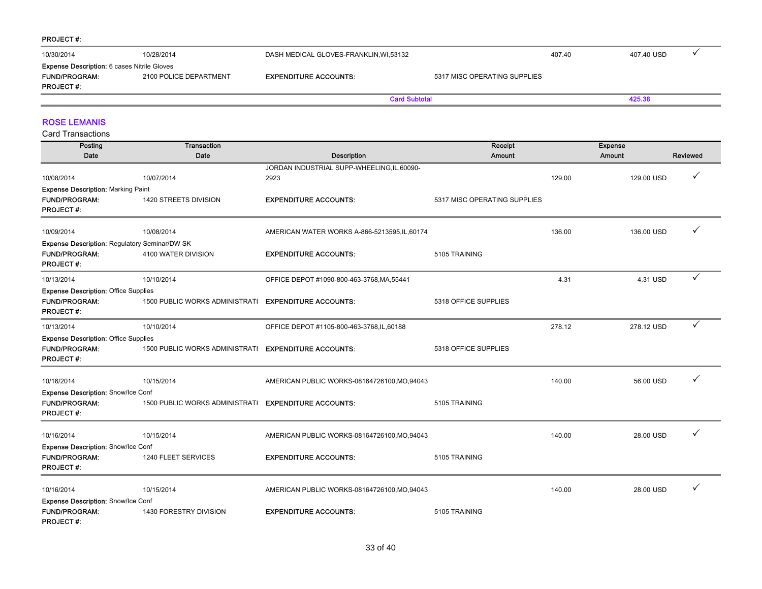PROJECT #:

| Posting Date | Transaction Date | Description | Receipt Amount | Expense Amount | Reviewed |
|---|---|---|---|---|---|
| 10/30/2014 | 10/28/2014 | DASH MEDICAL GLOVES-FRANKLIN,WI,53132 | 407.40 | 407.40 USD | ✓ |

**Expense Description:** 6 cases Nitrile Gloves
**FUND/PROGRAM:** 2100 POLICE DEPARTMENT **EXPENDITURE ACCOUNTS:** 5317 MISC OPERATING SUPPLIES
**PROJECT #:**

**Card Subtotal** 425.38

## ROSE LEMANIS

Card Transactions

| Posting Date | Transaction Date | Description | Receipt Amount | Expense Amount | Reviewed |
|---|---|---|---|---|---|
| 10/08/2014 | 10/07/2014 | JORDAN INDUSTRIAL SUPP-WHEELING,IL,60090-2923 | 129.00 | 129.00 USD | ✓ |
| Expense Description: Marking Paint | | | | | |
| FUND/PROGRAM: | 1420 STREETS DIVISION | EXPENDITURE ACCOUNTS: | 5317 MISC OPERATING SUPPLIES | | |
| PROJECT #: | | | | | |
| 10/09/2014 | 10/08/2014 | AMERICAN WATER WORKS A-866-5213595,IL,60174 | 136.00 | 136.00 USD | ✓ |
| Expense Description: Regulatory Seminar/DW SK | | | | | |
| FUND/PROGRAM: | 4100 WATER DIVISION | EXPENDITURE ACCOUNTS: | 5105 TRAINING | | |
| PROJECT #: | | | | | |
| 10/13/2014 | 10/10/2014 | OFFICE DEPOT #1090-800-463-3768,MA,55441 | 4.31 | 4.31 USD | ✓ |
| Expense Description: Office Supplies | | | | | |
| FUND/PROGRAM: | 1500 PUBLIC WORKS ADMINISTRATI | EXPENDITURE ACCOUNTS: | 5318 OFFICE SUPPLIES | | |
| PROJECT #: | | | | | |
| 10/13/2014 | 10/10/2014 | OFFICE DEPOT #1105-800-463-3768,IL,60188 | 278.12 | 278.12 USD | ✓ |
| Expense Description: Office Supplies | | | | | |
| FUND/PROGRAM: | 1500 PUBLIC WORKS ADMINISTRATI | EXPENDITURE ACCOUNTS: | 5318 OFFICE SUPPLIES | | |
| PROJECT #: | | | | | |
| 10/16/2014 | 10/15/2014 | AMERICAN PUBLIC WORKS-08164726100,MO,94043 | 140.00 | 56.00 USD | ✓ |
| Expense Description: Snow/Ice Conf | | | | | |
| FUND/PROGRAM: | 1500 PUBLIC WORKS ADMINISTRATI | EXPENDITURE ACCOUNTS: | 5105 TRAINING | | |
| PROJECT #: | | | | | |
| 10/16/2014 | 10/15/2014 | AMERICAN PUBLIC WORKS-08164726100,MO,94043 | 140.00 | 28.00 USD | ✓ |
| Expense Description: Snow/Ice Conf | | | | | |
| FUND/PROGRAM: | 1240 FLEET SERVICES | EXPENDITURE ACCOUNTS: | 5105 TRAINING | | |
| PROJECT #: | | | | | |
| 10/16/2014 | 10/15/2014 | AMERICAN PUBLIC WORKS-08164726100,MO,94043 | 140.00 | 28.00 USD | ✓ |
| Expense Description: Snow/Ice Conf | | | | | |
| FUND/PROGRAM: | 1430 FORESTRY DIVISION | EXPENDITURE ACCOUNTS: | 5105 TRAINING | | |
| PROJECT #: | | | | | |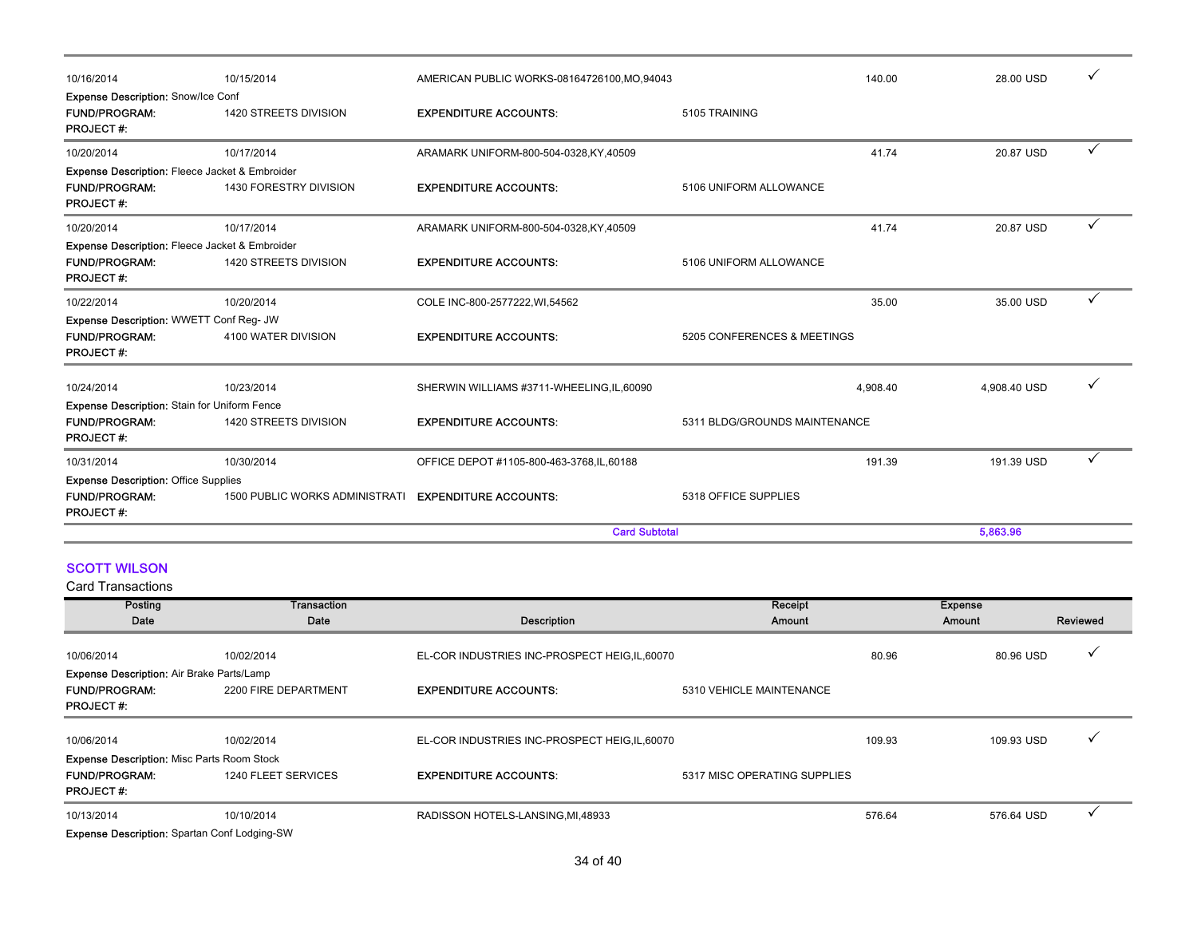| | | | | | |
|---|---|---|---|---|---|
| 10/16/2014 | 10/15/2014 | AMERICAN PUBLIC WORKS-08164726100,MO,94043 | 140.00 | 28.00 USD | ✓ |
| **Expense Description:** Snow/Ice Conf | | | | | |
| **FUND/PROGRAM:** | 1420 STREETS DIVISION | **EXPENDITURE ACCOUNTS:** | 5105 TRAINING | | |
| **PROJECT #:** | | | | | |
| 10/20/2014 | 10/17/2014 | ARAMARK UNIFORM-800-504-0328,KY,40509 | 41.74 | 20.87 USD | ✓ |
| **Expense Description:** Fleece Jacket & Embroider | | | | | |
| **FUND/PROGRAM:** | 1430 FORESTRY DIVISION | **EXPENDITURE ACCOUNTS:** | 5106 UNIFORM ALLOWANCE | | |
| **PROJECT #:** | | | | | |
| 10/20/2014 | 10/17/2014 | ARAMARK UNIFORM-800-504-0328,KY,40509 | 41.74 | 20.87 USD | ✓ |
| **Expense Description:** Fleece Jacket & Embroider | | | | | |
| **FUND/PROGRAM:** | 1420 STREETS DIVISION | **EXPENDITURE ACCOUNTS:** | 5106 UNIFORM ALLOWANCE | | |
| **PROJECT #:** | | | | | |
| 10/22/2014 | 10/20/2014 | COLE INC-800-2577222,WI,54562 | 35.00 | 35.00 USD | ✓ |
| **Expense Description:** WWETT Conf Reg- JW | | | | | |
| **FUND/PROGRAM:** | 4100 WATER DIVISION | **EXPENDITURE ACCOUNTS:** | 5205 CONFERENCES & MEETINGS | | |
| **PROJECT #:** | | | | | |
| 10/24/2014 | 10/23/2014 | SHERWIN WILLIAMS #3711-WHEELING,IL,60090 | 4,908.40 | 4,908.40 USD | ✓ |
| **Expense Description:** Stain for Uniform Fence | | | | | |
| **FUND/PROGRAM:** | 1420 STREETS DIVISION | **EXPENDITURE ACCOUNTS:** | 5311 BLDG/GROUNDS MAINTENANCE | | |
| **PROJECT #:** | | | | | |
| 10/31/2014 | 10/30/2014 | OFFICE DEPOT #1105-800-463-3768,IL,60188 | 191.39 | 191.39 USD | ✓ |
| **Expense Description:** Office Supplies | | | | | |
| **FUND/PROGRAM:** | 1500 PUBLIC WORKS ADMINISTRATI | **EXPENDITURE ACCOUNTS:** | 5318 OFFICE SUPPLIES | | |
| **PROJECT #:** | | | | | |
| | | **Card Subtotal** | | **5,863.96** | |

## SCOTT WILSON

Card Transactions

| Posting Date | Transaction Date | Description | Receipt Amount | Expense Amount | Reviewed |
|---|---|---|---|---|---|
| 10/06/2014 | 10/02/2014 | EL-COR INDUSTRIES INC-PROSPECT HEIG,IL,60070 | 80.96 | 80.96 USD | ✓ |
| **Expense Description:** Air Brake Parts/Lamp | | | | | |
| **FUND/PROGRAM:** | 2200 FIRE DEPARTMENT | **EXPENDITURE ACCOUNTS:** | 5310 VEHICLE MAINTENANCE | | |
| **PROJECT #:** | | | | | |
| 10/06/2014 | 10/02/2014 | EL-COR INDUSTRIES INC-PROSPECT HEIG,IL,60070 | 109.93 | 109.93 USD | ✓ |
| **Expense Description:** Misc Parts Room Stock | | | | | |
| **FUND/PROGRAM:** | 1240 FLEET SERVICES | **EXPENDITURE ACCOUNTS:** | 5317 MISC OPERATING SUPPLIES | | |
| **PROJECT #:** | | | | | |
| 10/13/2014 | 10/10/2014 | RADISSON HOTELS-LANSING,MI,48933 | 576.64 | 576.64 USD | ✓ |
| **Expense Description:** Spartan Conf Lodging-SW | | | | | |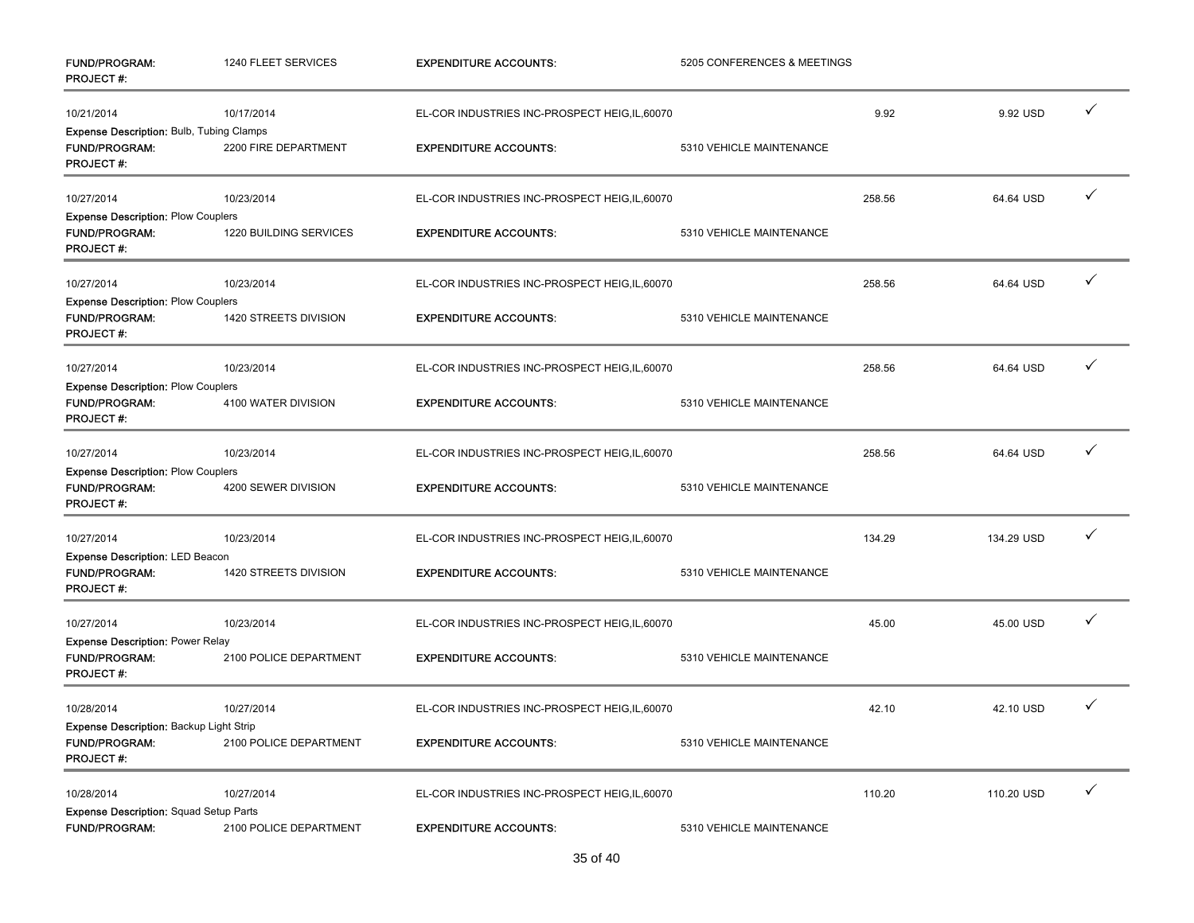| | | | | | | |
|---|---|---|---|---|---|---|
| FUND/PROGRAM: PROJECT #: | 1240 FLEET SERVICES | EXPENDITURE ACCOUNTS: | 5205 CONFERENCES & MEETINGS | | | |
| 10/21/2014 | 10/17/2014 | EL-COR INDUSTRIES INC-PROSPECT HEIG,IL,60070 | | 9.92 | 9.92 USD | ✓ |
| Expense Description: Bulb, Tubing Clamps | | | | | | |
| FUND/PROGRAM: PROJECT #: | 2200 FIRE DEPARTMENT | EXPENDITURE ACCOUNTS: | 5310 VEHICLE MAINTENANCE | | | |
| 10/27/2014 | 10/23/2014 | EL-COR INDUSTRIES INC-PROSPECT HEIG,IL,60070 | | 258.56 | 64.64 USD | ✓ |
| Expense Description: Plow Couplers | | | | | | |
| FUND/PROGRAM: PROJECT #: | 1220 BUILDING SERVICES | EXPENDITURE ACCOUNTS: | 5310 VEHICLE MAINTENANCE | | | |
| 10/27/2014 | 10/23/2014 | EL-COR INDUSTRIES INC-PROSPECT HEIG,IL,60070 | | 258.56 | 64.64 USD | ✓ |
| Expense Description: Plow Couplers | | | | | | |
| FUND/PROGRAM: PROJECT #: | 1420 STREETS DIVISION | EXPENDITURE ACCOUNTS: | 5310 VEHICLE MAINTENANCE | | | |
| 10/27/2014 | 10/23/2014 | EL-COR INDUSTRIES INC-PROSPECT HEIG,IL,60070 | | 258.56 | 64.64 USD | ✓ |
| Expense Description: Plow Couplers | | | | | | |
| FUND/PROGRAM: PROJECT #: | 4100 WATER DIVISION | EXPENDITURE ACCOUNTS: | 5310 VEHICLE MAINTENANCE | | | |
| 10/27/2014 | 10/23/2014 | EL-COR INDUSTRIES INC-PROSPECT HEIG,IL,60070 | | 258.56 | 64.64 USD | ✓ |
| Expense Description: Plow Couplers | | | | | | |
| FUND/PROGRAM: PROJECT #: | 4200 SEWER DIVISION | EXPENDITURE ACCOUNTS: | 5310 VEHICLE MAINTENANCE | | | |
| 10/27/2014 | 10/23/2014 | EL-COR INDUSTRIES INC-PROSPECT HEIG,IL,60070 | | 134.29 | 134.29 USD | ✓ |
| Expense Description: LED Beacon | | | | | | |
| FUND/PROGRAM: PROJECT #: | 1420 STREETS DIVISION | EXPENDITURE ACCOUNTS: | 5310 VEHICLE MAINTENANCE | | | |
| 10/27/2014 | 10/23/2014 | EL-COR INDUSTRIES INC-PROSPECT HEIG,IL,60070 | | 45.00 | 45.00 USD | ✓ |
| Expense Description: Power Relay | | | | | | |
| FUND/PROGRAM: PROJECT #: | 2100 POLICE DEPARTMENT | EXPENDITURE ACCOUNTS: | 5310 VEHICLE MAINTENANCE | | | |
| 10/28/2014 | 10/27/2014 | EL-COR INDUSTRIES INC-PROSPECT HEIG,IL,60070 | | 42.10 | 42.10 USD | ✓ |
| Expense Description: Backup Light Strip | | | | | | |
| FUND/PROGRAM: PROJECT #: | 2100 POLICE DEPARTMENT | EXPENDITURE ACCOUNTS: | 5310 VEHICLE MAINTENANCE | | | |
| 10/28/2014 | 10/27/2014 | EL-COR INDUSTRIES INC-PROSPECT HEIG,IL,60070 | | 110.20 | 110.20 USD | ✓ |
| Expense Description: Squad Setup Parts | | | | | | |
| FUND/PROGRAM: | 2100 POLICE DEPARTMENT | EXPENDITURE ACCOUNTS: | 5310 VEHICLE MAINTENANCE | | | |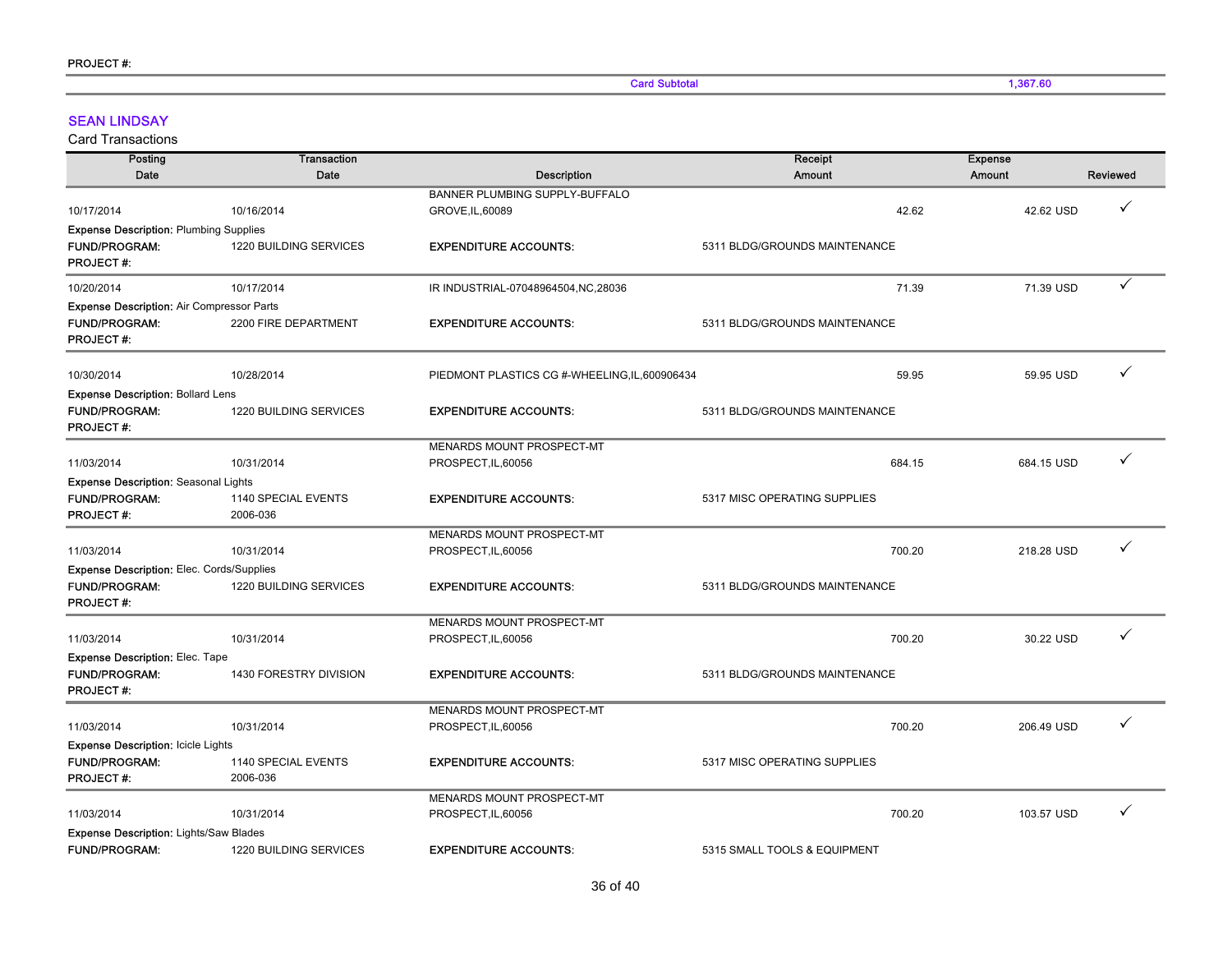PROJECT #:

| | | Card Subtotal | | 1,367.60 | |
|---|---|---|---|---|---|

## SEAN LINDSAY

Card Transactions

| Posting Date | Transaction Date | Description | Receipt Amount | Expense Amount | Reviewed |
|---|---|---|---|---|---|
| 10/17/2014 | 10/16/2014 | BANNER PLUMBING SUPPLY-BUFFALO GROVE,IL,60089 | 42.62 | 42.62 USD | ✓ |

**Expense Description:** Plumbing Supplies
**FUND/PROGRAM:** 1220 BUILDING SERVICES **EXPENDITURE ACCOUNTS:** 5311 BLDG/GROUNDS MAINTENANCE
**PROJECT #:**

| Posting Date | Transaction Date | Description | Receipt Amount | Expense Amount | Reviewed |
|---|---|---|---|---|---|
| 10/20/2014 | 10/17/2014 | IR INDUSTRIAL-07048964504,NC,28036 | 71.39 | 71.39 USD | ✓ |

**Expense Description:** Air Compressor Parts
**FUND/PROGRAM:** 2200 FIRE DEPARTMENT **EXPENDITURE ACCOUNTS:** 5311 BLDG/GROUNDS MAINTENANCE
**PROJECT #:**

| Posting Date | Transaction Date | Description | Receipt Amount | Expense Amount | Reviewed |
|---|---|---|---|---|---|
| 10/30/2014 | 10/28/2014 | PIEDMONT PLASTICS CG #-WHEELING,IL,600906434 | 59.95 | 59.95 USD | ✓ |

**Expense Description:** Bollard Lens
**FUND/PROGRAM:** 1220 BUILDING SERVICES **EXPENDITURE ACCOUNTS:** 5311 BLDG/GROUNDS MAINTENANCE
**PROJECT #:**

| Posting Date | Transaction Date | Description | Receipt Amount | Expense Amount | Reviewed |
|---|---|---|---|---|---|
| 11/03/2014 | 10/31/2014 | MENARDS MOUNT PROSPECT-MT PROSPECT,IL,60056 | 684.15 | 684.15 USD | ✓ |

**Expense Description:** Seasonal Lights
**FUND/PROGRAM:** 1140 SPECIAL EVENTS **EXPENDITURE ACCOUNTS:** 5317 MISC OPERATING SUPPLIES
**PROJECT #:** 2006-036

| Posting Date | Transaction Date | Description | Receipt Amount | Expense Amount | Reviewed |
|---|---|---|---|---|---|
| 11/03/2014 | 10/31/2014 | MENARDS MOUNT PROSPECT-MT PROSPECT,IL,60056 | 700.20 | 218.28 USD | ✓ |

**Expense Description:** Elec. Cords/Supplies
**FUND/PROGRAM:** 1220 BUILDING SERVICES **EXPENDITURE ACCOUNTS:** 5311 BLDG/GROUNDS MAINTENANCE
**PROJECT #:**

| Posting Date | Transaction Date | Description | Receipt Amount | Expense Amount | Reviewed |
|---|---|---|---|---|---|
| 11/03/2014 | 10/31/2014 | MENARDS MOUNT PROSPECT-MT PROSPECT,IL,60056 | 700.20 | 30.22 USD | ✓ |

**Expense Description:** Elec. Tape
**FUND/PROGRAM:** 1430 FORESTRY DIVISION **EXPENDITURE ACCOUNTS:** 5311 BLDG/GROUNDS MAINTENANCE
**PROJECT #:**

| Posting Date | Transaction Date | Description | Receipt Amount | Expense Amount | Reviewed |
|---|---|---|---|---|---|
| 11/03/2014 | 10/31/2014 | MENARDS MOUNT PROSPECT-MT PROSPECT,IL,60056 | 700.20 | 206.49 USD | ✓ |

**Expense Description:** Icicle Lights
**FUND/PROGRAM:** 1140 SPECIAL EVENTS **EXPENDITURE ACCOUNTS:** 5317 MISC OPERATING SUPPLIES
**PROJECT #:** 2006-036

| Posting Date | Transaction Date | Description | Receipt Amount | Expense Amount | Reviewed |
|---|---|---|---|---|---|
| 11/03/2014 | 10/31/2014 | MENARDS MOUNT PROSPECT-MT PROSPECT,IL,60056 | 700.20 | 103.57 USD | ✓ |

**Expense Description:** Lights/Saw Blades
**FUND/PROGRAM:** 1220 BUILDING SERVICES **EXPENDITURE ACCOUNTS:** 5315 SMALL TOOLS & EQUIPMENT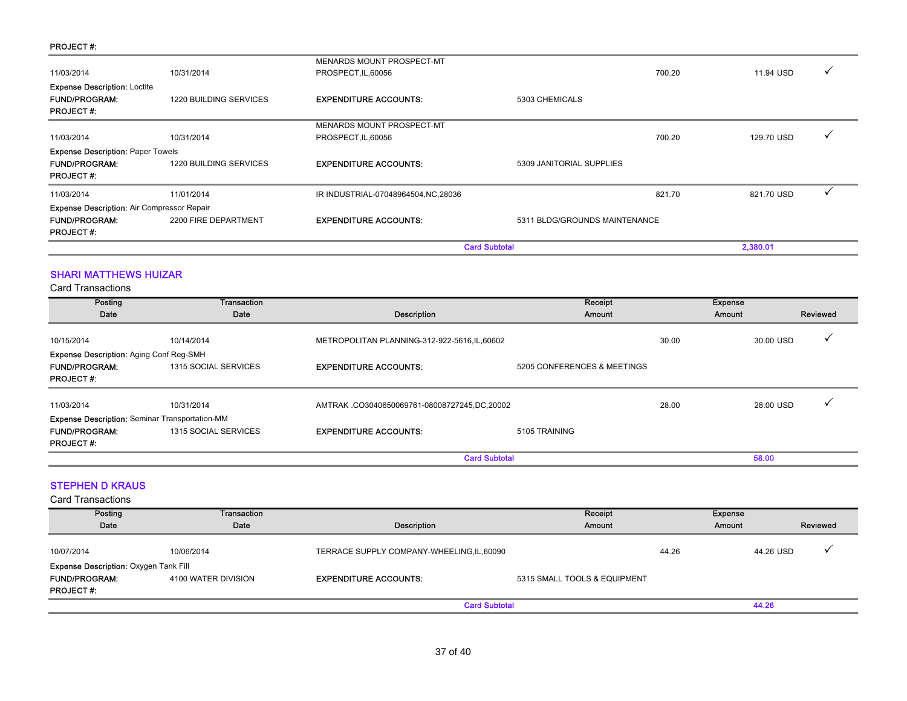PROJECT #:

| | | | | | |
|---|---|---|---|---|---|
| 11/03/2014 | 10/31/2014 | MENARDS MOUNT PROSPECT-MT PROSPECT,IL,60056 | 700.20 | 11.94 USD | ✓ |
| **Expense Description:** Loctite | | | | | |
| **FUND/PROGRAM:** | 1220 BUILDING SERVICES | **EXPENDITURE ACCOUNTS:** | 5303 CHEMICALS | | |
| **PROJECT #:** | | | | | |
| 11/03/2014 | 10/31/2014 | MENARDS MOUNT PROSPECT-MT PROSPECT,IL,60056 | 700.20 | 129.70 USD | ✓ |
| **Expense Description:** Paper Towels | | | | | |
| **FUND/PROGRAM:** | 1220 BUILDING SERVICES | **EXPENDITURE ACCOUNTS:** | 5309 JANITORIAL SUPPLIES | | |
| **PROJECT #:** | | | | | |
| 11/03/2014 | 11/01/2014 | IR INDUSTRIAL-07048964504,NC,28036 | 821.70 | 821.70 USD | ✓ |
| **Expense Description:** Air Compressor Repair | | | | | |
| **FUND/PROGRAM:** | 2200 FIRE DEPARTMENT | **EXPENDITURE ACCOUNTS:** | 5311 BLDG/GROUNDS MAINTENANCE | | |
| **PROJECT #:** | | | | | |
| | | | Card Subtotal | 2,380.01 | |

## SHARI MATTHEWS HUIZAR

Card Transactions

| Posting Date | Transaction Date | Description | Receipt Amount | Expense Amount | Reviewed |
|---|---|---|---|---|---|
| 10/15/2014 | 10/14/2014 | METROPOLITAN PLANNING-312-922-5616,IL,60602 | 30.00 | 30.00 USD | ✓ |
| **Expense Description:** Aging Conf Reg-SMH | | | | | |
| **FUND/PROGRAM:** | 1315 SOCIAL SERVICES | **EXPENDITURE ACCOUNTS:** | 5205 CONFERENCES & MEETINGS | | |
| **PROJECT #:** | | | | | |
| 11/03/2014 | 10/31/2014 | AMTRAK .CO3040650069761-08008727245,DC,20002 | 28.00 | 28.00 USD | ✓ |
| **Expense Description:** Seminar Transportation-MM | | | | | |
| **FUND/PROGRAM:** | 1315 SOCIAL SERVICES | **EXPENDITURE ACCOUNTS:** | 5105 TRAINING | | |
| **PROJECT #:** | | | | | |
| | | | Card Subtotal | 58.00 | |

## STEPHEN D KRAUS

Card Transactions

| Posting Date | Transaction Date | Description | Receipt Amount | Expense Amount | Reviewed |
|---|---|---|---|---|---|
| 10/07/2014 | 10/06/2014 | TERRACE SUPPLY COMPANY-WHEELING,IL,60090 | 44.26 | 44.26 USD | ✓ |
| **Expense Description:** Oxygen Tank Fill | | | | | |
| **FUND/PROGRAM:** | 4100 WATER DIVISION | **EXPENDITURE ACCOUNTS:** | 5315 SMALL TOOLS & EQUIPMENT | | |
| **PROJECT #:** | | | | | |
| | | | Card Subtotal | 44.26 | |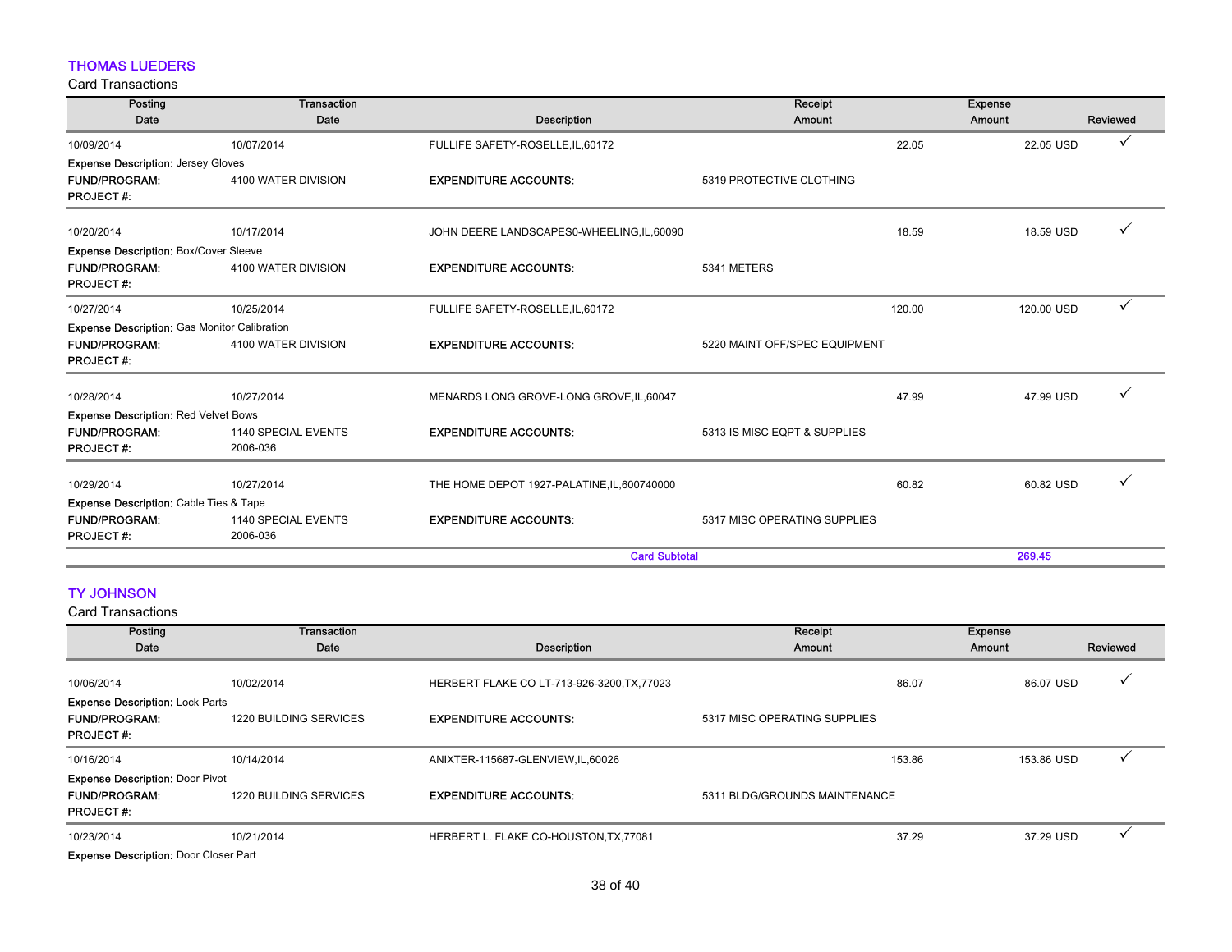## THOMAS LUEDERS

Card Transactions

| Posting Date | Transaction Date | Description | Receipt Amount | Expense Amount | Reviewed |
|---|---|---|---|---|---|
| 10/09/2014 | 10/07/2014 | FULLIFE SAFETY-ROSELLE,IL,60172 | 22.05 | 22.05 USD | ✓ |
| **Expense Description:** Jersey Gloves | | | | | |
| **FUND/PROGRAM:** | 4100 WATER DIVISION | **EXPENDITURE ACCOUNTS:** | 5319 PROTECTIVE CLOTHING | | |
| **PROJECT #:** | | | | | |
| 10/20/2014 | 10/17/2014 | JOHN DEERE LANDSCAPES0-WHEELING,IL,60090 | 18.59 | 18.59 USD | ✓ |
| **Expense Description:** Box/Cover Sleeve | | | | | |
| **FUND/PROGRAM:** | 4100 WATER DIVISION | **EXPENDITURE ACCOUNTS:** | 5341 METERS | | |
| **PROJECT #:** | | | | | |
| 10/27/2014 | 10/25/2014 | FULLIFE SAFETY-ROSELLE,IL,60172 | 120.00 | 120.00 USD | ✓ |
| **Expense Description:** Gas Monitor Calibration | | | | | |
| **FUND/PROGRAM:** | 4100 WATER DIVISION | **EXPENDITURE ACCOUNTS:** | 5220 MAINT OFF/SPEC EQUIPMENT | | |
| **PROJECT #:** | | | | | |
| 10/28/2014 | 10/27/2014 | MENARDS LONG GROVE-LONG GROVE,IL,60047 | 47.99 | 47.99 USD | ✓ |
| **Expense Description:** Red Velvet Bows | | | | | |
| **FUND/PROGRAM:** | 1140 SPECIAL EVENTS | **EXPENDITURE ACCOUNTS:** | 5313 IS MISC EQPT & SUPPLIES | | |
| **PROJECT #:** | 2006-036 | | | | |
| 10/29/2014 | 10/27/2014 | THE HOME DEPOT 1927-PALATINE,IL,600740000 | 60.82 | 60.82 USD | ✓ |
| **Expense Description:** Cable Ties & Tape | | | | | |
| **FUND/PROGRAM:** | 1140 SPECIAL EVENTS | **EXPENDITURE ACCOUNTS:** | 5317 MISC OPERATING SUPPLIES | | |
| **PROJECT #:** | 2006-036 | | | | |
| | | **Card Subtotal** | | **269.45** | |

## TY JOHNSON

Card Transactions

| Posting Date | Transaction Date | Description | Receipt Amount | Expense Amount | Reviewed |
|---|---|---|---|---|---|
| 10/06/2014 | 10/02/2014 | HERBERT FLAKE CO LT-713-926-3200,TX,77023 | 86.07 | 86.07 USD | ✓ |
| **Expense Description:** Lock Parts | | | | | |
| **FUND/PROGRAM:** | 1220 BUILDING SERVICES | **EXPENDITURE ACCOUNTS:** | 5317 MISC OPERATING SUPPLIES | | |
| **PROJECT #:** | | | | | |
| 10/16/2014 | 10/14/2014 | ANIXTER-115687-GLENVIEW,IL,60026 | 153.86 | 153.86 USD | ✓ |
| **Expense Description:** Door Pivot | | | | | |
| **FUND/PROGRAM:** | 1220 BUILDING SERVICES | **EXPENDITURE ACCOUNTS:** | 5311 BLDG/GROUNDS MAINTENANCE | | |
| **PROJECT #:** | | | | | |
| 10/23/2014 | 10/21/2014 | HERBERT L. FLAKE CO-HOUSTON,TX,77081 | 37.29 | 37.29 USD | ✓ |
| **Expense Description:** Door Closer Part | | | | | |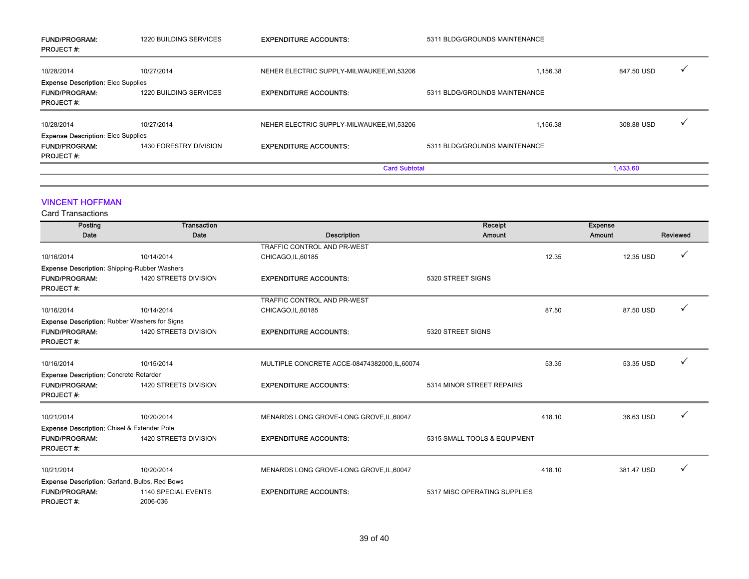| | | | | | |
|---|---|---|---|---|---|
| **FUND/PROGRAM:** | 1220 BUILDING SERVICES | **EXPENDITURE ACCOUNTS:** | 5311 BLDG/GROUNDS MAINTENANCE | | |
| **PROJECT #:** | | | | | |
| 10/28/2014 | 10/27/2014 | NEHER ELECTRIC SUPPLY-MILWAUKEE,WI,53206 | 1,156.38 | 847.50 USD | ✓ |
| **Expense Description:** Elec Supplies | | | | | |
| **FUND/PROGRAM:** | 1220 BUILDING SERVICES | **EXPENDITURE ACCOUNTS:** | 5311 BLDG/GROUNDS MAINTENANCE | | |
| **PROJECT #:** | | | | | |
| 10/28/2014 | 10/27/2014 | NEHER ELECTRIC SUPPLY-MILWAUKEE,WI,53206 | 1,156.38 | 308.88 USD | ✓ |
| **Expense Description:** Elec Supplies | | | | | |
| **FUND/PROGRAM:** | 1430 FORESTRY DIVISION | **EXPENDITURE ACCOUNTS:** | 5311 BLDG/GROUNDS MAINTENANCE | | |
| **PROJECT #:** | | | | | |
| | | | **Card Subtotal** | **1,433.60** | |

## VINCENT HOFFMAN

Card Transactions

| Posting Date | Transaction Date | Description | Receipt Amount | Expense Amount | Reviewed |
|---|---|---|---|---|---|
| 10/16/2014 | 10/14/2014 | TRAFFIC CONTROL AND PR-WEST CHICAGO,IL,60185 | 12.35 | 12.35 USD | ✓ |
| **Expense Description:** Shipping-Rubber Washers | | | | | |
| **FUND/PROGRAM:** | 1420 STREETS DIVISION | **EXPENDITURE ACCOUNTS:** | 5320 STREET SIGNS | | |
| **PROJECT #:** | | | | | |
| 10/16/2014 | 10/14/2014 | TRAFFIC CONTROL AND PR-WEST CHICAGO,IL,60185 | 87.50 | 87.50 USD | ✓ |
| **Expense Description:** Rubber Washers for Signs | | | | | |
| **FUND/PROGRAM:** | 1420 STREETS DIVISION | **EXPENDITURE ACCOUNTS:** | 5320 STREET SIGNS | | |
| **PROJECT #:** | | | | | |
| 10/16/2014 | 10/15/2014 | MULTIPLE CONCRETE ACCE-08474382000,IL,60074 | 53.35 | 53.35 USD | ✓ |
| **Expense Description:** Concrete Retarder | | | | | |
| **FUND/PROGRAM:** | 1420 STREETS DIVISION | **EXPENDITURE ACCOUNTS:** | 5314 MINOR STREET REPAIRS | | |
| **PROJECT #:** | | | | | |
| 10/21/2014 | 10/20/2014 | MENARDS LONG GROVE-LONG GROVE,IL,60047 | 418.10 | 36.63 USD | ✓ |
| **Expense Description:** Chisel & Extender Pole | | | | | |
| **FUND/PROGRAM:** | 1420 STREETS DIVISION | **EXPENDITURE ACCOUNTS:** | 5315 SMALL TOOLS & EQUIPMENT | | |
| **PROJECT #:** | | | | | |
| 10/21/2014 | 10/20/2014 | MENARDS LONG GROVE-LONG GROVE,IL,60047 | 418.10 | 381.47 USD | ✓ |
| **Expense Description:** Garland, Bulbs, Red Bows | | | | | |
| **FUND/PROGRAM:** | 1140 SPECIAL EVENTS | **EXPENDITURE ACCOUNTS:** | 5317 MISC OPERATING SUPPLIES | | |
| **PROJECT #:** | 2006-036 | | | | |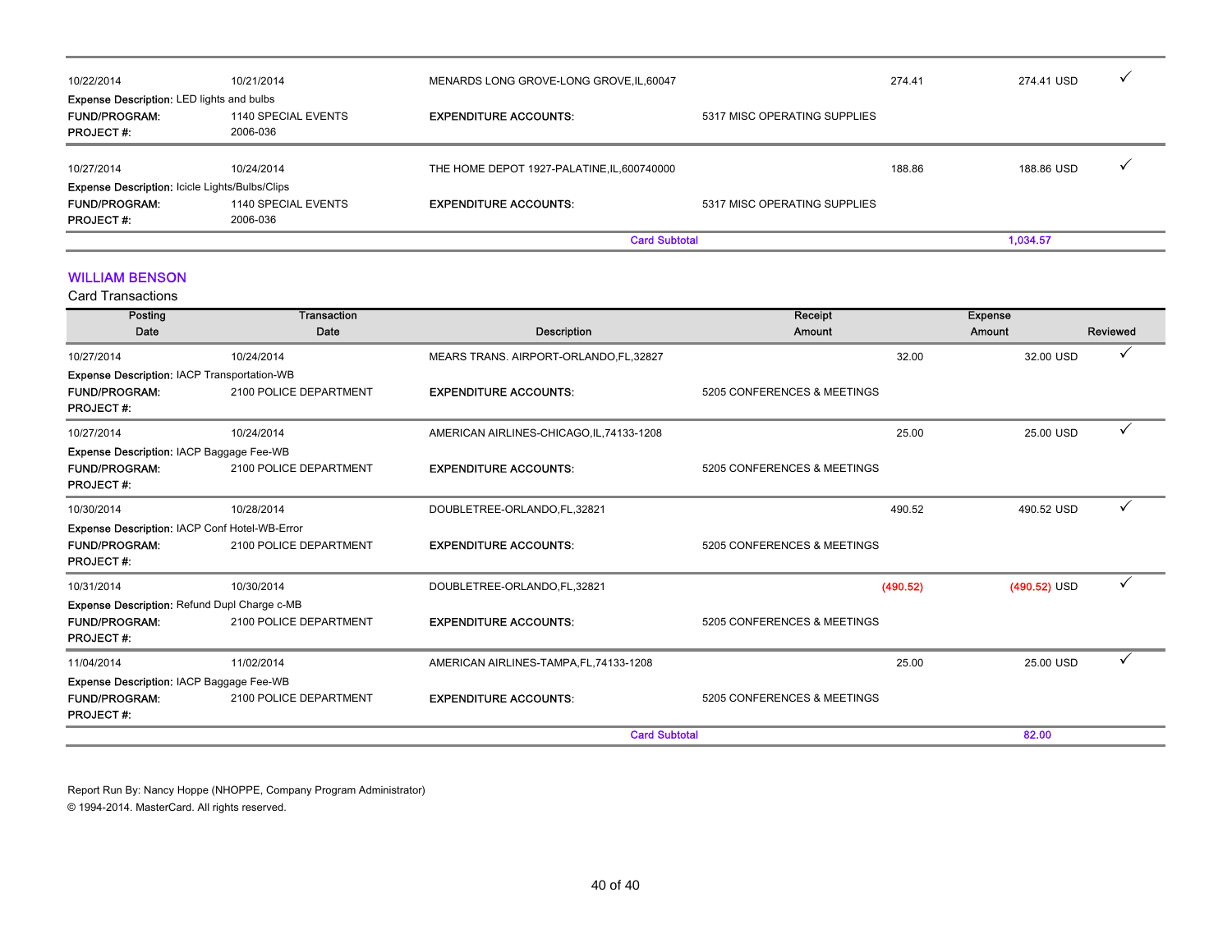| Posting Date | Transaction Date | Description | Receipt Amount | Expense Amount | Reviewed |
|---|---|---|---|---|---|
| 10/22/2014 | 10/21/2014 | MENARDS LONG GROVE-LONG GROVE,IL,60047 | 274.41 | 274.41 USD | ✓ |
| **Expense Description:** LED lights and bulbs | | | | | |
| **FUND/PROGRAM:** | 1140 SPECIAL EVENTS | **EXPENDITURE ACCOUNTS:** | 5317 MISC OPERATING SUPPLIES | | |
| **PROJECT #:** | 2006-036 | | | | |
| 10/27/2014 | 10/24/2014 | THE HOME DEPOT 1927-PALATINE,IL,600740000 | 188.86 | 188.86 USD | ✓ |
| **Expense Description:** Icicle Lights/Bulbs/Clips | | | | | |
| **FUND/PROGRAM:** | 1140 SPECIAL EVENTS | **EXPENDITURE ACCOUNTS:** | 5317 MISC OPERATING SUPPLIES | | |
| **PROJECT #:** | 2006-036 | | | | |
| | | **Card Subtotal** | | **1,034.57** | |

## WILLIAM BENSON

Card Transactions

| Posting Date | Transaction Date | Description | Receipt Amount | Expense Amount | Reviewed |
|---|---|---|---|---|---|
| 10/27/2014 | 10/24/2014 | MEARS TRANS. AIRPORT-ORLANDO,FL,32827 | 32.00 | 32.00 USD | ✓ |
| **Expense Description:** IACP Transportation-WB | | | | | |
| **FUND/PROGRAM:** | 2100 POLICE DEPARTMENT | **EXPENDITURE ACCOUNTS:** | 5205 CONFERENCES & MEETINGS | | |
| **PROJECT #:** | | | | | |
| 10/27/2014 | 10/24/2014 | AMERICAN AIRLINES-CHICAGO,IL,74133-1208 | 25.00 | 25.00 USD | ✓ |
| **Expense Description:** IACP Baggage Fee-WB | | | | | |
| **FUND/PROGRAM:** | 2100 POLICE DEPARTMENT | **EXPENDITURE ACCOUNTS:** | 5205 CONFERENCES & MEETINGS | | |
| **PROJECT #:** | | | | | |
| 10/30/2014 | 10/28/2014 | DOUBLETREE-ORLANDO,FL,32821 | 490.52 | 490.52 USD | ✓ |
| **Expense Description:** IACP Conf Hotel-WB-Error | | | | | |
| **FUND/PROGRAM:** | 2100 POLICE DEPARTMENT | **EXPENDITURE ACCOUNTS:** | 5205 CONFERENCES & MEETINGS | | |
| **PROJECT #:** | | | | | |
| 10/31/2014 | 10/30/2014 | DOUBLETREE-ORLANDO,FL,32821 | (490.52) | (490.52) USD | ✓ |
| **Expense Description:** Refund Dupl Charge c-MB | | | | | |
| **FUND/PROGRAM:** | 2100 POLICE DEPARTMENT | **EXPENDITURE ACCOUNTS:** | 5205 CONFERENCES & MEETINGS | | |
| **PROJECT #:** | | | | | |
| 11/04/2014 | 11/02/2014 | AMERICAN AIRLINES-TAMPA,FL,74133-1208 | 25.00 | 25.00 USD | ✓ |
| **Expense Description:** IACP Baggage Fee-WB | | | | | |
| **FUND/PROGRAM:** | 2100 POLICE DEPARTMENT | **EXPENDITURE ACCOUNTS:** | 5205 CONFERENCES & MEETINGS | | |
| **PROJECT #:** | | | | | |
| | | **Card Subtotal** | | **82.00** | |

Report Run By: Nancy Hoppe (NHOPPE, Company Program Administrator)

© 1994-2014. MasterCard. All rights reserved.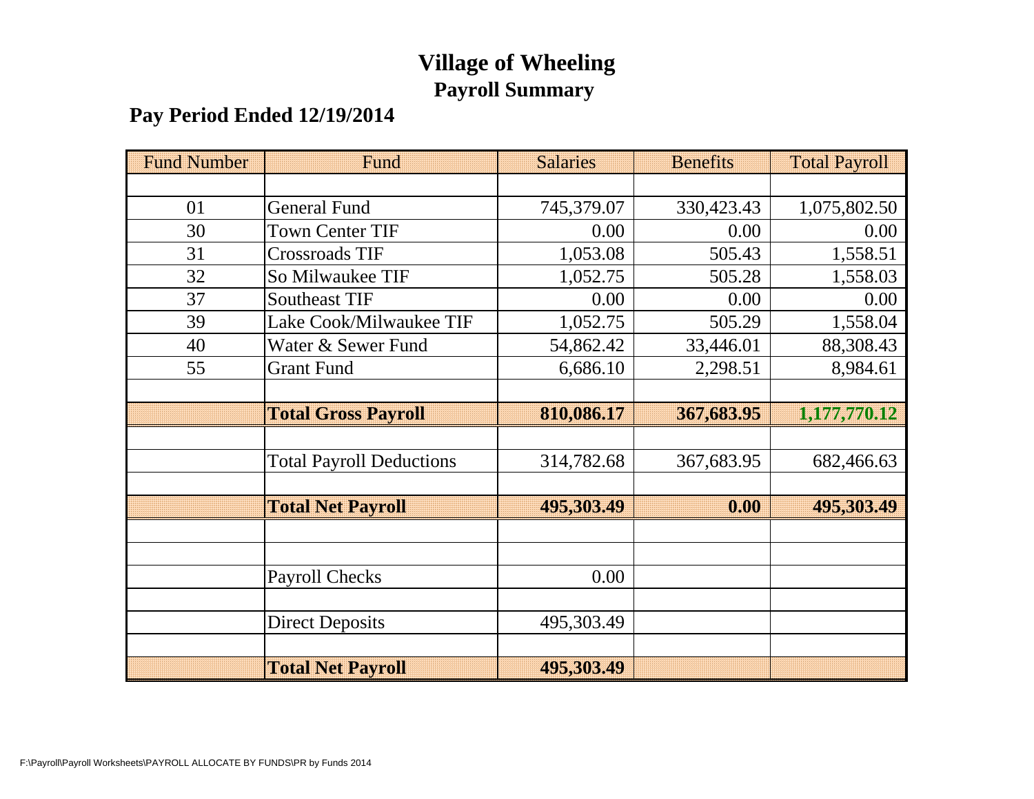# Village of Wheeling

## Payroll Summary

### Pay Period Ended 12/19/2014

| Fund Number | Fund | Salaries | Benefits | Total Payroll |
|---|---|---|---|---|
| | | | | |
| 01 | General Fund | 745,379.07 | 330,423.43 | 1,075,802.50 |
| 30 | Town Center TIF | 0.00 | 0.00 | 0.00 |
| 31 | Crossroads TIF | 1,053.08 | 505.43 | 1,558.51 |
| 32 | So Milwaukee TIF | 1,052.75 | 505.28 | 1,558.03 |
| 37 | Southeast TIF | 0.00 | 0.00 | 0.00 |
| 39 | Lake Cook/Milwaukee TIF | 1,052.75 | 505.29 | 1,558.04 |
| 40 | Water & Sewer Fund | 54,862.42 | 33,446.01 | 88,308.43 |
| 55 | Grant Fund | 6,686.10 | 2,298.51 | 8,984.61 |
| | | | | |
| | **Total Gross Payroll** | **810,086.17** | **367,683.95** | **1,177,770.12** |
| | | | | |
| | Total Payroll Deductions | 314,782.68 | 367,683.95 | 682,466.63 |
| | | | | |
| | **Total Net Payroll** | **495,303.49** | **0.00** | **495,303.49** |
| | | | | |
| | | | | |
| | Payroll Checks | 0.00 | | |
| | | | | |
| | Direct Deposits | 495,303.49 | | |
| | | | | |
| | **Total Net Payroll** | **495,303.49** | | |

F:\Payroll\Payroll Worksheets\PAYROLL ALLOCATE BY FUNDS\PR by Funds 2014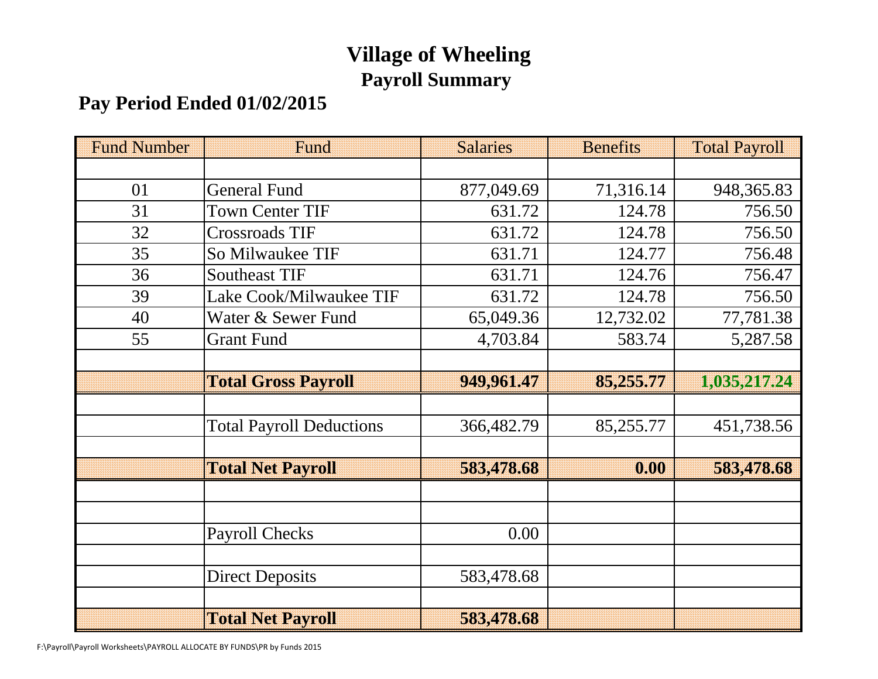# Village of Wheeling

## Payroll Summary

### Pay Period Ended 01/02/2015

| Fund Number | Fund | Salaries | Benefits | Total Payroll |
|---|---|---|---|---|
| | | | | |
| 01 | General Fund | 877,049.69 | 71,316.14 | 948,365.83 |
| 31 | Town Center TIF | 631.72 | 124.78 | 756.50 |
| 32 | Crossroads TIF | 631.72 | 124.78 | 756.50 |
| 35 | So Milwaukee TIF | 631.71 | 124.77 | 756.48 |
| 36 | Southeast TIF | 631.71 | 124.76 | 756.47 |
| 39 | Lake Cook/Milwaukee TIF | 631.72 | 124.78 | 756.50 |
| 40 | Water & Sewer Fund | 65,049.36 | 12,732.02 | 77,781.38 |
| 55 | Grant Fund | 4,703.84 | 583.74 | 5,287.58 |
| | | | | |
| | **Total Gross Payroll** | **949,961.47** | **85,255.77** | **1,035,217.24** |
| | | | | |
| | Total Payroll Deductions | 366,482.79 | 85,255.77 | 451,738.56 |
| | | | | |
| | **Total Net Payroll** | **583,478.68** | **0.00** | **583,478.68** |
| | | | | |
| | | | | |
| | Payroll Checks | 0.00 | | |
| | | | | |
| | Direct Deposits | 583,478.68 | | |
| | | | | |
| | **Total Net Payroll** | **583,478.68** | | |

F:\Payroll\Payroll Worksheets\PAYROLL ALLOCATE BY FUNDS\PR by Funds 2015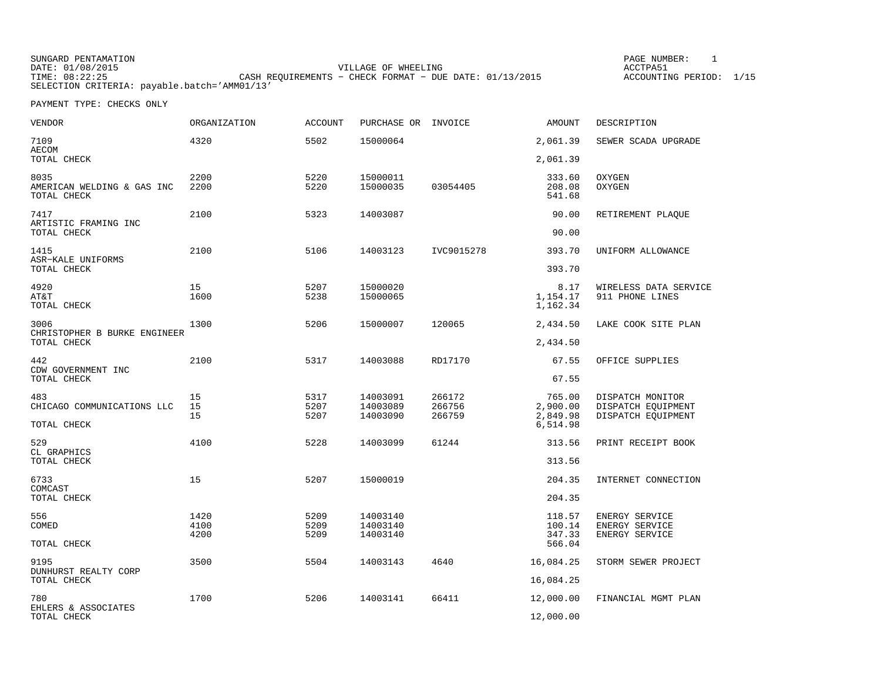SUNGARD PENTAMATION
DATE: 01/08/2015
TIME: 08:22:25
SELECTION CRITERIA: payable.batch='AMM01/13'

VILLAGE OF WHEELING
CASH REQUIREMENTS - CHECK FORMAT - DUE DATE: 01/13/2015

PAGE NUMBER: 1
ACCTPA51
ACCOUNTING PERIOD: 1/15

PAYMENT TYPE: CHECKS ONLY

| VENDOR | ORGANIZATION | ACCOUNT | PURCHASE OR | INVOICE | AMOUNT | DESCRIPTION |
|---|---|---|---|---|---|---|
| 7109 | 4320 | 5502 | 15000064 | | 2,061.39 | SEWER SCADA UPGRADE |
| AECOM | | | | | | |
| TOTAL CHECK | | | | | 2,061.39 | |
| 8035 | 2200 | 5220 | 15000011 | | 333.60 | OXYGEN |
| AMERICAN WELDING & GAS INC | 2200 | 5220 | 15000035 | 03054405 | 208.08 | OXYGEN |
| TOTAL CHECK | | | | | 541.68 | |
| 7417 | 2100 | 5323 | 14003087 | | 90.00 | RETIREMENT PLAQUE |
| ARTISTIC FRAMING INC | | | | | | |
| TOTAL CHECK | | | | | 90.00 | |
| 1415 | 2100 | 5106 | 14003123 | IVC9015278 | 393.70 | UNIFORM ALLOWANCE |
| ASR-KALE UNIFORMS | | | | | | |
| TOTAL CHECK | | | | | 393.70 | |
| 4920 | 15 | 5207 | 15000020 | | 8.17 | WIRELESS DATA SERVICE |
| AT&T | 1600 | 5238 | 15000065 | | 1,154.17 | 911 PHONE LINES |
| TOTAL CHECK | | | | | 1,162.34 | |
| 3006 | 1300 | 5206 | 15000007 | 120065 | 2,434.50 | LAKE COOK SITE PLAN |
| CHRISTOPHER B BURKE ENGINEER | | | | | | |
| TOTAL CHECK | | | | | 2,434.50 | |
| 442 | 2100 | 5317 | 14003088 | RD17170 | 67.55 | OFFICE SUPPLIES |
| CDW GOVERNMENT INC | | | | | | |
| TOTAL CHECK | | | | | 67.55 | |
| 483 | 15 | 5317 | 14003091 | 266172 | 765.00 | DISPATCH MONITOR |
| CHICAGO COMMUNICATIONS LLC | 15 | 5207 | 14003089 | 266756 | 2,900.00 | DISPATCH EQUIPMENT |
| | 15 | 5207 | 14003090 | 266759 | 2,849.98 | DISPATCH EQUIPMENT |
| TOTAL CHECK | | | | | 6,514.98 | |
| 529 | 4100 | 5228 | 14003099 | 61244 | 313.56 | PRINT RECEIPT BOOK |
| CL GRAPHICS | | | | | | |
| TOTAL CHECK | | | | | 313.56 | |
| 6733 | 15 | 5207 | 15000019 | | 204.35 | INTERNET CONNECTION |
| COMCAST | | | | | | |
| TOTAL CHECK | | | | | 204.35 | |
| 556 | 1420 | 5209 | 14003140 | | 118.57 | ENERGY SERVICE |
| COMED | 4100 | 5209 | 14003140 | | 100.14 | ENERGY SERVICE |
| | 4200 | 5209 | 14003140 | | 347.33 | ENERGY SERVICE |
| TOTAL CHECK | | | | | 566.04 | |
| 9195 | 3500 | 5504 | 14003143 | 4640 | 16,084.25 | STORM SEWER PROJECT |
| DUNHURST REALTY CORP | | | | | | |
| TOTAL CHECK | | | | | 16,084.25 | |
| 780 | 1700 | 5206 | 14003141 | 66411 | 12,000.00 | FINANCIAL MGMT PLAN |
| EHLERS & ASSOCIATES | | | | | | |
| TOTAL CHECK | | | | | 12,000.00 | |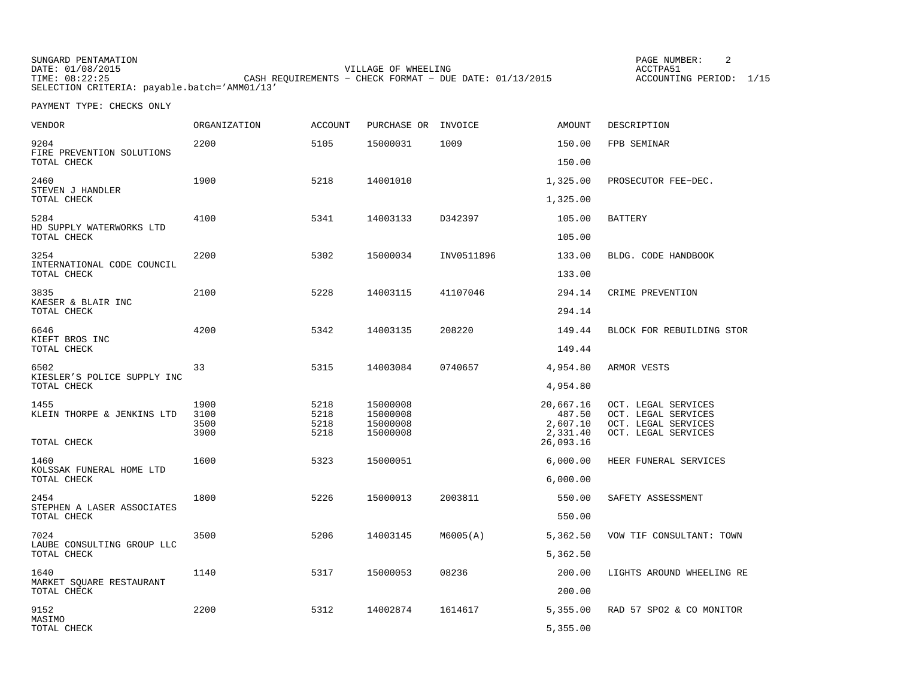SUNGARD PENTAMATION
DATE: 01/08/2015
TIME: 08:22:25
SELECTION CRITERIA: payable.batch='AMM01/13'

VILLAGE OF WHEELING
CASH REQUIREMENTS - CHECK FORMAT - DUE DATE: 01/13/2015

ACCTPA51
ACCOUNTING PERIOD: 1/15

PAYMENT TYPE: CHECKS ONLY

| VENDOR | ORGANIZATION | ACCOUNT | PURCHASE OR | INVOICE | AMOUNT | DESCRIPTION |
|---|---|---|---|---|---|---|
| 9204 FIRE PREVENTION SOLUTIONS | 2200 | 5105 | 15000031 | 1009 | 150.00 | FPB SEMINAR |
| TOTAL CHECK | | | | | 150.00 | |
| 2460 STEVEN J HANDLER | 1900 | 5218 | 14001010 | | 1,325.00 | PROSECUTOR FEE-DEC. |
| TOTAL CHECK | | | | | 1,325.00 | |
| 5284 HD SUPPLY WATERWORKS LTD | 4100 | 5341 | 14003133 | D342397 | 105.00 | BATTERY |
| TOTAL CHECK | | | | | 105.00 | |
| 3254 INTERNATIONAL CODE COUNCIL | 2200 | 5302 | 15000034 | INV0511896 | 133.00 | BLDG. CODE HANDBOOK |
| TOTAL CHECK | | | | | 133.00 | |
| 3835 KAESER & BLAIR INC | 2100 | 5228 | 14003115 | 41107046 | 294.14 | CRIME PREVENTION |
| TOTAL CHECK | | | | | 294.14 | |
| 6646 KIEFT BROS INC | 4200 | 5342 | 14003135 | 208220 | 149.44 | BLOCK FOR REBUILDING STOR |
| TOTAL CHECK | | | | | 149.44 | |
| 6502 KIESLER'S POLICE SUPPLY INC | 33 | 5315 | 14003084 | 0740657 | 4,954.80 | ARMOR VESTS |
| TOTAL CHECK | | | | | 4,954.80 | |
| 1455 KLEIN THORPE & JENKINS LTD | 1900 | 5218 | 15000008 | | 20,667.16 | OCT. LEGAL SERVICES |
| | 3100 | 5218 | 15000008 | | 487.50 | OCT. LEGAL SERVICES |
| | 3500 | 5218 | 15000008 | | 2,607.10 | OCT. LEGAL SERVICES |
| | 3900 | 5218 | 15000008 | | 2,331.40 | OCT. LEGAL SERVICES |
| TOTAL CHECK | | | | | 26,093.16 | |
| 1460 KOLSSAK FUNERAL HOME LTD | 1600 | 5323 | 15000051 | | 6,000.00 | HEER FUNERAL SERVICES |
| TOTAL CHECK | | | | | 6,000.00 | |
| 2454 STEPHEN A LASER ASSOCIATES | 1800 | 5226 | 15000013 | 2003811 | 550.00 | SAFETY ASSESSMENT |
| TOTAL CHECK | | | | | 550.00 | |
| 7024 LAUBE CONSULTING GROUP LLC | 3500 | 5206 | 14003145 | M6005(A) | 5,362.50 | VOW TIF CONSULTANT: TOWN |
| TOTAL CHECK | | | | | 5,362.50 | |
| 1640 MARKET SQUARE RESTAURANT | 1140 | 5317 | 15000053 | 08236 | 200.00 | LIGHTS AROUND WHEELING RE |
| TOTAL CHECK | | | | | 200.00 | |
| 9152 MASIMO | 2200 | 5312 | 14002874 | 1614617 | 5,355.00 | RAD 57 SPO2 & CO MONITOR |
| TOTAL CHECK | | | | | 5,355.00 | |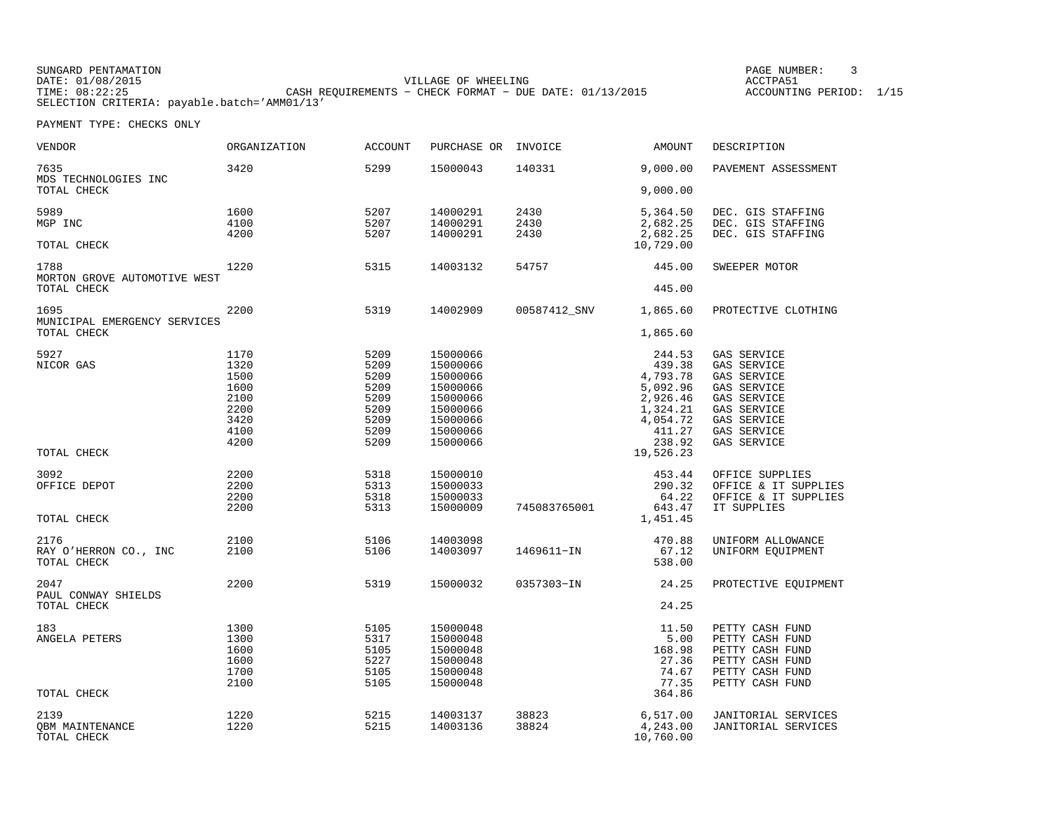SUNGARD PENTAMATION
DATE: 01/08/2015
TIME: 08:22:25
SELECTION CRITERIA: payable.batch='AMM01/13'

VILLAGE OF WHEELING
CASH REQUIREMENTS - CHECK FORMAT - DUE DATE: 01/13/2015

PAGE NUMBER: 3
ACCTPA51
ACCOUNTING PERIOD: 1/15

PAYMENT TYPE: CHECKS ONLY

| VENDOR | ORGANIZATION | ACCOUNT | PURCHASE OR | INVOICE | AMOUNT | DESCRIPTION |
|---|---|---|---|---|---|---|
| 7635 | 3420 | 5299 | 15000043 | 140331 | 9,000.00 | PAVEMENT ASSESSMENT |
| MDS TECHNOLOGIES INC | | | | | | |
| TOTAL CHECK | | | | | 9,000.00 | |
| 5989 | 1600 | 5207 | 14000291 | 2430 | 5,364.50 | DEC. GIS STAFFING |
| MGP INC | 4100 | 5207 | 14000291 | 2430 | 2,682.25 | DEC. GIS STAFFING |
| | 4200 | 5207 | 14000291 | 2430 | 2,682.25 | DEC. GIS STAFFING |
| TOTAL CHECK | | | | | 10,729.00 | |
| 1788 | 1220 | 5315 | 14003132 | 54757 | 445.00 | SWEEPER MOTOR |
| MORTON GROVE AUTOMOTIVE WEST | | | | | | |
| TOTAL CHECK | | | | | 445.00 | |
| 1695 | 2200 | 5319 | 14002909 | 00587412_SNV | 1,865.60 | PROTECTIVE CLOTHING |
| MUNICIPAL EMERGENCY SERVICES | | | | | | |
| TOTAL CHECK | | | | | 1,865.60 | |
| 5927 | 1170 | 5209 | 15000066 | | 244.53 | GAS SERVICE |
| NICOR GAS | 1320 | 5209 | 15000066 | | 439.38 | GAS SERVICE |
| | 1500 | 5209 | 15000066 | | 4,793.78 | GAS SERVICE |
| | 1600 | 5209 | 15000066 | | 5,092.96 | GAS SERVICE |
| | 2100 | 5209 | 15000066 | | 2,926.46 | GAS SERVICE |
| | 2200 | 5209 | 15000066 | | 1,324.21 | GAS SERVICE |
| | 3420 | 5209 | 15000066 | | 4,054.72 | GAS SERVICE |
| | 4100 | 5209 | 15000066 | | 411.27 | GAS SERVICE |
| | 4200 | 5209 | 15000066 | | 238.92 | GAS SERVICE |
| TOTAL CHECK | | | | | 19,526.23 | |
| 3092 | 2200 | 5318 | 15000010 | | 453.44 | OFFICE SUPPLIES |
| OFFICE DEPOT | 2200 | 5313 | 15000033 | | 290.32 | OFFICE & IT SUPPLIES |
| | 2200 | 5318 | 15000033 | | 64.22 | OFFICE & IT SUPPLIES |
| | 2200 | 5313 | 15000009 | 745083765001 | 643.47 | IT SUPPLIES |
| TOTAL CHECK | | | | | 1,451.45 | |
| 2176 | 2100 | 5106 | 14003098 | | 470.88 | UNIFORM ALLOWANCE |
| RAY O'HERRON CO., INC | 2100 | 5106 | 14003097 | 1469611-IN | 67.12 | UNIFORM EQUIPMENT |
| TOTAL CHECK | | | | | 538.00 | |
| 2047 | 2200 | 5319 | 15000032 | 0357303-IN | 24.25 | PROTECTIVE EQUIPMENT |
| PAUL CONWAY SHIELDS | | | | | | |
| TOTAL CHECK | | | | | 24.25 | |
| 183 | 1300 | 5105 | 15000048 | | 11.50 | PETTY CASH FUND |
| ANGELA PETERS | 1300 | 5317 | 15000048 | | 5.00 | PETTY CASH FUND |
| | 1600 | 5105 | 15000048 | | 168.98 | PETTY CASH FUND |
| | 1600 | 5227 | 15000048 | | 27.36 | PETTY CASH FUND |
| | 1700 | 5105 | 15000048 | | 74.67 | PETTY CASH FUND |
| | 2100 | 5105 | 15000048 | | 77.35 | PETTY CASH FUND |
| TOTAL CHECK | | | | | 364.86 | |
| 2139 | 1220 | 5215 | 14003137 | 38823 | 6,517.00 | JANITORIAL SERVICES |
| QBM MAINTENANCE | 1220 | 5215 | 14003136 | 38824 | 4,243.00 | JANITORIAL SERVICES |
| TOTAL CHECK | | | | | 10,760.00 | |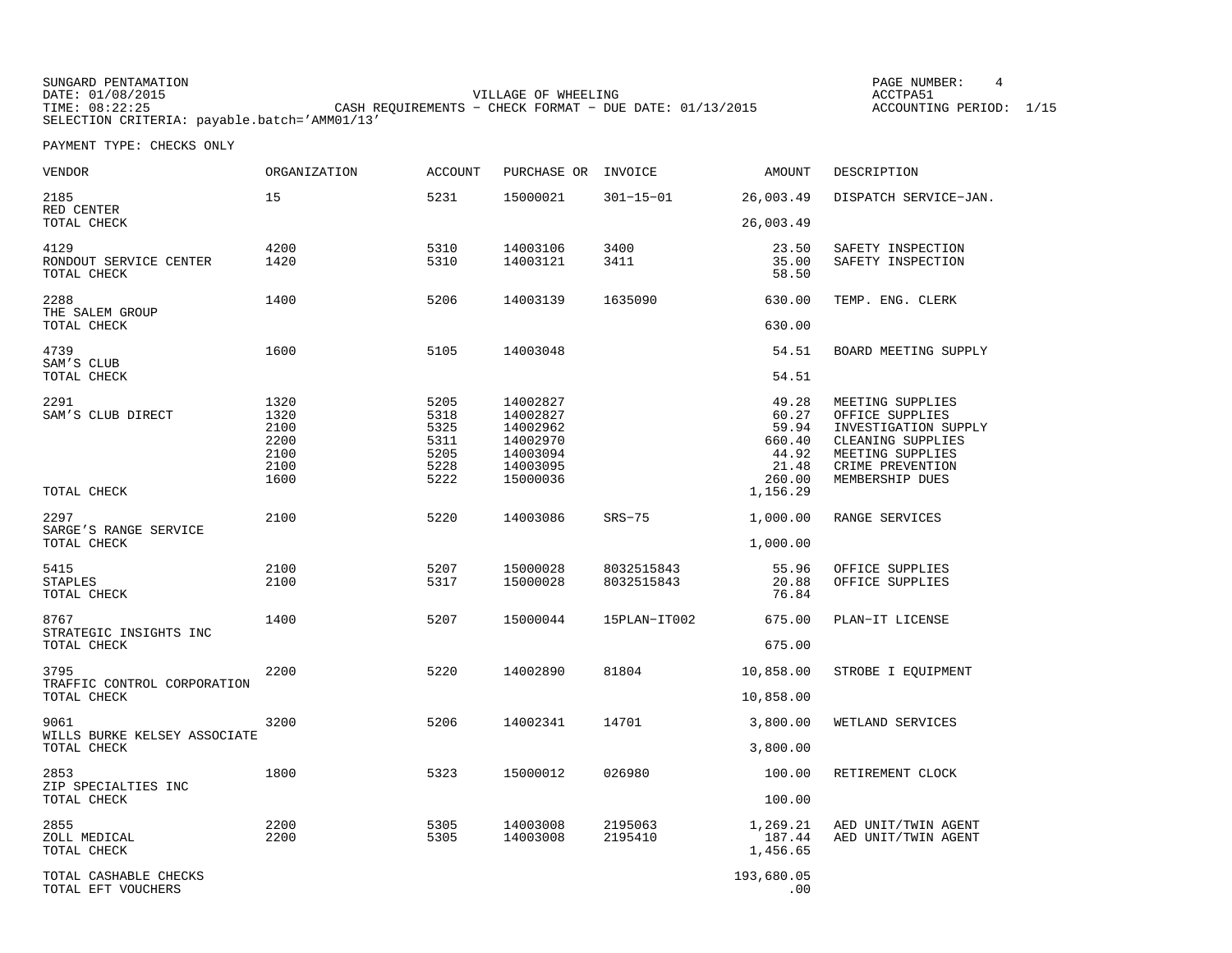SUNGARD PENTAMATION
DATE: 01/08/2015
TIME: 08:22:25
SELECTION CRITERIA: payable.batch='AMM01/13'

VILLAGE OF WHEELING
CASH REQUIREMENTS - CHECK FORMAT - DUE DATE: 01/13/2015

PAGE NUMBER: 4
ACCTPA51
ACCOUNTING PERIOD: 1/15

PAYMENT TYPE: CHECKS ONLY

| VENDOR | ORGANIZATION | ACCOUNT | PURCHASE OR | INVOICE | AMOUNT | DESCRIPTION |
|---|---|---|---|---|---|---|
| 2185 | 15 | 5231 | 15000021 | 301-15-01 | 26,003.49 | DISPATCH SERVICE-JAN. |
| RED CENTER | | | | | | |
| TOTAL CHECK | | | | | 26,003.49 | |
| 4129 | 4200 | 5310 | 14003106 | 3400 | 23.50 | SAFETY INSPECTION |
| RONDOUT SERVICE CENTER | 1420 | 5310 | 14003121 | 3411 | 35.00 | SAFETY INSPECTION |
| TOTAL CHECK | | | | | 58.50 | |
| 2288 | 1400 | 5206 | 14003139 | 1635090 | 630.00 | TEMP. ENG. CLERK |
| THE SALEM GROUP | | | | | | |
| TOTAL CHECK | | | | | 630.00 | |
| 4739 | 1600 | 5105 | 14003048 | | 54.51 | BOARD MEETING SUPPLY |
| SAM'S CLUB | | | | | | |
| TOTAL CHECK | | | | | 54.51 | |
| 2291 | 1320 | 5205 | 14002827 | | 49.28 | MEETING SUPPLIES |
| SAM'S CLUB DIRECT | 1320 | 5318 | 14002827 | | 60.27 | OFFICE SUPPLIES |
| | 2100 | 5325 | 14002962 | | 59.94 | INVESTIGATION SUPPLY |
| | 2200 | 5311 | 14002970 | | 660.40 | CLEANING SUPPLIES |
| | 2100 | 5205 | 14003094 | | 44.92 | MEETING SUPPLIES |
| | 2100 | 5228 | 14003095 | | 21.48 | CRIME PREVENTION |
| | 1600 | 5222 | 15000036 | | 260.00 | MEMBERSHIP DUES |
| TOTAL CHECK | | | | | 1,156.29 | |
| 2297 | 2100 | 5220 | 14003086 | SRS-75 | 1,000.00 | RANGE SERVICES |
| SARGE'S RANGE SERVICE | | | | | | |
| TOTAL CHECK | | | | | 1,000.00 | |
| 5415 | 2100 | 5207 | 15000028 | 8032515843 | 55.96 | OFFICE SUPPLIES |
| STAPLES | 2100 | 5317 | 15000028 | 8032515843 | 20.88 | OFFICE SUPPLIES |
| TOTAL CHECK | | | | | 76.84 | |
| 8767 | 1400 | 5207 | 15000044 | 15PLAN-IT002 | 675.00 | PLAN-IT LICENSE |
| STRATEGIC INSIGHTS INC | | | | | | |
| TOTAL CHECK | | | | | 675.00 | |
| 3795 | 2200 | 5220 | 14002890 | 81804 | 10,858.00 | STROBE I EQUIPMENT |
| TRAFFIC CONTROL CORPORATION | | | | | | |
| TOTAL CHECK | | | | | 10,858.00 | |
| 9061 | 3200 | 5206 | 14002341 | 14701 | 3,800.00 | WETLAND SERVICES |
| WILLS BURKE KELSEY ASSOCIATE | | | | | | |
| TOTAL CHECK | | | | | 3,800.00 | |
| 2853 | 1800 | 5323 | 15000012 | 026980 | 100.00 | RETIREMENT CLOCK |
| ZIP SPECIALTIES INC | | | | | | |
| TOTAL CHECK | | | | | 100.00 | |
| 2855 | 2200 | 5305 | 14003008 | 2195063 | 1,269.21 | AED UNIT/TWIN AGENT |
| ZOLL MEDICAL | 2200 | 5305 | 14003008 | 2195410 | 187.44 | AED UNIT/TWIN AGENT |
| TOTAL CHECK | | | | | 1,456.65 | |
| TOTAL CASHABLE CHECKS | | | | | 193,680.05 | |
| TOTAL EFT VOUCHERS | | | | | .00 | |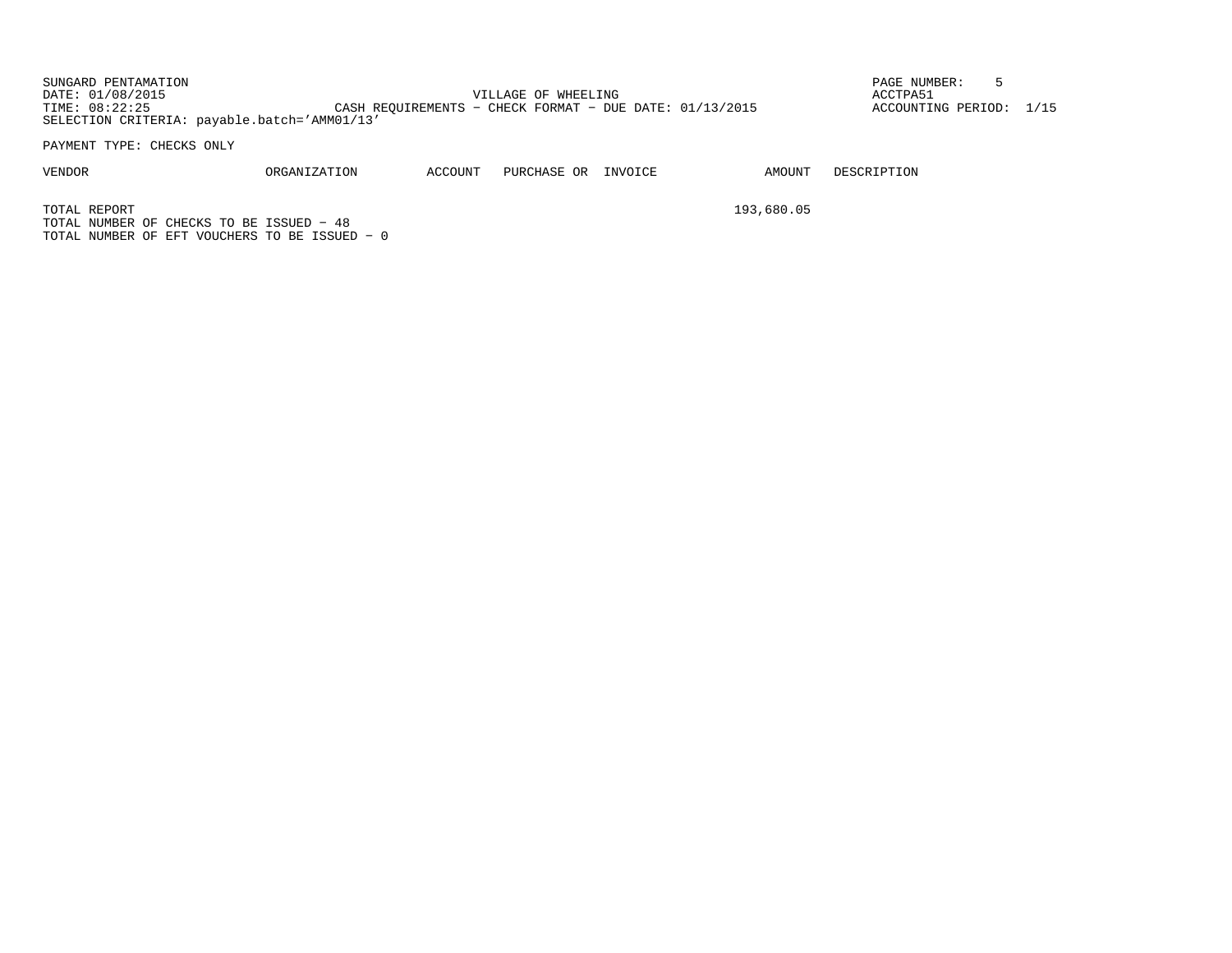SUNGARD PENTAMATION
DATE: 01/08/2015
TIME: 08:22:25

VILLAGE OF WHEELING
CASH REQUIREMENTS - CHECK FORMAT - DUE DATE: 01/13/2015

ACCTPA51
ACCOUNTING PERIOD: 1/15

SELECTION CRITERIA: payable.batch='AMM01/13'

PAYMENT TYPE: CHECKS ONLY

| VENDOR | ORGANIZATION | ACCOUNT | PURCHASE OR | INVOICE | AMOUNT | DESCRIPTION |
|---|---|---|---|---|---|---|
| TOTAL REPORT | | | | | 193,680.05 | |

TOTAL NUMBER OF CHECKS TO BE ISSUED - 48
TOTAL NUMBER OF EFT VOUCHERS TO BE ISSUED - 0